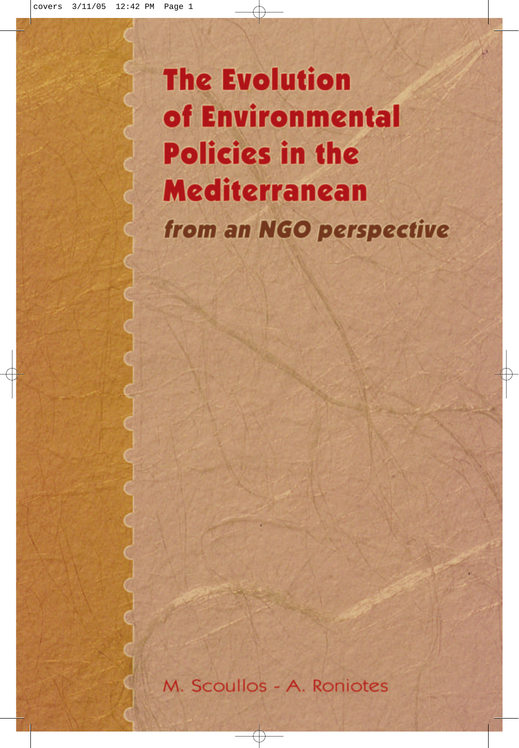# The Evolution of Environmental Policies in the Mediterranean

## *from an NGO perspective*

M. Scoullos - A. Roniotes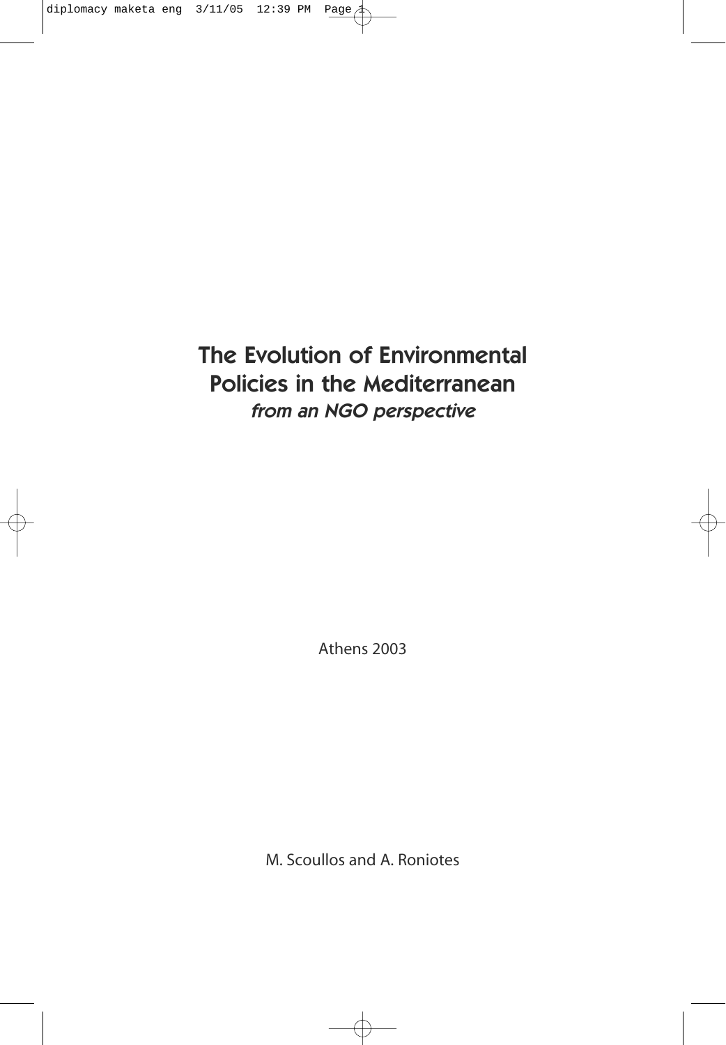# The Evolution of Environmental Policies in the Mediterranean

*from an NGO perspective*

Athens 2003

M. Scoullos and A. Roniotes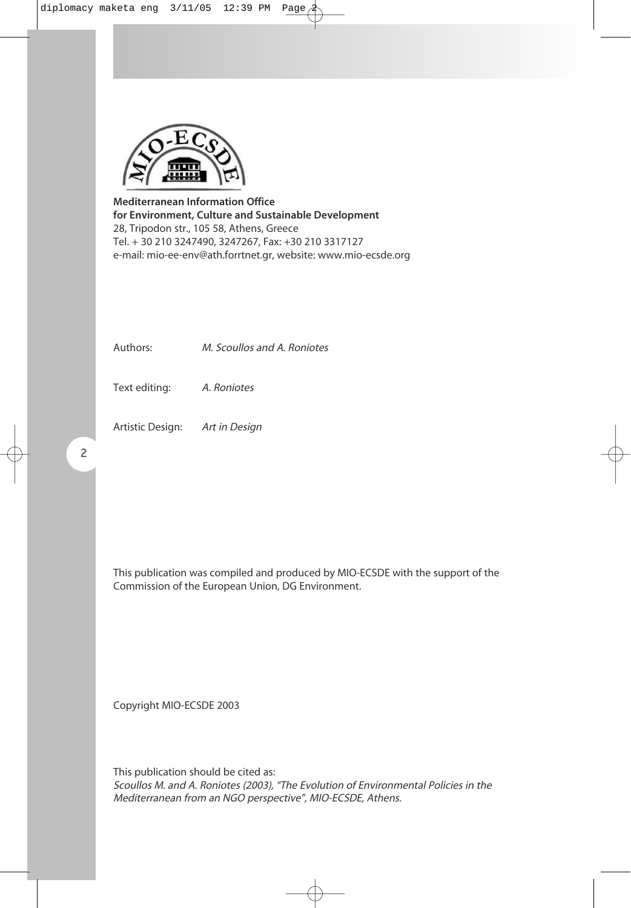**Mediterranean Information Office**
**for Environment, Culture and Sustainable Development**
28, Tripodon str., 105 58, Athens, Greece
Tel. + 30 210 3247490, 3247267, Fax: +30 210 3317127
e-mail: mio-ee-env@ath.forrtnet.gr, website: www.mio-ecsde.org

Authors: *M. Scoullos and A. Roniotes*

Text editing: *A. Roniotes*

Artistic Design: *Art in Design*

This publication was compiled and produced by MIO-ECSDE with the support of the Commission of the European Union, DG Environment.

Copyright MIO-ECSDE 2003

This publication should be cited as:
*Scoullos M. and A. Roniotes (2003), "The Evolution of Environmental Policies in the Mediterranean from an NGO perspective", MIO-ECSDE, Athens.*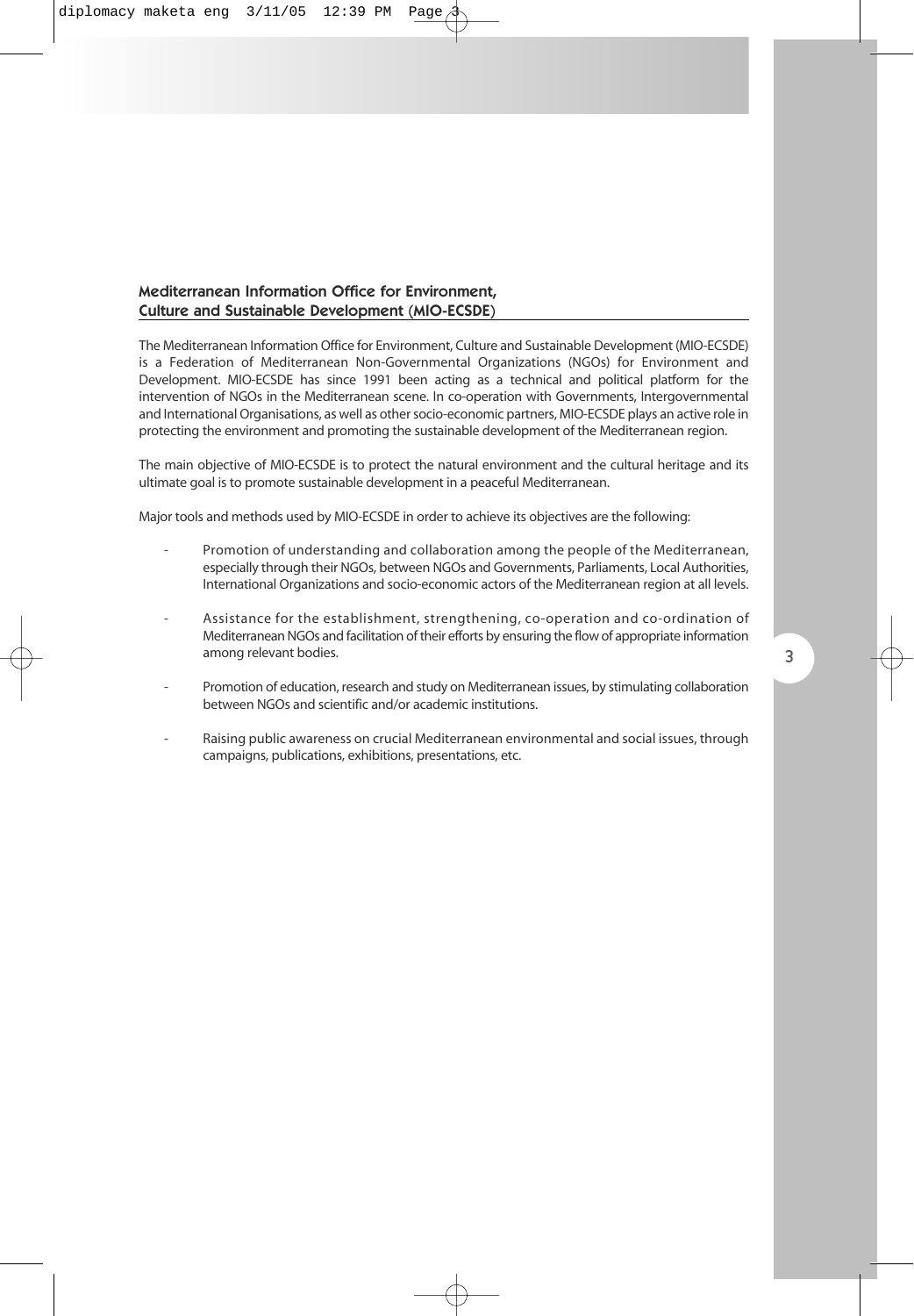## Mediterranean Information Office for Environment, Culture and Sustainable Development (MIO-ECSDE)

The Mediterranean Information Office for Environment, Culture and Sustainable Development (MIO-ECSDE) is a Federation of Mediterranean Non-Governmental Organizations (NGOs) for Environment and Development. MIO-ECSDE has since 1991 been acting as a technical and political platform for the intervention of NGOs in the Mediterranean scene. In co-operation with Governments, Intergovernmental and International Organisations, as well as other socio-economic partners, MIO-ECSDE plays an active role in protecting the environment and promoting the sustainable development of the Mediterranean region.

The main objective of MIO-ECSDE is to protect the natural environment and the cultural heritage and its ultimate goal is to promote sustainable development in a peaceful Mediterranean.

Major tools and methods used by MIO-ECSDE in order to achieve its objectives are the following:

- Promotion of understanding and collaboration among the people of the Mediterranean, especially through their NGOs, between NGOs and Governments, Parliaments, Local Authorities, International Organizations and socio-economic actors of the Mediterranean region at all levels.
- Assistance for the establishment, strengthening, co-operation and co-ordination of Mediterranean NGOs and facilitation of their efforts by ensuring the flow of appropriate information among relevant bodies.
- Promotion of education, research and study on Mediterranean issues, by stimulating collaboration between NGOs and scientific and/or academic institutions.
- Raising public awareness on crucial Mediterranean environmental and social issues, through campaigns, publications, exhibitions, presentations, etc.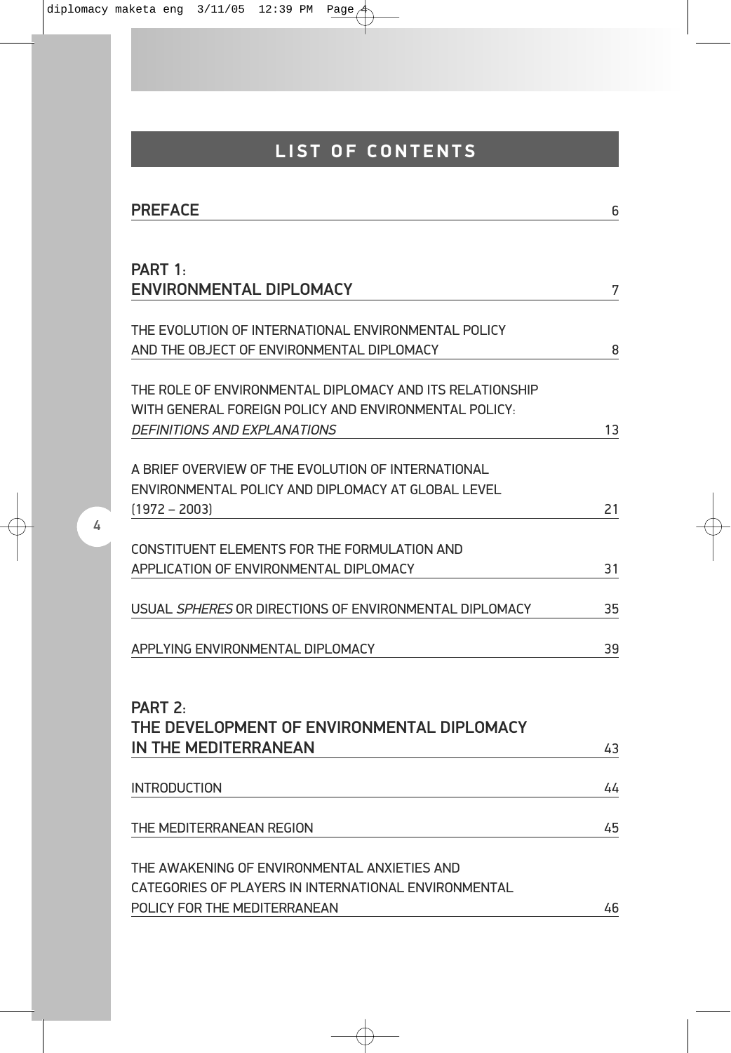# LIST OF CONTENTS

PREFACE 6

**PART 1: ENVIRONMENTAL DIPLOMACY** 7

THE EVOLUTION OF INTERNATIONAL ENVIRONMENTAL POLICY AND THE OBJECT OF ENVIRONMENTAL DIPLOMACY 8

THE ROLE OF ENVIRONMENTAL DIPLOMACY AND ITS RELATIONSHIP WITH GENERAL FOREIGN POLICY AND ENVIRONMENTAL POLICY: *DEFINITIONS AND EXPLANATIONS* 13

A BRIEF OVERVIEW OF THE EVOLUTION OF INTERNATIONAL ENVIRONMENTAL POLICY AND DIPLOMACY AT GLOBAL LEVEL (1972 – 2003) 21

CONSTITUENT ELEMENTS FOR THE FORMULATION AND APPLICATION OF ENVIRONMENTAL DIPLOMACY 31

USUAL *SPHERES* OR DIRECTIONS OF ENVIRONMENTAL DIPLOMACY 35

APPLYING ENVIRONMENTAL DIPLOMACY 39

**PART 2: THE DEVELOPMENT OF ENVIRONMENTAL DIPLOMACY IN THE MEDITERRANEAN** 43

INTRODUCTION 44

THE MEDITERRANEAN REGION 45

THE AWAKENING OF ENVIRONMENTAL ANXIETIES AND CATEGORIES OF PLAYERS IN INTERNATIONAL ENVIRONMENTAL POLICY FOR THE MEDITERRANEAN 46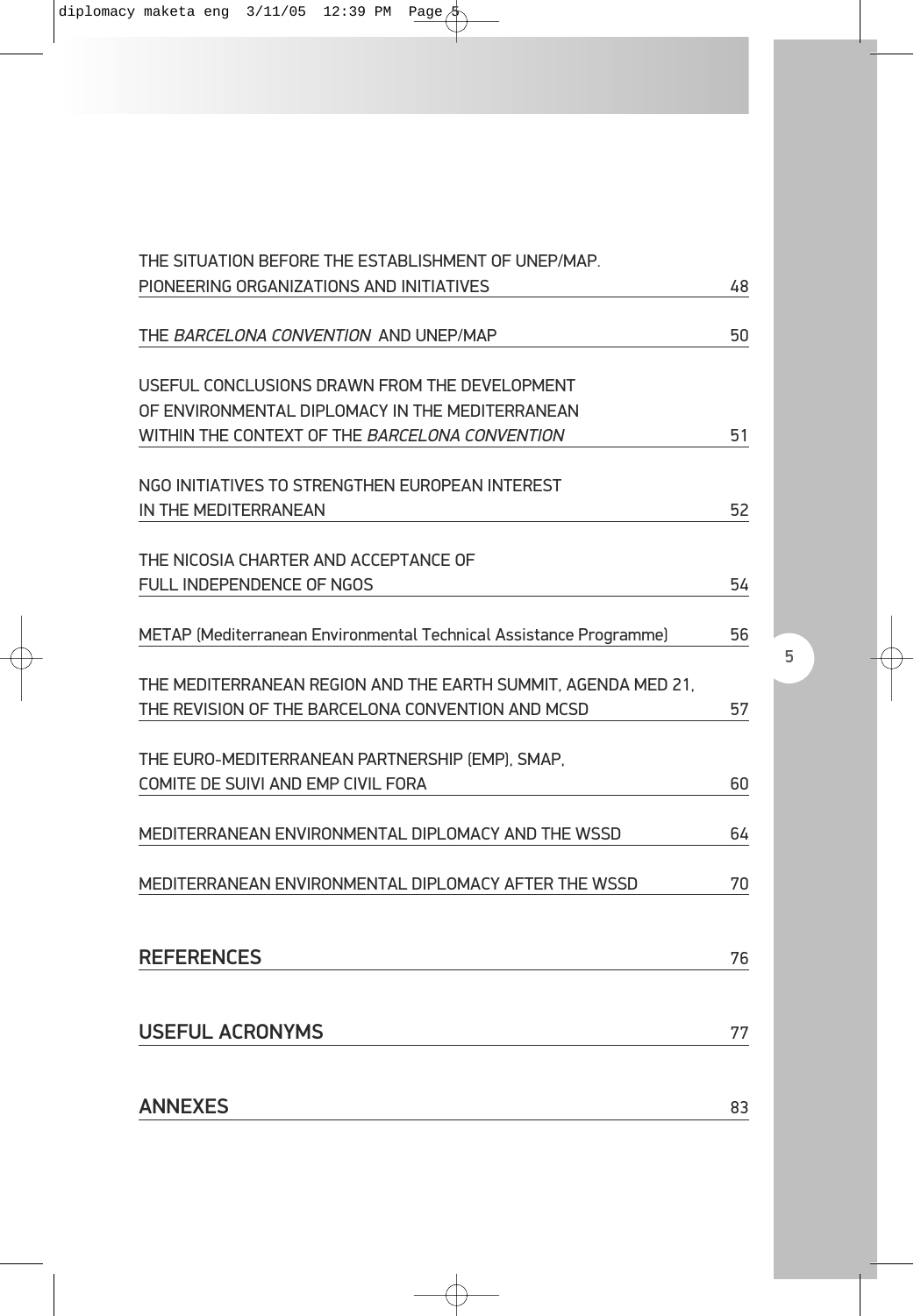THE SITUATION BEFORE THE ESTABLISHMENT OF UNEP/MAP. PIONEERING ORGANIZATIONS AND INITIATIVES 48

THE *BARCELONA CONVENTION* AND UNEP/MAP 50

USEFUL CONCLUSIONS DRAWN FROM THE DEVELOPMENT OF ENVIRONMENTAL DIPLOMACY IN THE MEDITERRANEAN WITHIN THE CONTEXT OF THE *BARCELONA CONVENTION* 51

NGO INITIATIVES TO STRENGTHEN EUROPEAN INTEREST IN THE MEDITERRANEAN 52

THE NICOSIA CHARTER AND ACCEPTANCE OF FULL INDEPENDENCE OF NGOS 54

METAP (Mediterranean Environmental Technical Assistance Programme) 56

THE MEDITERRANEAN REGION AND THE EARTH SUMMIT, AGENDA MED 21, THE REVISION OF THE BARCELONA CONVENTION AND MCSD 57

THE EURO-MEDITERRANEAN PARTNERSHIP (EMP), SMAP, COMITE DE SUIVI AND EMP CIVIL FORA 60

MEDITERRANEAN ENVIRONMENTAL DIPLOMACY AND THE WSSD 64

MEDITERRANEAN ENVIRONMENTAL DIPLOMACY AFTER THE WSSD 70

## REFERENCES 76

## USEFUL ACRONYMS 77

## ANNEXES 83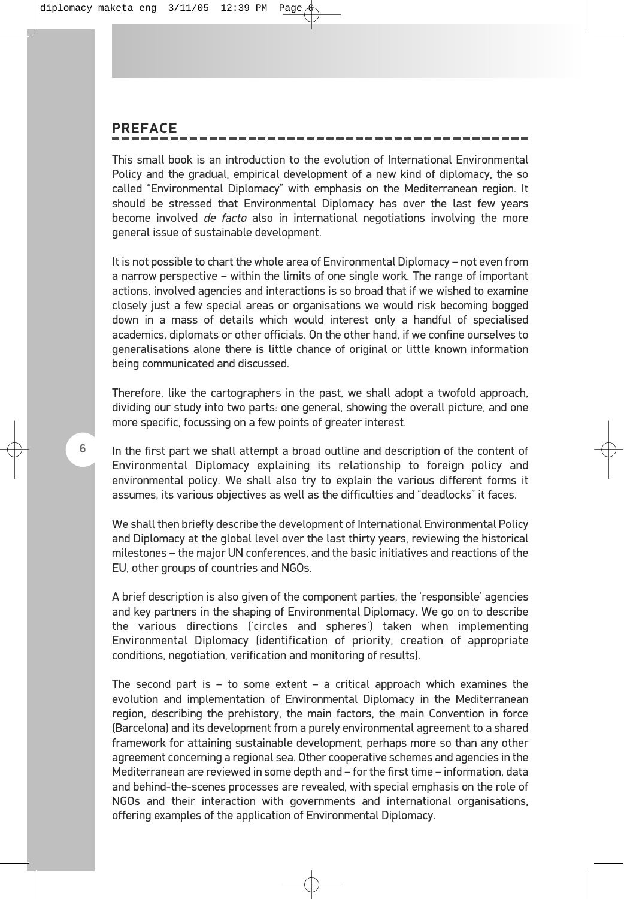## PREFACE

This small book is an introduction to the evolution of International Environmental Policy and the gradual, empirical development of a new kind of diplomacy, the so called "Environmental Diplomacy" with emphasis on the Mediterranean region. It should be stressed that Environmental Diplomacy has over the last few years become involved *de facto* also in international negotiations involving the more general issue of sustainable development.

It is not possible to chart the whole area of Environmental Diplomacy – not even from a narrow perspective – within the limits of one single work. The range of important actions, involved agencies and interactions is so broad that if we wished to examine closely just a few special areas or organisations we would risk becoming bogged down in a mass of details which would interest only a handful of specialised academics, diplomats or other officials. On the other hand, if we confine ourselves to generalisations alone there is little chance of original or little known information being communicated and discussed.

Therefore, like the cartographers in the past, we shall adopt a twofold approach, dividing our study into two parts: one general, showing the overall picture, and one more specific, focussing on a few points of greater interest.

In the first part we shall attempt a broad outline and description of the content of Environmental Diplomacy explaining its relationship to foreign policy and environmental policy. We shall also try to explain the various different forms it assumes, its various objectives as well as the difficulties and "deadlocks" it faces.

We shall then briefly describe the development of International Environmental Policy and Diplomacy at the global level over the last thirty years, reviewing the historical milestones – the major UN conferences, and the basic initiatives and reactions of the EU, other groups of countries and NGOs.

A brief description is also given of the component parties, the 'responsible' agencies and key partners in the shaping of Environmental Diplomacy. We go on to describe the various directions ('circles and spheres') taken when implementing Environmental Diplomacy (identification of priority, creation of appropriate conditions, negotiation, verification and monitoring of results).

The second part is – to some extent – a critical approach which examines the evolution and implementation of Environmental Diplomacy in the Mediterranean region, describing the prehistory, the main factors, the main Convention in force (Barcelona) and its development from a purely environmental agreement to a shared framework for attaining sustainable development, perhaps more so than any other agreement concerning a regional sea. Other cooperative schemes and agencies in the Mediterranean are reviewed in some depth and – for the first time – information, data and behind-the-scenes processes are revealed, with special emphasis on the role of NGOs and their interaction with governments and international organisations, offering examples of the application of Environmental Diplomacy.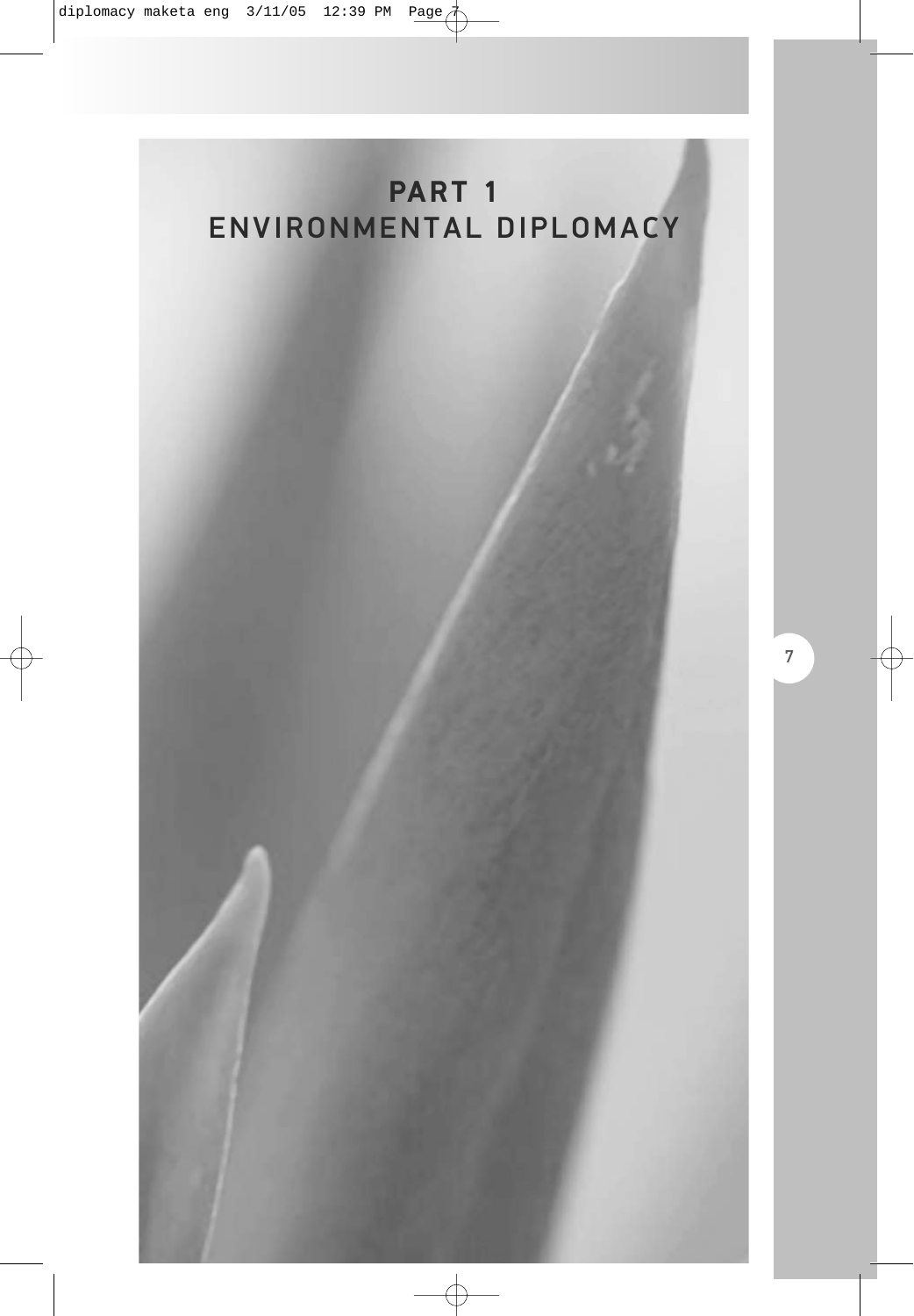# PART 1
# ENVIRONMENTAL DIPLOMACY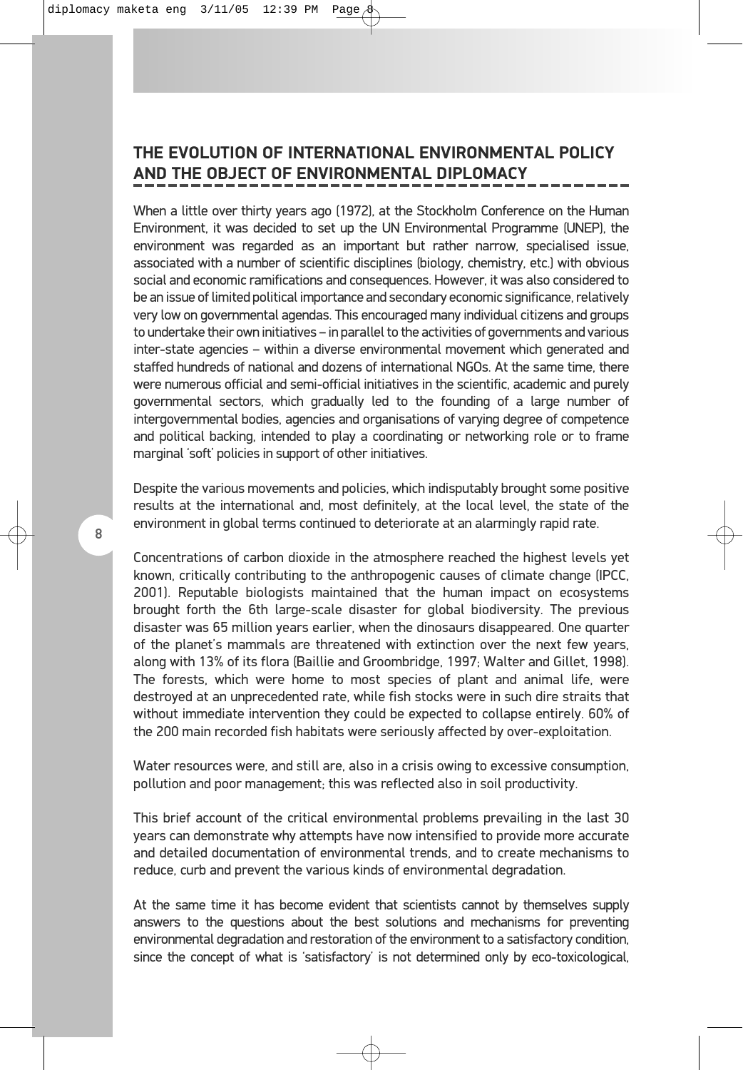## THE EVOLUTION OF INTERNATIONAL ENVIRONMENTAL POLICY AND THE OBJECT OF ENVIRONMENTAL DIPLOMACY

When a little over thirty years ago (1972), at the Stockholm Conference on the Human Environment, it was decided to set up the UN Environmental Programme (UNEP), the environment was regarded as an important but rather narrow, specialised issue, associated with a number of scientific disciplines (biology, chemistry, etc.) with obvious social and economic ramifications and consequences. However, it was also considered to be an issue of limited political importance and secondary economic significance, relatively very low on governmental agendas. This encouraged many individual citizens and groups to undertake their own initiatives – in parallel to the activities of governments and various inter-state agencies – within a diverse environmental movement which generated and staffed hundreds of national and dozens of international NGOs. At the same time, there were numerous official and semi-official initiatives in the scientific, academic and purely governmental sectors, which gradually led to the founding of a large number of intergovernmental bodies, agencies and organisations of varying degree of competence and political backing, intended to play a coordinating or networking role or to frame marginal 'soft' policies in support of other initiatives.

Despite the various movements and policies, which indisputably brought some positive results at the international and, most definitely, at the local level, the state of the environment in global terms continued to deteriorate at an alarmingly rapid rate.

Concentrations of carbon dioxide in the atmosphere reached the highest levels yet known, critically contributing to the anthropogenic causes of climate change (IPCC, 2001). Reputable biologists maintained that the human impact on ecosystems brought forth the 6th large-scale disaster for global biodiversity. The previous disaster was 65 million years earlier, when the dinosaurs disappeared. One quarter of the planet's mammals are threatened with extinction over the next few years, along with 13% of its flora (Baillie and Groombridge, 1997; Walter and Gillet, 1998). The forests, which were home to most species of plant and animal life, were destroyed at an unprecedented rate, while fish stocks were in such dire straits that without immediate intervention they could be expected to collapse entirely. 60% of the 200 main recorded fish habitats were seriously affected by over-exploitation.

Water resources were, and still are, also in a crisis owing to excessive consumption, pollution and poor management; this was reflected also in soil productivity.

This brief account of the critical environmental problems prevailing in the last 30 years can demonstrate why attempts have now intensified to provide more accurate and detailed documentation of environmental trends, and to create mechanisms to reduce, curb and prevent the various kinds of environmental degradation.

At the same time it has become evident that scientists cannot by themselves supply answers to the questions about the best solutions and mechanisms for preventing environmental degradation and restoration of the environment to a satisfactory condition, since the concept of what is 'satisfactory' is not determined only by eco-toxicological,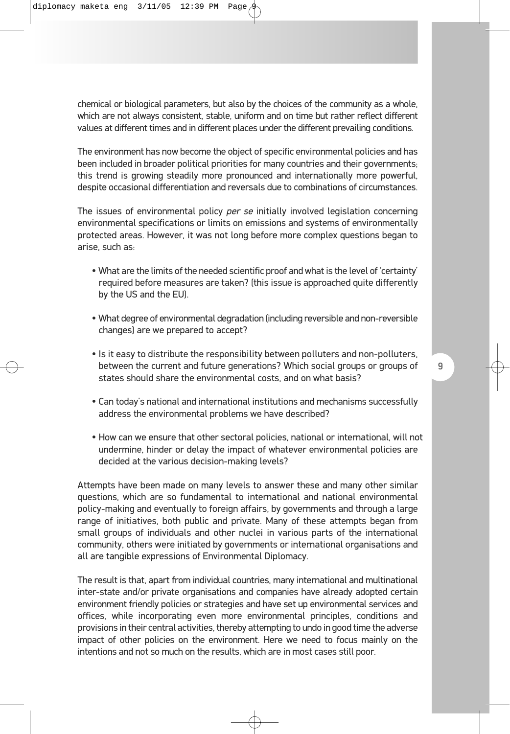chemical or biological parameters, but also by the choices of the community as a whole, which are not always consistent, stable, uniform and on time but rather reflect different values at different times and in different places under the different prevailing conditions.

The environment has now become the object of specific environmental policies and has been included in broader political priorities for many countries and their governments; this trend is growing steadily more pronounced and internationally more powerful, despite occasional differentiation and reversals due to combinations of circumstances.

The issues of environmental policy *per se* initially involved legislation concerning environmental specifications or limits on emissions and systems of environmentally protected areas. However, it was not long before more complex questions began to arise, such as:

- What are the limits of the needed scientific proof and what is the level of 'certainty' required before measures are taken? (this issue is approached quite differently by the US and the EU).
- What degree of environmental degradation (including reversible and non-reversible changes) are we prepared to accept?
- Is it easy to distribute the responsibility between polluters and non-polluters, between the current and future generations? Which social groups or groups of states should share the environmental costs, and on what basis?
- Can today's national and international institutions and mechanisms successfully address the environmental problems we have described?
- How can we ensure that other sectoral policies, national or international, will not undermine, hinder or delay the impact of whatever environmental policies are decided at the various decision-making levels?

Attempts have been made on many levels to answer these and many other similar questions, which are so fundamental to international and national environmental policy-making and eventually to foreign affairs, by governments and through a large range of initiatives, both public and private. Many of these attempts began from small groups of individuals and other nuclei in various parts of the international community, others were initiated by governments or international organisations and all are tangible expressions of Environmental Diplomacy.

The result is that, apart from individual countries, many international and multinational inter-state and/or private organisations and companies have already adopted certain environment friendly policies or strategies and have set up environmental services and offices, while incorporating even more environmental principles, conditions and provisions in their central activities, thereby attempting to undo in good time the adverse impact of other policies on the environment. Here we need to focus mainly on the intentions and not so much on the results, which are in most cases still poor.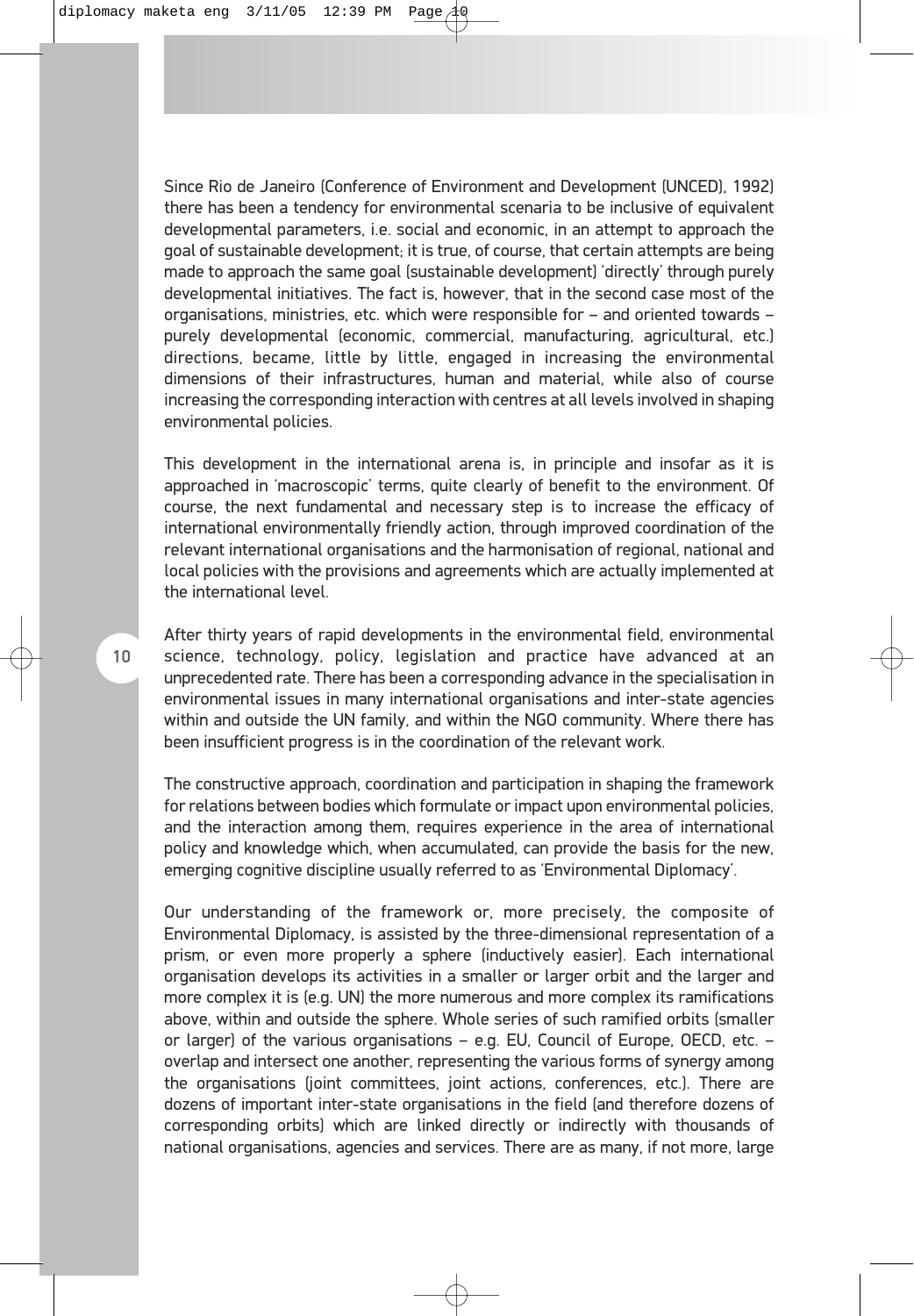Since Rio de Janeiro (Conference of Environment and Development (UNCED), 1992) there has been a tendency for environmental scenaria to be inclusive of equivalent developmental parameters, i.e. social and economic, in an attempt to approach the goal of sustainable development; it is true, of course, that certain attempts are being made to approach the same goal (sustainable development) 'directly' through purely developmental initiatives. The fact is, however, that in the second case most of the organisations, ministries, etc. which were responsible for – and oriented towards – purely developmental (economic, commercial, manufacturing, agricultural, etc.) directions, became, little by little, engaged in increasing the environmental dimensions of their infrastructures, human and material, while also of course increasing the corresponding interaction with centres at all levels involved in shaping environmental policies.

This development in the international arena is, in principle and insofar as it is approached in 'macroscopic' terms, quite clearly of benefit to the environment. Of course, the next fundamental and necessary step is to increase the efficacy of international environmentally friendly action, through improved coordination of the relevant international organisations and the harmonisation of regional, national and local policies with the provisions and agreements which are actually implemented at the international level.

After thirty years of rapid developments in the environmental field, environmental science, technology, policy, legislation and practice have advanced at an unprecedented rate. There has been a corresponding advance in the specialisation in environmental issues in many international organisations and inter-state agencies within and outside the UN family, and within the NGO community. Where there has been insufficient progress is in the coordination of the relevant work.

The constructive approach, coordination and participation in shaping the framework for relations between bodies which formulate or impact upon environmental policies, and the interaction among them, requires experience in the area of international policy and knowledge which, when accumulated, can provide the basis for the new, emerging cognitive discipline usually referred to as 'Environmental Diplomacy'.

Our understanding of the framework or, more precisely, the composite of Environmental Diplomacy, is assisted by the three-dimensional representation of a prism, or even more properly a sphere (inductively easier). Each international organisation develops its activities in a smaller or larger orbit and the larger and more complex it is (e.g. UN) the more numerous and more complex its ramifications above, within and outside the sphere. Whole series of such ramified orbits (smaller or larger) of the various organisations – e.g. EU, Council of Europe, OECD, etc. – overlap and intersect one another, representing the various forms of synergy among the organisations (joint committees, joint actions, conferences, etc.). There are dozens of important inter-state organisations in the field (and therefore dozens of corresponding orbits) which are linked directly or indirectly with thousands of national organisations, agencies and services. There are as many, if not more, large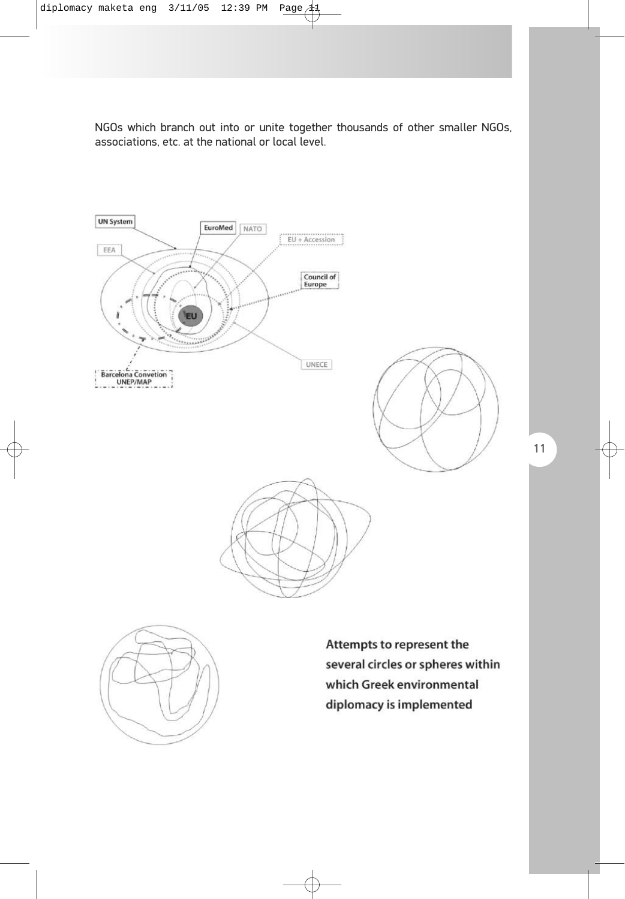NGOs which branch out into or unite together thousands of other smaller NGOs, associations, etc. at the national or local level.

**Attempts to represent the several circles or spheres within which Greek environmental diplomacy is implemented**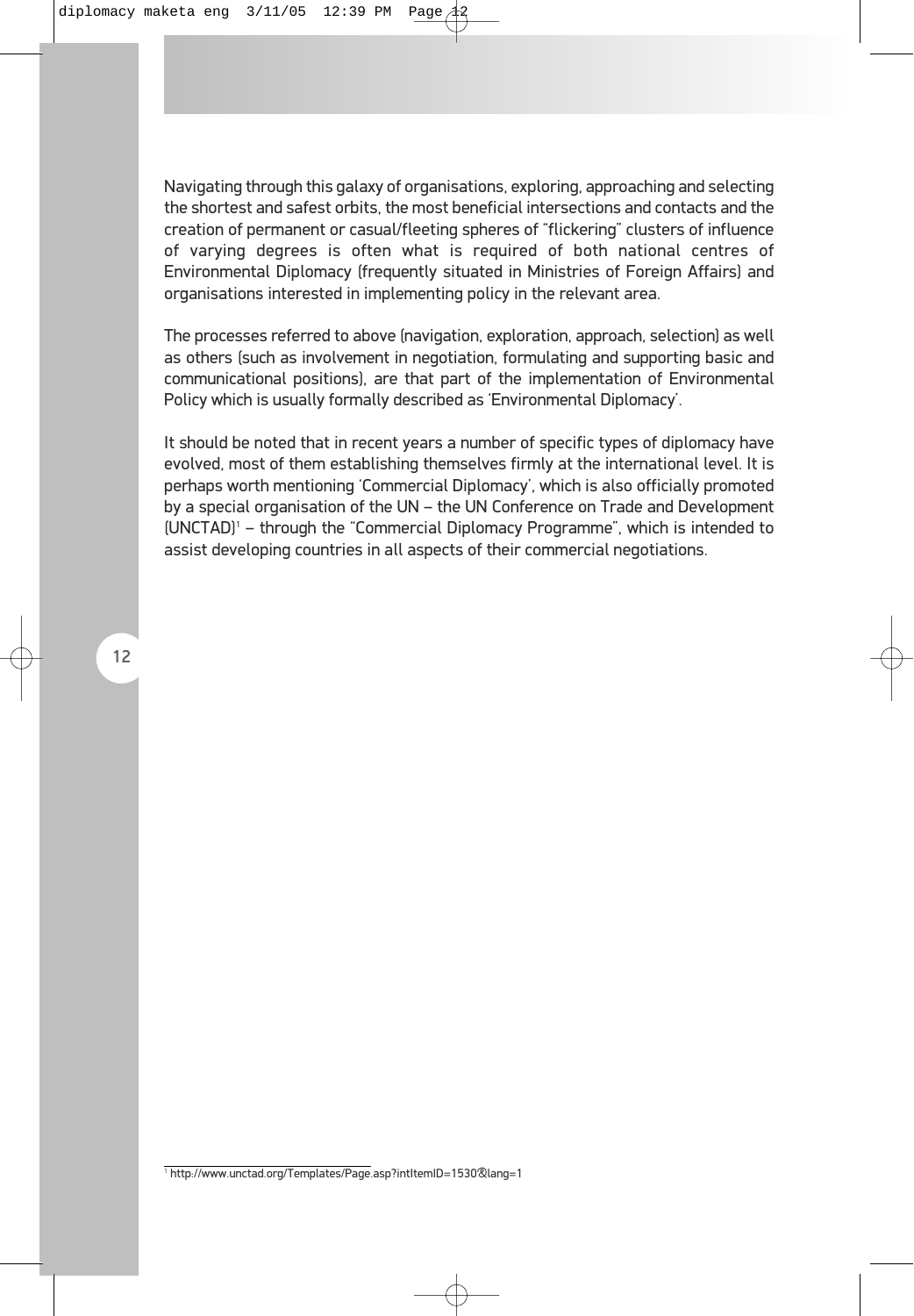Navigating through this galaxy of organisations, exploring, approaching and selecting the shortest and safest orbits, the most beneficial intersections and contacts and the creation of permanent or casual/fleeting spheres of "flickering" clusters of influence of varying degrees is often what is required of both national centres of Environmental Diplomacy (frequently situated in Ministries of Foreign Affairs) and organisations interested in implementing policy in the relevant area.

The processes referred to above (navigation, exploration, approach, selection) as well as others (such as involvement in negotiation, formulating and supporting basic and communicational positions), are that part of the implementation of Environmental Policy which is usually formally described as 'Environmental Diplomacy'.

It should be noted that in recent years a number of specific types of diplomacy have evolved, most of them establishing themselves firmly at the international level. It is perhaps worth mentioning 'Commercial Diplomacy', which is also officially promoted by a special organisation of the UN – the UN Conference on Trade and Development (UNCTAD)[1] – through the "Commercial Diplomacy Programme", which is intended to assist developing countries in all aspects of their commercial negotiations.

---

[1] http://www.unctad.org/Templates/Page.asp?intItemID=1530&lang=1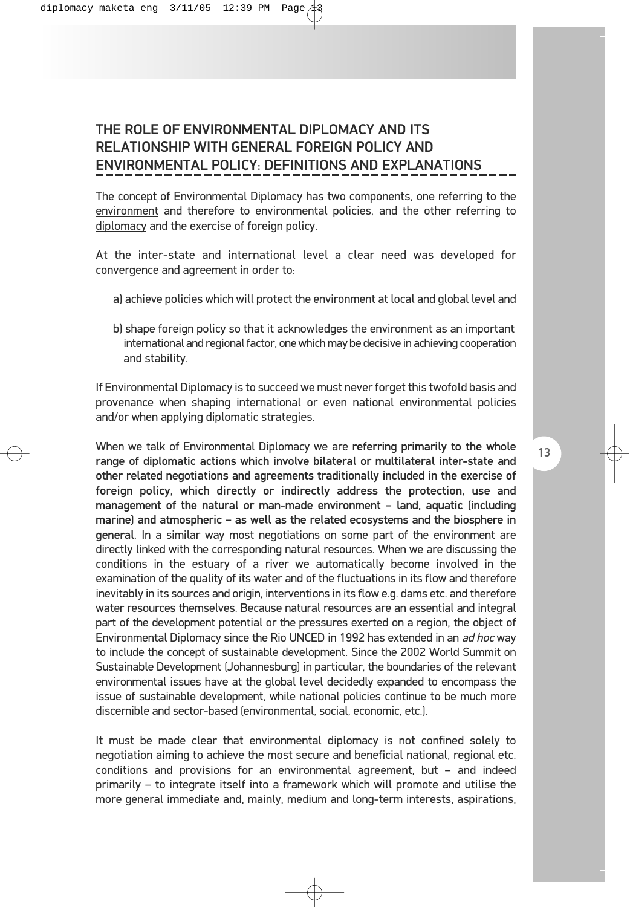## THE ROLE OF ENVIRONMENTAL DIPLOMACY AND ITS RELATIONSHIP WITH GENERAL FOREIGN POLICY AND ENVIRONMENTAL POLICY: DEFINITIONS AND EXPLANATIONS

The concept of Environmental Diplomacy has two components, one referring to the environment and therefore to environmental policies, and the other referring to diplomacy and the exercise of foreign policy.

At the inter-state and international level a clear need was developed for convergence and agreement in order to:

a) achieve policies which will protect the environment at local and global level and

b) shape foreign policy so that it acknowledges the environment as an important international and regional factor, one which may be decisive in achieving cooperation and stability.

If Environmental Diplomacy is to succeed we must never forget this twofold basis and provenance when shaping international or even national environmental policies and/or when applying diplomatic strategies.

When we talk of Environmental Diplomacy we are **referring primarily to the whole range of diplomatic actions which involve bilateral or multilateral inter-state and other related negotiations and agreements traditionally included in the exercise of foreign policy, which directly or indirectly address the protection, use and management of the natural or man-made environment – land, aquatic (including marine) and atmospheric – as well as the related ecosystems and the biosphere in general.** In a similar way most negotiations on some part of the environment are directly linked with the corresponding natural resources. When we are discussing the conditions in the estuary of a river we automatically become involved in the examination of the quality of its water and of the fluctuations in its flow and therefore inevitably in its sources and origin, interventions in its flow e.g. dams etc. and therefore water resources themselves. Because natural resources are an essential and integral part of the development potential or the pressures exerted on a region, the object of Environmental Diplomacy since the Rio UNCED in 1992 has extended in an *ad hoc* way to include the concept of sustainable development. Since the 2002 World Summit on Sustainable Development (Johannesburg) in particular, the boundaries of the relevant environmental issues have at the global level decidedly expanded to encompass the issue of sustainable development, while national policies continue to be much more discernible and sector-based (environmental, social, economic, etc.).

It must be made clear that environmental diplomacy is not confined solely to negotiation aiming to achieve the most secure and beneficial national, regional etc. conditions and provisions for an environmental agreement, but – and indeed primarily – to integrate itself into a framework which will promote and utilise the more general immediate and, mainly, medium and long-term interests, aspirations,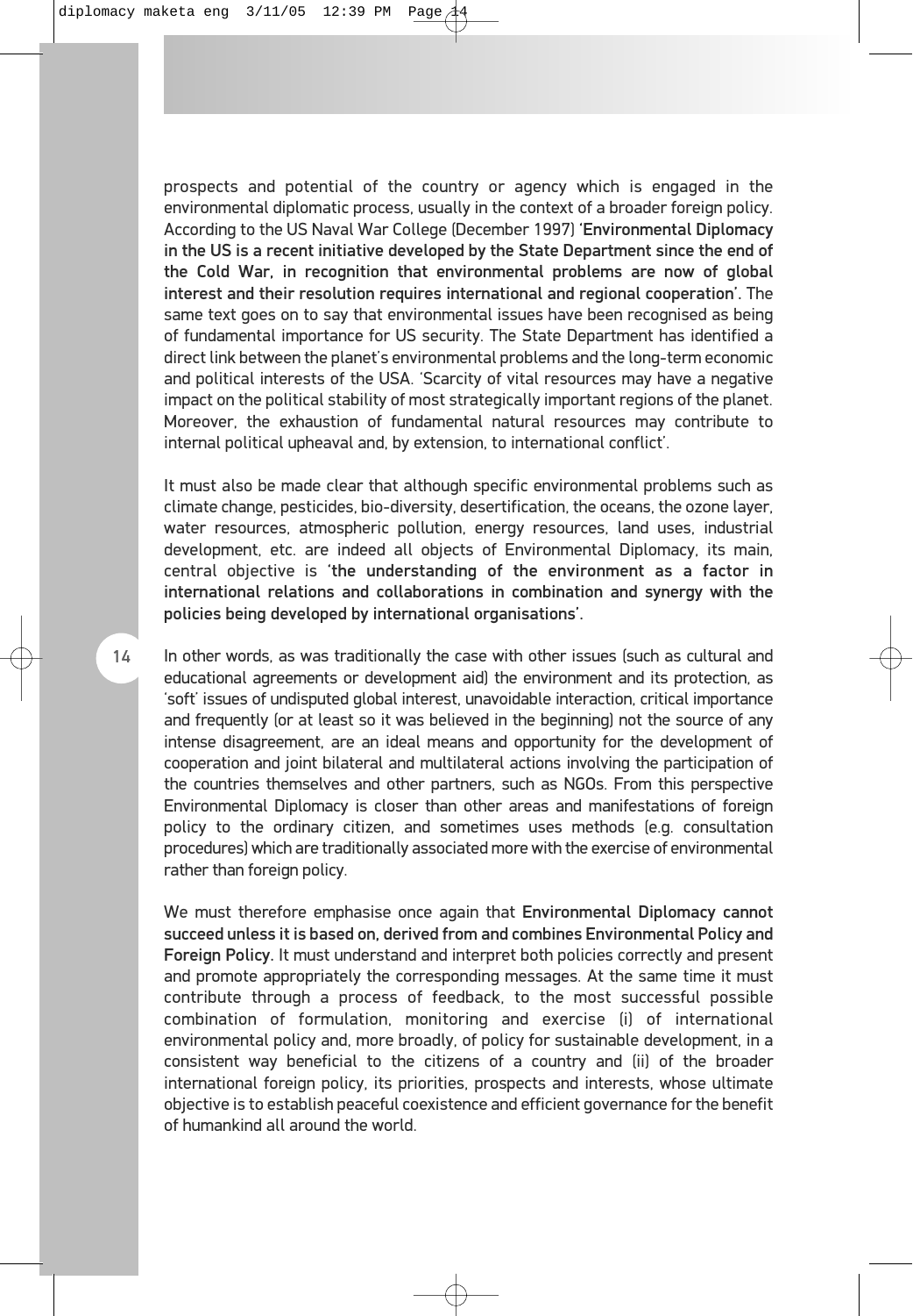prospects and potential of the country or agency which is engaged in the environmental diplomatic process, usually in the context of a broader foreign policy. According to the US Naval War College (December 1997) '**Environmental Diplomacy in the US is a recent initiative developed by the State Department since the end of the Cold War, in recognition that environmental problems are now of global interest and their resolution requires international and regional cooperation**'. The same text goes on to say that environmental issues have been recognised as being of fundamental importance for US security. The State Department has identified a direct link between the planet's environmental problems and the long-term economic and political interests of the USA. 'Scarcity of vital resources may have a negative impact on the political stability of most strategically important regions of the planet. Moreover, the exhaustion of fundamental natural resources may contribute to internal political upheaval and, by extension, to international conflict'.

It must also be made clear that although specific environmental problems such as climate change, pesticides, bio-diversity, desertification, the oceans, the ozone layer, water resources, atmospheric pollution, energy resources, land uses, industrial development, etc. are indeed all objects of Environmental Diplomacy, its main, central objective is '**the understanding of the environment as a factor in international relations and collaborations in combination and synergy with the policies being developed by international organisations**'.

In other words, as was traditionally the case with other issues (such as cultural and educational agreements or development aid) the environment and its protection, as 'soft' issues of undisputed global interest, unavoidable interaction, critical importance and frequently (or at least so it was believed in the beginning) not the source of any intense disagreement, are an ideal means and opportunity for the development of cooperation and joint bilateral and multilateral actions involving the participation of the countries themselves and other partners, such as NGOs. From this perspective Environmental Diplomacy is closer than other areas and manifestations of foreign policy to the ordinary citizen, and sometimes uses methods (e.g. consultation procedures) which are traditionally associated more with the exercise of environmental rather than foreign policy.

We must therefore emphasise once again that **Environmental Diplomacy cannot succeed unless it is based on, derived from and combines Environmental Policy and Foreign Policy.** It must understand and interpret both policies correctly and present and promote appropriately the corresponding messages. At the same time it must contribute through a process of feedback, to the most successful possible combination of formulation, monitoring and exercise (i) of international environmental policy and, more broadly, of policy for sustainable development, in a consistent way beneficial to the citizens of a country and (ii) of the broader international foreign policy, its priorities, prospects and interests, whose ultimate objective is to establish peaceful coexistence and efficient governance for the benefit of humankind all around the world.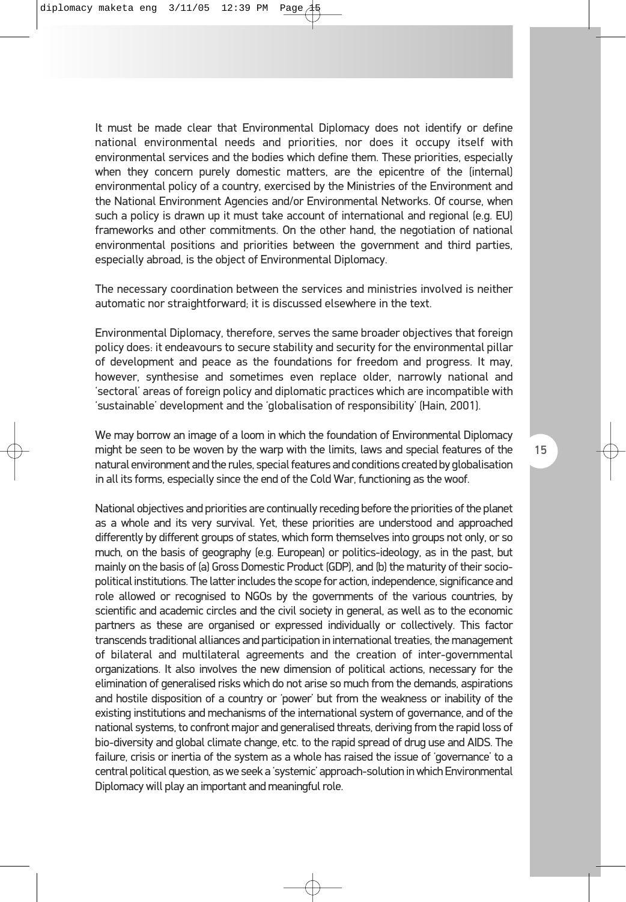It must be made clear that Environmental Diplomacy does not identify or define national environmental needs and priorities, nor does it occupy itself with environmental services and the bodies which define them. These priorities, especially when they concern purely domestic matters, are the epicentre of the (internal) environmental policy of a country, exercised by the Ministries of the Environment and the National Environment Agencies and/or Environmental Networks. Of course, when such a policy is drawn up it must take account of international and regional (e.g. EU) frameworks and other commitments. On the other hand, the negotiation of national environmental positions and priorities between the government and third parties, especially abroad, is the object of Environmental Diplomacy.

The necessary coordination between the services and ministries involved is neither automatic nor straightforward; it is discussed elsewhere in the text.

Environmental Diplomacy, therefore, serves the same broader objectives that foreign policy does: it endeavours to secure stability and security for the environmental pillar of development and peace as the foundations for freedom and progress. It may, however, synthesise and sometimes even replace older, narrowly national and 'sectoral' areas of foreign policy and diplomatic practices which are incompatible with 'sustainable' development and the 'globalisation of responsibility' (Hain, 2001).

We may borrow an image of a loom in which the foundation of Environmental Diplomacy might be seen to be woven by the warp with the limits, laws and special features of the natural environment and the rules, special features and conditions created by globalisation in all its forms, especially since the end of the Cold War, functioning as the woof.

National objectives and priorities are continually receding before the priorities of the planet as a whole and its very survival. Yet, these priorities are understood and approached differently by different groups of states, which form themselves into groups not only, or so much, on the basis of geography (e.g. European) or politics-ideology, as in the past, but mainly on the basis of (a) Gross Domestic Product (GDP), and (b) the maturity of their socio-political institutions. The latter includes the scope for action, independence, significance and role allowed or recognised to NGOs by the governments of the various countries, by scientific and academic circles and the civil society in general, as well as to the economic partners as these are organised or expressed individually or collectively. This factor transcends traditional alliances and participation in international treaties, the management of bilateral and multilateral agreements and the creation of inter-governmental organizations. It also involves the new dimension of political actions, necessary for the elimination of generalised risks which do not arise so much from the demands, aspirations and hostile disposition of a country or 'power' but from the weakness or inability of the existing institutions and mechanisms of the international system of governance, and of the national systems, to confront major and generalised threats, deriving from the rapid loss of bio-diversity and global climate change, etc. to the rapid spread of drug use and AIDS. The failure, crisis or inertia of the system as a whole has raised the issue of 'governance' to a central political question, as we seek a 'systemic' approach-solution in which Environmental Diplomacy will play an important and meaningful role.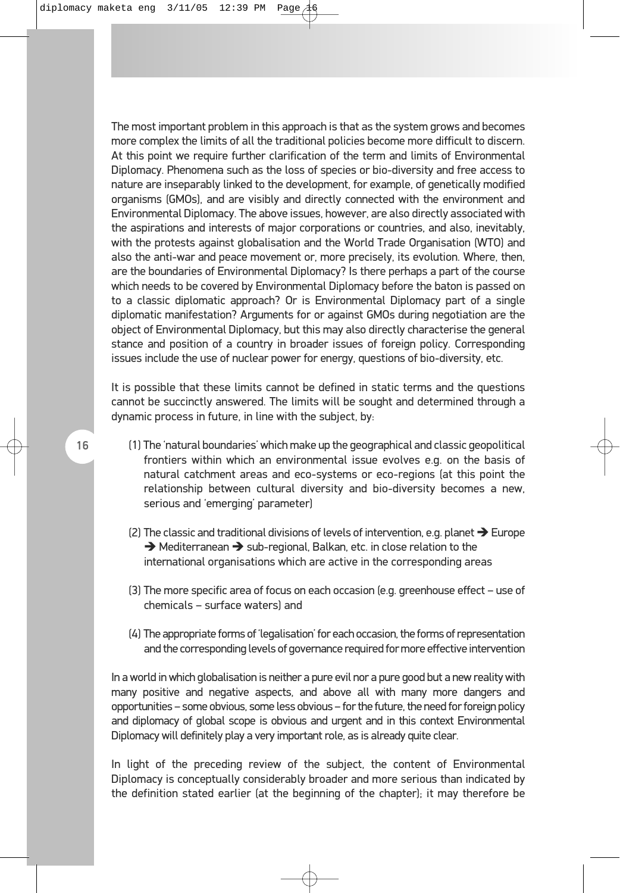The most important problem in this approach is that as the system grows and becomes more complex the limits of all the traditional policies become more difficult to discern. At this point we require further clarification of the term and limits of Environmental Diplomacy. Phenomena such as the loss of species or bio-diversity and free access to nature are inseparably linked to the development, for example, of genetically modified organisms (GMOs), and are visibly and directly connected with the environment and Environmental Diplomacy. The above issues, however, are also directly associated with the aspirations and interests of major corporations or countries, and also, inevitably, with the protests against globalisation and the World Trade Organisation (WTO) and also the anti-war and peace movement or, more precisely, its evolution. Where, then, are the boundaries of Environmental Diplomacy? Is there perhaps a part of the course which needs to be covered by Environmental Diplomacy before the baton is passed on to a classic diplomatic approach? Or is Environmental Diplomacy part of a single diplomatic manifestation? Arguments for or against GMOs during negotiation are the object of Environmental Diplomacy, but this may also directly characterise the general stance and position of a country in broader issues of foreign policy. Corresponding issues include the use of nuclear power for energy, questions of bio-diversity, etc.

It is possible that these limits cannot be defined in static terms and the questions cannot be succinctly answered. The limits will be sought and determined through a dynamic process in future, in line with the subject, by:

(1) The 'natural boundaries' which make up the geographical and classic geopolitical frontiers within which an environmental issue evolves e.g. on the basis of natural catchment areas and eco-systems or eco-regions (at this point the relationship between cultural diversity and bio-diversity becomes a new, serious and 'emerging' parameter)

(2) The classic and traditional divisions of levels of intervention, e.g. planet ➔ Europe ➔ Mediterranean ➔ sub-regional, Balkan, etc. in close relation to the international organisations which are active in the corresponding areas

(3) The more specific area of focus on each occasion (e.g. greenhouse effect – use of chemicals – surface waters) and

(4) The appropriate forms of 'legalisation' for each occasion, the forms of representation and the corresponding levels of governance required for more effective intervention

In a world in which globalisation is neither a pure evil nor a pure good but a new reality with many positive and negative aspects, and above all with many more dangers and opportunities – some obvious, some less obvious – for the future, the need for foreign policy and diplomacy of global scope is obvious and urgent and in this context Environmental Diplomacy will definitely play a very important role, as is already quite clear.

In light of the preceding review of the subject, the content of Environmental Diplomacy is conceptually considerably broader and more serious than indicated by the definition stated earlier (at the beginning of the chapter); it may therefore be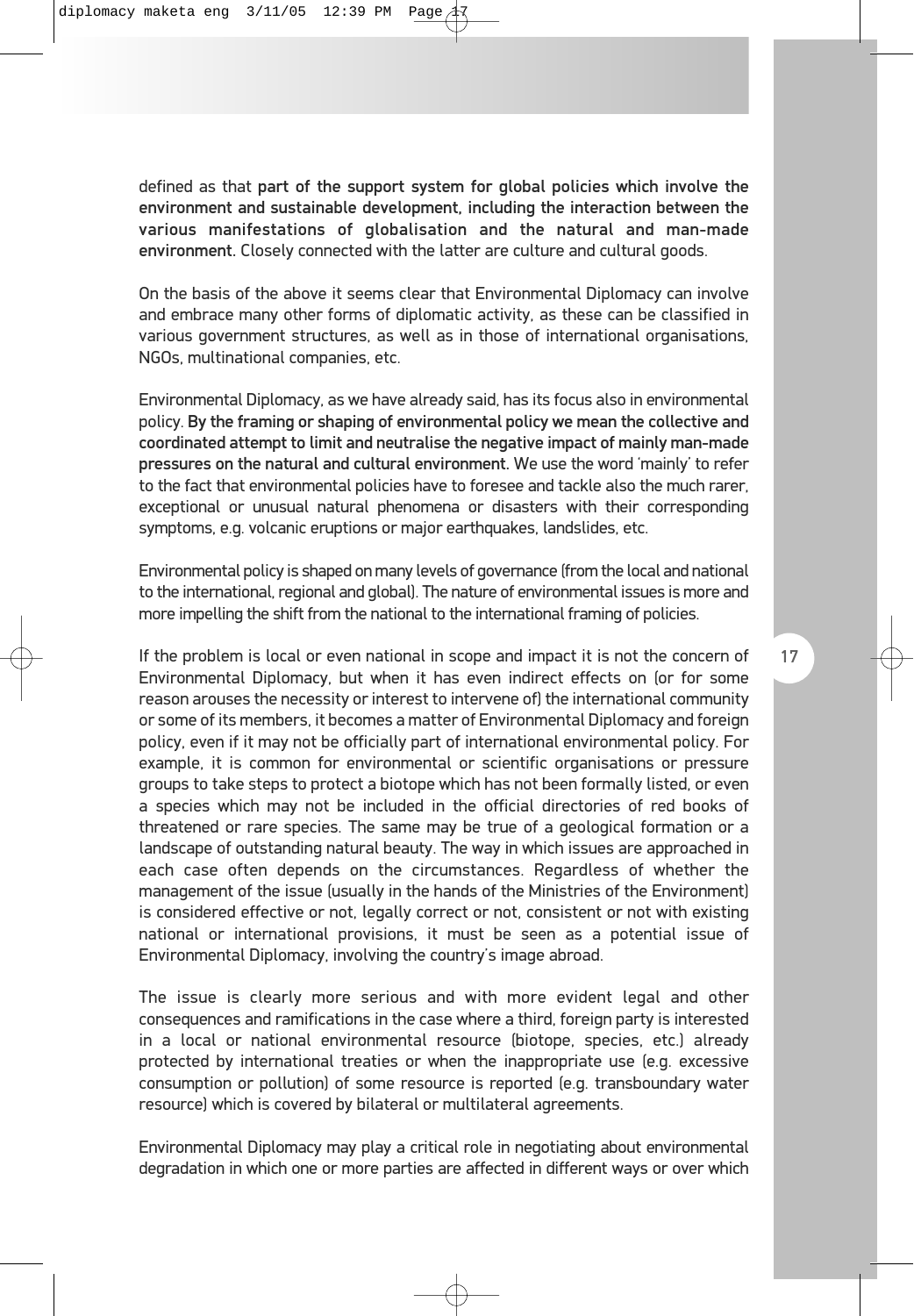defined as that **part of the support system for global policies which involve the environment and sustainable development, including the interaction between the various manifestations of globalisation and the natural and man-made environment.** Closely connected with the latter are culture and cultural goods.

On the basis of the above it seems clear that Environmental Diplomacy can involve and embrace many other forms of diplomatic activity, as these can be classified in various government structures, as well as in those of international organisations, NGOs, multinational companies, etc.

Environmental Diplomacy, as we have already said, has its focus also in environmental policy. **By the framing or shaping of environmental policy we mean the collective and coordinated attempt to limit and neutralise the negative impact of mainly man-made pressures on the natural and cultural environment.** We use the word 'mainly' to refer to the fact that environmental policies have to foresee and tackle also the much rarer, exceptional or unusual natural phenomena or disasters with their corresponding symptoms, e.g. volcanic eruptions or major earthquakes, landslides, etc.

Environmental policy is shaped on many levels of governance (from the local and national to the international, regional and global). The nature of environmental issues is more and more impelling the shift from the national to the international framing of policies.

If the problem is local or even national in scope and impact it is not the concern of Environmental Diplomacy, but when it has even indirect effects on (or for some reason arouses the necessity or interest to intervene of) the international community or some of its members, it becomes a matter of Environmental Diplomacy and foreign policy, even if it may not be officially part of international environmental policy. For example, it is common for environmental or scientific organisations or pressure groups to take steps to protect a biotope which has not been formally listed, or even a species which may not be included in the official directories of red books of threatened or rare species. The same may be true of a geological formation or a landscape of outstanding natural beauty. The way in which issues are approached in each case often depends on the circumstances. Regardless of whether the management of the issue (usually in the hands of the Ministries of the Environment) is considered effective or not, legally correct or not, consistent or not with existing national or international provisions, it must be seen as a potential issue of Environmental Diplomacy, involving the country's image abroad.

The issue is clearly more serious and with more evident legal and other consequences and ramifications in the case where a third, foreign party is interested in a local or national environmental resource (biotope, species, etc.) already protected by international treaties or when the inappropriate use (e.g. excessive consumption or pollution) of some resource is reported (e.g. transboundary water resource) which is covered by bilateral or multilateral agreements.

Environmental Diplomacy may play a critical role in negotiating about environmental degradation in which one or more parties are affected in different ways or over which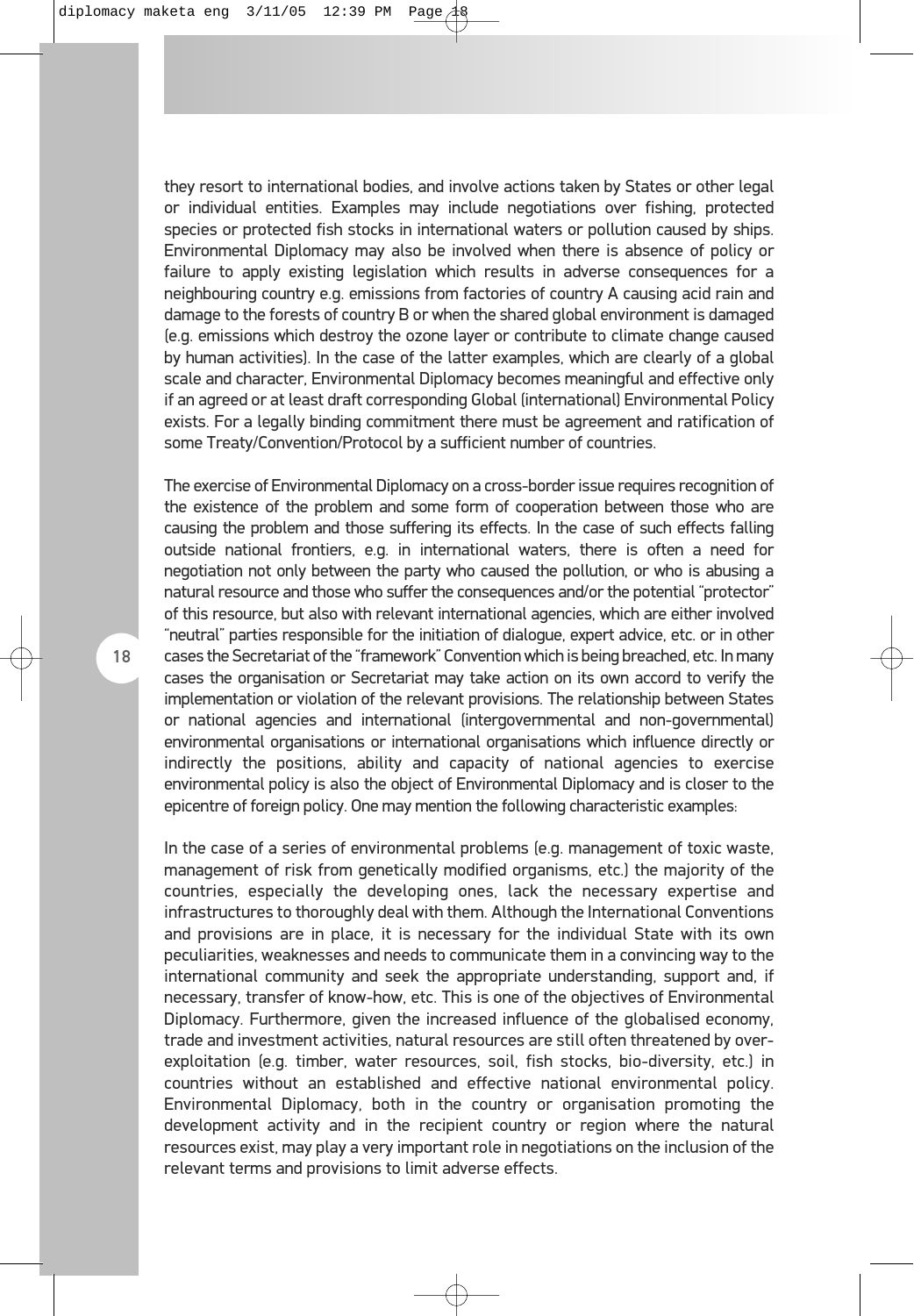they resort to international bodies, and involve actions taken by States or other legal or individual entities. Examples may include negotiations over fishing, protected species or protected fish stocks in international waters or pollution caused by ships. Environmental Diplomacy may also be involved when there is absence of policy or failure to apply existing legislation which results in adverse consequences for a neighbouring country e.g. emissions from factories of country A causing acid rain and damage to the forests of country B or when the shared global environment is damaged (e.g. emissions which destroy the ozone layer or contribute to climate change caused by human activities). In the case of the latter examples, which are clearly of a global scale and character, Environmental Diplomacy becomes meaningful and effective only if an agreed or at least draft corresponding Global (international) Environmental Policy exists. For a legally binding commitment there must be agreement and ratification of some Treaty/Convention/Protocol by a sufficient number of countries.

The exercise of Environmental Diplomacy on a cross-border issue requires recognition of the existence of the problem and some form of cooperation between those who are causing the problem and those suffering its effects. In the case of such effects falling outside national frontiers, e.g. in international waters, there is often a need for negotiation not only between the party who caused the pollution, or who is abusing a natural resource and those who suffer the consequences and/or the potential "protector" of this resource, but also with relevant international agencies, which are either involved "neutral" parties responsible for the initiation of dialogue, expert advice, etc. or in other cases the Secretariat of the "framework" Convention which is being breached, etc. In many cases the organisation or Secretariat may take action on its own accord to verify the implementation or violation of the relevant provisions. The relationship between States or national agencies and international (intergovernmental and non-governmental) environmental organisations or international organisations which influence directly or indirectly the positions, ability and capacity of national agencies to exercise environmental policy is also the object of Environmental Diplomacy and is closer to the epicentre of foreign policy. One may mention the following characteristic examples:

In the case of a series of environmental problems (e.g. management of toxic waste, management of risk from genetically modified organisms, etc.) the majority of the countries, especially the developing ones, lack the necessary expertise and infrastructures to thoroughly deal with them. Although the International Conventions and provisions are in place, it is necessary for the individual State with its own peculiarities, weaknesses and needs to communicate them in a convincing way to the international community and seek the appropriate understanding, support and, if necessary, transfer of know-how, etc. This is one of the objectives of Environmental Diplomacy. Furthermore, given the increased influence of the globalised economy, trade and investment activities, natural resources are still often threatened by over-exploitation (e.g. timber, water resources, soil, fish stocks, bio-diversity, etc.) in countries without an established and effective national environmental policy. Environmental Diplomacy, both in the country or organisation promoting the development activity and in the recipient country or region where the natural resources exist, may play a very important role in negotiations on the inclusion of the relevant terms and provisions to limit adverse effects.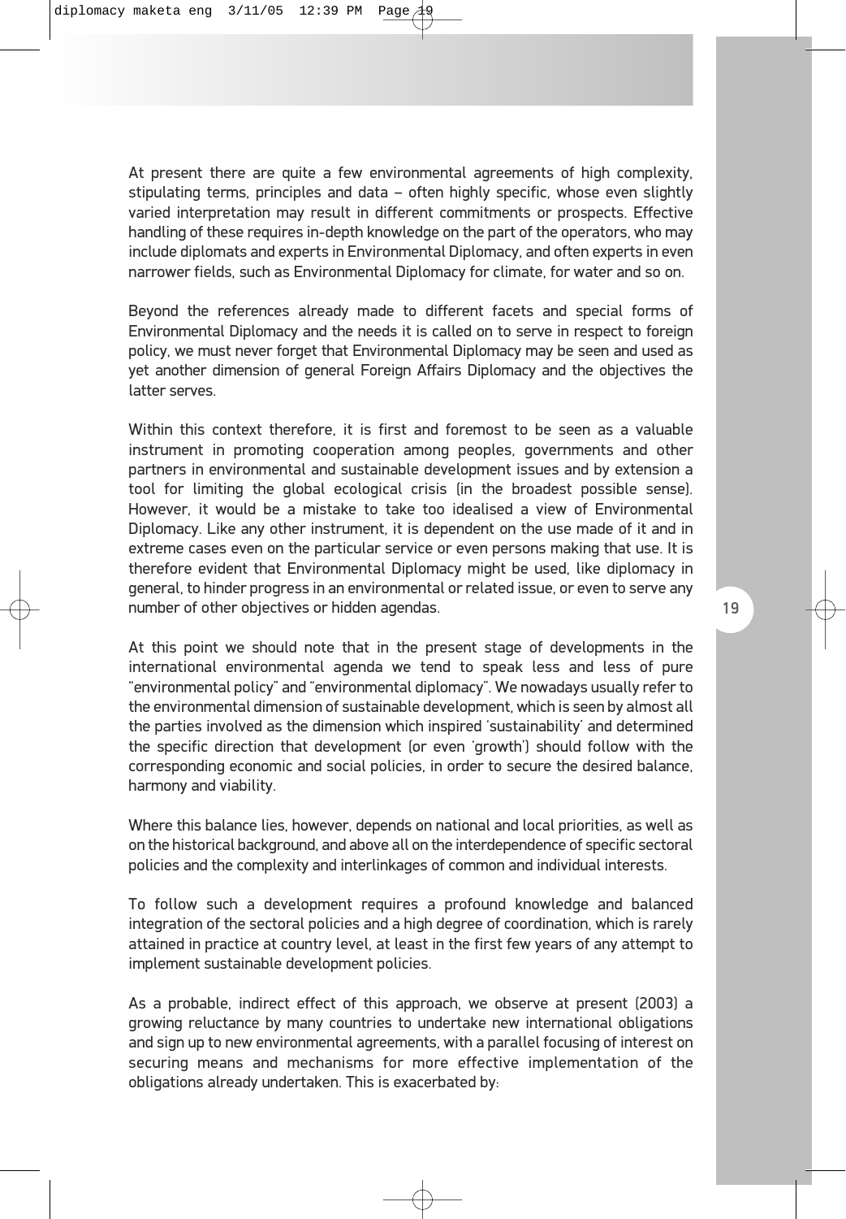At present there are quite a few environmental agreements of high complexity, stipulating terms, principles and data – often highly specific, whose even slightly varied interpretation may result in different commitments or prospects. Effective handling of these requires in-depth knowledge on the part of the operators, who may include diplomats and experts in Environmental Diplomacy, and often experts in even narrower fields, such as Environmental Diplomacy for climate, for water and so on.

Beyond the references already made to different facets and special forms of Environmental Diplomacy and the needs it is called on to serve in respect to foreign policy, we must never forget that Environmental Diplomacy may be seen and used as yet another dimension of general Foreign Affairs Diplomacy and the objectives the latter serves.

Within this context therefore, it is first and foremost to be seen as a valuable instrument in promoting cooperation among peoples, governments and other partners in environmental and sustainable development issues and by extension a tool for limiting the global ecological crisis (in the broadest possible sense). However, it would be a mistake to take too idealised a view of Environmental Diplomacy. Like any other instrument, it is dependent on the use made of it and in extreme cases even on the particular service or even persons making that use. It is therefore evident that Environmental Diplomacy might be used, like diplomacy in general, to hinder progress in an environmental or related issue, or even to serve any number of other objectives or hidden agendas.

At this point we should note that in the present stage of developments in the international environmental agenda we tend to speak less and less of pure "environmental policy" and "environmental diplomacy". We nowadays usually refer to the environmental dimension of sustainable development, which is seen by almost all the parties involved as the dimension which inspired 'sustainability' and determined the specific direction that development (or even 'growth') should follow with the corresponding economic and social policies, in order to secure the desired balance, harmony and viability.

Where this balance lies, however, depends on national and local priorities, as well as on the historical background, and above all on the interdependence of specific sectoral policies and the complexity and interlinkages of common and individual interests.

To follow such a development requires a profound knowledge and balanced integration of the sectoral policies and a high degree of coordination, which is rarely attained in practice at country level, at least in the first few years of any attempt to implement sustainable development policies.

As a probable, indirect effect of this approach, we observe at present (2003) a growing reluctance by many countries to undertake new international obligations and sign up to new environmental agreements, with a parallel focusing of interest on securing means and mechanisms for more effective implementation of the obligations already undertaken. This is exacerbated by: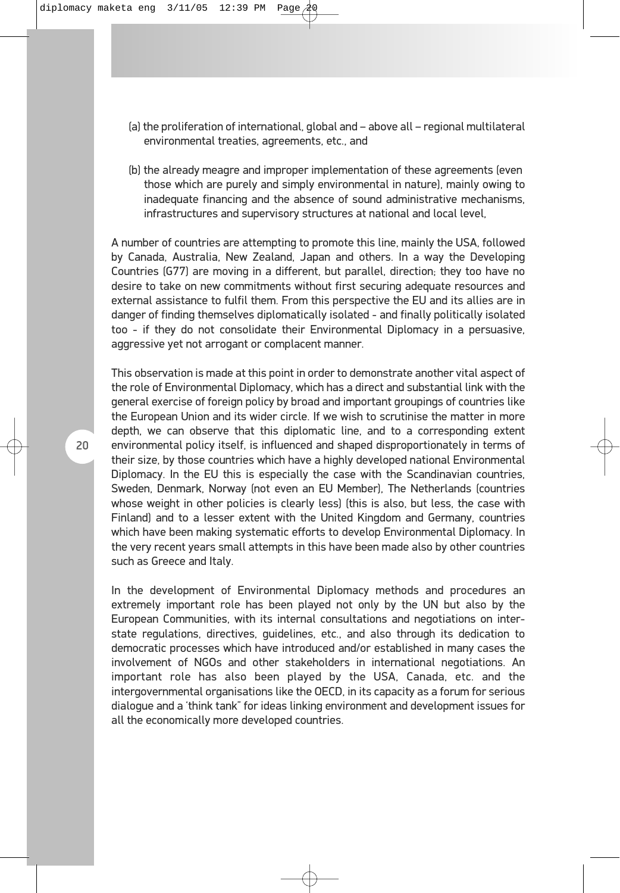(a) the proliferation of international, global and – above all – regional multilateral environmental treaties, agreements, etc., and

(b) the already meagre and improper implementation of these agreements (even those which are purely and simply environmental in nature), mainly owing to inadequate financing and the absence of sound administrative mechanisms, infrastructures and supervisory structures at national and local level,

A number of countries are attempting to promote this line, mainly the USA, followed by Canada, Australia, New Zealand, Japan and others. In a way the Developing Countries (G77) are moving in a different, but parallel, direction; they too have no desire to take on new commitments without first securing adequate resources and external assistance to fulfil them. From this perspective the EU and its allies are in danger of finding themselves diplomatically isolated - and finally politically isolated too - if they do not consolidate their Environmental Diplomacy in a persuasive, aggressive yet not arrogant or complacent manner.

This observation is made at this point in order to demonstrate another vital aspect of the role of Environmental Diplomacy, which has a direct and substantial link with the general exercise of foreign policy by broad and important groupings of countries like the European Union and its wider circle. If we wish to scrutinise the matter in more depth, we can observe that this diplomatic line, and to a corresponding extent environmental policy itself, is influenced and shaped disproportionately in terms of their size, by those countries which have a highly developed national Environmental Diplomacy. In the EU this is especially the case with the Scandinavian countries, Sweden, Denmark, Norway (not even an EU Member), The Netherlands (countries whose weight in other policies is clearly less) (this is also, but less, the case with Finland) and to a lesser extent with the United Kingdom and Germany, countries which have been making systematic efforts to develop Environmental Diplomacy. In the very recent years small attempts in this have been made also by other countries such as Greece and Italy.

In the development of Environmental Diplomacy methods and procedures an extremely important role has been played not only by the UN but also by the European Communities, with its internal consultations and negotiations on inter-state regulations, directives, guidelines, etc., and also through its dedication to democratic processes which have introduced and/or established in many cases the involvement of NGOs and other stakeholders in international negotiations. An important role has also been played by the USA, Canada, etc. and the intergovernmental organisations like the OECD, in its capacity as a forum for serious dialogue and a 'think tank" for ideas linking environment and development issues for all the economically more developed countries.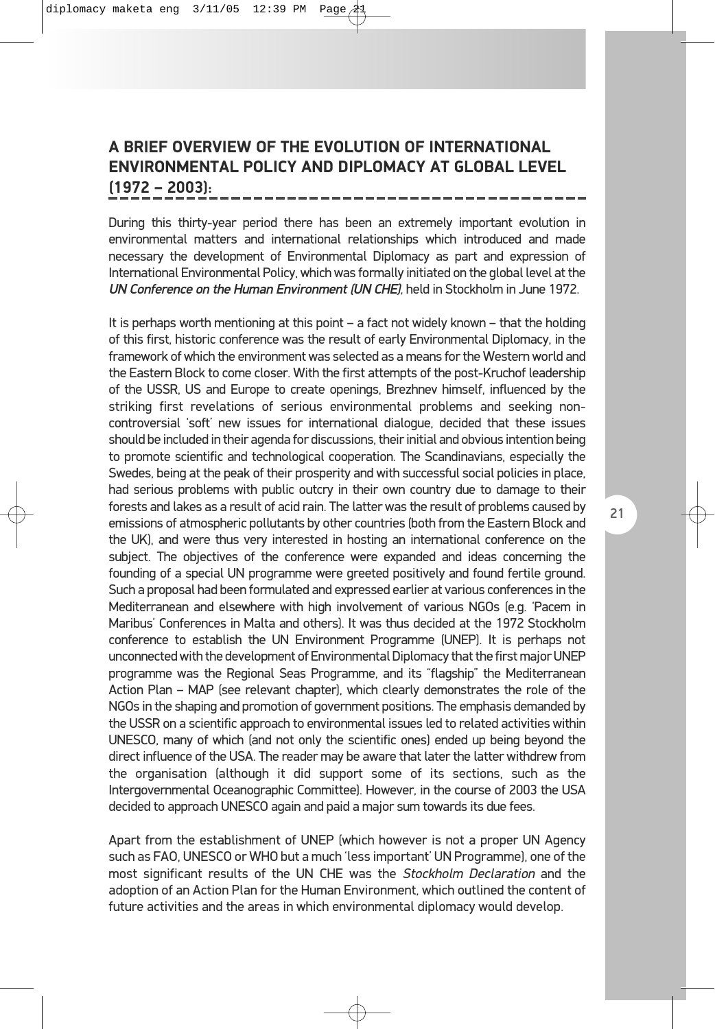## A BRIEF OVERVIEW OF THE EVOLUTION OF INTERNATIONAL ENVIRONMENTAL POLICY AND DIPLOMACY AT GLOBAL LEVEL (1972 – 2003):

During this thirty-year period there has been an extremely important evolution in environmental matters and international relationships which introduced and made necessary the development of Environmental Diplomacy as part and expression of International Environmental Policy, which was formally initiated on the global level at the *UN Conference on the Human Environment (UN CHE)*, held in Stockholm in June 1972.

It is perhaps worth mentioning at this point – a fact not widely known – that the holding of this first, historic conference was the result of early Environmental Diplomacy, in the framework of which the environment was selected as a means for the Western world and the Eastern Block to come closer. With the first attempts of the post-Kruchof leadership of the USSR, US and Europe to create openings, Brezhnev himself, influenced by the striking first revelations of serious environmental problems and seeking non-controversial 'soft' new issues for international dialogue, decided that these issues should be included in their agenda for discussions, their initial and obvious intention being to promote scientific and technological cooperation. The Scandinavians, especially the Swedes, being at the peak of their prosperity and with successful social policies in place, had serious problems with public outcry in their own country due to damage to their forests and lakes as a result of acid rain. The latter was the result of problems caused by emissions of atmospheric pollutants by other countries (both from the Eastern Block and the UK), and were thus very interested in hosting an international conference on the subject. The objectives of the conference were expanded and ideas concerning the founding of a special UN programme were greeted positively and found fertile ground. Such a proposal had been formulated and expressed earlier at various conferences in the Mediterranean and elsewhere with high involvement of various NGOs (e.g. 'Pacem in Maribus' Conferences in Malta and others). It was thus decided at the 1972 Stockholm conference to establish the UN Environment Programme (UNEP). It is perhaps not unconnected with the development of Environmental Diplomacy that the first major UNEP programme was the Regional Seas Programme, and its "flagship" the Mediterranean Action Plan – MAP (see relevant chapter), which clearly demonstrates the role of the NGOs in the shaping and promotion of government positions. The emphasis demanded by the USSR on a scientific approach to environmental issues led to related activities within UNESCO, many of which (and not only the scientific ones) ended up being beyond the direct influence of the USA. The reader may be aware that later the latter withdrew from the organisation (although it did support some of its sections, such as the Intergovernmental Oceanographic Committee). However, in the course of 2003 the USA decided to approach UNESCO again and paid a major sum towards its due fees.

Apart from the establishment of UNEP (which however is not a proper UN Agency such as FAO, UNESCO or WHO but a much 'less important' UN Programme), one of the most significant results of the UN CHE was the *Stockholm Declaration* and the adoption of an Action Plan for the Human Environment, which outlined the content of future activities and the areas in which environmental diplomacy would develop.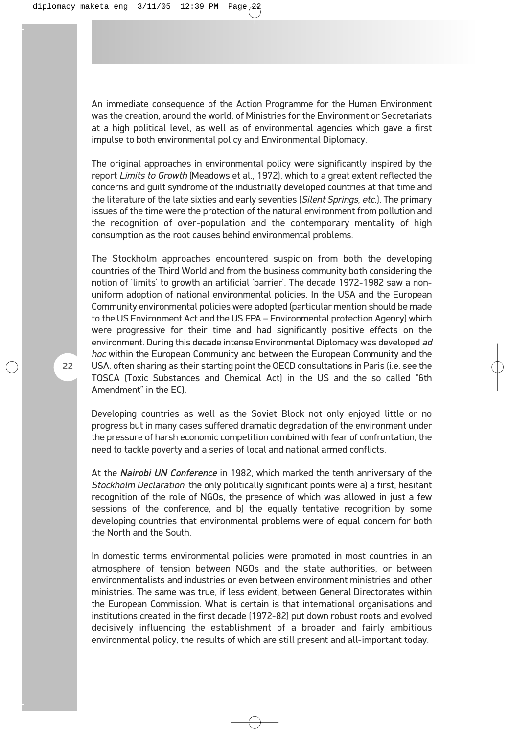An immediate consequence of the Action Programme for the Human Environment was the creation, around the world, of Ministries for the Environment or Secretariats at a high political level, as well as of environmental agencies which gave a first impulse to both environmental policy and Environmental Diplomacy.

The original approaches in environmental policy were significantly inspired by the report *Limits to Growth* (Meadows et al., 1972), which to a great extent reflected the concerns and guilt syndrome of the industrially developed countries at that time and the literature of the late sixties and early seventies (*Silent Springs, etc.*). The primary issues of the time were the protection of the natural environment from pollution and the recognition of over-population and the contemporary mentality of high consumption as the root causes behind environmental problems.

The Stockholm approaches encountered suspicion from both the developing countries of the Third World and from the business community both considering the notion of 'limits' to growth an artificial 'barrier'. The decade 1972-1982 saw a non-uniform adoption of national environmental policies. In the USA and the European Community environmental policies were adopted (particular mention should be made to the US Environment Act and the US EPA – Environmental protection Agency) which were progressive for their time and had significantly positive effects on the environment. During this decade intense Environmental Diplomacy was developed *ad hoc* within the European Community and between the European Community and the USA, often sharing as their starting point the OECD consultations in Paris (i.e. see the TOSCA (Toxic Substances and Chemical Act) in the US and the so called "6th Amendment" in the EC).

Developing countries as well as the Soviet Block not only enjoyed little or no progress but in many cases suffered dramatic degradation of the environment under the pressure of harsh economic competition combined with fear of confrontation, the need to tackle poverty and a series of local and national armed conflicts.

At the ***Nairobi UN Conference*** in 1982, which marked the tenth anniversary of the *Stockholm Declaration*, the only politically significant points were a) a first, hesitant recognition of the role of NGOs, the presence of which was allowed in just a few sessions of the conference, and b) the equally tentative recognition by some developing countries that environmental problems were of equal concern for both the North and the South.

In domestic terms environmental policies were promoted in most countries in an atmosphere of tension between NGOs and the state authorities, or between environmentalists and industries or even between environment ministries and other ministries. The same was true, if less evident, between General Directorates within the European Commission. What is certain is that international organisations and institutions created in the first decade (1972-82) put down robust roots and evolved decisively influencing the establishment of a broader and fairly ambitious environmental policy, the results of which are still present and all-important today.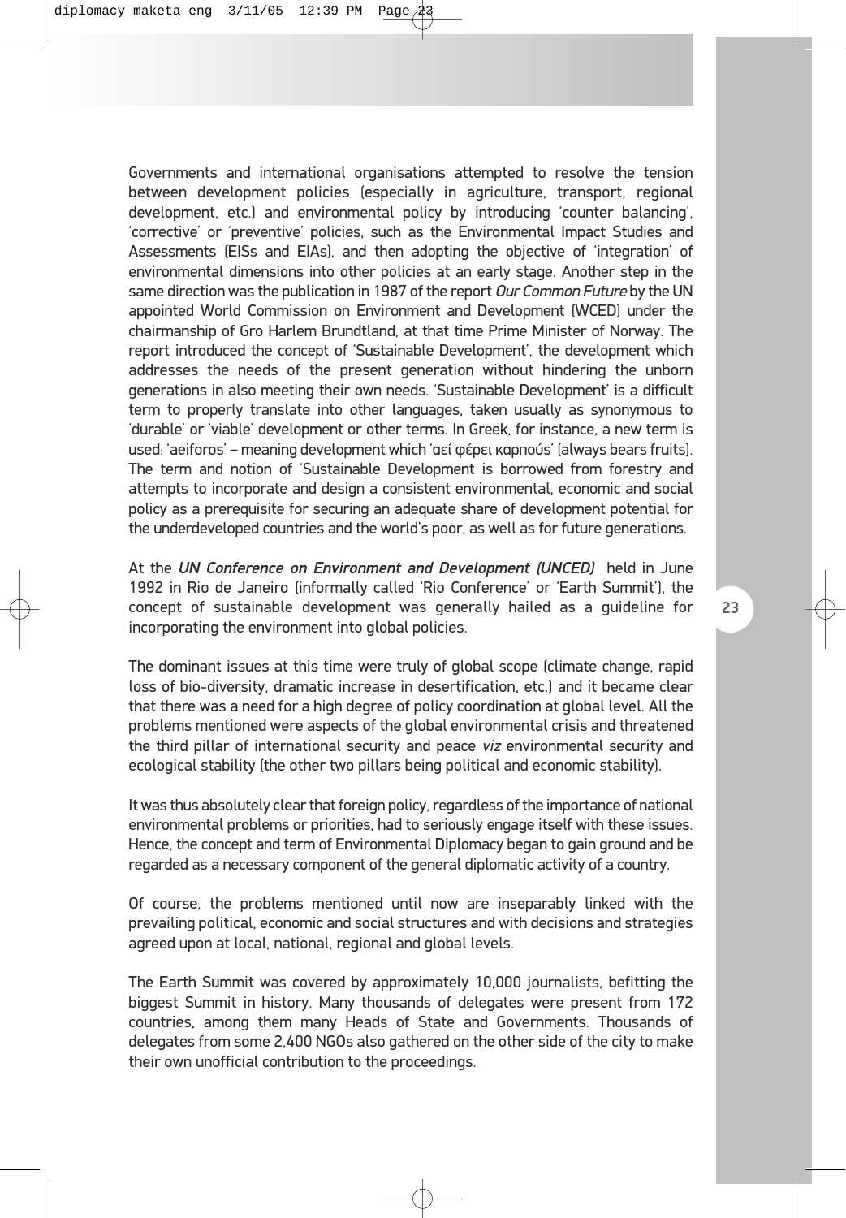Governments and international organisations attempted to resolve the tension between development policies (especially in agriculture, transport, regional development, etc.) and environmental policy by introducing 'counter balancing', 'corrective' or 'preventive' policies, such as the Environmental Impact Studies and Assessments (EISs and EIAs), and then adopting the objective of 'integration' of environmental dimensions into other policies at an early stage. Another step in the same direction was the publication in 1987 of the report *Our Common Future* by the UN appointed World Commission on Environment and Development (WCED) under the chairmanship of Gro Harlem Brundtland, at that time Prime Minister of Norway. The report introduced the concept of 'Sustainable Development', the development which addresses the needs of the present generation without hindering the unborn generations in also meeting their own needs. 'Sustainable Development' is a difficult term to properly translate into other languages, taken usually as synonymous to 'durable' or 'viable' development or other terms. In Greek, for instance, a new term is used: 'aeiforos' – meaning development which 'αεί φέρει καρπούς' (always bears fruits). The term and notion of 'Sustainable Development is borrowed from forestry and attempts to incorporate and design a consistent environmental, economic and social policy as a prerequisite for securing an adequate share of development potential for the underdeveloped countries and the world's poor, as well as for future generations.

At the ***UN Conference on Environment and Development (UNCED)*** held in June 1992 in Rio de Janeiro (informally called 'Rio Conference' or 'Earth Summit'), the concept of sustainable development was generally hailed as a guideline for incorporating the environment into global policies.

The dominant issues at this time were truly of global scope (climate change, rapid loss of bio-diversity, dramatic increase in desertification, etc.) and it became clear that there was a need for a high degree of policy coordination at global level. All the problems mentioned were aspects of the global environmental crisis and threatened the third pillar of international security and peace *viz* environmental security and ecological stability (the other two pillars being political and economic stability).

It was thus absolutely clear that foreign policy, regardless of the importance of national environmental problems or priorities, had to seriously engage itself with these issues. Hence, the concept and term of Environmental Diplomacy began to gain ground and be regarded as a necessary component of the general diplomatic activity of a country.

Of course, the problems mentioned until now are inseparably linked with the prevailing political, economic and social structures and with decisions and strategies agreed upon at local, national, regional and global levels.

The Earth Summit was covered by approximately 10,000 journalists, befitting the biggest Summit in history. Many thousands of delegates were present from 172 countries, among them many Heads of State and Governments. Thousands of delegates from some 2,400 NGOs also gathered on the other side of the city to make their own unofficial contribution to the proceedings.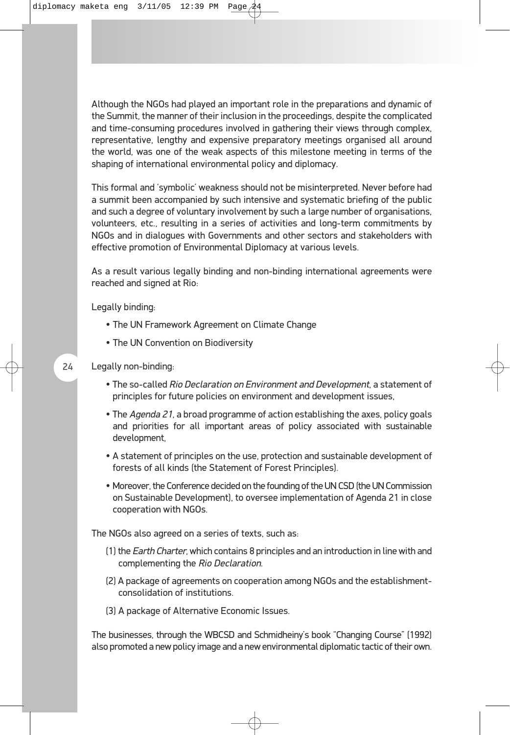Although the NGOs had played an important role in the preparations and dynamic of the Summit, the manner of their inclusion in the proceedings, despite the complicated and time-consuming procedures involved in gathering their views through complex, representative, lengthy and expensive preparatory meetings organised all around the world, was one of the weak aspects of this milestone meeting in terms of the shaping of international environmental policy and diplomacy.

This formal and 'symbolic' weakness should not be misinterpreted. Never before had a summit been accompanied by such intensive and systematic briefing of the public and such a degree of voluntary involvement by such a large number of organisations, volunteers, etc., resulting in a series of activities and long-term commitments by NGOs and in dialogues with Governments and other sectors and stakeholders with effective promotion of Environmental Diplomacy at various levels.

As a result various legally binding and non-binding international agreements were reached and signed at Rio:

Legally binding:

- The UN Framework Agreement on Climate Change
- The UN Convention on Biodiversity

Legally non-binding:

- The so-called *Rio Declaration on Environment and Development*, a statement of principles for future policies on environment and development issues,
- The *Agenda 21*, a broad programme of action establishing the axes, policy goals and priorities for all important areas of policy associated with sustainable development,
- A statement of principles on the use, protection and sustainable development of forests of all kinds (the Statement of Forest Principles).
- Moreover, the Conference decided on the founding of the UN CSD (the UN Commission on Sustainable Development), to oversee implementation of Agenda 21 in close cooperation with NGOs.

The NGOs also agreed on a series of texts, such as:

(1) the *Earth Charter*, which contains 8 principles and an introduction in line with and complementing the *Rio Declaration*.

(2) A package of agreements on cooperation among NGOs and the establishment-consolidation of institutions.

(3) A package of Alternative Economic Issues.

The businesses, through the WBCSD and Schmidheiny's book "Changing Course" (1992) also promoted a new policy image and a new environmental diplomatic tactic of their own.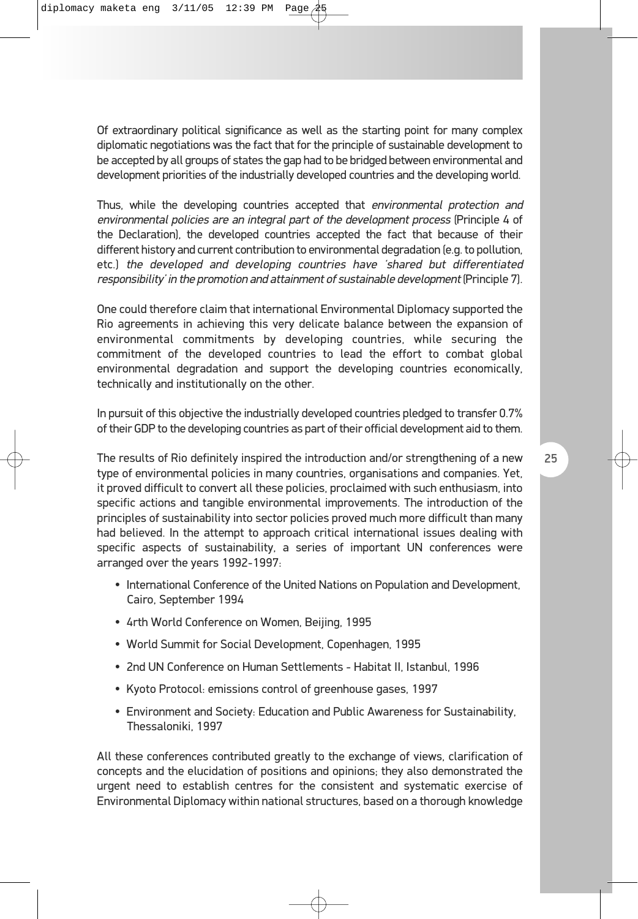Of extraordinary political significance as well as the starting point for many complex diplomatic negotiations was the fact that for the principle of sustainable development to be accepted by all groups of states the gap had to be bridged between environmental and development priorities of the industrially developed countries and the developing world.

Thus, while the developing countries accepted that *environmental protection and environmental policies are an integral part of the development process* (Principle 4 of the Declaration), the developed countries accepted the fact that because of their different history and current contribution to environmental degradation (e.g. to pollution, etc.) *the developed and developing countries have 'shared but differentiated responsibility' in the promotion and attainment of sustainable development* (Principle 7).

One could therefore claim that international Environmental Diplomacy supported the Rio agreements in achieving this very delicate balance between the expansion of environmental commitments by developing countries, while securing the commitment of the developed countries to lead the effort to combat global environmental degradation and support the developing countries economically, technically and institutionally on the other.

In pursuit of this objective the industrially developed countries pledged to transfer 0.7% of their GDP to the developing countries as part of their official development aid to them.

The results of Rio definitely inspired the introduction and/or strengthening of a new type of environmental policies in many countries, organisations and companies. Yet, it proved difficult to convert all these policies, proclaimed with such enthusiasm, into specific actions and tangible environmental improvements. The introduction of the principles of sustainability into sector policies proved much more difficult than many had believed. In the attempt to approach critical international issues dealing with specific aspects of sustainability, a series of important UN conferences were arranged over the years 1992-1997:

- International Conference of the United Nations on Population and Development, Cairo, September 1994
- 4rth World Conference on Women, Beijing, 1995
- World Summit for Social Development, Copenhagen, 1995
- 2nd UN Conference on Human Settlements - Habitat II, Istanbul, 1996
- Kyoto Protocol: emissions control of greenhouse gases, 1997
- Environment and Society: Education and Public Awareness for Sustainability, Thessaloniki, 1997

All these conferences contributed greatly to the exchange of views, clarification of concepts and the elucidation of positions and opinions; they also demonstrated the urgent need to establish centres for the consistent and systematic exercise of Environmental Diplomacy within national structures, based on a thorough knowledge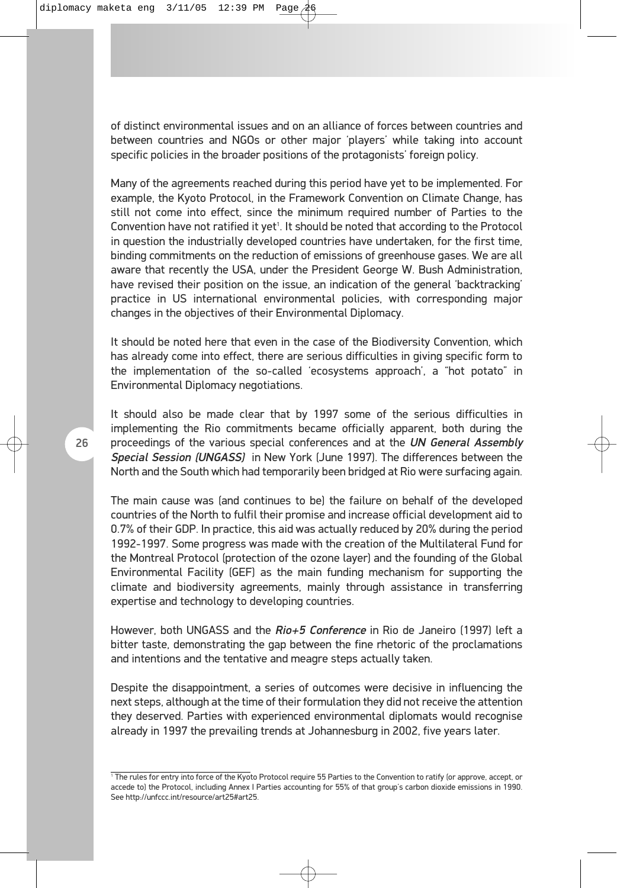of distinct environmental issues and on an alliance of forces between countries and between countries and NGOs or other major 'players' while taking into account specific policies in the broader positions of the protagonists' foreign policy.

Many of the agreements reached during this period have yet to be implemented. For example, the Kyoto Protocol, in the Framework Convention on Climate Change, has still not come into effect, since the minimum required number of Parties to the Convention have not ratified it yet[1]. It should be noted that according to the Protocol in question the industrially developed countries have undertaken, for the first time, binding commitments on the reduction of emissions of greenhouse gases. We are all aware that recently the USA, under the President George W. Bush Administration, have revised their position on the issue, an indication of the general 'backtracking' practice in US international environmental policies, with corresponding major changes in the objectives of their Environmental Diplomacy.

It should be noted here that even in the case of the Biodiversity Convention, which has already come into effect, there are serious difficulties in giving specific form to the implementation of the so-called 'ecosystems approach', a "hot potato" in Environmental Diplomacy negotiations.

It should also be made clear that by 1997 some of the serious difficulties in implementing the Rio commitments became officially apparent, both during the proceedings of the various special conferences and at the ***UN General Assembly Special Session (UNGASS)*** in New York (June 1997). The differences between the North and the South which had temporarily been bridged at Rio were surfacing again.

The main cause was (and continues to be) the failure on behalf of the developed countries of the North to fulfil their promise and increase official development aid to 0.7% of their GDP. In practice, this aid was actually reduced by 20% during the period 1992-1997. Some progress was made with the creation of the Multilateral Fund for the Montreal Protocol (protection of the ozone layer) and the founding of the Global Environmental Facility (GEF) as the main funding mechanism for supporting the climate and biodiversity agreements, mainly through assistance in transferring expertise and technology to developing countries.

However, both UNGASS and the ***Rio+5 Conference*** in Rio de Janeiro (1997) left a bitter taste, demonstrating the gap between the fine rhetoric of the proclamations and intentions and the tentative and meagre steps actually taken.

Despite the disappointment, a series of outcomes were decisive in influencing the next steps, although at the time of their formulation they did not receive the attention they deserved. Parties with experienced environmental diplomats would recognise already in 1997 the prevailing trends at Johannesburg in 2002, five years later.

---

[1] The rules for entry into force of the Kyoto Protocol require 55 Parties to the Convention to ratify (or approve, accept, or accede to) the Protocol, including Annex I Parties accounting for 55% of that group's carbon dioxide emissions in 1990. See http://unfccc.int/resource/art25#art25.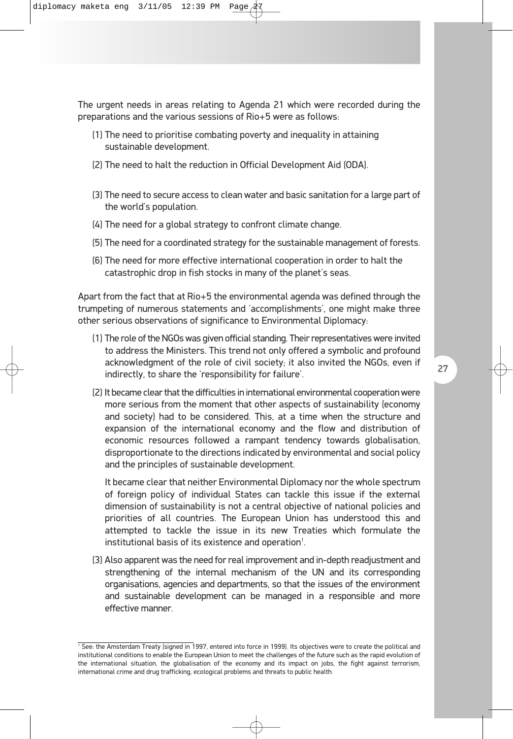The urgent needs in areas relating to Agenda 21 which were recorded during the preparations and the various sessions of Rio+5 were as follows:

(1) The need to prioritise combating poverty and inequality in attaining sustainable development.

(2) The need to halt the reduction in Official Development Aid (ODA).

(3) The need to secure access to clean water and basic sanitation for a large part of the world's population.

(4) The need for a global strategy to confront climate change.

(5) The need for a coordinated strategy for the sustainable management of forests.

(6) The need for more effective international cooperation in order to halt the catastrophic drop in fish stocks in many of the planet's seas.

Apart from the fact that at Rio+5 the environmental agenda was defined through the trumpeting of numerous statements and 'accomplishments', one might make three other serious observations of significance to Environmental Diplomacy:

(1) The role of the NGOs was given official standing. Their representatives were invited to address the Ministers. This trend not only offered a symbolic and profound acknowledgment of the role of civil society; it also invited the NGOs, even if indirectly, to share the 'responsibility for failure'.

(2) It became clear that the difficulties in international environmental cooperation were more serious from the moment that other aspects of sustainability (economy and society) had to be considered. This, at a time when the structure and expansion of the international economy and the flow and distribution of economic resources followed a rampant tendency towards globalisation, disproportionate to the directions indicated by environmental and social policy and the principles of sustainable development.

   It became clear that neither Environmental Diplomacy nor the whole spectrum of foreign policy of individual States can tackle this issue if the external dimension of sustainability is not a central objective of national policies and priorities of all countries. The European Union has understood this and attempted to tackle the issue in its new Treaties which formulate the institutional basis of its existence and operation[1].

(3) Also apparent was the need for real improvement and in-depth readjustment and strengthening of the internal mechanism of the UN and its corresponding organisations, agencies and departments, so that the issues of the environment and sustainable development can be managed in a responsible and more effective manner.

---

[1] See: the Amsterdam Treaty (signed in 1997, entered into force in 1999). Its objectives were to create the political and institutional conditions to enable the European Union to meet the challenges of the future such as the rapid evolution of the international situation, the globalisation of the economy and its impact on jobs, the fight against terrorism, international crime and drug trafficking, ecological problems and threats to public health.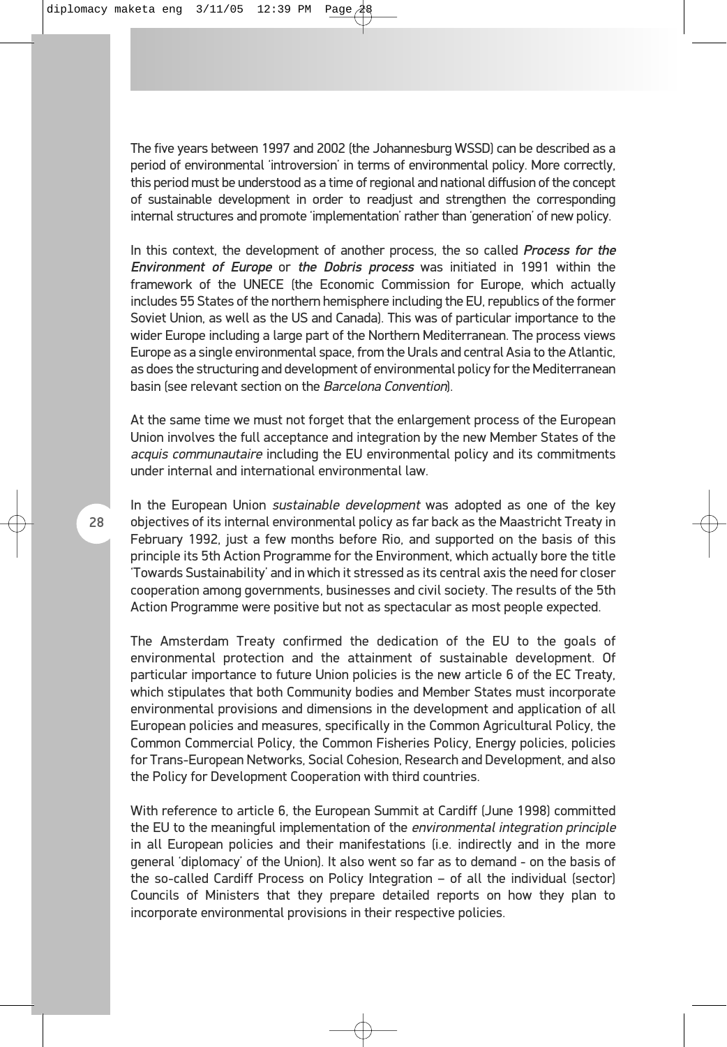The five years between 1997 and 2002 (the Johannesburg WSSD) can be described as a period of environmental 'introversion' in terms of environmental policy. More correctly, this period must be understood as a time of regional and national diffusion of the concept of sustainable development in order to readjust and strengthen the corresponding internal structures and promote 'implementation' rather than 'generation' of new policy.

In this context, the development of another process, the so called ***Process for the Environment of Europe*** or ***the Dobris process*** was initiated in 1991 within the framework of the UNECE (the Economic Commission for Europe, which actually includes 55 States of the northern hemisphere including the EU, republics of the former Soviet Union, as well as the US and Canada). This was of particular importance to the wider Europe including a large part of the Northern Mediterranean. The process views Europe as a single environmental space, from the Urals and central Asia to the Atlantic, as does the structuring and development of environmental policy for the Mediterranean basin (see relevant section on the *Barcelona Convention*).

At the same time we must not forget that the enlargement process of the European Union involves the full acceptance and integration by the new Member States of the *acquis communautaire* including the EU environmental policy and its commitments under internal and international environmental law.

In the European Union *sustainable development* was adopted as one of the key objectives of its internal environmental policy as far back as the Maastricht Treaty in February 1992, just a few months before Rio, and supported on the basis of this principle its 5th Action Programme for the Environment, which actually bore the title 'Towards Sustainability' and in which it stressed as its central axis the need for closer cooperation among governments, businesses and civil society. The results of the 5th Action Programme were positive but not as spectacular as most people expected.

The Amsterdam Treaty confirmed the dedication of the EU to the goals of environmental protection and the attainment of sustainable development. Of particular importance to future Union policies is the new article 6 of the EC Treaty, which stipulates that both Community bodies and Member States must incorporate environmental provisions and dimensions in the development and application of all European policies and measures, specifically in the Common Agricultural Policy, the Common Commercial Policy, the Common Fisheries Policy, Energy policies, policies for Trans-European Networks, Social Cohesion, Research and Development, and also the Policy for Development Cooperation with third countries.

With reference to article 6, the European Summit at Cardiff (June 1998) committed the EU to the meaningful implementation of the *environmental integration principle* in all European policies and their manifestations (i.e. indirectly and in the more general 'diplomacy' of the Union). It also went so far as to demand - on the basis of the so-called Cardiff Process on Policy Integration – of all the individual (sector) Councils of Ministers that they prepare detailed reports on how they plan to incorporate environmental provisions in their respective policies.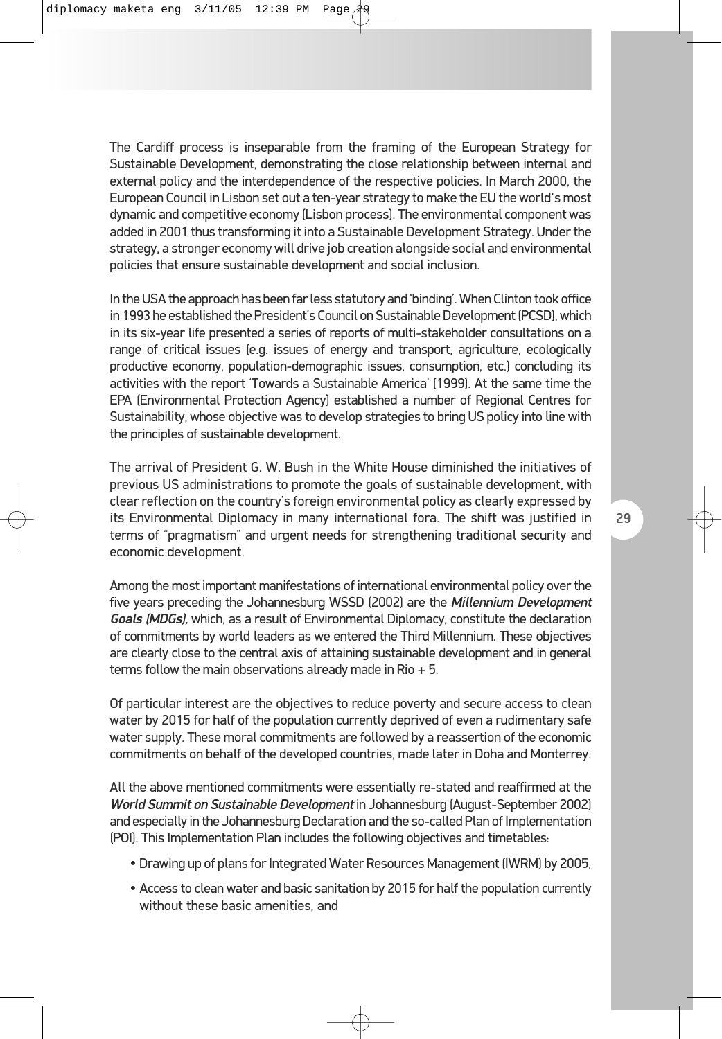The Cardiff process is inseparable from the framing of the European Strategy for Sustainable Development, demonstrating the close relationship between internal and external policy and the interdependence of the respective policies. In March 2000, the European Council in Lisbon set out a ten-year strategy to make the EU the world's most dynamic and competitive economy (Lisbon process). The environmental component was added in 2001 thus transforming it into a Sustainable Development Strategy. Under the strategy, a stronger economy will drive job creation alongside social and environmental policies that ensure sustainable development and social inclusion.

In the USA the approach has been far less statutory and 'binding'. When Clinton took office in 1993 he established the President's Council on Sustainable Development (PCSD), which in its six-year life presented a series of reports of multi-stakeholder consultations on a range of critical issues (e.g. issues of energy and transport, agriculture, ecologically productive economy, population-demographic issues, consumption, etc.) concluding its activities with the report 'Towards a Sustainable America' (1999). At the same time the EPA (Environmental Protection Agency) established a number of Regional Centres for Sustainability, whose objective was to develop strategies to bring US policy into line with the principles of sustainable development.

The arrival of President G. W. Bush in the White House diminished the initiatives of previous US administrations to promote the goals of sustainable development, with clear reflection on the country's foreign environmental policy as clearly expressed by its Environmental Diplomacy in many international fora. The shift was justified in terms of "pragmatism" and urgent needs for strengthening traditional security and economic development.

Among the most important manifestations of international environmental policy over the five years preceding the Johannesburg WSSD (2002) are the ***Millennium Development Goals (MDGs),*** which, as a result of Environmental Diplomacy, constitute the declaration of commitments by world leaders as we entered the Third Millennium. These objectives are clearly close to the central axis of attaining sustainable development and in general terms follow the main observations already made in Rio + 5.

Of particular interest are the objectives to reduce poverty and secure access to clean water by 2015 for half of the population currently deprived of even a rudimentary safe water supply. These moral commitments are followed by a reassertion of the economic commitments on behalf of the developed countries, made later in Doha and Monterrey.

All the above mentioned commitments were essentially re-stated and reaffirmed at the ***World Summit on Sustainable Development*** in Johannesburg (August-September 2002) and especially in the Johannesburg Declaration and the so-called Plan of Implementation (POI). This Implementation Plan includes the following objectives and timetables:

- Drawing up of plans for Integrated Water Resources Management (IWRM) by 2005,
- Access to clean water and basic sanitation by 2015 for half the population currently without these basic amenities, and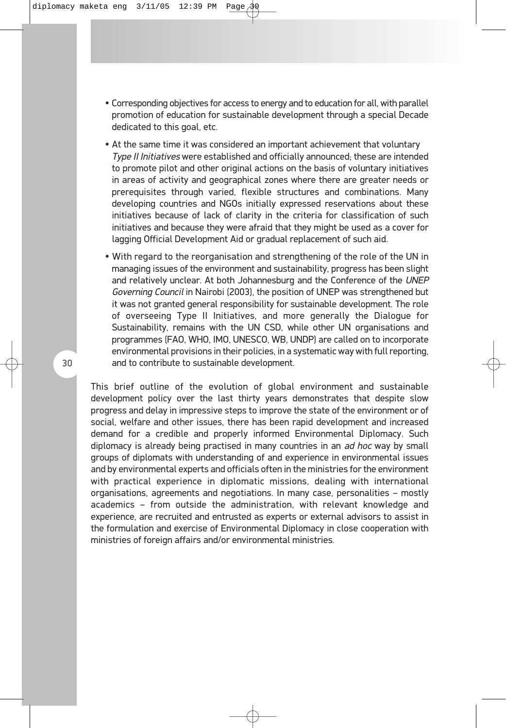- Corresponding objectives for access to energy and to education for all, with parallel promotion of education for sustainable development through a special Decade dedicated to this goal, etc.

- At the same time it was considered an important achievement that voluntary *Type II Initiatives* were established and officially announced; these are intended to promote pilot and other original actions on the basis of voluntary initiatives in areas of activity and geographical zones where there are greater needs or prerequisites through varied, flexible structures and combinations. Many developing countries and NGOs initially expressed reservations about these initiatives because of lack of clarity in the criteria for classification of such initiatives and because they were afraid that they might be used as a cover for lagging Official Development Aid or gradual replacement of such aid.

- With regard to the reorganisation and strengthening of the role of the UN in managing issues of the environment and sustainability, progress has been slight and relatively unclear. At both Johannesburg and the Conference of the *UNEP Governing Council* in Nairobi (2003), the position of UNEP was strengthened but it was not granted general responsibility for sustainable development. The role of overseeing Type II Initiatives, and more generally the Dialogue for Sustainability, remains with the UN CSD, while other UN organisations and programmes (FAO, WHO, IMO, UNESCO, WB, UNDP) are called on to incorporate environmental provisions in their policies, in a systematic way with full reporting, and to contribute to sustainable development.

This brief outline of the evolution of global environment and sustainable development policy over the last thirty years demonstrates that despite slow progress and delay in impressive steps to improve the state of the environment or of social, welfare and other issues, there has been rapid development and increased demand for a credible and properly informed Environmental Diplomacy. Such diplomacy is already being practised in many countries in an *ad hoc* way by small groups of diplomats with understanding of and experience in environmental issues and by environmental experts and officials often in the ministries for the environment with practical experience in diplomatic missions, dealing with international organisations, agreements and negotiations. In many case, personalities – mostly academics – from outside the administration, with relevant knowledge and experience, are recruited and entrusted as experts or external advisors to assist in the formulation and exercise of Environmental Diplomacy in close cooperation with ministries of foreign affairs and/or environmental ministries.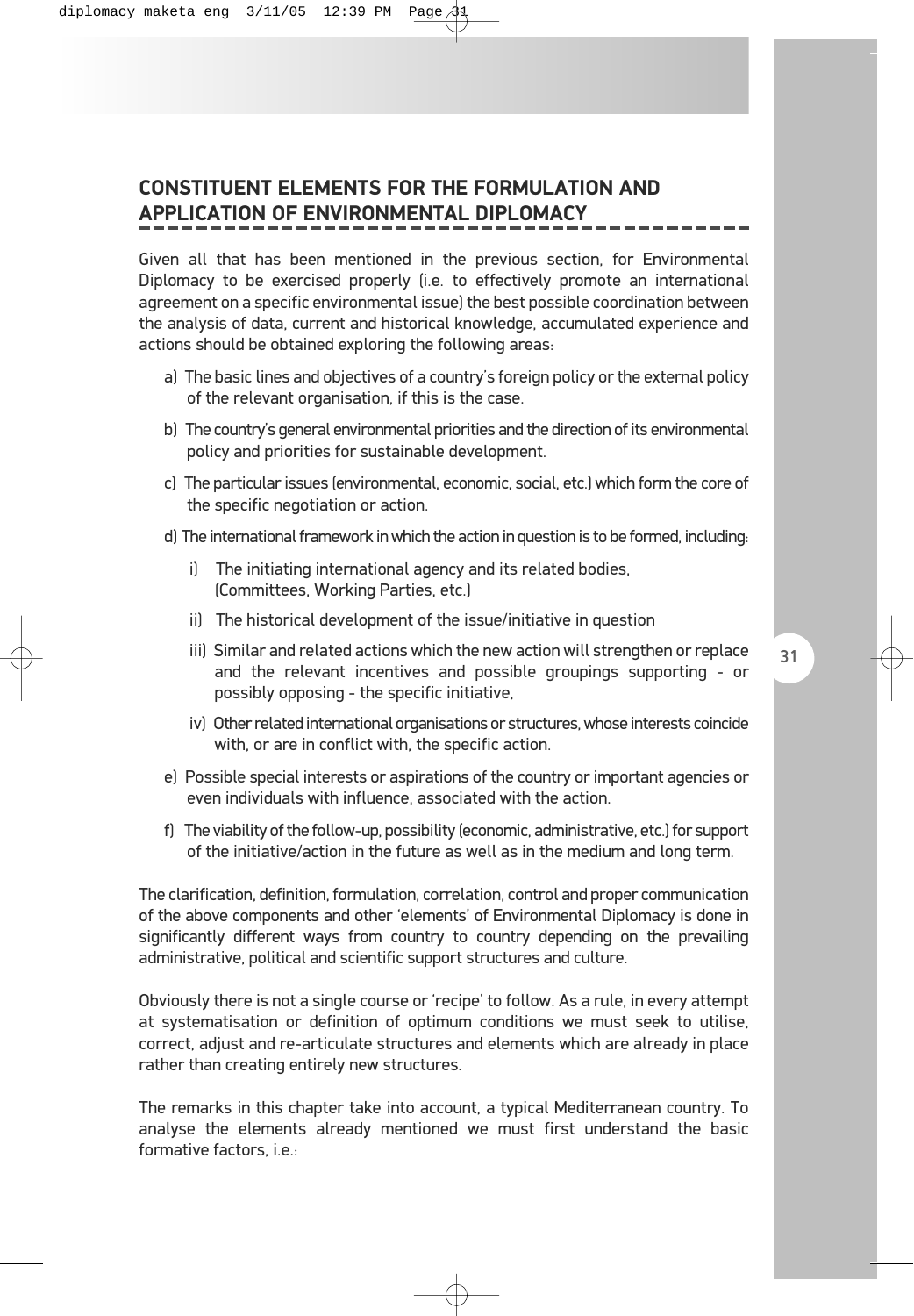## CONSTITUENT ELEMENTS FOR THE FORMULATION AND APPLICATION OF ENVIRONMENTAL DIPLOMACY

Given all that has been mentioned in the previous section, for Environmental Diplomacy to be exercised properly (i.e. to effectively promote an international agreement on a specific environmental issue) the best possible coordination between the analysis of data, current and historical knowledge, accumulated experience and actions should be obtained exploring the following areas:

a) The basic lines and objectives of a country's foreign policy or the external policy of the relevant organisation, if this is the case.

b) The country's general environmental priorities and the direction of its environmental policy and priorities for sustainable development.

c) The particular issues (environmental, economic, social, etc.) which form the core of the specific negotiation or action.

d) The international framework in which the action in question is to be formed, including:

   i) The initiating international agency and its related bodies, (Committees, Working Parties, etc.)

   ii) The historical development of the issue/initiative in question

   iii) Similar and related actions which the new action will strengthen or replace and the relevant incentives and possible groupings supporting - or possibly opposing - the specific initiative,

   iv) Other related international organisations or structures, whose interests coincide with, or are in conflict with, the specific action.

e) Possible special interests or aspirations of the country or important agencies or even individuals with influence, associated with the action.

f) The viability of the follow-up, possibility (economic, administrative, etc.) for support of the initiative/action in the future as well as in the medium and long term.

The clarification, definition, formulation, correlation, control and proper communication of the above components and other 'elements' of Environmental Diplomacy is done in significantly different ways from country to country depending on the prevailing administrative, political and scientific support structures and culture.

Obviously there is not a single course or 'recipe' to follow. As a rule, in every attempt at systematisation or definition of optimum conditions we must seek to utilise, correct, adjust and re-articulate structures and elements which are already in place rather than creating entirely new structures.

The remarks in this chapter take into account, a typical Mediterranean country. To analyse the elements already mentioned we must first understand the basic formative factors, i.e.: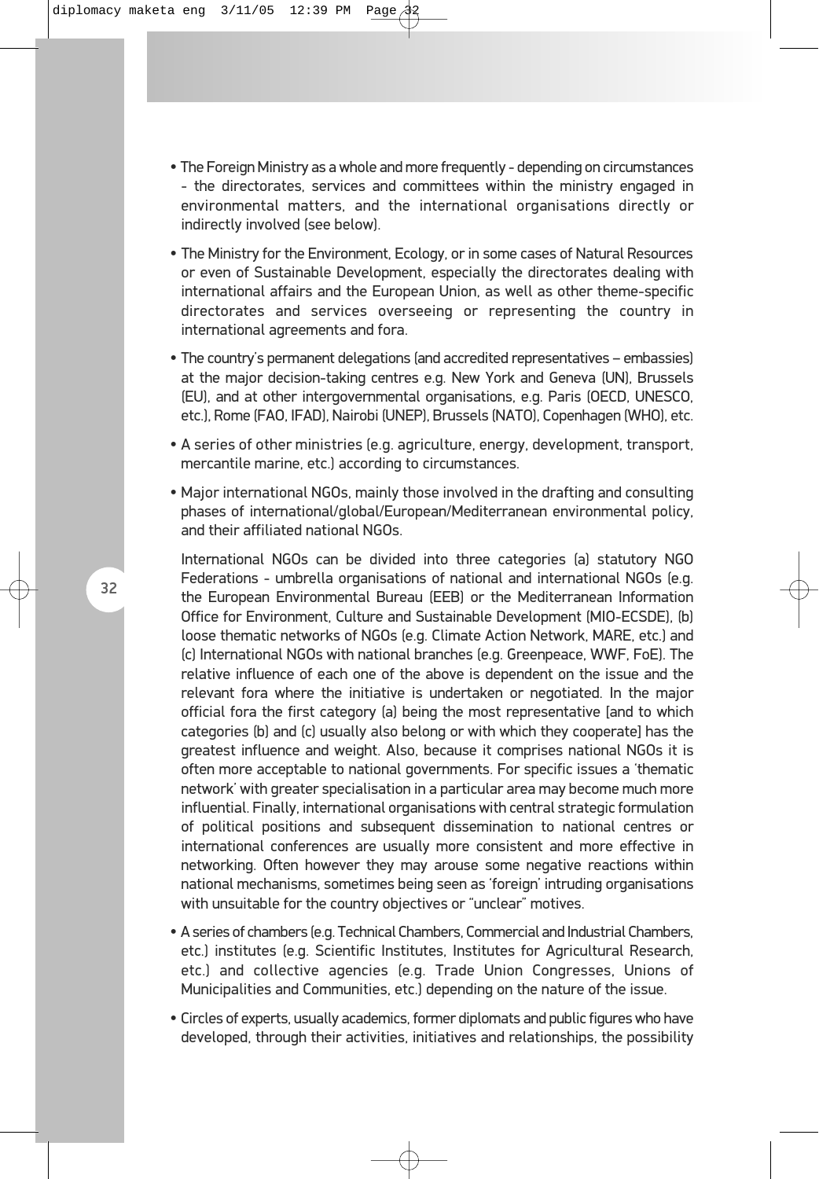- The Foreign Ministry as a whole and more frequently - depending on circumstances - the directorates, services and committees within the ministry engaged in environmental matters, and the international organisations directly or indirectly involved (see below).
- The Ministry for the Environment, Ecology, or in some cases of Natural Resources or even of Sustainable Development, especially the directorates dealing with international affairs and the European Union, as well as other theme-specific directorates and services overseeing or representing the country in international agreements and fora.
- The country's permanent delegations (and accredited representatives – embassies) at the major decision-taking centres e.g. New York and Geneva (UN), Brussels (EU), and at other intergovernmental organisations, e.g. Paris (OECD, UNESCO, etc.), Rome (FAO, IFAD), Nairobi (UNEP), Brussels (NATO), Copenhagen (WHO), etc.
- A series of other ministries (e.g. agriculture, energy, development, transport, mercantile marine, etc.) according to circumstances.
- Major international NGOs, mainly those involved in the drafting and consulting phases of international/global/European/Mediterranean environmental policy, and their affiliated national NGOs.

  International NGOs can be divided into three categories (a) statutory NGO Federations - umbrella organisations of national and international NGOs (e.g. the European Environmental Bureau (EEB) or the Mediterranean Information Office for Environment, Culture and Sustainable Development (MIO-ECSDE), (b) loose thematic networks of NGOs (e.g. Climate Action Network, MARE, etc.) and (c) International NGOs with national branches (e.g. Greenpeace, WWF, FoE). The relative influence of each one of the above is dependent on the issue and the relevant fora where the initiative is undertaken or negotiated. In the major official fora the first category (a) being the most representative [and to which categories (b) and (c) usually also belong or with which they cooperate] has the greatest influence and weight. Also, because it comprises national NGOs it is often more acceptable to national governments. For specific issues a 'thematic network' with greater specialisation in a particular area may become much more influential. Finally, international organisations with central strategic formulation of political positions and subsequent dissemination to national centres or international conferences are usually more consistent and more effective in networking. Often however they may arouse some negative reactions within national mechanisms, sometimes being seen as 'foreign' intruding organisations with unsuitable for the country objectives or "unclear" motives.

- A series of chambers (e.g. Technical Chambers, Commercial and Industrial Chambers, etc.) institutes (e.g. Scientific Institutes, Institutes for Agricultural Research, etc.) and collective agencies (e.g. Trade Union Congresses, Unions of Municipalities and Communities, etc.) depending on the nature of the issue.
- Circles of experts, usually academics, former diplomats and public figures who have developed, through their activities, initiatives and relationships, the possibility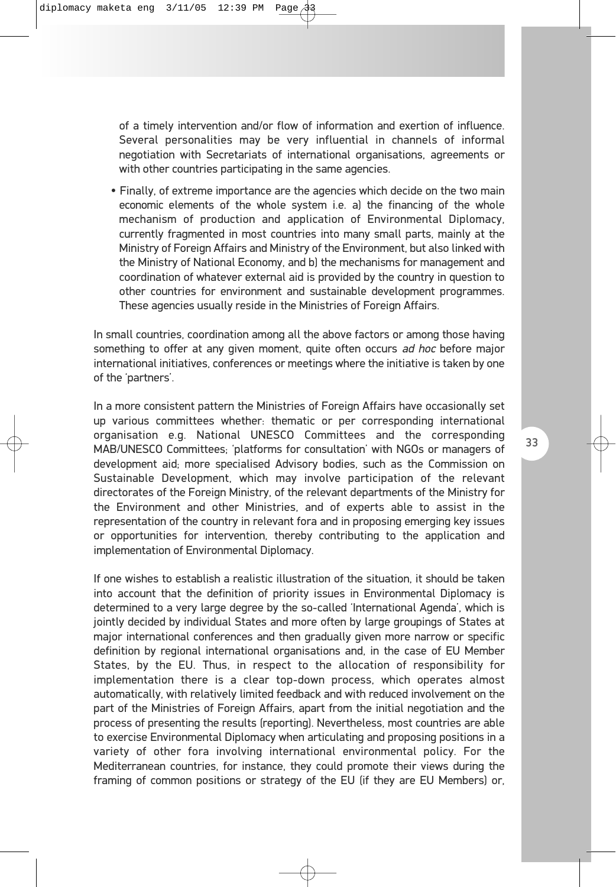of a timely intervention and/or flow of information and exertion of influence. Several personalities may be very influential in channels of informal negotiation with Secretariats of international organisations, agreements or with other countries participating in the same agencies.

- Finally, of extreme importance are the agencies which decide on the two main economic elements of the whole system i.e. a) the financing of the whole mechanism of production and application of Environmental Diplomacy, currently fragmented in most countries into many small parts, mainly at the Ministry of Foreign Affairs and Ministry of the Environment, but also linked with the Ministry of National Economy, and b) the mechanisms for management and coordination of whatever external aid is provided by the country in question to other countries for environment and sustainable development programmes. These agencies usually reside in the Ministries of Foreign Affairs.

In small countries, coordination among all the above factors or among those having something to offer at any given moment, quite often occurs *ad hoc* before major international initiatives, conferences or meetings where the initiative is taken by one of the 'partners'.

In a more consistent pattern the Ministries of Foreign Affairs have occasionally set up various committees whether: thematic or per corresponding international organisation e.g. National UNESCO Committees and the corresponding MAB/UNESCO Committees; 'platforms for consultation' with NGOs or managers of development aid; more specialised Advisory bodies, such as the Commission on Sustainable Development, which may involve participation of the relevant directorates of the Foreign Ministry, of the relevant departments of the Ministry for the Environment and other Ministries, and of experts able to assist in the representation of the country in relevant fora and in proposing emerging key issues or opportunities for intervention, thereby contributing to the application and implementation of Environmental Diplomacy.

If one wishes to establish a realistic illustration of the situation, it should be taken into account that the definition of priority issues in Environmental Diplomacy is determined to a very large degree by the so-called 'International Agenda', which is jointly decided by individual States and more often by large groupings of States at major international conferences and then gradually given more narrow or specific definition by regional international organisations and, in the case of EU Member States, by the EU. Thus, in respect to the allocation of responsibility for implementation there is a clear top-down process, which operates almost automatically, with relatively limited feedback and with reduced involvement on the part of the Ministries of Foreign Affairs, apart from the initial negotiation and the process of presenting the results (reporting). Nevertheless, most countries are able to exercise Environmental Diplomacy when articulating and proposing positions in a variety of other fora involving international environmental policy. For the Mediterranean countries, for instance, they could promote their views during the framing of common positions or strategy of the EU (if they are EU Members) or,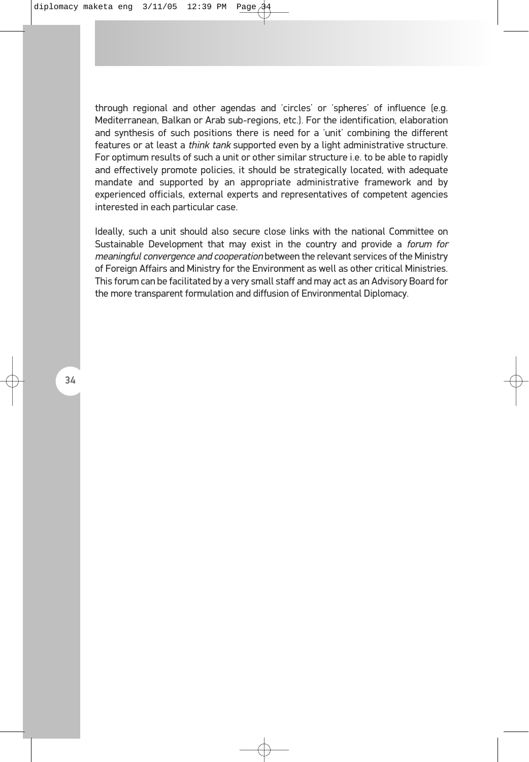through regional and other agendas and 'circles' or 'spheres' of influence (e.g. Mediterranean, Balkan or Arab sub-regions, etc.). For the identification, elaboration and synthesis of such positions there is need for a 'unit' combining the different features or at least a *think tank* supported even by a light administrative structure. For optimum results of such a unit or other similar structure i.e. to be able to rapidly and effectively promote policies, it should be strategically located, with adequate mandate and supported by an appropriate administrative framework and by experienced officials, external experts and representatives of competent agencies interested in each particular case.

Ideally, such a unit should also secure close links with the national Committee on Sustainable Development that may exist in the country and provide a *forum for meaningful convergence and cooperation* between the relevant services of the Ministry of Foreign Affairs and Ministry for the Environment as well as other critical Ministries. This forum can be facilitated by a very small staff and may act as an Advisory Board for the more transparent formulation and diffusion of Environmental Diplomacy.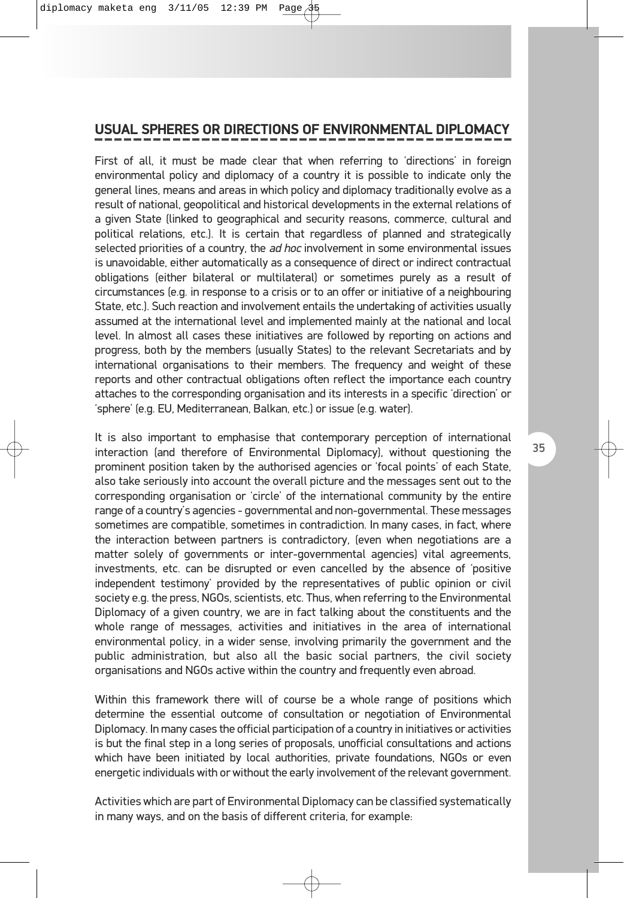## USUAL SPHERES OR DIRECTIONS OF ENVIRONMENTAL DIPLOMACY

First of all, it must be made clear that when referring to 'directions' in foreign environmental policy and diplomacy of a country it is possible to indicate only the general lines, means and areas in which policy and diplomacy traditionally evolve as a result of national, geopolitical and historical developments in the external relations of a given State (linked to geographical and security reasons, commerce, cultural and political relations, etc.). It is certain that regardless of planned and strategically selected priorities of a country, the *ad hoc* involvement in some environmental issues is unavoidable, either automatically as a consequence of direct or indirect contractual obligations (either bilateral or multilateral) or sometimes purely as a result of circumstances (e.g. in response to a crisis or to an offer or initiative of a neighbouring State, etc.). Such reaction and involvement entails the undertaking of activities usually assumed at the international level and implemented mainly at the national and local level. In almost all cases these initiatives are followed by reporting on actions and progress, both by the members (usually States) to the relevant Secretariats and by international organisations to their members. The frequency and weight of these reports and other contractual obligations often reflect the importance each country attaches to the corresponding organisation and its interests in a specific 'direction' or 'sphere' (e.g. EU, Mediterranean, Balkan, etc.) or issue (e.g. water).

It is also important to emphasise that contemporary perception of international interaction (and therefore of Environmental Diplomacy), without questioning the prominent position taken by the authorised agencies or 'focal points' of each State, also take seriously into account the overall picture and the messages sent out to the corresponding organisation or 'circle' of the international community by the entire range of a country's agencies - governmental and non-governmental. These messages sometimes are compatible, sometimes in contradiction. In many cases, in fact, where the interaction between partners is contradictory, (even when negotiations are a matter solely of governments or inter-governmental agencies) vital agreements, investments, etc. can be disrupted or even cancelled by the absence of 'positive independent testimony' provided by the representatives of public opinion or civil society e.g. the press, NGOs, scientists, etc. Thus, when referring to the Environmental Diplomacy of a given country, we are in fact talking about the constituents and the whole range of messages, activities and initiatives in the area of international environmental policy, in a wider sense, involving primarily the government and the public administration, but also all the basic social partners, the civil society organisations and NGOs active within the country and frequently even abroad.

Within this framework there will of course be a whole range of positions which determine the essential outcome of consultation or negotiation of Environmental Diplomacy. In many cases the official participation of a country in initiatives or activities is but the final step in a long series of proposals, unofficial consultations and actions which have been initiated by local authorities, private foundations, NGOs or even energetic individuals with or without the early involvement of the relevant government.

Activities which are part of Environmental Diplomacy can be classified systematically in many ways, and on the basis of different criteria, for example: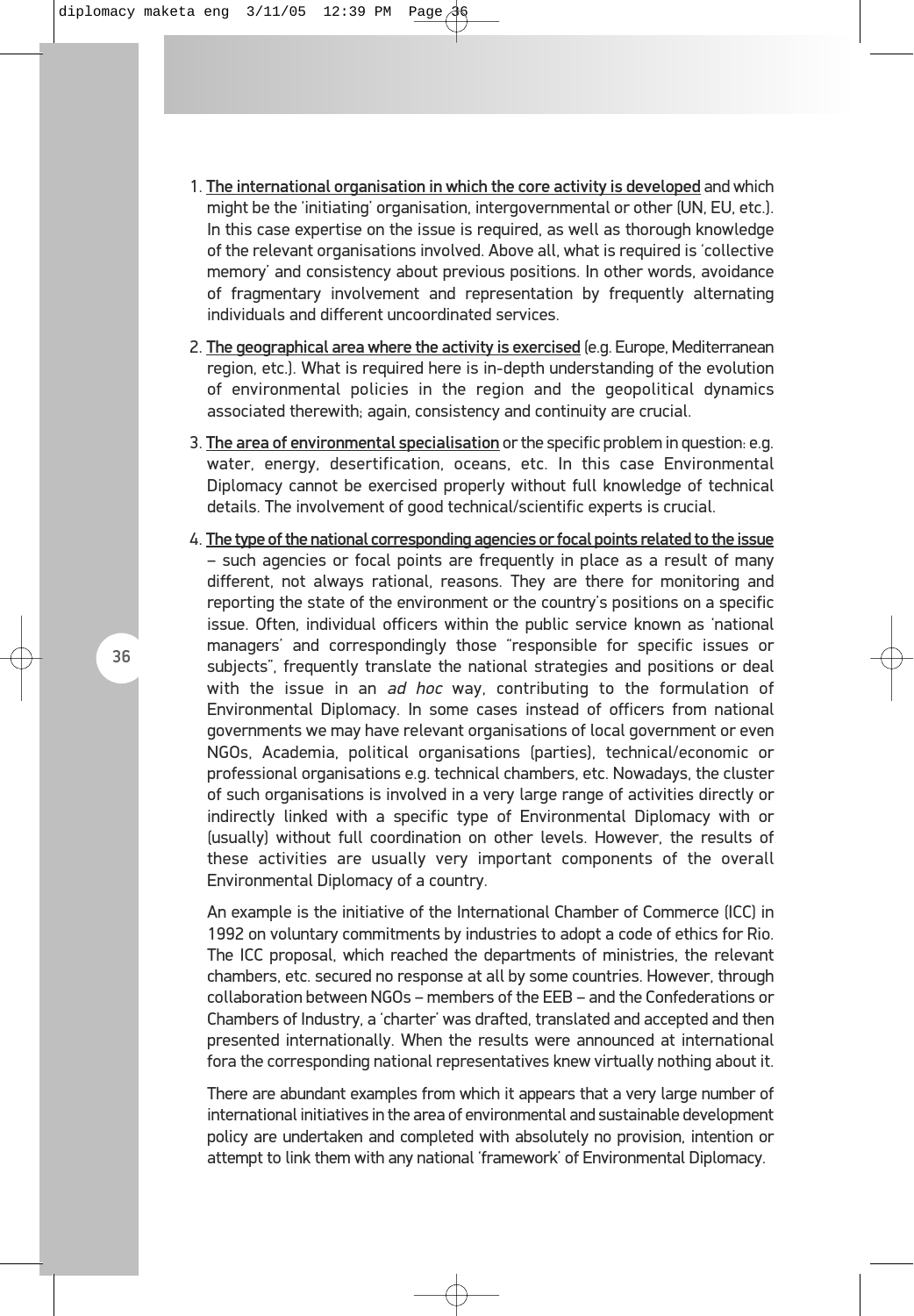1. <u>The international organisation in which the core activity is developed</u> and which might be the 'initiating' organisation, intergovernmental or other (UN, EU, etc.). In this case expertise on the issue is required, as well as thorough knowledge of the relevant organisations involved. Above all, what is required is 'collective memory' and consistency about previous positions. In other words, avoidance of fragmentary involvement and representation by frequently alternating individuals and different uncoordinated services.

2. <u>The geographical area where the activity is exercised</u> (e.g. Europe, Mediterranean region, etc.). What is required here is in-depth understanding of the evolution of environmental policies in the region and the geopolitical dynamics associated therewith; again, consistency and continuity are crucial.

3. <u>The area of environmental specialisation</u> or the specific problem in question: e.g. water, energy, desertification, oceans, etc. In this case Environmental Diplomacy cannot be exercised properly without full knowledge of technical details. The involvement of good technical/scientific experts is crucial.

4. <u>The type of the national corresponding agencies or focal points related to the issue</u> – such agencies or focal points are frequently in place as a result of many different, not always rational, reasons. They are there for monitoring and reporting the state of the environment or the country's positions on a specific issue. Often, individual officers within the public service known as 'national managers' and correspondingly those "responsible for specific issues or subjects", frequently translate the national strategies and positions or deal with the issue in an *ad hoc* way, contributing to the formulation of Environmental Diplomacy. In some cases instead of officers from national governments we may have relevant organisations of local government or even NGOs, Academia, political organisations (parties), technical/economic or professional organisations e.g. technical chambers, etc. Nowadays, the cluster of such organisations is involved in a very large range of activities directly or indirectly linked with a specific type of Environmental Diplomacy with or (usually) without full coordination on other levels. However, the results of these activities are usually very important components of the overall Environmental Diplomacy of a country.

   An example is the initiative of the International Chamber of Commerce (ICC) in 1992 on voluntary commitments by industries to adopt a code of ethics for Rio. The ICC proposal, which reached the departments of ministries, the relevant chambers, etc. secured no response at all by some countries. However, through collaboration between NGOs – members of the EEB – and the Confederations or Chambers of Industry, a 'charter' was drafted, translated and accepted and then presented internationally. When the results were announced at international fora the corresponding national representatives knew virtually nothing about it.

   There are abundant examples from which it appears that a very large number of international initiatives in the area of environmental and sustainable development policy are undertaken and completed with absolutely no provision, intention or attempt to link them with any national 'framework' of Environmental Diplomacy.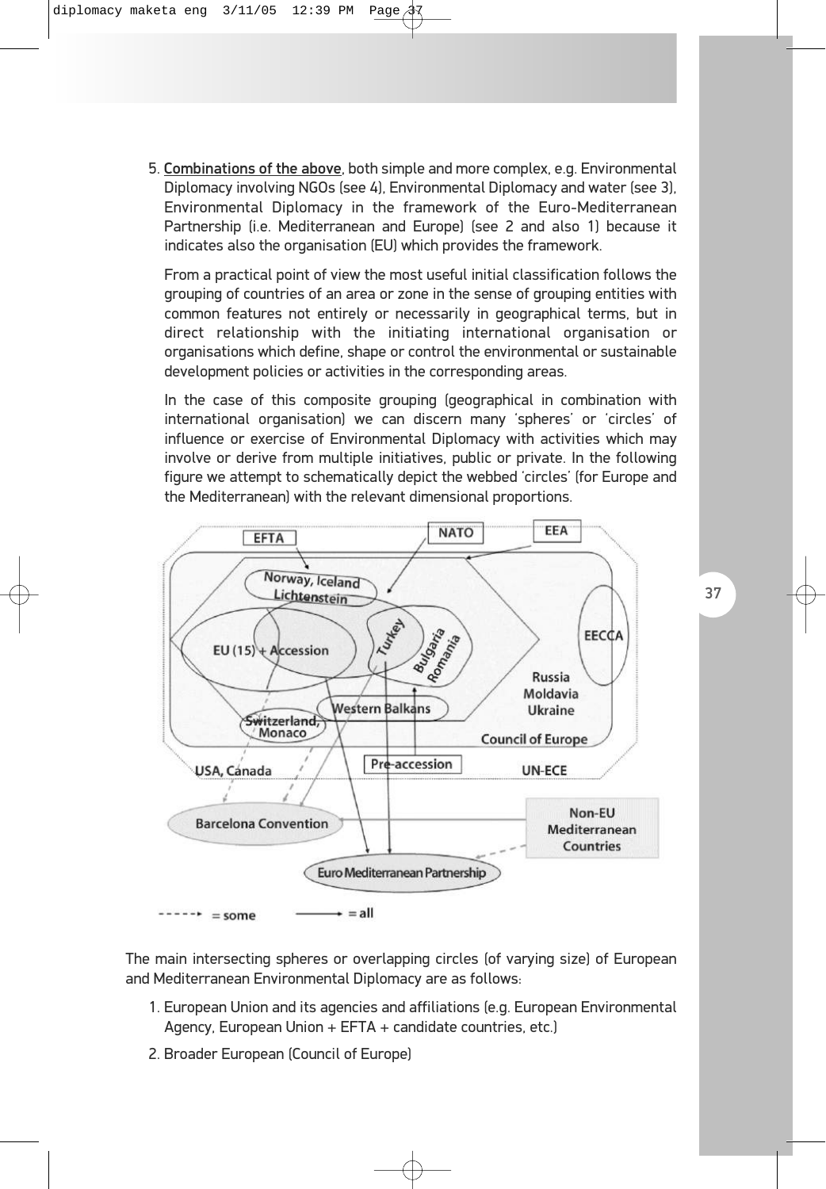5. <u>Combinations of the above</u>, both simple and more complex, e.g. Environmental Diplomacy involving NGOs (see 4), Environmental Diplomacy and water (see 3), Environmental Diplomacy in the framework of the Euro-Mediterranean Partnership (i.e. Mediterranean and Europe) (see 2 and also 1) because it indicates also the organisation (EU) which provides the framework.

   From a practical point of view the most useful initial classification follows the grouping of countries of an area or zone in the sense of grouping entities with common features not entirely or necessarily in geographical terms, but in direct relationship with the initiating international organisation or organisations which define, shape or control the environmental or sustainable development policies or activities in the corresponding areas.

   In the case of this composite grouping (geographical in combination with international organisation) we can discern many 'spheres' or 'circles' of influence or exercise of Environmental Diplomacy with activities which may involve or derive from multiple initiatives, public or private. In the following figure we attempt to schematically depict the webbed 'circles' (for Europe and the Mediterranean) with the relevant dimensional proportions.

EFTA, NATO, EEA, Norway, Iceland Lichtenstein, EU (15) + Accession, Turkey, Bulgaria Romania, EECCA, Russia Moldavia Ukraine, Western Balkans, Switzerland, Monaco, Council of Europe, USA, Canada, Pre-accession, UN-ECE, Barcelona Convention, Non-EU Mediterranean Countries, Euro Mediterranean Partnership

-----> = some ——> = all

The main intersecting spheres or overlapping circles (of varying size) of European and Mediterranean Environmental Diplomacy are as follows:

1. European Union and its agencies and affiliations (e.g. European Environmental Agency, European Union + EFTA + candidate countries, etc.)
2. Broader European (Council of Europe)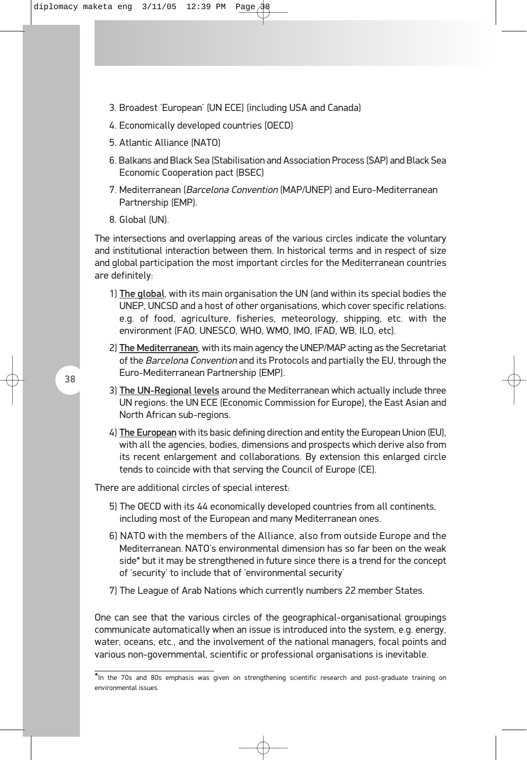3. Broadest 'European' (UN ECE) (including USA and Canada)
4. Economically developed countries (OECD)
5. Atlantic Alliance (NATO)
6. Balkans and Black Sea (Stabilisation and Association Process (SAP) and Black Sea Economic Cooperation pact (BSEC)
7. Mediterranean (*Barcelona Convention* (MAP/UNEP) and Euro-Mediterranean Partnership (EMP).
8. Global (UN).

The intersections and overlapping areas of the various circles indicate the voluntary and institutional interaction between them. In historical terms and in respect of size and global participation the most important circles for the Mediterranean countries are definitely:

1) The global, with its main organisation the UN (and within its special bodies the UNEP, UNCSD and a host of other organisations, which cover specific relations: e.g. of food, agriculture, fisheries, meteorology, shipping, etc. with the environment (FAO, UNESCO, WHO, WMO, IMO, IFAD, WB, ILO, etc).
2) The Mediterranean, with its main agency the UNEP/MAP acting as the Secretariat of the *Barcelona Convention* and its Protocols and partially the EU, through the Euro-Mediterranean Partnership (EMP).
3) The UN-Regional levels around the Mediterranean which actually include three UN regions: the UN ECE (Economic Commission for Europe), the East Asian and North African sub-regions.
4) The European with its basic defining direction and entity the European Union (EU), with all the agencies, bodies, dimensions and prospects which derive also from its recent enlargement and collaborations. By extension this enlarged circle tends to coincide with that serving the Council of Europe (CE).

There are additional circles of special interest:

5) The OECD with its 44 economically developed countries from all continents, including most of the European and many Mediterranean ones.
6) NATO with the members of the Alliance, also from outside Europe and the Mediterranean. NATO's environmental dimension has so far been on the weak side* but it may be strengthened in future since there is a trend for the concept of 'security' to include that of 'environmental security'
7) The League of Arab Nations which currently numbers 22 member States.

One can see that the various circles of the geographical-organisational groupings communicate automatically when an issue is introduced into the system, e.g. energy, water, oceans, etc., and the involvement of the national managers, focal points and various non-governmental, scientific or professional organisations is inevitable.

---

*In the 70s and 80s emphasis was given on strengthening scientific research and post-graduate training on environmental issues.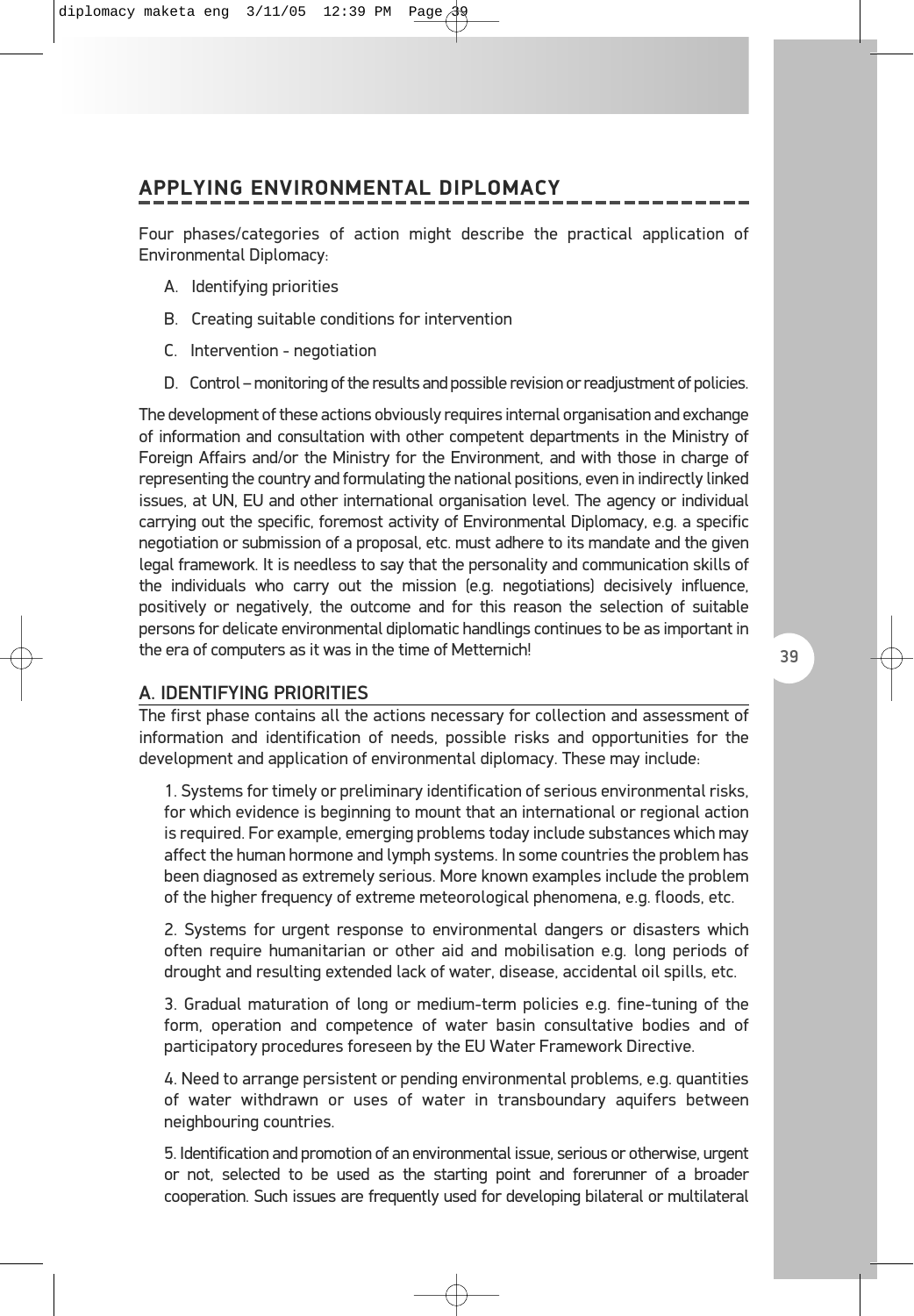## APPLYING ENVIRONMENTAL DIPLOMACY

Four phases/categories of action might describe the practical application of Environmental Diplomacy:

A. Identifying priorities

B. Creating suitable conditions for intervention

C. Intervention - negotiation

D. Control – monitoring of the results and possible revision or readjustment of policies.

The development of these actions obviously requires internal organisation and exchange of information and consultation with other competent departments in the Ministry of Foreign Affairs and/or the Ministry for the Environment, and with those in charge of representing the country and formulating the national positions, even in indirectly linked issues, at UN, EU and other international organisation level. The agency or individual carrying out the specific, foremost activity of Environmental Diplomacy, e.g. a specific negotiation or submission of a proposal, etc. must adhere to its mandate and the given legal framework. It is needless to say that the personality and communication skills of the individuals who carry out the mission (e.g. negotiations) decisively influence, positively or negatively, the outcome and for this reason the selection of suitable persons for delicate environmental diplomatic handlings continues to be as important in the era of computers as it was in the time of Metternich!

### A. IDENTIFYING PRIORITIES

The first phase contains all the actions necessary for collection and assessment of information and identification of needs, possible risks and opportunities for the development and application of environmental diplomacy. These may include:

1. Systems for timely or preliminary identification of serious environmental risks, for which evidence is beginning to mount that an international or regional action is required. For example, emerging problems today include substances which may affect the human hormone and lymph systems. In some countries the problem has been diagnosed as extremely serious. More known examples include the problem of the higher frequency of extreme meteorological phenomena, e.g. floods, etc.

2. Systems for urgent response to environmental dangers or disasters which often require humanitarian or other aid and mobilisation e.g. long periods of drought and resulting extended lack of water, disease, accidental oil spills, etc.

3. Gradual maturation of long or medium-term policies e.g. fine-tuning of the form, operation and competence of water basin consultative bodies and of participatory procedures foreseen by the EU Water Framework Directive.

4. Need to arrange persistent or pending environmental problems, e.g. quantities of water withdrawn or uses of water in transboundary aquifers between neighbouring countries.

5. Identification and promotion of an environmental issue, serious or otherwise, urgent or not, selected to be used as the starting point and forerunner of a broader cooperation. Such issues are frequently used for developing bilateral or multilateral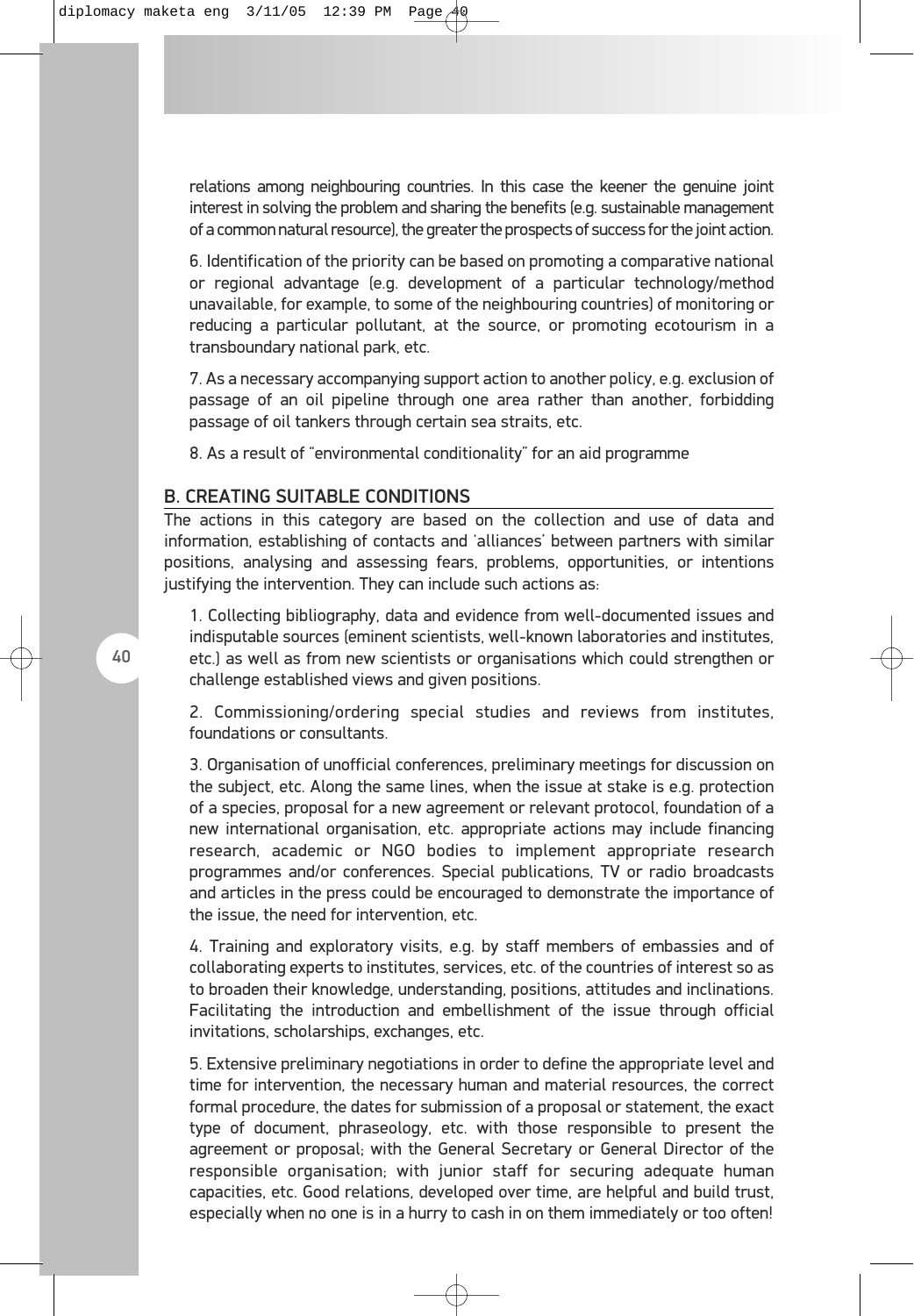relations among neighbouring countries. In this case the keener the genuine joint interest in solving the problem and sharing the benefits (e.g. sustainable management of a common natural resource), the greater the prospects of success for the joint action.

6. Identification of the priority can be based on promoting a comparative national or regional advantage (e.g. development of a particular technology/method unavailable, for example, to some of the neighbouring countries) of monitoring or reducing a particular pollutant, at the source, or promoting ecotourism in a transboundary national park, etc.

7. As a necessary accompanying support action to another policy, e.g. exclusion of passage of an oil pipeline through one area rather than another, forbidding passage of oil tankers through certain sea straits, etc.

8. As a result of "environmental conditionality" for an aid programme

## B. CREATING SUITABLE CONDITIONS

The actions in this category are based on the collection and use of data and information, establishing of contacts and 'alliances' between partners with similar positions, analysing and assessing fears, problems, opportunities, or intentions justifying the intervention. They can include such actions as:

1. Collecting bibliography, data and evidence from well-documented issues and indisputable sources (eminent scientists, well-known laboratories and institutes, etc.) as well as from new scientists or organisations which could strengthen or challenge established views and given positions.

2. Commissioning/ordering special studies and reviews from institutes, foundations or consultants.

3. Organisation of unofficial conferences, preliminary meetings for discussion on the subject, etc. Along the same lines, when the issue at stake is e.g. protection of a species, proposal for a new agreement or relevant protocol, foundation of a new international organisation, etc. appropriate actions may include financing research, academic or NGO bodies to implement appropriate research programmes and/or conferences. Special publications, TV or radio broadcasts and articles in the press could be encouraged to demonstrate the importance of the issue, the need for intervention, etc.

4. Training and exploratory visits, e.g. by staff members of embassies and of collaborating experts to institutes, services, etc. of the countries of interest so as to broaden their knowledge, understanding, positions, attitudes and inclinations. Facilitating the introduction and embellishment of the issue through official invitations, scholarships, exchanges, etc.

5. Extensive preliminary negotiations in order to define the appropriate level and time for intervention, the necessary human and material resources, the correct formal procedure, the dates for submission of a proposal or statement, the exact type of document, phraseology, etc. with those responsible to present the agreement or proposal; with the General Secretary or General Director of the responsible organisation; with junior staff for securing adequate human capacities, etc. Good relations, developed over time, are helpful and build trust, especially when no one is in a hurry to cash in on them immediately or too often!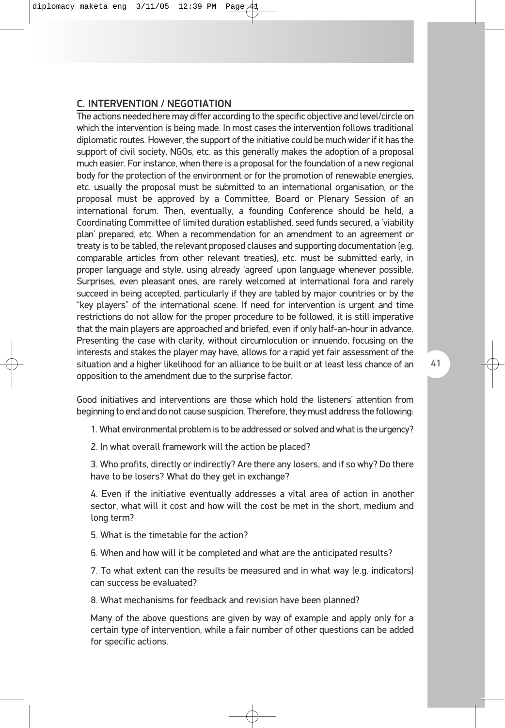## C. INTERVENTION / NEGOTIATION

The actions needed here may differ according to the specific objective and level/circle on which the intervention is being made. In most cases the intervention follows traditional diplomatic routes. However, the support of the initiative could be much wider if it has the support of civil society, NGOs, etc. as this generally makes the adoption of a proposal much easier. For instance, when there is a proposal for the foundation of a new regional body for the protection of the environment or for the promotion of renewable energies, etc. usually the proposal must be submitted to an international organisation, or the proposal must be approved by a Committee, Board or Plenary Session of an international forum. Then, eventually, a founding Conference should be held, a Coordinating Committee of limited duration established, seed funds secured, a 'viability plan' prepared, etc. When a recommendation for an amendment to an agreement or treaty is to be tabled, the relevant proposed clauses and supporting documentation (e.g. comparable articles from other relevant treaties), etc. must be submitted early, in proper language and style, using already 'agreed' upon language whenever possible. Surprises, even pleasant ones, are rarely welcomed at international fora and rarely succeed in being accepted, particularly if they are tabled by major countries or by the "key players" of the international scene. If need for intervention is urgent and time restrictions do not allow for the proper procedure to be followed, it is still imperative that the main players are approached and briefed, even if only half-an-hour in advance. Presenting the case with clarity, without circumlocution or innuendo, focusing on the interests and stakes the player may have, allows for a rapid yet fair assessment of the situation and a higher likelihood for an alliance to be built or at least less chance of an opposition to the amendment due to the surprise factor.

Good initiatives and interventions are those which hold the listeners' attention from beginning to end and do not cause suspicion. Therefore, they must address the following:

1. What environmental problem is to be addressed or solved and what is the urgency?

2. In what overall framework will the action be placed?

3. Who profits, directly or indirectly? Are there any losers, and if so why? Do there have to be losers? What do they get in exchange?

4. Even if the initiative eventually addresses a vital area of action in another sector, what will it cost and how will the cost be met in the short, medium and long term?

5. What is the timetable for the action?

6. When and how will it be completed and what are the anticipated results?

7. To what extent can the results be measured and in what way (e.g. indicators) can success be evaluated?

8. What mechanisms for feedback and revision have been planned?

Many of the above questions are given by way of example and apply only for a certain type of intervention, while a fair number of other questions can be added for specific actions.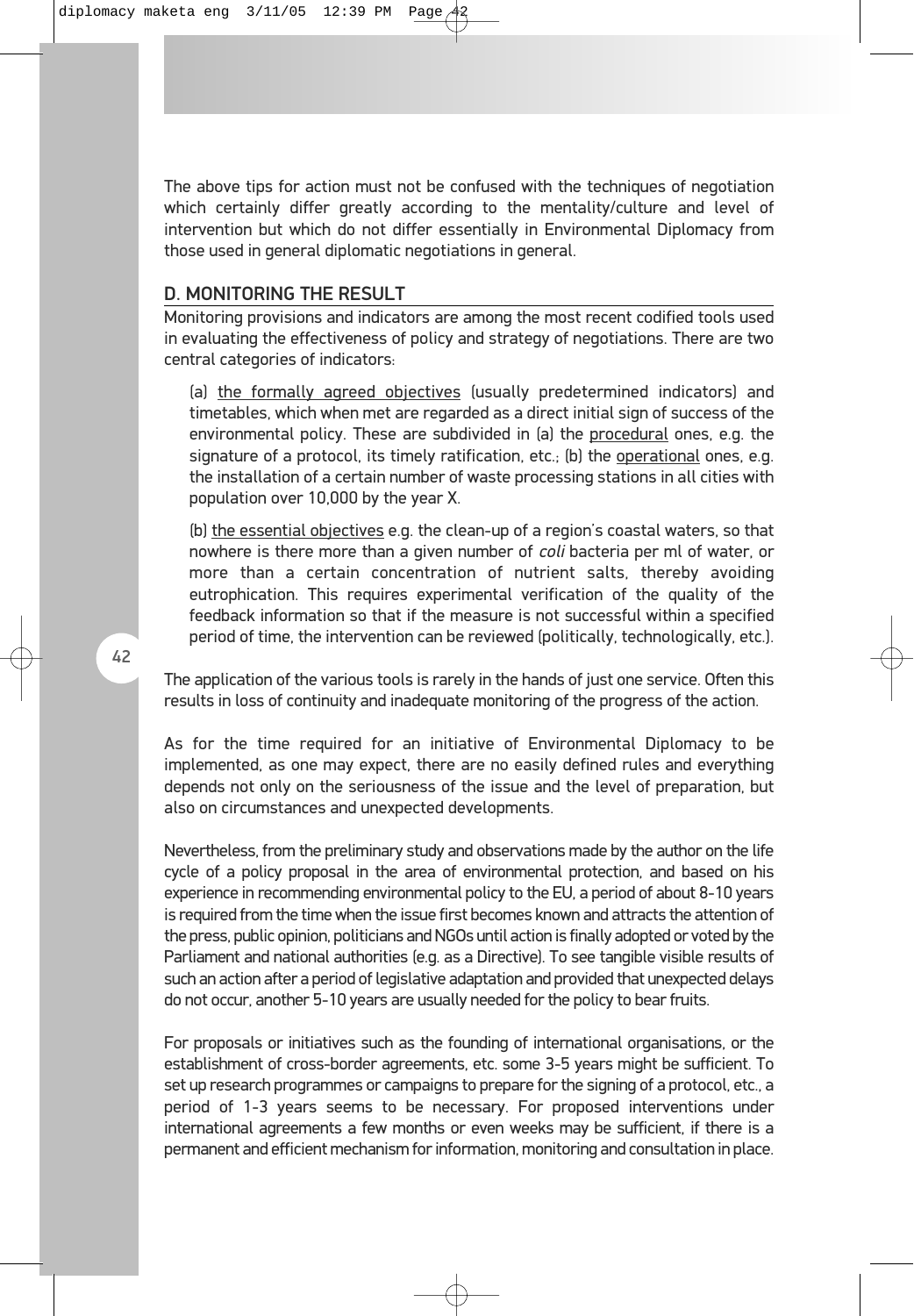The above tips for action must not be confused with the techniques of negotiation which certainly differ greatly according to the mentality/culture and level of intervention but which do not differ essentially in Environmental Diplomacy from those used in general diplomatic negotiations in general.

## D. MONITORING THE RESULT

Monitoring provisions and indicators are among the most recent codified tools used in evaluating the effectiveness of policy and strategy of negotiations. There are two central categories of indicators:

(a) <u>the formally agreed objectives</u> (usually predetermined indicators) and timetables, which when met are regarded as a direct initial sign of success of the environmental policy. These are subdivided in (a) the <u>procedural</u> ones, e.g. the signature of a protocol, its timely ratification, etc.; (b) the <u>operational</u> ones, e.g. the installation of a certain number of waste processing stations in all cities with population over 10,000 by the year X.

(b) <u>the essential objectives</u> e.g. the clean-up of a region's coastal waters, so that nowhere is there more than a given number of *coli* bacteria per ml of water, or more than a certain concentration of nutrient salts, thereby avoiding eutrophication. This requires experimental verification of the quality of the feedback information so that if the measure is not successful within a specified period of time, the intervention can be reviewed (politically, technologically, etc.).

The application of the various tools is rarely in the hands of just one service. Often this results in loss of continuity and inadequate monitoring of the progress of the action.

As for the time required for an initiative of Environmental Diplomacy to be implemented, as one may expect, there are no easily defined rules and everything depends not only on the seriousness of the issue and the level of preparation, but also on circumstances and unexpected developments.

Nevertheless, from the preliminary study and observations made by the author on the life cycle of a policy proposal in the area of environmental protection, and based on his experience in recommending environmental policy to the EU, a period of about 8-10 years is required from the time when the issue first becomes known and attracts the attention of the press, public opinion, politicians and NGOs until action is finally adopted or voted by the Parliament and national authorities (e.g. as a Directive). To see tangible visible results of such an action after a period of legislative adaptation and provided that unexpected delays do not occur, another 5-10 years are usually needed for the policy to bear fruits.

For proposals or initiatives such as the founding of international organisations, or the establishment of cross-border agreements, etc. some 3-5 years might be sufficient. To set up research programmes or campaigns to prepare for the signing of a protocol, etc., a period of 1-3 years seems to be necessary. For proposed interventions under international agreements a few months or even weeks may be sufficient, if there is a permanent and efficient mechanism for information, monitoring and consultation in place.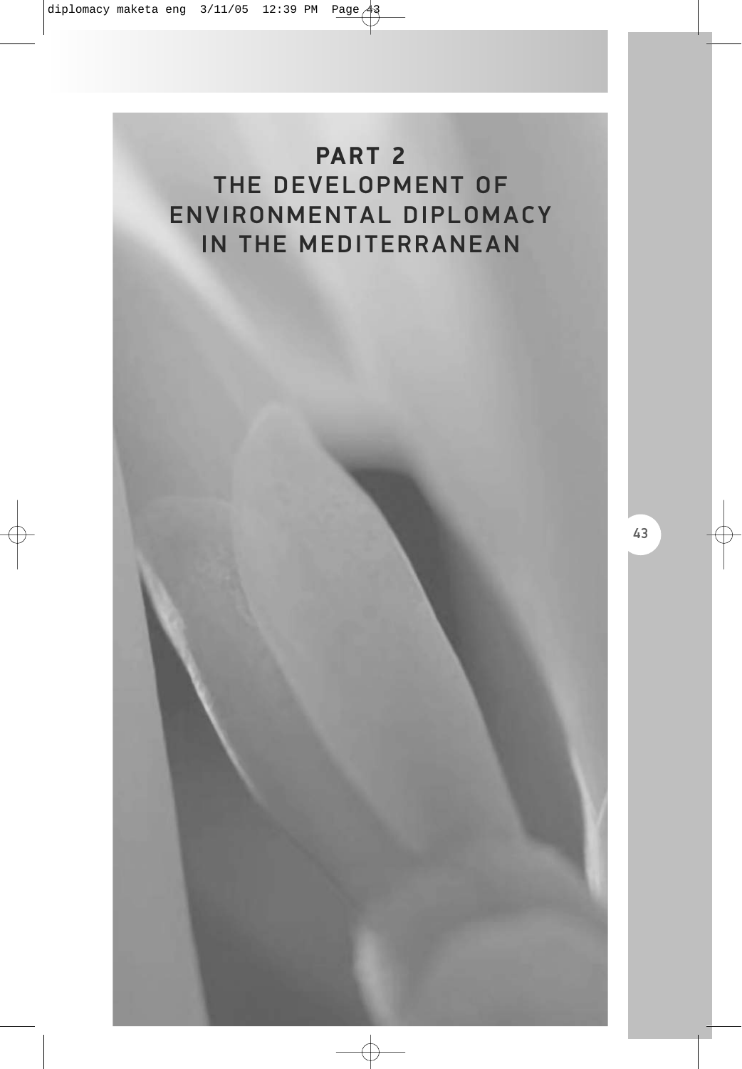# PART 2
# THE DEVELOPMENT OF ENVIRONMENTAL DIPLOMACY IN THE MEDITERRANEAN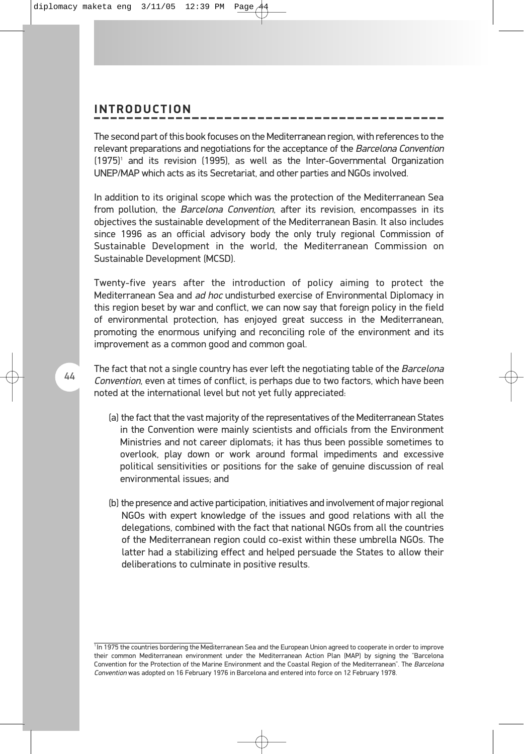## INTRODUCTION

The second part of this book focuses on the Mediterranean region, with references to the relevant preparations and negotiations for the acceptance of the *Barcelona Convention* (1975)[1] and its revision (1995), as well as the Inter-Governmental Organization UNEP/MAP which acts as its Secretariat, and other parties and NGOs involved.

In addition to its original scope which was the protection of the Mediterranean Sea from pollution, the *Barcelona Convention*, after its revision, encompasses in its objectives the sustainable development of the Mediterranean Basin. It also includes since 1996 as an official advisory body the only truly regional Commission of Sustainable Development in the world, the Mediterranean Commission on Sustainable Development (MCSD).

Twenty-five years after the introduction of policy aiming to protect the Mediterranean Sea and *ad hoc* undisturbed exercise of Environmental Diplomacy in this region beset by war and conflict, we can now say that foreign policy in the field of environmental protection, has enjoyed great success in the Mediterranean, promoting the enormous unifying and reconciling role of the environment and its improvement as a common good and common goal.

The fact that not a single country has ever left the negotiating table of the *Barcelona Convention*, even at times of conflict, is perhaps due to two factors, which have been noted at the international level but not yet fully appreciated:

(a) the fact that the vast majority of the representatives of the Mediterranean States in the Convention were mainly scientists and officials from the Environment Ministries and not career diplomats; it has thus been possible sometimes to overlook, play down or work around formal impediments and excessive political sensitivities or positions for the sake of genuine discussion of real environmental issues; and

(b) the presence and active participation, initiatives and involvement of major regional NGOs with expert knowledge of the issues and good relations with all the delegations, combined with the fact that national NGOs from all the countries of the Mediterranean region could co-exist within these umbrella NGOs. The latter had a stabilizing effect and helped persuade the States to allow their deliberations to culminate in positive results.

---

[1] In 1975 the countries bordering the Mediterranean Sea and the European Union agreed to cooperate in order to improve their common Mediterranean environment under the Mediterranean Action Plan (MAP) by signing the "Barcelona Convention for the Protection of the Marine Environment and the Coastal Region of the Mediterranean". The *Barcelona Convention* was adopted on 16 February 1976 in Barcelona and entered into force on 12 February 1978.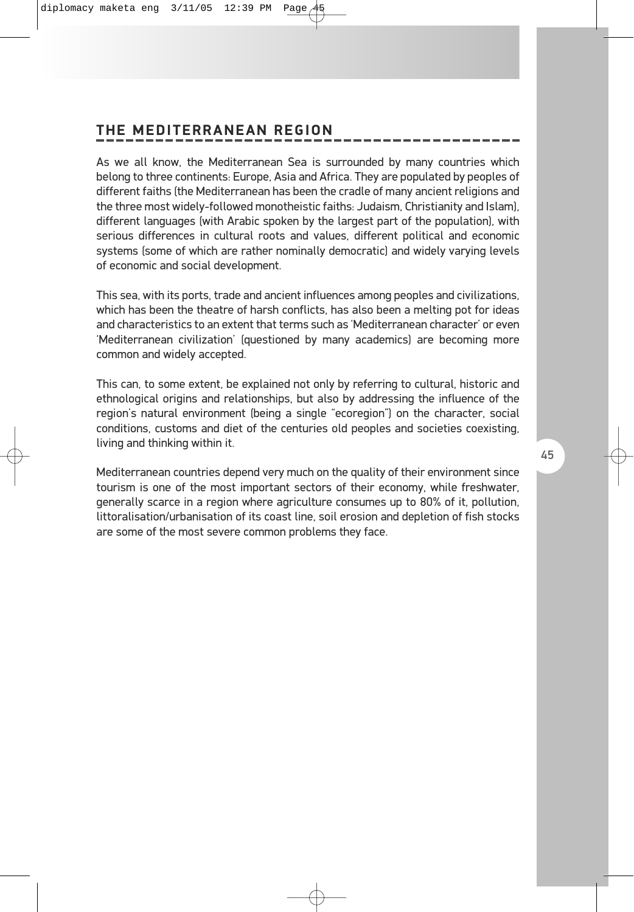## THE MEDITERRANEAN REGION

As we all know, the Mediterranean Sea is surrounded by many countries which belong to three continents: Europe, Asia and Africa. They are populated by peoples of different faiths (the Mediterranean has been the cradle of many ancient religions and the three most widely-followed monotheistic faiths: Judaism, Christianity and Islam), different languages (with Arabic spoken by the largest part of the population), with serious differences in cultural roots and values, different political and economic systems (some of which are rather nominally democratic) and widely varying levels of economic and social development.

This sea, with its ports, trade and ancient influences among peoples and civilizations, which has been the theatre of harsh conflicts, has also been a melting pot for ideas and characteristics to an extent that terms such as 'Mediterranean character' or even 'Mediterranean civilization' (questioned by many academics) are becoming more common and widely accepted.

This can, to some extent, be explained not only by referring to cultural, historic and ethnological origins and relationships, but also by addressing the influence of the region's natural environment (being a single "ecoregion") on the character, social conditions, customs and diet of the centuries old peoples and societies coexisting, living and thinking within it.

Mediterranean countries depend very much on the quality of their environment since tourism is one of the most important sectors of their economy, while freshwater, generally scarce in a region where agriculture consumes up to 80% of it, pollution, littoralisation/urbanisation of its coast line, soil erosion and depletion of fish stocks are some of the most severe common problems they face.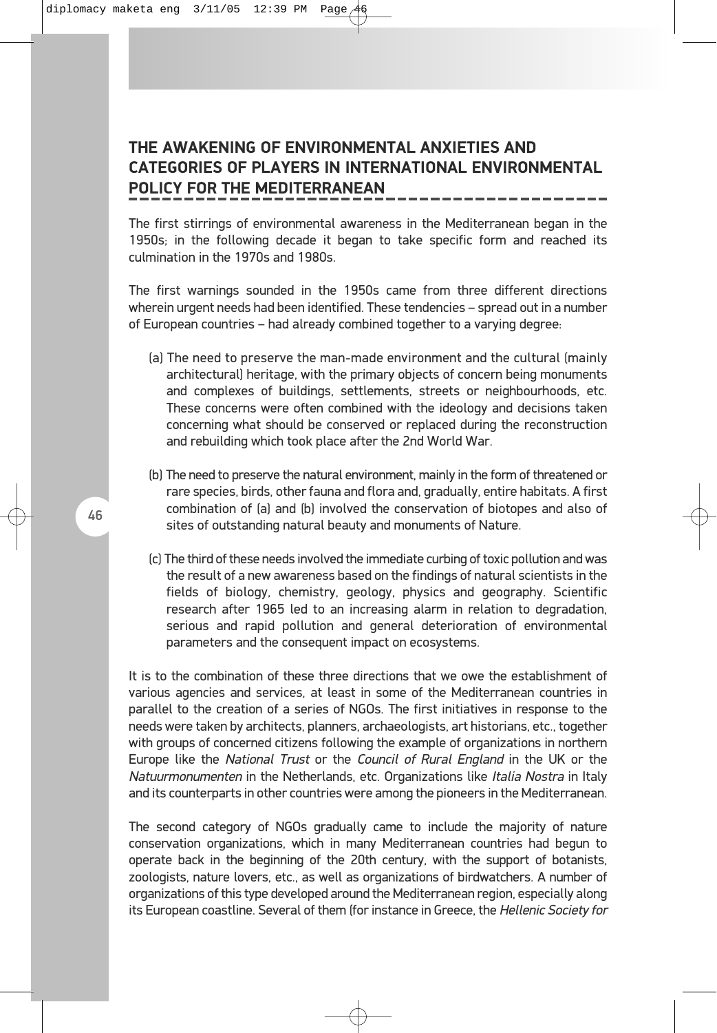## THE AWAKENING OF ENVIRONMENTAL ANXIETIES AND CATEGORIES OF PLAYERS IN INTERNATIONAL ENVIRONMENTAL POLICY FOR THE MEDITERRANEAN

The first stirrings of environmental awareness in the Mediterranean began in the 1950s; in the following decade it began to take specific form and reached its culmination in the 1970s and 1980s.

The first warnings sounded in the 1950s came from three different directions wherein urgent needs had been identified. These tendencies – spread out in a number of European countries – had already combined together to a varying degree:

(a) The need to preserve the man-made environment and the cultural (mainly architectural) heritage, with the primary objects of concern being monuments and complexes of buildings, settlements, streets or neighbourhoods, etc. These concerns were often combined with the ideology and decisions taken concerning what should be conserved or replaced during the reconstruction and rebuilding which took place after the 2nd World War.

(b) The need to preserve the natural environment, mainly in the form of threatened or rare species, birds, other fauna and flora and, gradually, entire habitats. A first combination of (a) and (b) involved the conservation of biotopes and also of sites of outstanding natural beauty and monuments of Nature.

(c) The third of these needs involved the immediate curbing of toxic pollution and was the result of a new awareness based on the findings of natural scientists in the fields of biology, chemistry, geology, physics and geography. Scientific research after 1965 led to an increasing alarm in relation to degradation, serious and rapid pollution and general deterioration of environmental parameters and the consequent impact on ecosystems.

It is to the combination of these three directions that we owe the establishment of various agencies and services, at least in some of the Mediterranean countries in parallel to the creation of a series of NGOs. The first initiatives in response to the needs were taken by architects, planners, archaeologists, art historians, etc., together with groups of concerned citizens following the example of organizations in northern Europe like the *National Trust* or the *Council of Rural England* in the UK or the *Natuurmonumenten* in the Netherlands, etc. Organizations like *Italia Nostra* in Italy and its counterparts in other countries were among the pioneers in the Mediterranean.

The second category of NGOs gradually came to include the majority of nature conservation organizations, which in many Mediterranean countries had begun to operate back in the beginning of the 20th century, with the support of botanists, zoologists, nature lovers, etc., as well as organizations of birdwatchers. A number of organizations of this type developed around the Mediterranean region, especially along its European coastline. Several of them (for instance in Greece, the *Hellenic Society for*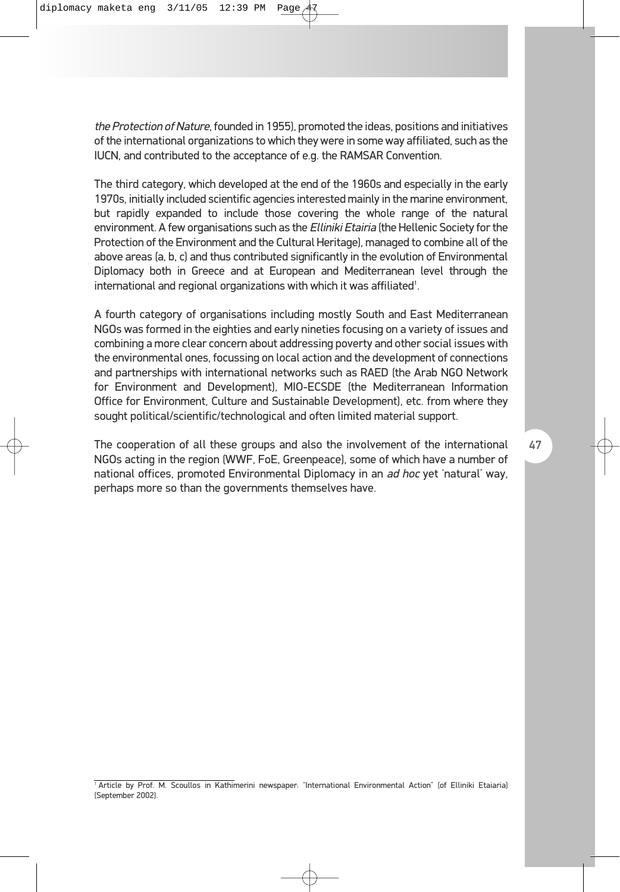*the Protection of Nature*, founded in 1955), promoted the ideas, positions and initiatives of the international organizations to which they were in some way affiliated, such as the IUCN, and contributed to the acceptance of e.g. the RAMSAR Convention.

The third category, which developed at the end of the 1960s and especially in the early 1970s, initially included scientific agencies interested mainly in the marine environment, but rapidly expanded to include those covering the whole range of the natural environment. A few organisations such as the *Elliniki Etairia* (the Hellenic Society for the Protection of the Environment and the Cultural Heritage), managed to combine all of the above areas (a, b, c) and thus contributed significantly in the evolution of Environmental Diplomacy both in Greece and at European and Mediterranean level through the international and regional organizations with which it was affiliated[1].

A fourth category of organisations including mostly South and East Mediterranean NGOs was formed in the eighties and early nineties focusing on a variety of issues and combining a more clear concern about addressing poverty and other social issues with the environmental ones, focussing on local action and the development of connections and partnerships with international networks such as RAED (the Arab NGO Network for Environment and Development), MIO-ECSDE (the Mediterranean Information Office for Environment, Culture and Sustainable Development), etc. from where they sought political/scientific/technological and often limited material support.

The cooperation of all these groups and also the involvement of the international NGOs acting in the region (WWF, FoE, Greenpeace), some of which have a number of national offices, promoted Environmental Diplomacy in an *ad hoc* yet 'natural' way, perhaps more so than the governments themselves have.

---

[1] Article by Prof. M. Scoullos in Kathimerini newspaper: "International Environmental Action" (of Elliniki Etaiaria) (September 2002).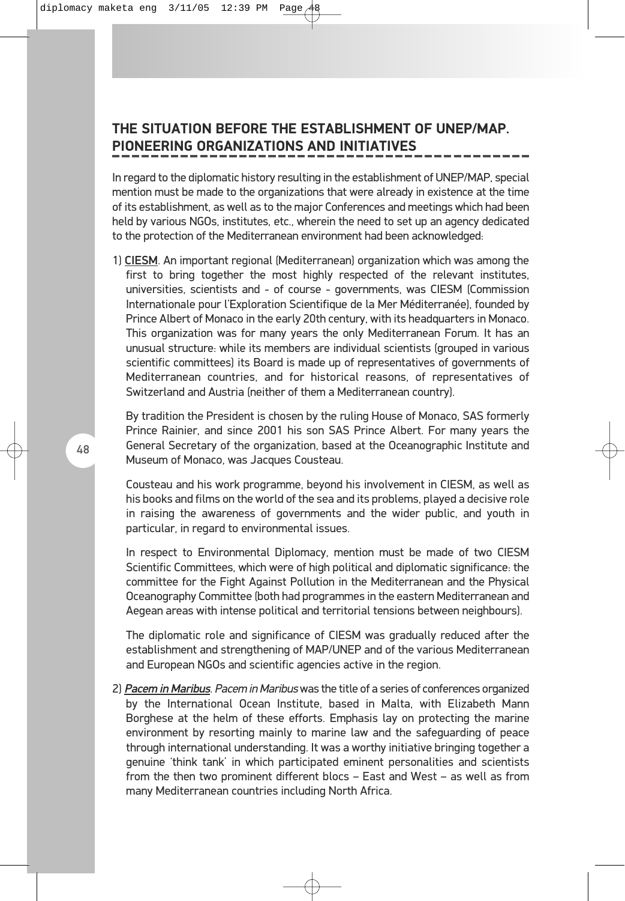## THE SITUATION BEFORE THE ESTABLISHMENT OF UNEP/MAP. PIONEERING ORGANIZATIONS AND INITIATIVES

In regard to the diplomatic history resulting in the establishment of UNEP/MAP, special mention must be made to the organizations that were already in existence at the time of its establishment, as well as to the major Conferences and meetings which had been held by various NGOs, institutes, etc., wherein the need to set up an agency dedicated to the protection of the Mediterranean environment had been acknowledged:

1) **CIESM**. An important regional (Mediterranean) organization which was among the first to bring together the most highly respected of the relevant institutes, universities, scientists and - of course - governments, was CIESM (Commission Internationale pour l'Exploration Scientifique de la Mer Méditerranée), founded by Prince Albert of Monaco in the early 20th century, with its headquarters in Monaco. This organization was for many years the only Mediterranean Forum. It has an unusual structure: while its members are individual scientists (grouped in various scientific committees) its Board is made up of representatives of governments of Mediterranean countries, and for historical reasons, of representatives of Switzerland and Austria (neither of them a Mediterranean country).

   By tradition the President is chosen by the ruling House of Monaco, SAS formerly Prince Rainier, and since 2001 his son SAS Prince Albert. For many years the General Secretary of the organization, based at the Oceanographic Institute and Museum of Monaco, was Jacques Cousteau.

   Cousteau and his work programme, beyond his involvement in CIESM, as well as his books and films on the world of the sea and its problems, played a decisive role in raising the awareness of governments and the wider public, and youth in particular, in regard to environmental issues.

   In respect to Environmental Diplomacy, mention must be made of two CIESM Scientific Committees, which were of high political and diplomatic significance: the committee for the Fight Against Pollution in the Mediterranean and the Physical Oceanography Committee (both had programmes in the eastern Mediterranean and Aegean areas with intense political and territorial tensions between neighbours).

   The diplomatic role and significance of CIESM was gradually reduced after the establishment and strengthening of MAP/UNEP and of the various Mediterranean and European NGOs and scientific agencies active in the region.

2) ***Pacem in Maribus***. *Pacem in Maribus* was the title of a series of conferences organized by the International Ocean Institute, based in Malta, with Elizabeth Mann Borghese at the helm of these efforts. Emphasis lay on protecting the marine environment by resorting mainly to marine law and the safeguarding of peace through international understanding. It was a worthy initiative bringing together a genuine 'think tank' in which participated eminent personalities and scientists from the then two prominent different blocs – East and West – as well as from many Mediterranean countries including North Africa.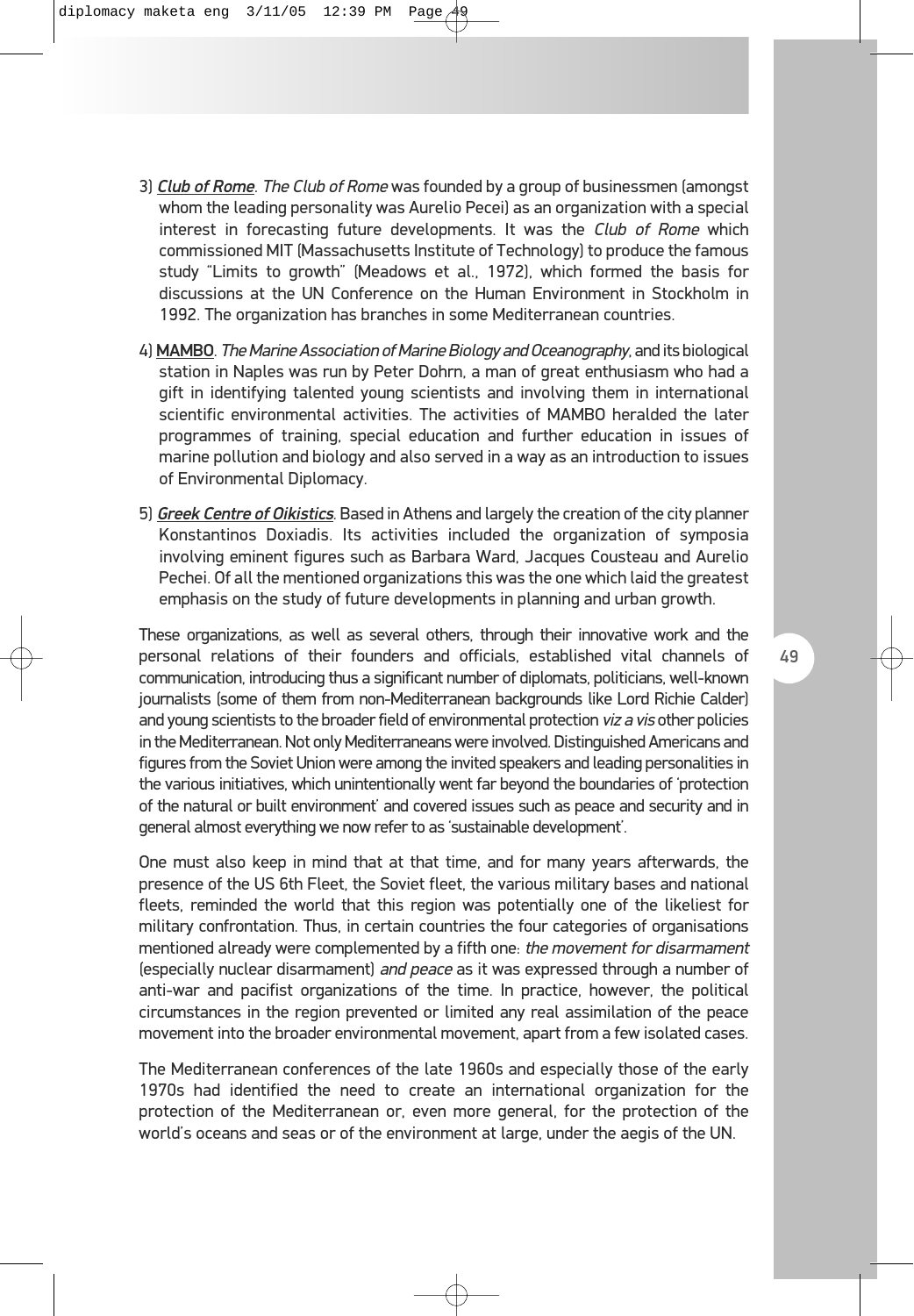3) ***Club of Rome***. *The Club of Rome* was founded by a group of businessmen (amongst whom the leading personality was Aurelio Pecei) as an organization with a special interest in forecasting future developments. It was the *Club of Rome* which commissioned MIT (Massachusetts Institute of Technology) to produce the famous study "Limits to growth" (Meadows et al., 1972), which formed the basis for discussions at the UN Conference on the Human Environment in Stockholm in 1992. The organization has branches in some Mediterranean countries.

4) **MAMBO**. *The Marine Association of Marine Biology and Oceanography*, and its biological station in Naples was run by Peter Dohrn, a man of great enthusiasm who had a gift in identifying talented young scientists and involving them in international scientific environmental activities. The activities of MAMBO heralded the later programmes of training, special education and further education in issues of marine pollution and biology and also served in a way as an introduction to issues of Environmental Diplomacy.

5) ***Greek Centre of Oikistics***. Based in Athens and largely the creation of the city planner Konstantinos Doxiadis. Its activities included the organization of symposia involving eminent figures such as Barbara Ward, Jacques Cousteau and Aurelio Pechei. Of all the mentioned organizations this was the one which laid the greatest emphasis on the study of future developments in planning and urban growth.

These organizations, as well as several others, through their innovative work and the personal relations of their founders and officials, established vital channels of communication, introducing thus a significant number of diplomats, politicians, well-known journalists (some of them from non-Mediterranean backgrounds like Lord Richie Calder) and young scientists to the broader field of environmental protection *viz a vis* other policies in the Mediterranean. Not only Mediterraneans were involved. Distinguished Americans and figures from the Soviet Union were among the invited speakers and leading personalities in the various initiatives, which unintentionally went far beyond the boundaries of 'protection of the natural or built environment' and covered issues such as peace and security and in general almost everything we now refer to as 'sustainable development'.

One must also keep in mind that at that time, and for many years afterwards, the presence of the US 6th Fleet, the Soviet fleet, the various military bases and national fleets, reminded the world that this region was potentially one of the likeliest for military confrontation. Thus, in certain countries the four categories of organisations mentioned already were complemented by a fifth one: *the movement for disarmament* (especially nuclear disarmament) *and peace* as it was expressed through a number of anti-war and pacifist organizations of the time. In practice, however, the political circumstances in the region prevented or limited any real assimilation of the peace movement into the broader environmental movement, apart from a few isolated cases.

The Mediterranean conferences of the late 1960s and especially those of the early 1970s had identified the need to create an international organization for the protection of the Mediterranean or, even more general, for the protection of the world's oceans and seas or of the environment at large, under the aegis of the UN.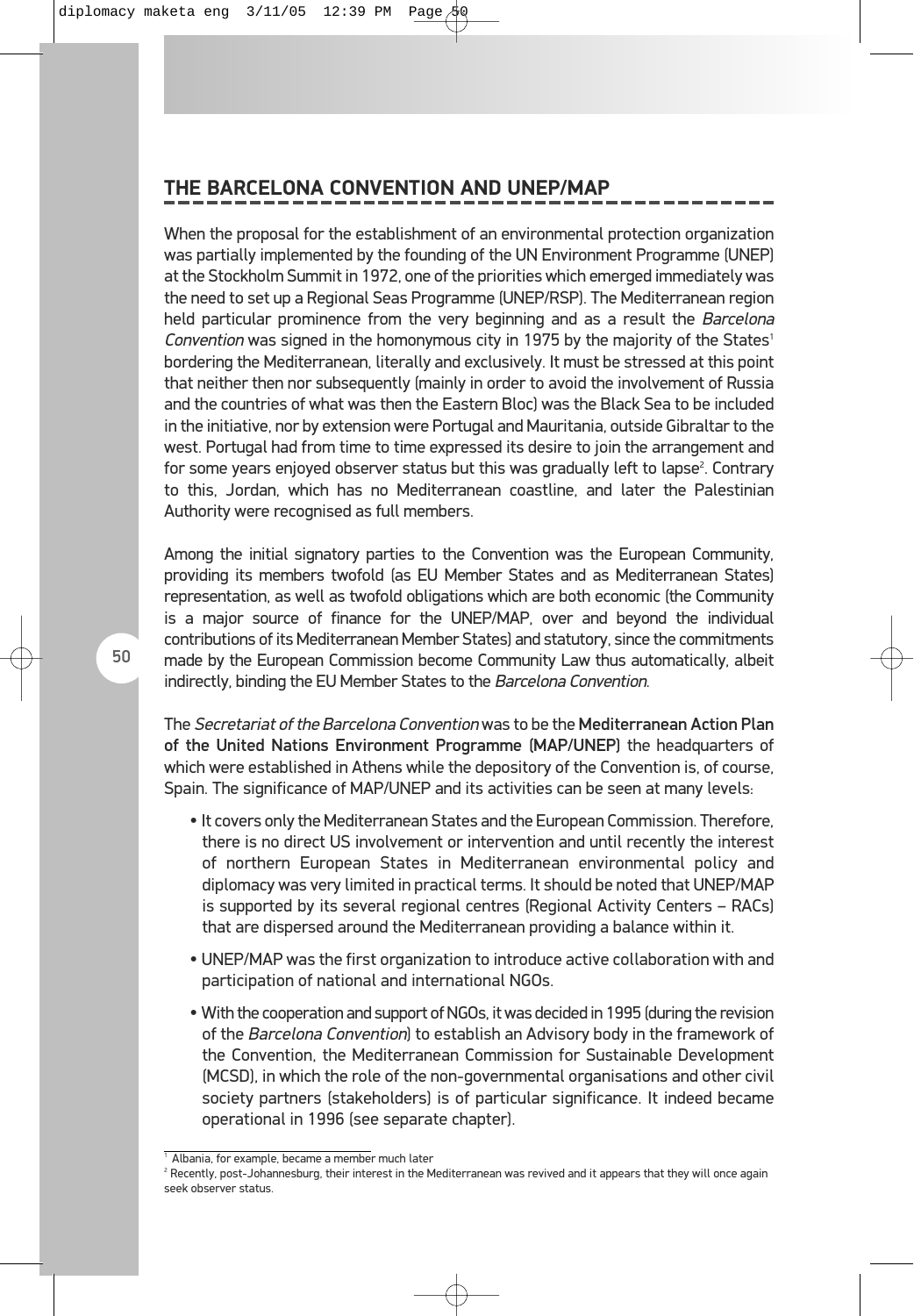## THE BARCELONA CONVENTION AND UNEP/MAP

When the proposal for the establishment of an environmental protection organization was partially implemented by the founding of the UN Environment Programme (UNEP) at the Stockholm Summit in 1972, one of the priorities which emerged immediately was the need to set up a Regional Seas Programme (UNEP/RSP). The Mediterranean region held particular prominence from the very beginning and as a result the *Barcelona Convention* was signed in the homonymous city in 1975 by the majority of the States[1] bordering the Mediterranean, literally and exclusively. It must be stressed at this point that neither then nor subsequently (mainly in order to avoid the involvement of Russia and the countries of what was then the Eastern Bloc) was the Black Sea to be included in the initiative, nor by extension were Portugal and Mauritania, outside Gibraltar to the west. Portugal had from time to time expressed its desire to join the arrangement and for some years enjoyed observer status but this was gradually left to lapse[2]. Contrary to this, Jordan, which has no Mediterranean coastline, and later the Palestinian Authority were recognised as full members.

Among the initial signatory parties to the Convention was the European Community, providing its members twofold (as EU Member States and as Mediterranean States) representation, as well as twofold obligations which are both economic (the Community is a major source of finance for the UNEP/MAP, over and beyond the individual contributions of its Mediterranean Member States) and statutory, since the commitments made by the European Commission become Community Law thus automatically, albeit indirectly, binding the EU Member States to the *Barcelona Convention*.

The *Secretariat of the Barcelona Convention* was to be the **Mediterranean Action Plan of the United Nations Environment Programme (MAP/UNEP)** the headquarters of which were established in Athens while the depository of the Convention is, of course, Spain. The significance of MAP/UNEP and its activities can be seen at many levels:

- It covers only the Mediterranean States and the European Commission. Therefore, there is no direct US involvement or intervention and until recently the interest of northern European States in Mediterranean environmental policy and diplomacy was very limited in practical terms. It should be noted that UNEP/MAP is supported by its several regional centres (Regional Activity Centers – RACs) that are dispersed around the Mediterranean providing a balance within it.
- UNEP/MAP was the first organization to introduce active collaboration with and participation of national and international NGOs.
- With the cooperation and support of NGOs, it was decided in 1995 (during the revision of the *Barcelona Convention*) to establish an Advisory body in the framework of the Convention, the Mediterranean Commission for Sustainable Development (MCSD), in which the role of the non-governmental organisations and other civil society partners (stakeholders) is of particular significance. It indeed became operational in 1996 (see separate chapter).

[1] Albania, for example, became a member much later

[2] Recently, post-Johannesburg, their interest in the Mediterranean was revived and it appears that they will once again seek observer status.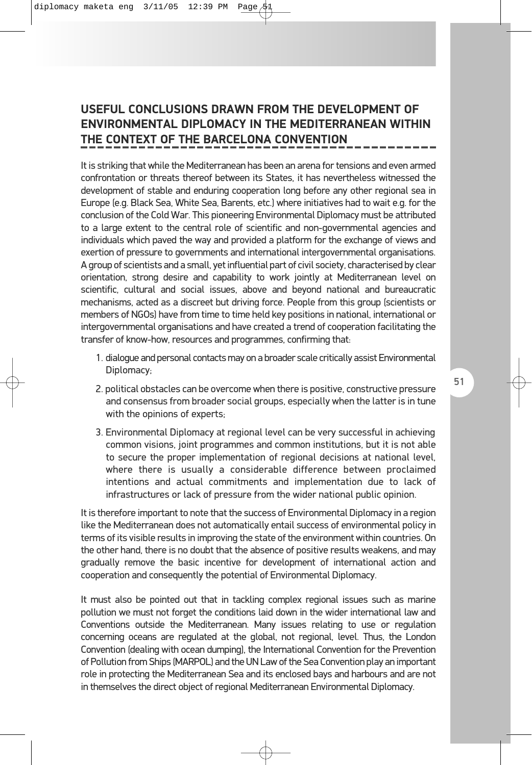## USEFUL CONCLUSIONS DRAWN FROM THE DEVELOPMENT OF ENVIRONMENTAL DIPLOMACY IN THE MEDITERRANEAN WITHIN THE CONTEXT OF THE BARCELONA CONVENTION

It is striking that while the Mediterranean has been an arena for tensions and even armed confrontation or threats thereof between its States, it has nevertheless witnessed the development of stable and enduring cooperation long before any other regional sea in Europe (e.g. Black Sea, White Sea, Barents, etc.) where initiatives had to wait e.g. for the conclusion of the Cold War. This pioneering Environmental Diplomacy must be attributed to a large extent to the central role of scientific and non-governmental agencies and individuals which paved the way and provided a platform for the exchange of views and exertion of pressure to governments and international intergovernmental organisations. A group of scientists and a small, yet influential part of civil society, characterised by clear orientation, strong desire and capability to work jointly at Mediterranean level on scientific, cultural and social issues, above and beyond national and bureaucratic mechanisms, acted as a discreet but driving force. People from this group (scientists or members of NGOs) have from time to time held key positions in national, international or intergovernmental organisations and have created a trend of cooperation facilitating the transfer of know-how, resources and programmes, confirming that:

1. dialogue and personal contacts may on a broader scale critically assist Environmental Diplomacy;
2. political obstacles can be overcome when there is positive, constructive pressure and consensus from broader social groups, especially when the latter is in tune with the opinions of experts;
3. Environmental Diplomacy at regional level can be very successful in achieving common visions, joint programmes and common institutions, but it is not able to secure the proper implementation of regional decisions at national level, where there is usually a considerable difference between proclaimed intentions and actual commitments and implementation due to lack of infrastructures or lack of pressure from the wider national public opinion.

It is therefore important to note that the success of Environmental Diplomacy in a region like the Mediterranean does not automatically entail success of environmental policy in terms of its visible results in improving the state of the environment within countries. On the other hand, there is no doubt that the absence of positive results weakens, and may gradually remove the basic incentive for development of international action and cooperation and consequently the potential of Environmental Diplomacy.

It must also be pointed out that in tackling complex regional issues such as marine pollution we must not forget the conditions laid down in the wider international law and Conventions outside the Mediterranean. Many issues relating to use or regulation concerning oceans are regulated at the global, not regional, level. Thus, the London Convention (dealing with ocean dumping), the International Convention for the Prevention of Pollution from Ships (MARPOL) and the UN Law of the Sea Convention play an important role in protecting the Mediterranean Sea and its enclosed bays and harbours and are not in themselves the direct object of regional Mediterranean Environmental Diplomacy.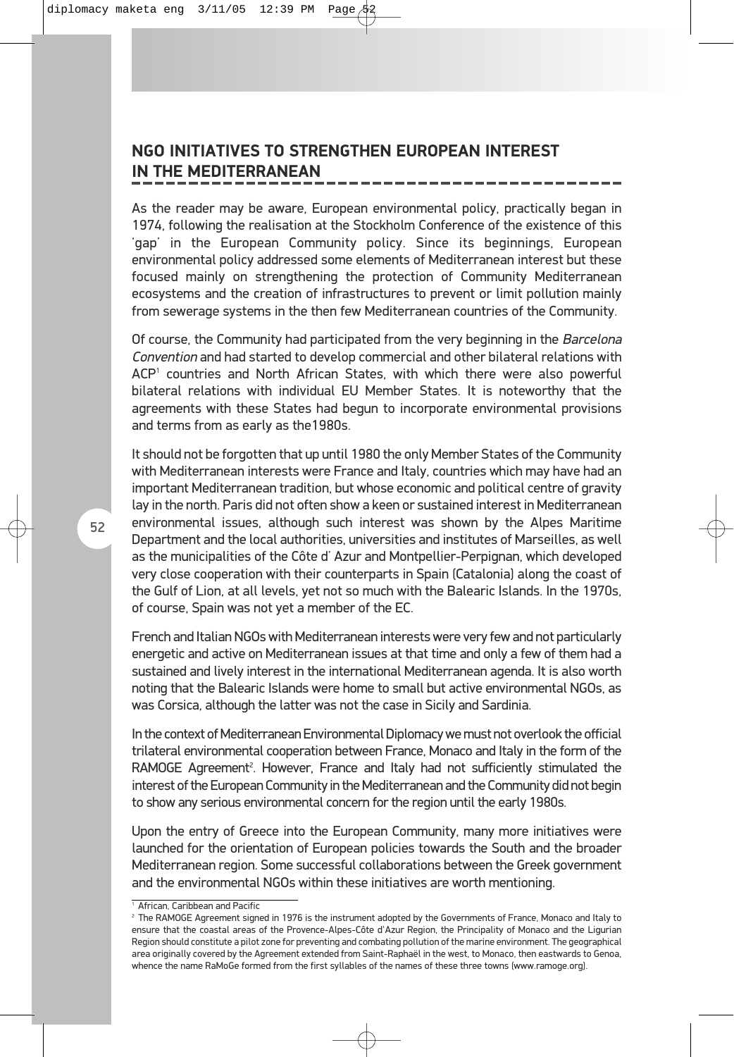## NGO INITIATIVES TO STRENGTHEN EUROPEAN INTEREST IN THE MEDITERRANEAN

As the reader may be aware, European environmental policy, practically began in 1974, following the realisation at the Stockholm Conference of the existence of this 'gap' in the European Community policy. Since its beginnings, European environmental policy addressed some elements of Mediterranean interest but these focused mainly on strengthening the protection of Community Mediterranean ecosystems and the creation of infrastructures to prevent or limit pollution mainly from sewerage systems in the then few Mediterranean countries of the Community.

Of course, the Community had participated from the very beginning in the *Barcelona Convention* and had started to develop commercial and other bilateral relations with ACP[1] countries and North African States, with which there were also powerful bilateral relations with individual EU Member States. It is noteworthy that the agreements with these States had begun to incorporate environmental provisions and terms from as early as the1980s.

It should not be forgotten that up until 1980 the only Member States of the Community with Mediterranean interests were France and Italy, countries which may have had an important Mediterranean tradition, but whose economic and political centre of gravity lay in the north. Paris did not often show a keen or sustained interest in Mediterranean environmental issues, although such interest was shown by the Alpes Maritime Department and the local authorities, universities and institutes of Marseilles, as well as the municipalities of the Côte d' Azur and Montpellier-Perpignan, which developed very close cooperation with their counterparts in Spain (Catalonia) along the coast of the Gulf of Lion, at all levels, yet not so much with the Balearic Islands. In the 1970s, of course, Spain was not yet a member of the EC.

French and Italian NGOs with Mediterranean interests were very few and not particularly energetic and active on Mediterranean issues at that time and only a few of them had a sustained and lively interest in the international Mediterranean agenda. It is also worth noting that the Balearic Islands were home to small but active environmental NGOs, as was Corsica, although the latter was not the case in Sicily and Sardinia.

In the context of Mediterranean Environmental Diplomacy we must not overlook the official trilateral environmental cooperation between France, Monaco and Italy in the form of the RAMOGE Agreement[2]. However, France and Italy had not sufficiently stimulated the interest of the European Community in the Mediterranean and the Community did not begin to show any serious environmental concern for the region until the early 1980s.

Upon the entry of Greece into the European Community, many more initiatives were launched for the orientation of European policies towards the South and the broader Mediterranean region. Some successful collaborations between the Greek government and the environmental NGOs within these initiatives are worth mentioning.

---

[1] African, Caribbean and Pacific

[2] The RAMOGE Agreement signed in 1976 is the instrument adopted by the Governments of France, Monaco and Italy to ensure that the coastal areas of the Provence-Alpes-Côte d'Azur Region, the Principality of Monaco and the Ligurian Region should constitute a pilot zone for preventing and combating pollution of the marine environment. The geographical area originally covered by the Agreement extended from Saint-Raphaël in the west, to Monaco, then eastwards to Genoa, whence the name RaMoGe formed from the first syllables of the names of these three towns (www.ramoge.org).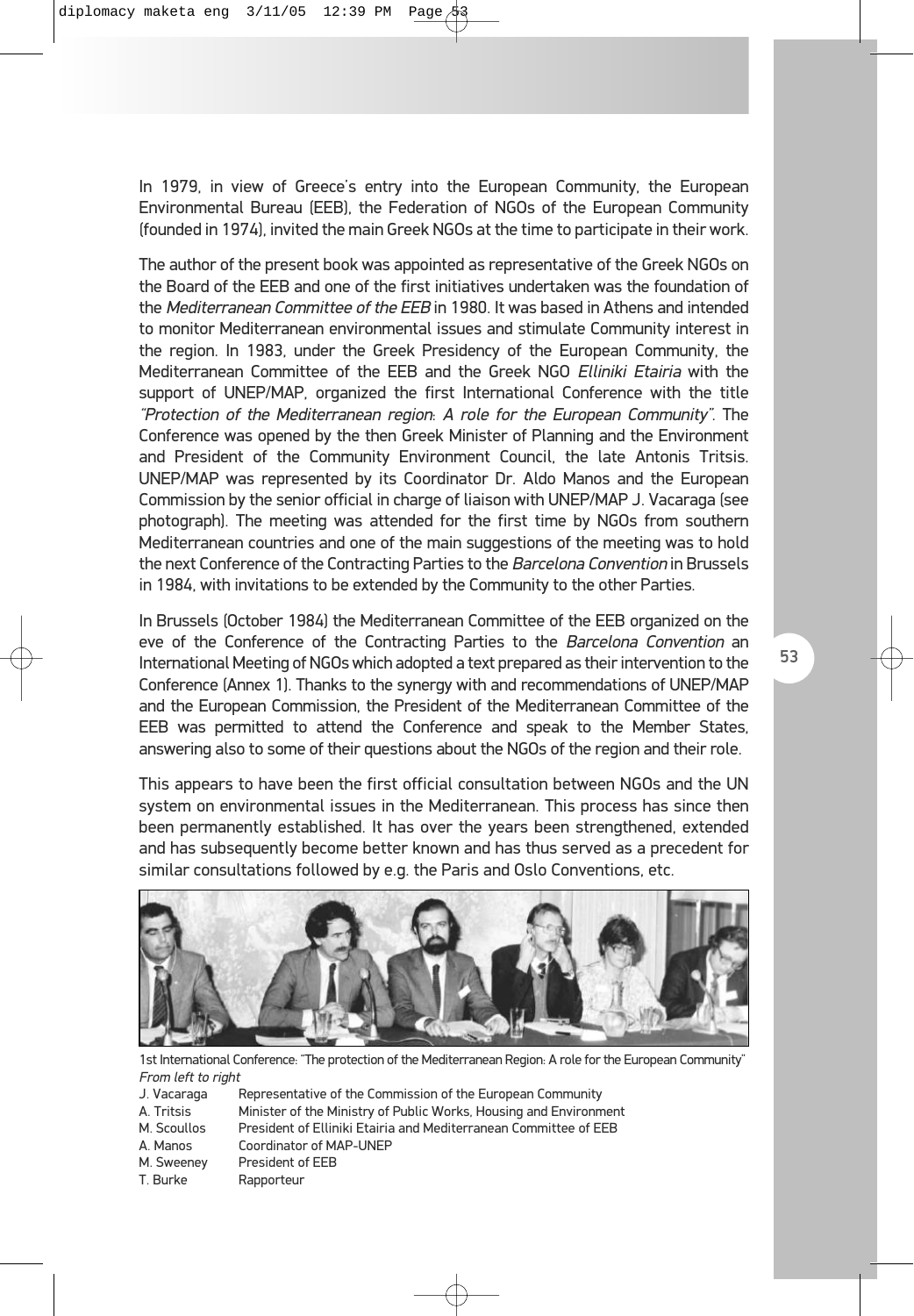In 1979, in view of Greece's entry into the European Community, the European Environmental Bureau (EEB), the Federation of NGOs of the European Community (founded in 1974), invited the main Greek NGOs at the time to participate in their work.

The author of the present book was appointed as representative of the Greek NGOs on the Board of the EEB and one of the first initiatives undertaken was the foundation of the *Mediterranean Committee of the EEB* in 1980. It was based in Athens and intended to monitor Mediterranean environmental issues and stimulate Community interest in the region. In 1983, under the Greek Presidency of the European Community, the Mediterranean Committee of the EEB and the Greek NGO *Elliniki Etairia* with the support of UNEP/MAP, organized the first International Conference with the title *"Protection of the Mediterranean region: A role for the European Community"*. The Conference was opened by the then Greek Minister of Planning and the Environment and President of the Community Environment Council, the late Antonis Tritsis. UNEP/MAP was represented by its Coordinator Dr. Aldo Manos and the European Commission by the senior official in charge of liaison with UNEP/MAP J. Vacaraga (see photograph). The meeting was attended for the first time by NGOs from southern Mediterranean countries and one of the main suggestions of the meeting was to hold the next Conference of the Contracting Parties to the *Barcelona Convention* in Brussels in 1984, with invitations to be extended by the Community to the other Parties.

In Brussels (October 1984) the Mediterranean Committee of the EEB organized on the eve of the Conference of the Contracting Parties to the *Barcelona Convention* an International Meeting of NGOs which adopted a text prepared as their intervention to the Conference (Annex 1). Thanks to the synergy with and recommendations of UNEP/MAP and the European Commission, the President of the Mediterranean Committee of the EEB was permitted to attend the Conference and speak to the Member States, answering also to some of their questions about the NGOs of the region and their role.

This appears to have been the first official consultation between NGOs and the UN system on environmental issues in the Mediterranean. This process has since then been permanently established. It has over the years been strengthened, extended and has subsequently become better known and has thus served as a precedent for similar consultations followed by e.g. the Paris and Oslo Conventions, etc.

1st International Conference: "The protection of the Mediterranean Region: A role for the European Community"
*From left to right*

| | |
|---|---|
| J. Vacaraga | Representative of the Commission of the European Community |
| A. Tritsis | Minister of the Ministry of Public Works, Housing and Environment |
| M. Scoullos | President of Elliniki Etairia and Mediterranean Committee of EEB |
| A. Manos | Coordinator of MAP-UNEP |
| M. Sweeney | President of EEB |
| T. Burke | Rapporteur |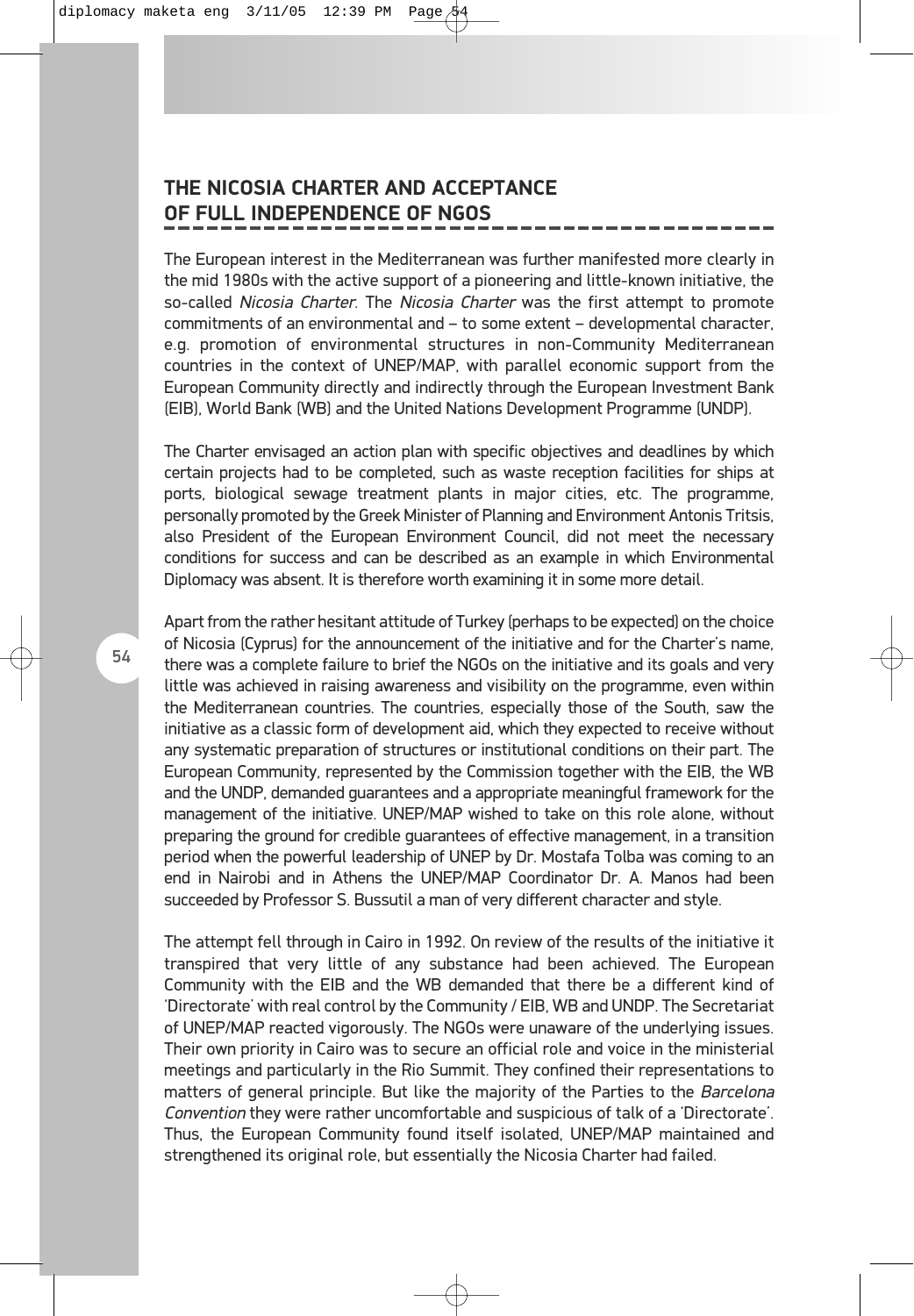## THE NICOSIA CHARTER AND ACCEPTANCE OF FULL INDEPENDENCE OF NGOS

The European interest in the Mediterranean was further manifested more clearly in the mid 1980s with the active support of a pioneering and little-known initiative, the so-called *Nicosia Charter*. The *Nicosia Charter* was the first attempt to promote commitments of an environmental and – to some extent – developmental character, e.g. promotion of environmental structures in non-Community Mediterranean countries in the context of UNEP/MAP, with parallel economic support from the European Community directly and indirectly through the European Investment Bank (EIB), World Bank (WB) and the United Nations Development Programme (UNDP).

The Charter envisaged an action plan with specific objectives and deadlines by which certain projects had to be completed, such as waste reception facilities for ships at ports, biological sewage treatment plants in major cities, etc. The programme, personally promoted by the Greek Minister of Planning and Environment Antonis Tritsis, also President of the European Environment Council, did not meet the necessary conditions for success and can be described as an example in which Environmental Diplomacy was absent. It is therefore worth examining it in some more detail.

Apart from the rather hesitant attitude of Turkey (perhaps to be expected) on the choice of Nicosia (Cyprus) for the announcement of the initiative and for the Charter's name, there was a complete failure to brief the NGOs on the initiative and its goals and very little was achieved in raising awareness and visibility on the programme, even within the Mediterranean countries. The countries, especially those of the South, saw the initiative as a classic form of development aid, which they expected to receive without any systematic preparation of structures or institutional conditions on their part. The European Community, represented by the Commission together with the EIB, the WB and the UNDP, demanded guarantees and a appropriate meaningful framework for the management of the initiative. UNEP/MAP wished to take on this role alone, without preparing the ground for credible guarantees of effective management, in a transition period when the powerful leadership of UNEP by Dr. Mostafa Tolba was coming to an end in Nairobi and in Athens the UNEP/MAP Coordinator Dr. A. Manos had been succeeded by Professor S. Bussutil a man of very different character and style.

The attempt fell through in Cairo in 1992. On review of the results of the initiative it transpired that very little of any substance had been achieved. The European Community with the EIB and the WB demanded that there be a different kind of 'Directorate' with real control by the Community / EIB, WB and UNDP. The Secretariat of UNEP/MAP reacted vigorously. The NGOs were unaware of the underlying issues. Their own priority in Cairo was to secure an official role and voice in the ministerial meetings and particularly in the Rio Summit. They confined their representations to matters of general principle. But like the majority of the Parties to the *Barcelona Convention* they were rather uncomfortable and suspicious of talk of a 'Directorate'. Thus, the European Community found itself isolated, UNEP/MAP maintained and strengthened its original role, but essentially the Nicosia Charter had failed.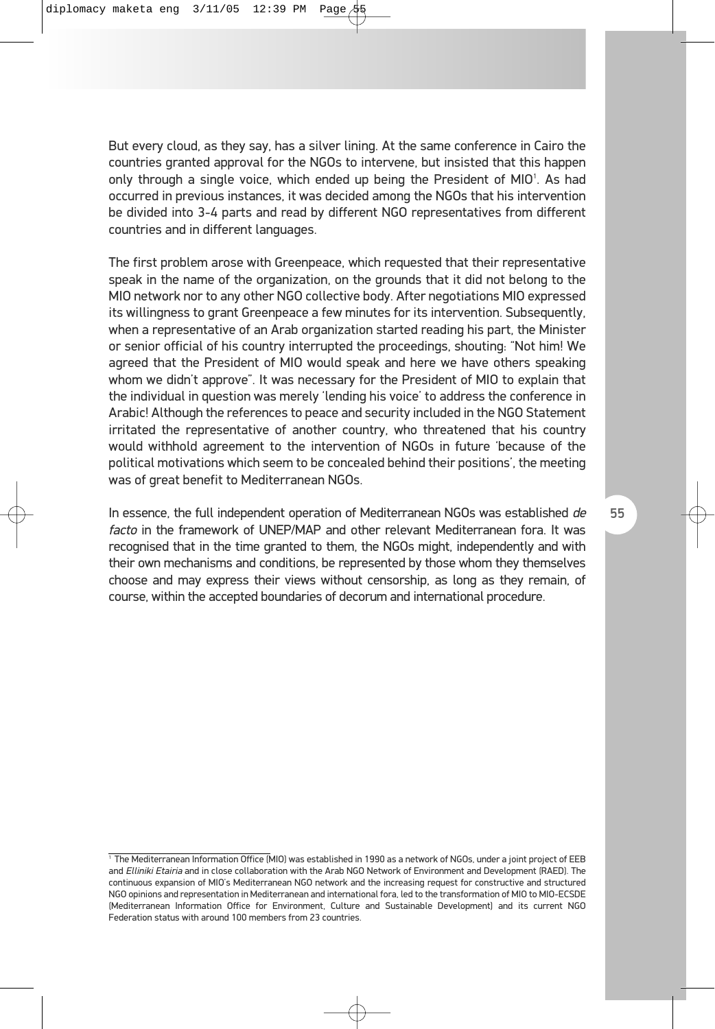But every cloud, as they say, has a silver lining. At the same conference in Cairo the countries granted approval for the NGOs to intervene, but insisted that this happen only through a single voice, which ended up being the President of MIO[1]. As had occurred in previous instances, it was decided among the NGOs that his intervention be divided into 3-4 parts and read by different NGO representatives from different countries and in different languages.

The first problem arose with Greenpeace, which requested that their representative speak in the name of the organization, on the grounds that it did not belong to the MIO network nor to any other NGO collective body. After negotiations MIO expressed its willingness to grant Greenpeace a few minutes for its intervention. Subsequently, when a representative of an Arab organization started reading his part, the Minister or senior official of his country interrupted the proceedings, shouting: "Not him! We agreed that the President of MIO would speak and here we have others speaking whom we didn't approve". It was necessary for the President of MIO to explain that the individual in question was merely 'lending his voice' to address the conference in Arabic! Although the references to peace and security included in the NGO Statement irritated the representative of another country, who threatened that his country would withhold agreement to the intervention of NGOs in future 'because of the political motivations which seem to be concealed behind their positions', the meeting was of great benefit to Mediterranean NGOs.

In essence, the full independent operation of Mediterranean NGOs was established *de facto* in the framework of UNEP/MAP and other relevant Mediterranean fora. It was recognised that in the time granted to them, the NGOs might, independently and with their own mechanisms and conditions, be represented by those whom they themselves choose and may express their views without censorship, as long as they remain, of course, within the accepted boundaries of decorum and international procedure.

---

[1] The Mediterranean Information Office (MIO) was established in 1990 as a network of NGOs, under a joint project of EEB and *Elliniki Etairia* and in close collaboration with the Arab NGO Network of Environment and Development (RAED). The continuous expansion of MIO's Mediterranean NGO network and the increasing request for constructive and structured NGO opinions and representation in Mediterranean and international fora, led to the transformation of MIO to MIO-ECSDE (Mediterranean Information Office for Environment, Culture and Sustainable Development) and its current NGO Federation status with around 100 members from 23 countries.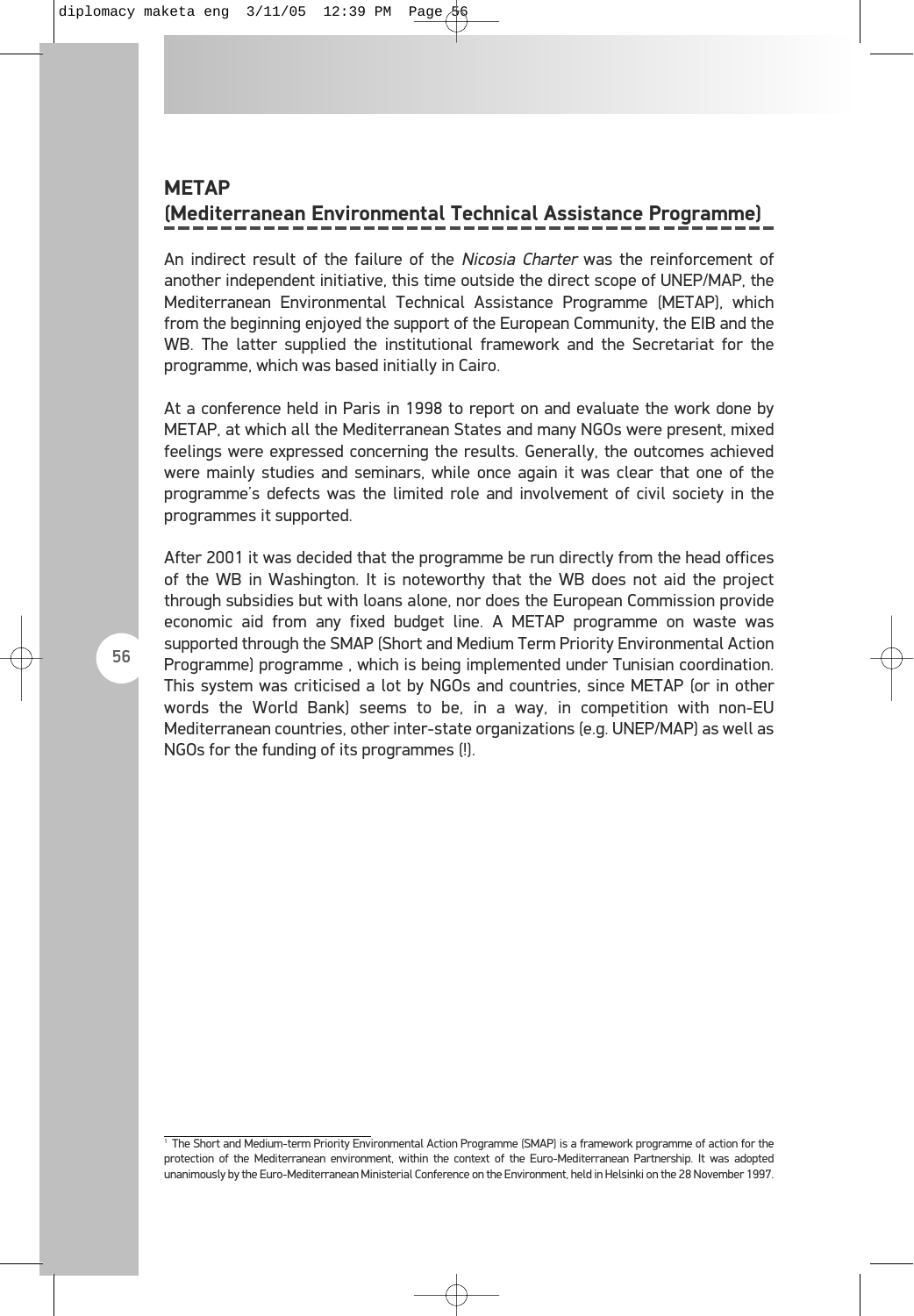## METAP
## (Mediterranean Environmental Technical Assistance Programme)

An indirect result of the failure of the *Nicosia Charter* was the reinforcement of another independent initiative, this time outside the direct scope of UNEP/MAP, the Mediterranean Environmental Technical Assistance Programme (METAP), which from the beginning enjoyed the support of the European Community, the EIB and the WB. The latter supplied the institutional framework and the Secretariat for the programme, which was based initially in Cairo.

At a conference held in Paris in 1998 to report on and evaluate the work done by METAP, at which all the Mediterranean States and many NGOs were present, mixed feelings were expressed concerning the results. Generally, the outcomes achieved were mainly studies and seminars, while once again it was clear that one of the programme's defects was the limited role and involvement of civil society in the programmes it supported.

After 2001 it was decided that the programme be run directly from the head offices of the WB in Washington. It is noteworthy that the WB does not aid the project through subsidies but with loans alone, nor does the European Commission provide economic aid from any fixed budget line. A METAP programme on waste was supported through the SMAP (Short and Medium Term Priority Environmental Action Programme) programme , which is being implemented under Tunisian coordination. This system was criticised a lot by NGOs and countries, since METAP (or in other words the World Bank) seems to be, in a way, in competition with non-EU Mediterranean countries, other inter-state organizations (e.g. UNEP/MAP) as well as NGOs for the funding of its programmes (!).

---

[1] The Short and Medium-term Priority Environmental Action Programme (SMAP) is a framework programme of action for the protection of the Mediterranean environment, within the context of the Euro-Mediterranean Partnership. It was adopted unanimously by the Euro-Mediterranean Ministerial Conference on the Environment, held in Helsinki on the 28 November 1997.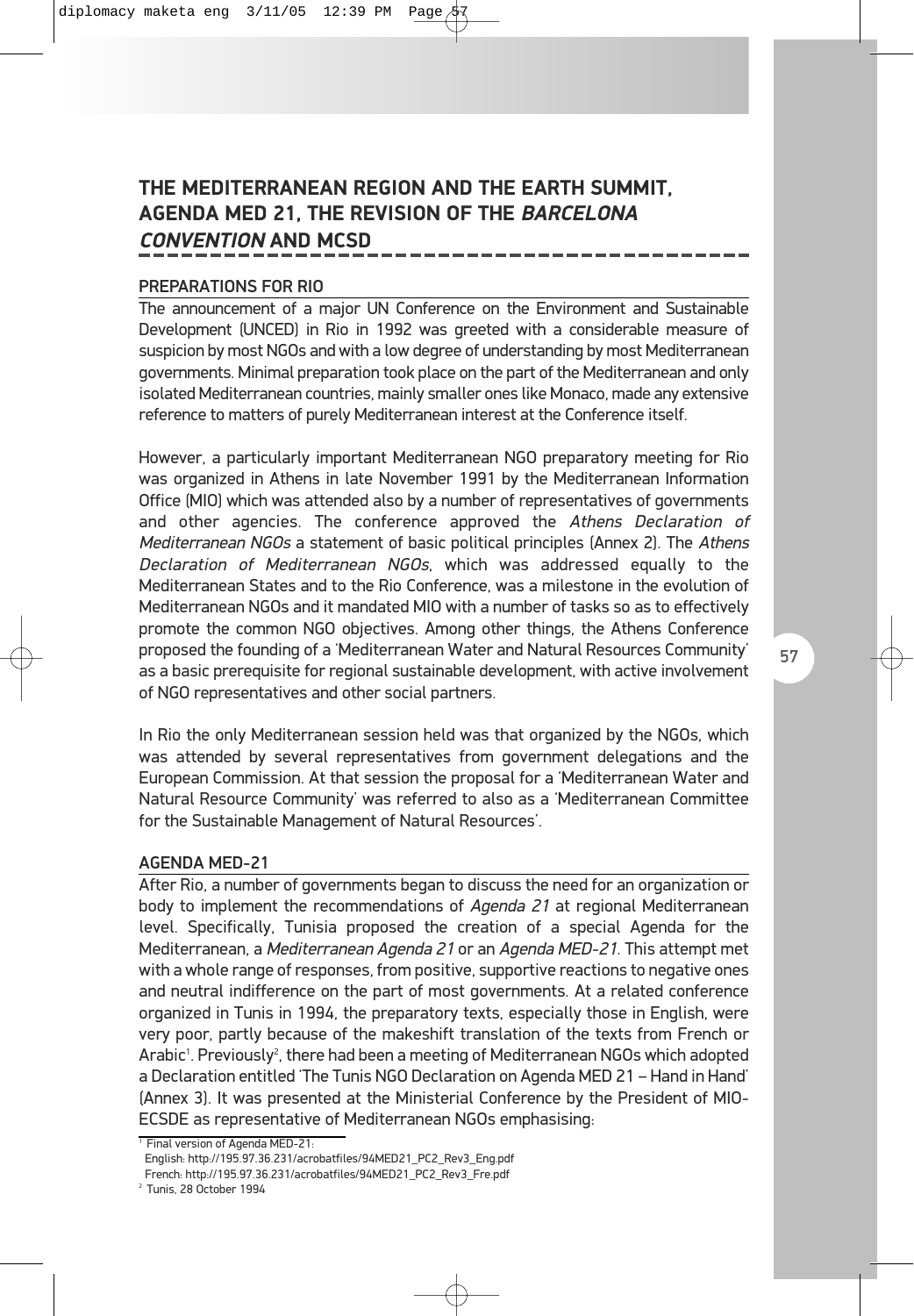# THE MEDITERRANEAN REGION AND THE EARTH SUMMIT, AGENDA MED 21, THE REVISION OF THE *BARCELONA CONVENTION* AND MCSD

## PREPARATIONS FOR RIO

The announcement of a major UN Conference on the Environment and Sustainable Development (UNCED) in Rio in 1992 was greeted with a considerable measure of suspicion by most NGOs and with a low degree of understanding by most Mediterranean governments. Minimal preparation took place on the part of the Mediterranean and only isolated Mediterranean countries, mainly smaller ones like Monaco, made any extensive reference to matters of purely Mediterranean interest at the Conference itself.

However, a particularly important Mediterranean NGO preparatory meeting for Rio was organized in Athens in late November 1991 by the Mediterranean Information Office (MIO) which was attended also by a number of representatives of governments and other agencies. The conference approved the *Athens Declaration of Mediterranean NGOs* a statement of basic political principles (Annex 2). The *Athens Declaration of Mediterranean NGOs*, which was addressed equally to the Mediterranean States and to the Rio Conference, was a milestone in the evolution of Mediterranean NGOs and it mandated MIO with a number of tasks so as to effectively promote the common NGO objectives. Among other things, the Athens Conference proposed the founding of a 'Mediterranean Water and Natural Resources Community' as a basic prerequisite for regional sustainable development, with active involvement of NGO representatives and other social partners.

In Rio the only Mediterranean session held was that organized by the NGOs, which was attended by several representatives from government delegations and the European Commission. At that session the proposal for a 'Mediterranean Water and Natural Resource Community' was referred to also as a 'Mediterranean Committee for the Sustainable Management of Natural Resources'.

## AGENDA MED-21

After Rio, a number of governments began to discuss the need for an organization or body to implement the recommendations of *Agenda 21* at regional Mediterranean level. Specifically, Tunisia proposed the creation of a special Agenda for the Mediterranean, a *Mediterranean Agenda 21* or an *Agenda MED-21*. This attempt met with a whole range of responses, from positive, supportive reactions to negative ones and neutral indifference on the part of most governments. At a related conference organized in Tunis in 1994, the preparatory texts, especially those in English, were very poor, partly because of the makeshift translation of the texts from French or Arabic[1]. Previously[2], there had been a meeting of Mediterranean NGOs which adopted a Declaration entitled 'The Tunis NGO Declaration on Agenda MED 21 – Hand in Hand' (Annex 3). It was presented at the Ministerial Conference by the President of MIO-ECSDE as representative of Mediterranean NGOs emphasising:

[1] Final version of Agenda MED-21:
English: http://195.97.36.231/acrobatfiles/94MED21_PC2_Rev3_Eng.pdf
French: http://195.97.36.231/acrobatfiles/94MED21_PC2_Rev3_Fre.pdf

[2] Tunis, 28 October 1994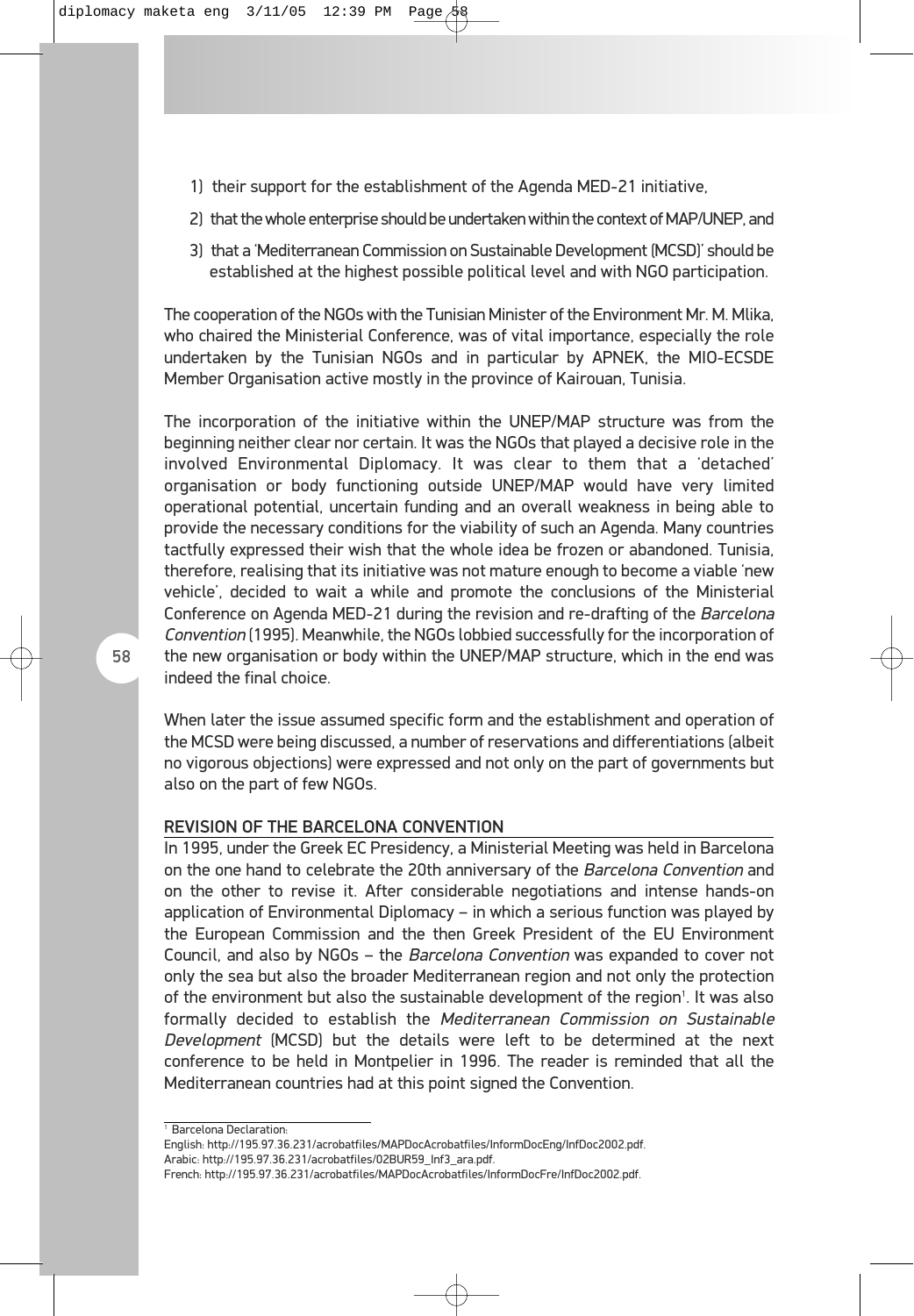1) their support for the establishment of the Agenda MED-21 initiative,

2) that the whole enterprise should be undertaken within the context of MAP/UNEP, and

3) that a 'Mediterranean Commission on Sustainable Development (MCSD)' should be established at the highest possible political level and with NGO participation.

The cooperation of the NGOs with the Tunisian Minister of the Environment Mr. M. Mlika, who chaired the Ministerial Conference, was of vital importance, especially the role undertaken by the Tunisian NGOs and in particular by APNEK, the MIO-ECSDE Member Organisation active mostly in the province of Kairouan, Tunisia.

The incorporation of the initiative within the UNEP/MAP structure was from the beginning neither clear nor certain. It was the NGOs that played a decisive role in the involved Environmental Diplomacy. It was clear to them that a 'detached' organisation or body functioning outside UNEP/MAP would have very limited operational potential, uncertain funding and an overall weakness in being able to provide the necessary conditions for the viability of such an Agenda. Many countries tactfully expressed their wish that the whole idea be frozen or abandoned. Tunisia, therefore, realising that its initiative was not mature enough to become a viable 'new vehicle', decided to wait a while and promote the conclusions of the Ministerial Conference on Agenda MED-21 during the revision and re-drafting of the *Barcelona Convention* (1995). Meanwhile, the NGOs lobbied successfully for the incorporation of the new organisation or body within the UNEP/MAP structure, which in the end was indeed the final choice.

When later the issue assumed specific form and the establishment and operation of the MCSD were being discussed, a number of reservations and differentiations (albeit no vigorous objections) were expressed and not only on the part of governments but also on the part of few NGOs.

## REVISION OF THE BARCELONA CONVENTION

In 1995, under the Greek EC Presidency, a Ministerial Meeting was held in Barcelona on the one hand to celebrate the 20th anniversary of the *Barcelona Convention* and on the other to revise it. After considerable negotiations and intense hands-on application of Environmental Diplomacy – in which a serious function was played by the European Commission and the then Greek President of the EU Environment Council, and also by NGOs – the *Barcelona Convention* was expanded to cover not only the sea but also the broader Mediterranean region and not only the protection of the environment but also the sustainable development of the region[1]. It was also formally decided to establish the *Mediterranean Commission on Sustainable Development* (MCSD) but the details were left to be determined at the next conference to be held in Montpelier in 1996. The reader is reminded that all the Mediterranean countries had at this point signed the Convention.

---

[1] Barcelona Declaration:
English: http://195.97.36.231/acrobatfiles/MAPDocAcrobatfiles/InformDocEng/InfDoc2002.pdf.
Arabic: http://195.97.36.231/acrobatfiles/02BUR59_Inf3_ara.pdf.
French: http://195.97.36.231/acrobatfiles/MAPDocAcrobatfiles/InformDocFre/InfDoc2002.pdf.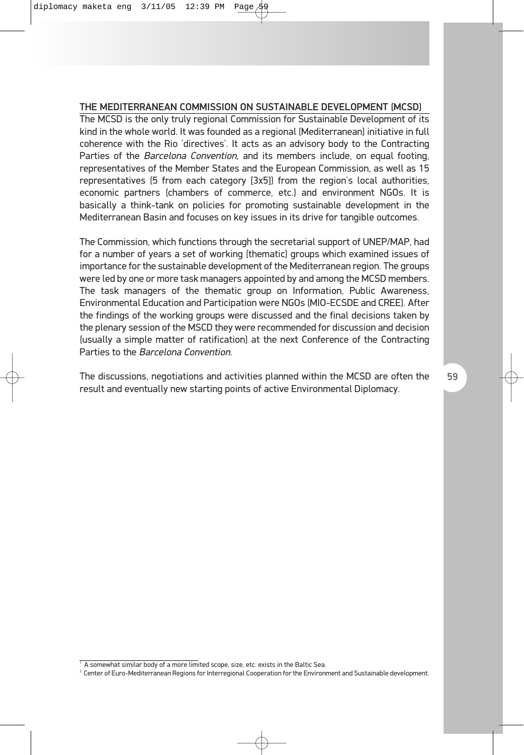## THE MEDITERRANEAN COMMISSION ON SUSTAINABLE DEVELOPMENT (MCSD)

The MCSD is the only truly regional Commission for Sustainable Development of its kind in the whole world. It was founded as a regional (Mediterranean) initiative in full coherence with the Rio 'directives'. It acts as an advisory body to the Contracting Parties of the *Barcelona Convention*, and its members include, on equal footing, representatives of the Member States and the European Commission, as well as 15 representatives (5 from each category [3x5]) from the region's local authorities, economic partners (chambers of commerce, etc.) and environment NGOs. It is basically a think-tank on policies for promoting sustainable development in the Mediterranean Basin and focuses on key issues in its drive for tangible outcomes.

The Commission, which functions through the secretarial support of UNEP/MAP, had for a number of years a set of working (thematic) groups which examined issues of importance for the sustainable development of the Mediterranean region. The groups were led by one or more task managers appointed by and among the MCSD members. The task managers of the thematic group on Information, Public Awareness, Environmental Education and Participation were NGOs (MIO-ECSDE and CREE). After the findings of the working groups were discussed and the final decisions taken by the plenary session of the MSCD they were recommended for discussion and decision (usually a simple matter of ratification) at the next Conference of the Contracting Parties to the *Barcelona Convention*.

The discussions, negotiations and activities planned within the MCSD are often the result and eventually new starting points of active Environmental Diplomacy.

---

[1] A somewhat similar body of a more limited scope, size, etc. exists in the Baltic Sea.

[2] Center of Euro-Mediterranean Regions for Interregional Cooperation for the Environment and Sustainable development.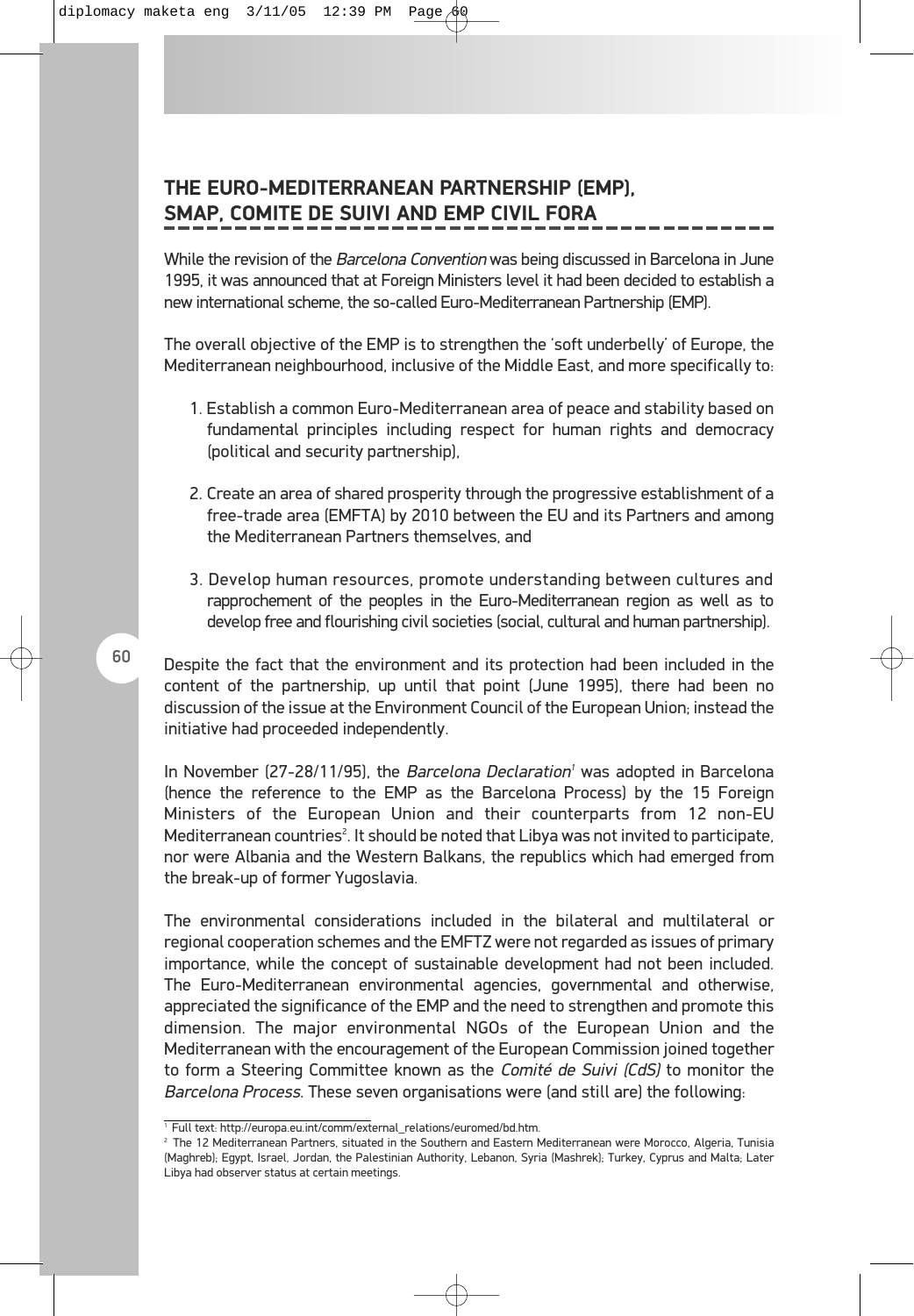## THE EURO-MEDITERRANEAN PARTNERSHIP (EMP), SMAP, COMITE DE SUIVI AND EMP CIVIL FORA

While the revision of the *Barcelona Convention* was being discussed in Barcelona in June 1995, it was announced that at Foreign Ministers level it had been decided to establish a new international scheme, the so-called Euro-Mediterranean Partnership (EMP).

The overall objective of the EMP is to strengthen the 'soft underbelly' of Europe, the Mediterranean neighbourhood, inclusive of the Middle East, and more specifically to:

1. Establish a common Euro-Mediterranean area of peace and stability based on fundamental principles including respect for human rights and democracy (political and security partnership),

2. Create an area of shared prosperity through the progressive establishment of a free-trade area (EMFTA) by 2010 between the EU and its Partners and among the Mediterranean Partners themselves, and

3. Develop human resources, promote understanding between cultures and rapprochement of the peoples in the Euro-Mediterranean region as well as to develop free and flourishing civil societies (social, cultural and human partnership).

Despite the fact that the environment and its protection had been included in the content of the partnership, up until that point (June 1995), there had been no discussion of the issue at the Environment Council of the European Union; instead the initiative had proceeded independently.

In November (27-28/11/95), the *Barcelona Declaration*[1] was adopted in Barcelona (hence the reference to the EMP as the Barcelona Process) by the 15 Foreign Ministers of the European Union and their counterparts from 12 non-EU Mediterranean countries[2]. It should be noted that Libya was not invited to participate, nor were Albania and the Western Balkans, the republics which had emerged from the break-up of former Yugoslavia.

The environmental considerations included in the bilateral and multilateral or regional cooperation schemes and the EMFTZ were not regarded as issues of primary importance, while the concept of sustainable development had not been included. The Euro-Mediterranean environmental agencies, governmental and otherwise, appreciated the significance of the EMP and the need to strengthen and promote this dimension. The major environmental NGOs of the European Union and the Mediterranean with the encouragement of the European Commission joined together to form a Steering Committee known as the *Comité de Suivi (CdS)* to monitor the *Barcelona Process*. These seven organisations were (and still are) the following:

---

[1] Full text: http://europa.eu.int/comm/external_relations/euromed/bd.htm.

[2] The 12 Mediterranean Partners, situated in the Southern and Eastern Mediterranean were Morocco, Algeria, Tunisia (Maghreb); Egypt, Israel, Jordan, the Palestinian Authority, Lebanon, Syria (Mashrek); Turkey, Cyprus and Malta; Later Libya had observer status at certain meetings.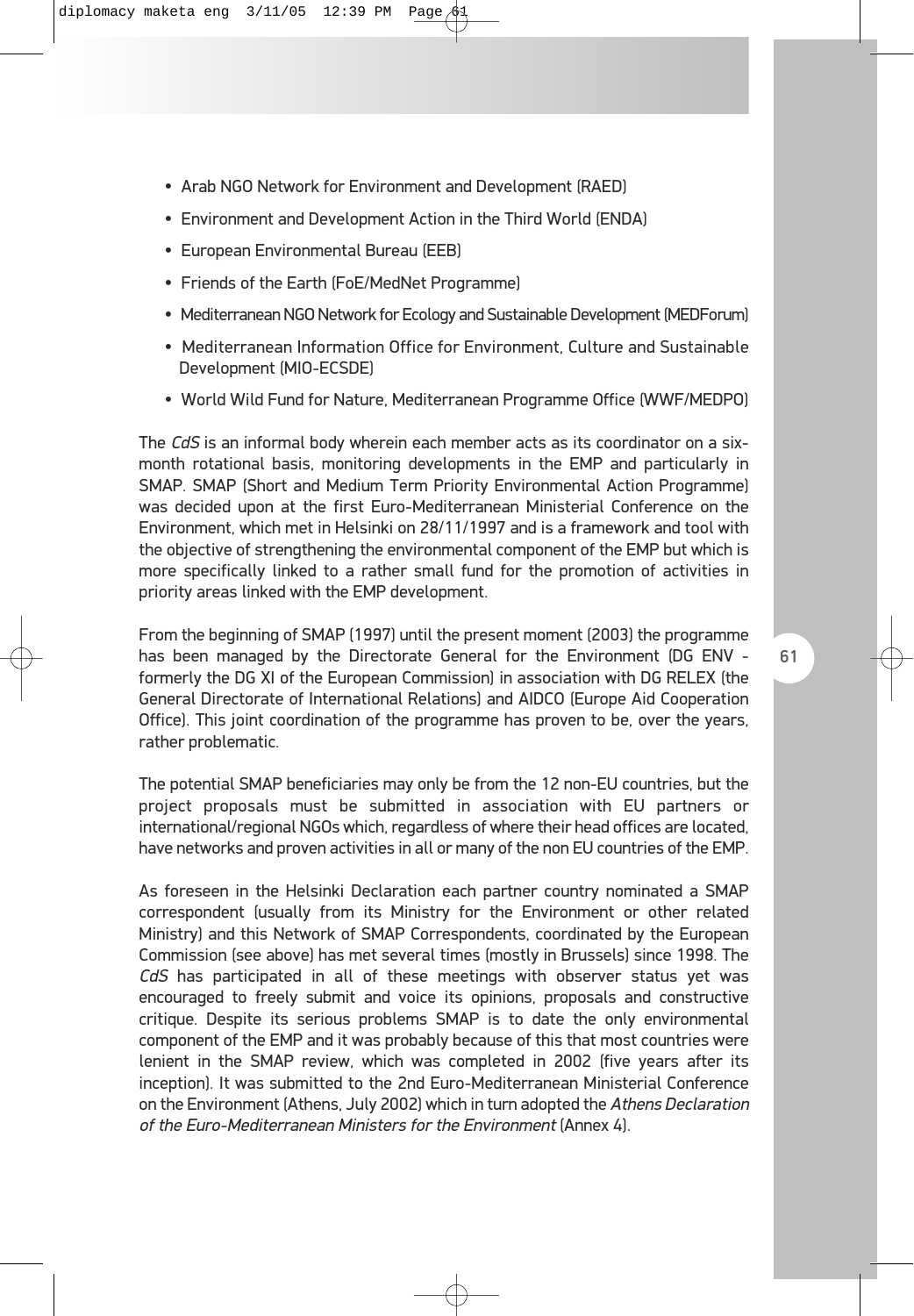- Arab NGO Network for Environment and Development (RAED)
- Environment and Development Action in the Third World (ENDA)
- European Environmental Bureau (EEB)
- Friends of the Earth (FoE/MedNet Programme)
- Mediterranean NGO Network for Ecology and Sustainable Development (MEDForum)
- Mediterranean Information Office for Environment, Culture and Sustainable Development (MIO-ECSDE)
- World Wild Fund for Nature, Mediterranean Programme Office (WWF/MEDPO)

The *CdS* is an informal body wherein each member acts as its coordinator on a six-month rotational basis, monitoring developments in the EMP and particularly in SMAP. SMAP (Short and Medium Term Priority Environmental Action Programme) was decided upon at the first Euro-Mediterranean Ministerial Conference on the Environment, which met in Helsinki on 28/11/1997 and is a framework and tool with the objective of strengthening the environmental component of the EMP but which is more specifically linked to a rather small fund for the promotion of activities in priority areas linked with the EMP development.

From the beginning of SMAP (1997) until the present moment (2003) the programme has been managed by the Directorate General for the Environment (DG ENV - formerly the DG XI of the European Commission) in association with DG RELEX (the General Directorate of International Relations) and AIDCO (Europe Aid Cooperation Office). This joint coordination of the programme has proven to be, over the years, rather problematic.

The potential SMAP beneficiaries may only be from the 12 non-EU countries, but the project proposals must be submitted in association with EU partners or international/regional NGOs which, regardless of where their head offices are located, have networks and proven activities in all or many of the non EU countries of the EMP.

As foreseen in the Helsinki Declaration each partner country nominated a SMAP correspondent (usually from its Ministry for the Environment or other related Ministry) and this Network of SMAP Correspondents, coordinated by the European Commission (see above) has met several times (mostly in Brussels) since 1998. The *CdS* has participated in all of these meetings with observer status yet was encouraged to freely submit and voice its opinions, proposals and constructive critique. Despite its serious problems SMAP is to date the only environmental component of the EMP and it was probably because of this that most countries were lenient in the SMAP review, which was completed in 2002 (five years after its inception). It was submitted to the 2nd Euro-Mediterranean Ministerial Conference on the Environment (Athens, July 2002) which in turn adopted the *Athens Declaration of the Euro-Mediterranean Ministers for the Environment* (Annex 4).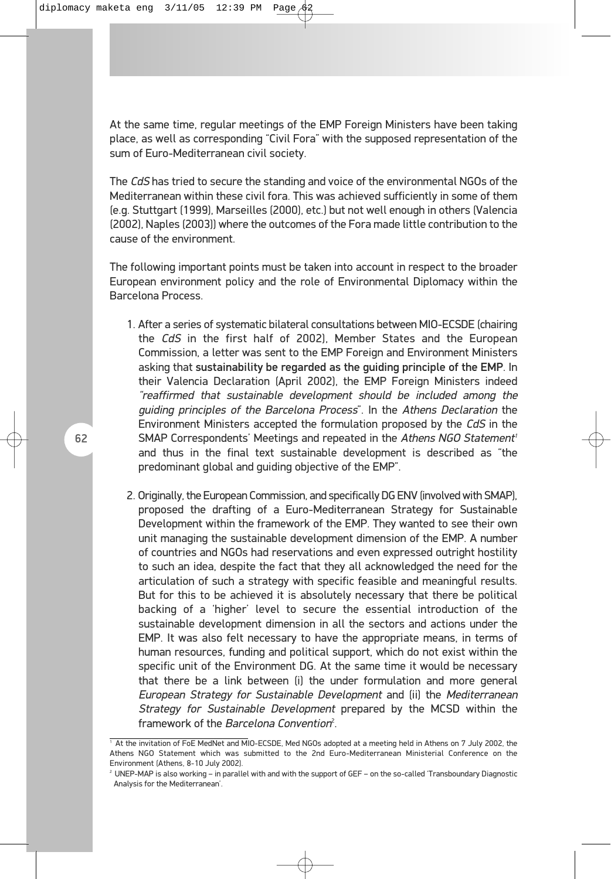At the same time, regular meetings of the EMP Foreign Ministers have been taking place, as well as corresponding "Civil Fora" with the supposed representation of the sum of Euro-Mediterranean civil society.

The *CdS* has tried to secure the standing and voice of the environmental NGOs of the Mediterranean within these civil fora. This was achieved sufficiently in some of them (e.g. Stuttgart (1999), Marseilles (2000), etc.) but not well enough in others (Valencia (2002), Naples (2003)) where the outcomes of the Fora made little contribution to the cause of the environment.

The following important points must be taken into account in respect to the broader European environment policy and the role of Environmental Diplomacy within the Barcelona Process.

1. After a series of systematic bilateral consultations between MIO-ECSDE (chairing the *CdS* in the first half of 2002), Member States and the European Commission, a letter was sent to the EMP Foreign and Environment Ministers asking that **sustainability be regarded as the guiding principle of the EMP**. In their Valencia Declaration (April 2002), the EMP Foreign Ministers indeed *"reaffirmed that sustainable development should be included among the guiding principles of the Barcelona Process"*. In the *Athens Declaration* the Environment Ministers accepted the formulation proposed by the *CdS* in the SMAP Correspondents' Meetings and repeated in the *Athens NGO Statement*[1] and thus in the final text sustainable development is described as "the predominant global and guiding objective of the EMP".

2. Originally, the European Commission, and specifically DG ENV (involved with SMAP), proposed the drafting of a Euro-Mediterranean Strategy for Sustainable Development within the framework of the EMP. They wanted to see their own unit managing the sustainable development dimension of the EMP. A number of countries and NGOs had reservations and even expressed outright hostility to such an idea, despite the fact that they all acknowledged the need for the articulation of such a strategy with specific feasible and meaningful results. But for this to be achieved it is absolutely necessary that there be political backing of a 'higher' level to secure the essential introduction of the sustainable development dimension in all the sectors and actions under the EMP. It was also felt necessary to have the appropriate means, in terms of human resources, funding and political support, which do not exist within the specific unit of the Environment DG. At the same time it would be necessary that there be a link between (i) the under formulation and more general *European Strategy for Sustainable Development* and (ii) the *Mediterranean Strategy for Sustainable Development* prepared by the MCSD within the framework of the *Barcelona Convention*[2].

---

[1] At the invitation of FoE MedNet and MIO-ECSDE, Med NGOs adopted at a meeting held in Athens on 7 July 2002, the Athens NGO Statement which was submitted to the 2nd Euro-Mediterranean Ministerial Conference on the Environment (Athens, 8-10 July 2002).

[2] UNEP-MAP is also working – in parallel with and with the support of GEF – on the so-called 'Transboundary Diagnostic Analysis for the Mediterranean'.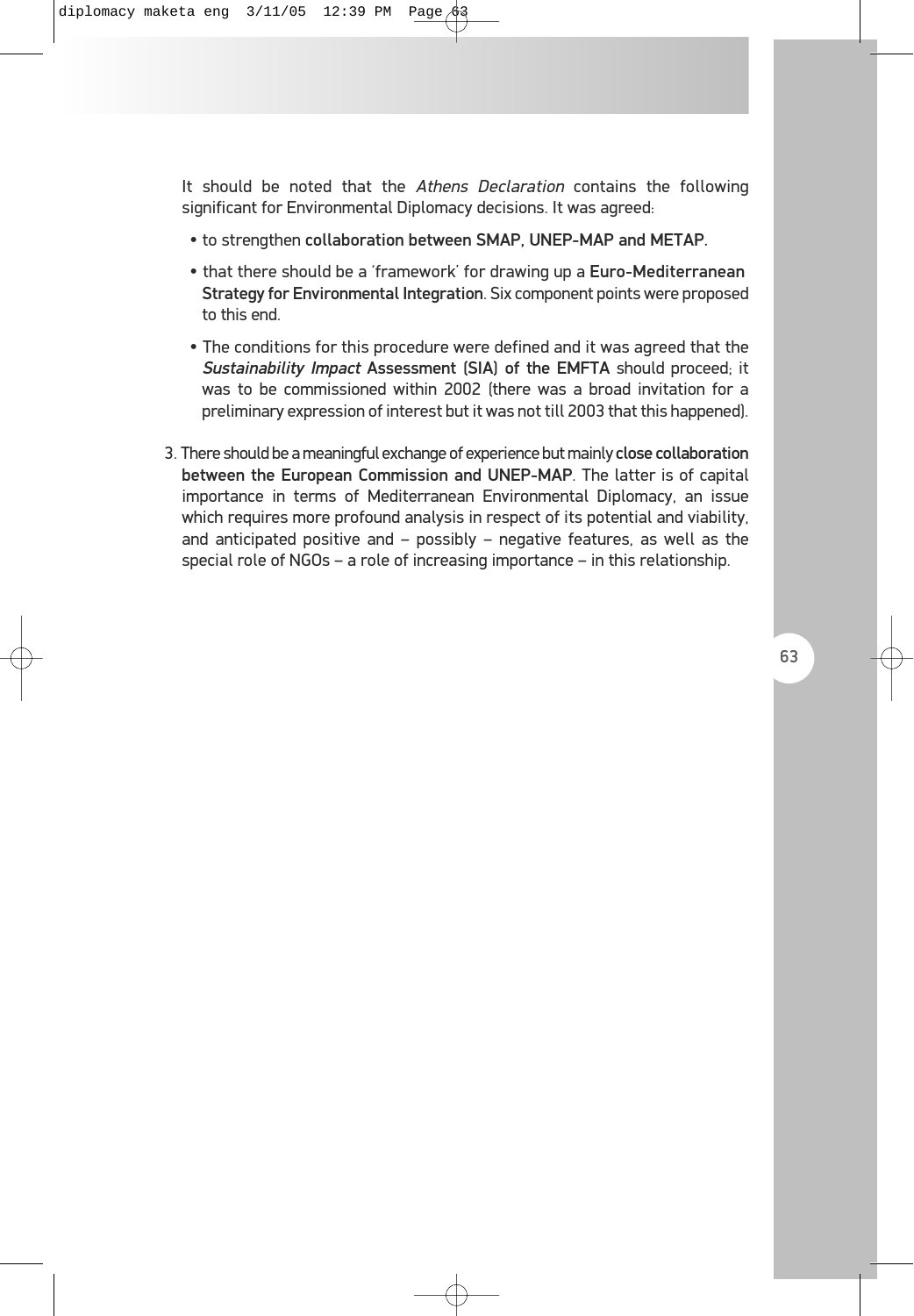It should be noted that the *Athens Declaration* contains the following significant for Environmental Diplomacy decisions. It was agreed:

- to strengthen **collaboration between SMAP, UNEP-MAP and METAP**.
- that there should be a 'framework' for drawing up a **Euro-Mediterranean Strategy for Environmental Integration**. Six component points were proposed to this end.
- The conditions for this procedure were defined and it was agreed that the ***Sustainability Impact* Assessment (SIA) of the EMFTA** should proceed; it was to be commissioned within 2002 (there was a broad invitation for a preliminary expression of interest but it was not till 2003 that this happened).

3. There should be a meaningful exchange of experience but mainly **close collaboration between the European Commission and UNEP-MAP**. The latter is of capital importance in terms of Mediterranean Environmental Diplomacy, an issue which requires more profound analysis in respect of its potential and viability, and anticipated positive and – possibly – negative features, as well as the special role of NGOs – a role of increasing importance – in this relationship.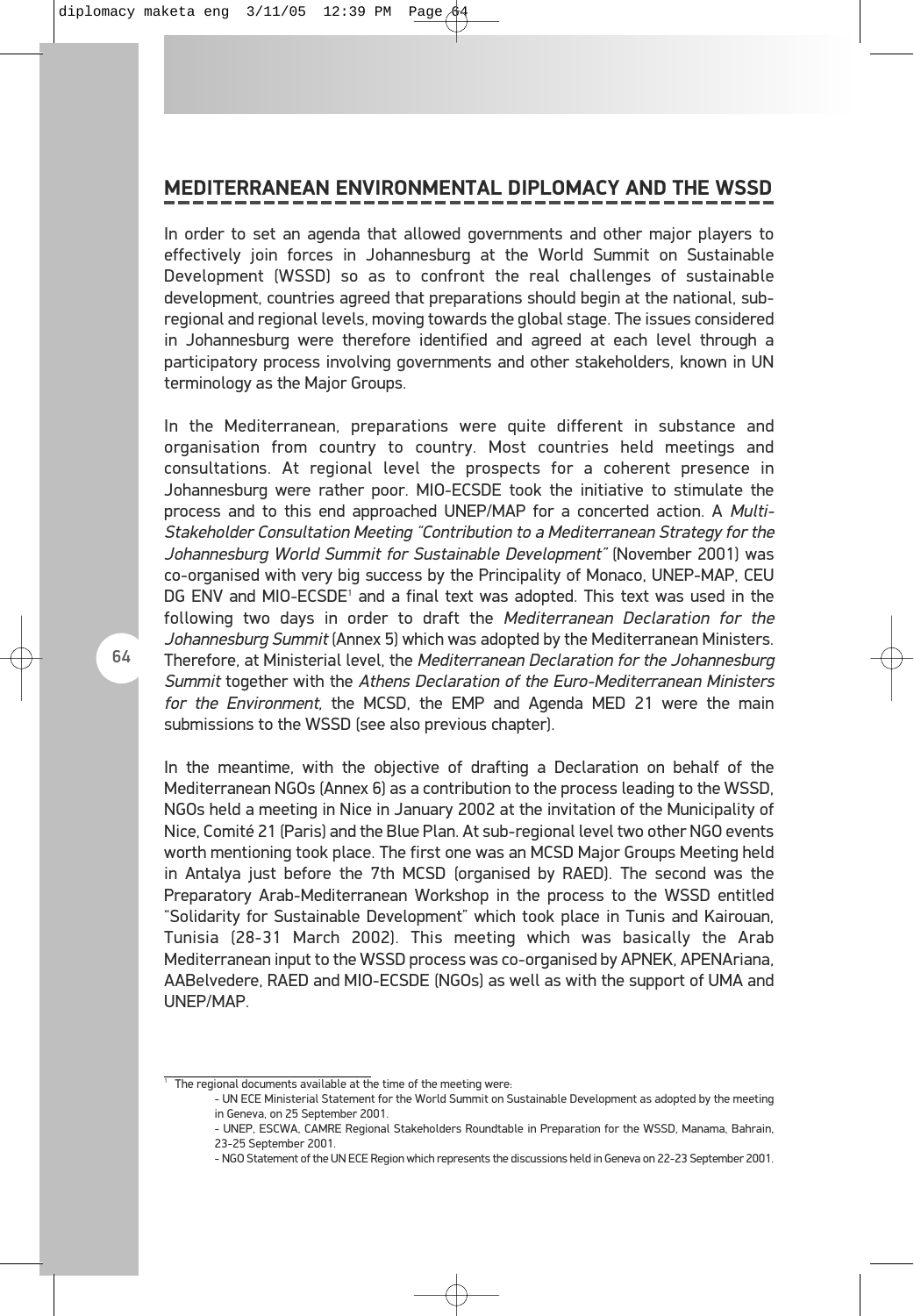## MEDITERRANEAN ENVIRONMENTAL DIPLOMACY AND THE WSSD

In order to set an agenda that allowed governments and other major players to effectively join forces in Johannesburg at the World Summit on Sustainable Development (WSSD) so as to confront the real challenges of sustainable development, countries agreed that preparations should begin at the national, sub-regional and regional levels, moving towards the global stage. The issues considered in Johannesburg were therefore identified and agreed at each level through a participatory process involving governments and other stakeholders, known in UN terminology as the Major Groups.

In the Mediterranean, preparations were quite different in substance and organisation from country to country. Most countries held meetings and consultations. At regional level the prospects for a coherent presence in Johannesburg were rather poor. MIO-ECSDE took the initiative to stimulate the process and to this end approached UNEP/MAP for a concerted action. A *Multi-Stakeholder Consultation Meeting "Contribution to a Mediterranean Strategy for the Johannesburg World Summit for Sustainable Development"* (November 2001) was co-organised with very big success by the Principality of Monaco, UNEP-MAP, CEU DG ENV and MIO-ECSDE[1] and a final text was adopted. This text was used in the following two days in order to draft the *Mediterranean Declaration for the Johannesburg Summit* (Annex 5) which was adopted by the Mediterranean Ministers. Therefore, at Ministerial level, the *Mediterranean Declaration for the Johannesburg Summit* together with the *Athens Declaration of the Euro-Mediterranean Ministers for the Environment,* the MCSD, the EMP and Agenda MED 21 were the main submissions to the WSSD (see also previous chapter).

In the meantime, with the objective of drafting a Declaration on behalf of the Mediterranean NGOs (Annex 6) as a contribution to the process leading to the WSSD, NGOs held a meeting in Nice in January 2002 at the invitation of the Municipality of Nice, Comité 21 (Paris) and the Blue Plan. At sub-regional level two other NGO events worth mentioning took place. The first one was an MCSD Major Groups Meeting held in Antalya just before the 7th MCSD (organised by RAED). The second was the Preparatory Arab-Mediterranean Workshop in the process to the WSSD entitled "Solidarity for Sustainable Development" which took place in Tunis and Kairouan, Tunisia (28-31 March 2002). This meeting which was basically the Arab Mediterranean input to the WSSD process was co-organised by APNEK, APENAriana, AABelvedere, RAED and MIO-ECSDE (NGOs) as well as with the support of UMA and UNEP/MAP.

---

[1] The regional documents available at the time of the meeting were:

- UN ECE Ministerial Statement for the World Summit on Sustainable Development as adopted by the meeting in Geneva, on 25 September 2001.
- UNEP, ESCWA, CAMRE Regional Stakeholders Roundtable in Preparation for the WSSD, Manama, Bahrain, 23-25 September 2001.
- NGO Statement of the UN ECE Region which represents the discussions held in Geneva on 22-23 September 2001.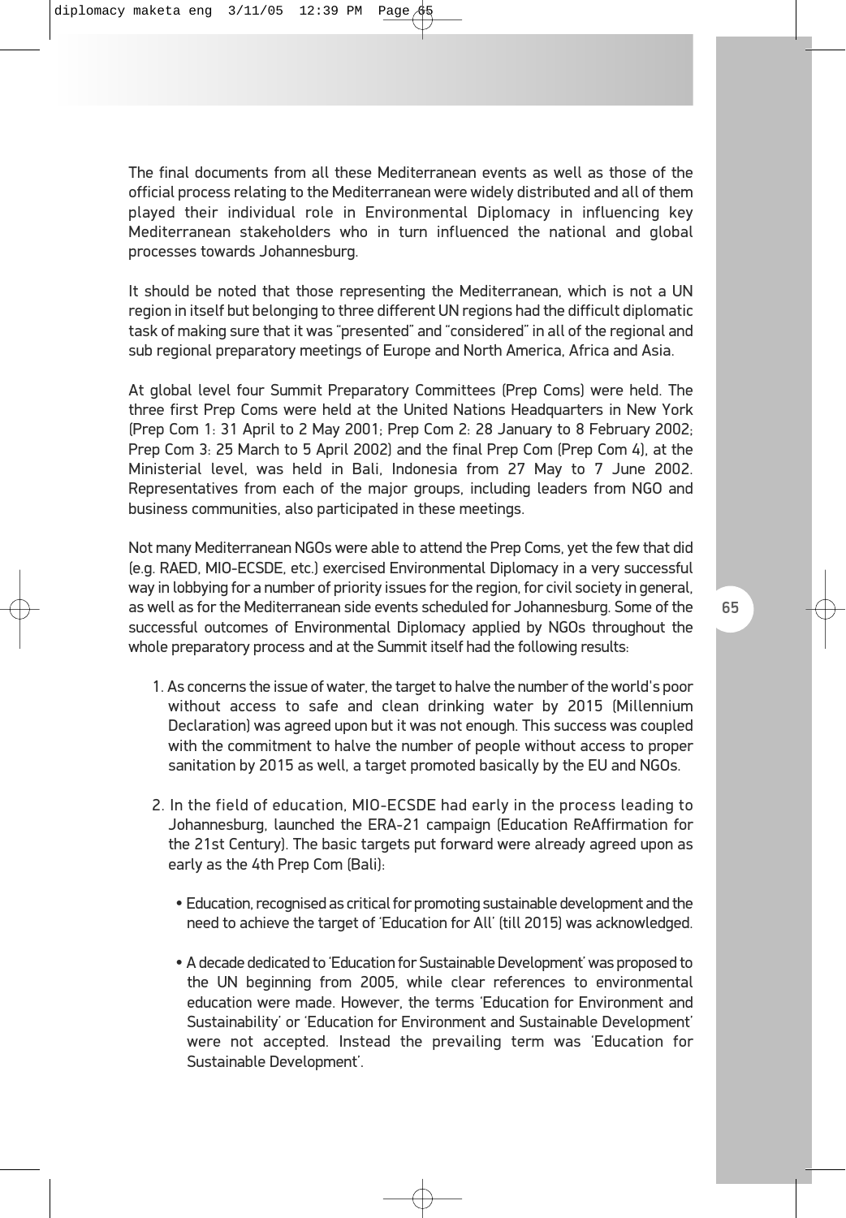The final documents from all these Mediterranean events as well as those of the official process relating to the Mediterranean were widely distributed and all of them played their individual role in Environmental Diplomacy in influencing key Mediterranean stakeholders who in turn influenced the national and global processes towards Johannesburg.

It should be noted that those representing the Mediterranean, which is not a UN region in itself but belonging to three different UN regions had the difficult diplomatic task of making sure that it was "presented" and "considered" in all of the regional and sub regional preparatory meetings of Europe and North America, Africa and Asia.

At global level four Summit Preparatory Committees (Prep Coms) were held. The three first Prep Coms were held at the United Nations Headquarters in New York (Prep Com 1: 31 April to 2 May 2001; Prep Com 2: 28 January to 8 February 2002; Prep Com 3: 25 March to 5 April 2002) and the final Prep Com (Prep Com 4), at the Ministerial level, was held in Bali, Indonesia from 27 May to 7 June 2002. Representatives from each of the major groups, including leaders from NGO and business communities, also participated in these meetings.

Not many Mediterranean NGOs were able to attend the Prep Coms, yet the few that did (e.g. RAED, MIO-ECSDE, etc.) exercised Environmental Diplomacy in a very successful way in lobbying for a number of priority issues for the region, for civil society in general, as well as for the Mediterranean side events scheduled for Johannesburg. Some of the successful outcomes of Environmental Diplomacy applied by NGOs throughout the whole preparatory process and at the Summit itself had the following results:

1. As concerns the issue of water, the target to halve the number of the world's poor without access to safe and clean drinking water by 2015 (Millennium Declaration) was agreed upon but it was not enough. This success was coupled with the commitment to halve the number of people without access to proper sanitation by 2015 as well, a target promoted basically by the EU and NGOs.

2. In the field of education, MIO-ECSDE had early in the process leading to Johannesburg, launched the ERA-21 campaign (Education ReAffirmation for the 21st Century). The basic targets put forward were already agreed upon as early as the 4th Prep Com (Bali):

   - Education, recognised as critical for promoting sustainable development and the need to achieve the target of 'Education for All' (till 2015) was acknowledged.

   - A decade dedicated to 'Education for Sustainable Development' was proposed to the UN beginning from 2005, while clear references to environmental education were made. However, the terms 'Education for Environment and Sustainability' or 'Education for Environment and Sustainable Development' were not accepted. Instead the prevailing term was 'Education for Sustainable Development'.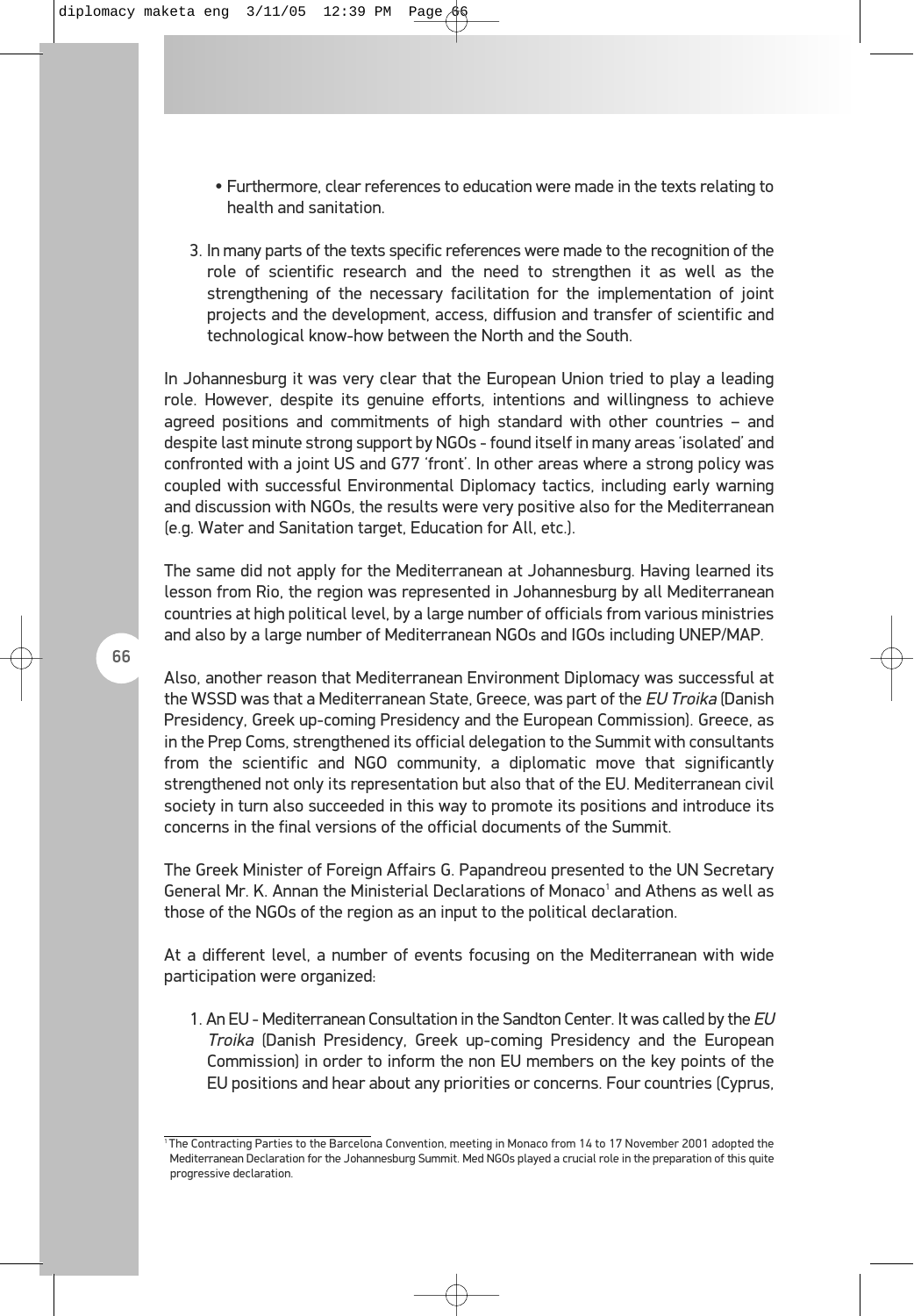- Furthermore, clear references to education were made in the texts relating to health and sanitation.

3. In many parts of the texts specific references were made to the recognition of the role of scientific research and the need to strengthen it as well as the strengthening of the necessary facilitation for the implementation of joint projects and the development, access, diffusion and transfer of scientific and technological know-how between the North and the South.

In Johannesburg it was very clear that the European Union tried to play a leading role. However, despite its genuine efforts, intentions and willingness to achieve agreed positions and commitments of high standard with other countries – and despite last minute strong support by NGOs - found itself in many areas 'isolated' and confronted with a joint US and G77 'front'. In other areas where a strong policy was coupled with successful Environmental Diplomacy tactics, including early warning and discussion with NGOs, the results were very positive also for the Mediterranean (e.g. Water and Sanitation target, Education for All, etc.).

The same did not apply for the Mediterranean at Johannesburg. Having learned its lesson from Rio, the region was represented in Johannesburg by all Mediterranean countries at high political level, by a large number of officials from various ministries and also by a large number of Mediterranean NGOs and IGOs including UNEP/MAP.

Also, another reason that Mediterranean Environment Diplomacy was successful at the WSSD was that a Mediterranean State, Greece, was part of the *EU Troika* (Danish Presidency, Greek up-coming Presidency and the European Commission). Greece, as in the Prep Coms, strengthened its official delegation to the Summit with consultants from the scientific and NGO community, a diplomatic move that significantly strengthened not only its representation but also that of the EU. Mediterranean civil society in turn also succeeded in this way to promote its positions and introduce its concerns in the final versions of the official documents of the Summit.

The Greek Minister of Foreign Affairs G. Papandreou presented to the UN Secretary General Mr. K. Annan the Ministerial Declarations of Monaco[1] and Athens as well as those of the NGOs of the region as an input to the political declaration.

At a different level, a number of events focusing on the Mediterranean with wide participation were organized:

1. An EU - Mediterranean Consultation in the Sandton Center. It was called by the *EU Troika* (Danish Presidency, Greek up-coming Presidency and the European Commission) in order to inform the non EU members on the key points of the EU positions and hear about any priorities or concerns. Four countries (Cyprus,

[1] The Contracting Parties to the Barcelona Convention, meeting in Monaco from 14 to 17 November 2001 adopted the Mediterranean Declaration for the Johannesburg Summit. Med NGOs played a crucial role in the preparation of this quite progressive declaration.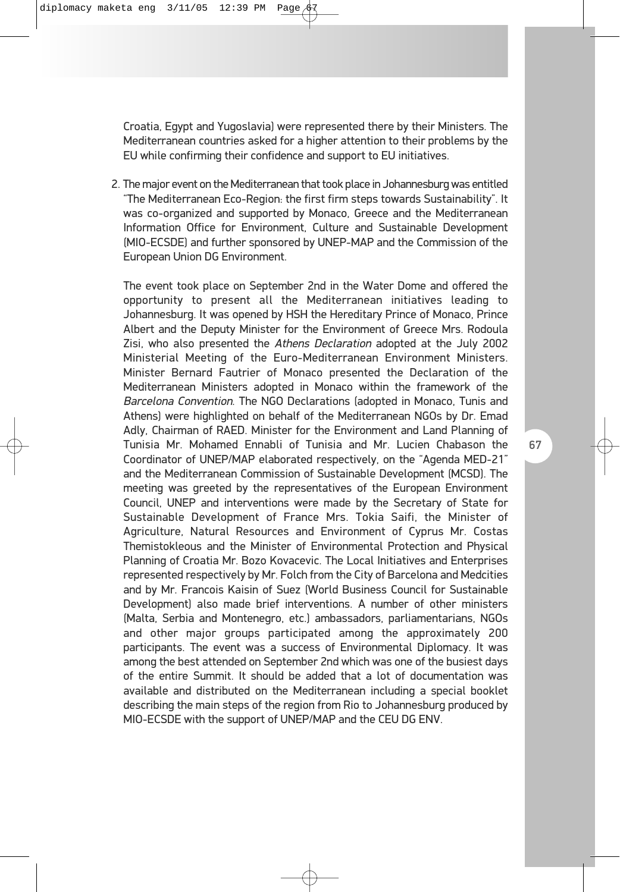Croatia, Egypt and Yugoslavia) were represented there by their Ministers. The Mediterranean countries asked for a higher attention to their problems by the EU while confirming their confidence and support to EU initiatives.

2. The major event on the Mediterranean that took place in Johannesburg was entitled "The Mediterranean Eco-Region: the first firm steps towards Sustainability". It was co-organized and supported by Monaco, Greece and the Mediterranean Information Office for Environment, Culture and Sustainable Development (MIO-ECSDE) and further sponsored by UNEP-MAP and the Commission of the European Union DG Environment.

   The event took place on September 2nd in the Water Dome and offered the opportunity to present all the Mediterranean initiatives leading to Johannesburg. It was opened by HSH the Hereditary Prince of Monaco, Prince Albert and the Deputy Minister for the Environment of Greece Mrs. Rodoula Zisi, who also presented the *Athens Declaration* adopted at the July 2002 Ministerial Meeting of the Euro-Mediterranean Environment Ministers. Minister Bernard Fautrier of Monaco presented the Declaration of the Mediterranean Ministers adopted in Monaco within the framework of the *Barcelona Convention*. The NGO Declarations (adopted in Monaco, Tunis and Athens) were highlighted on behalf of the Mediterranean NGOs by Dr. Emad Adly, Chairman of RAED. Minister for the Environment and Land Planning of Tunisia Mr. Mohamed Ennabli of Tunisia and Mr. Lucien Chabason the Coordinator of UNEP/MAP elaborated respectively, on the "Agenda MED-21" and the Mediterranean Commission of Sustainable Development (MCSD). The meeting was greeted by the representatives of the European Environment Council, UNEP and interventions were made by the Secretary of State for Sustainable Development of France Mrs. Tokia Saifi, the Minister of Agriculture, Natural Resources and Environment of Cyprus Mr. Costas Themistokleous and the Minister of Environmental Protection and Physical Planning of Croatia Mr. Bozo Kovacevic. The Local Initiatives and Enterprises represented respectively by Mr. Folch from the City of Barcelona and Medcities and by Mr. Francois Kaisin of Suez (World Business Council for Sustainable Development) also made brief interventions. A number of other ministers (Malta, Serbia and Montenegro, etc.) ambassadors, parliamentarians, NGOs and other major groups participated among the approximately 200 participants. The event was a success of Environmental Diplomacy. It was among the best attended on September 2nd which was one of the busiest days of the entire Summit. It should be added that a lot of documentation was available and distributed on the Mediterranean including a special booklet describing the main steps of the region from Rio to Johannesburg produced by MIO-ECSDE with the support of UNEP/MAP and the CEU DG ENV.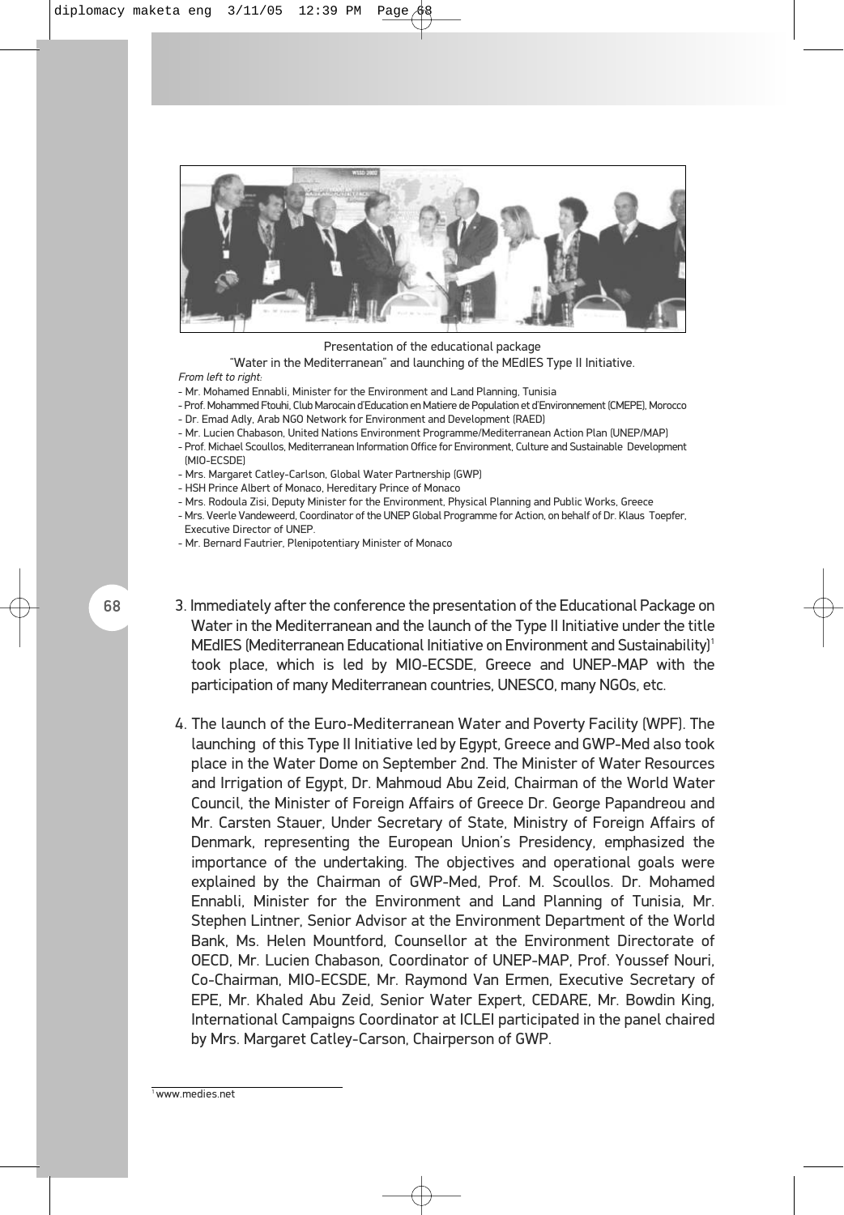Presentation of the educational package

"Water in the Mediterranean" and launching of the MEdIES Type II Initiative.

*From left to right:*

- Mr. Mohamed Ennabli, Minister for the Environment and Land Planning, Tunisia
- Prof. Mohammed Ftouhi, Club Marocain d'Education en Matiere de Population et d'Environnement (CMEPE), Morocco
- Dr. Emad Adly, Arab NGO Network for Environment and Development (RAED)
- Mr. Lucien Chabason, United Nations Environment Programme/Mediterranean Action Plan (UNEP/MAP)
- Prof. Michael Scoullos, Mediterranean Information Office for Environment, Culture and Sustainable Development (MIO-ECSDE)
- Mrs. Margaret Catley-Carlson, Global Water Partnership (GWP)
- HSH Prince Albert of Monaco, Hereditary Prince of Monaco
- Mrs. Rodoula Zisi, Deputy Minister for the Environment, Physical Planning and Public Works, Greece
- Mrs. Veerle Vandeweerd, Coordinator of the UNEP Global Programme for Action, on behalf of Dr. Klaus Toepfer, Executive Director of UNEP.
- Mr. Bernard Fautrier, Plenipotentiary Minister of Monaco

3. Immediately after the conference the presentation of the Educational Package on Water in the Mediterranean and the launch of the Type II Initiative under the title MEdIES (Mediterranean Educational Initiative on Environment and Sustainability)[1] took place, which is led by MIO-ECSDE, Greece and UNEP-MAP with the participation of many Mediterranean countries, UNESCO, many NGOs, etc.

4. The launch of the Euro-Mediterranean Water and Poverty Facility (WPF). The launching of this Type II Initiative led by Egypt, Greece and GWP-Med also took place in the Water Dome on September 2nd. The Minister of Water Resources and Irrigation of Egypt, Dr. Mahmoud Abu Zeid, Chairman of the World Water Council, the Minister of Foreign Affairs of Greece Dr. George Papandreou and Mr. Carsten Stauer, Under Secretary of State, Ministry of Foreign Affairs of Denmark, representing the European Union's Presidency, emphasized the importance of the undertaking. The objectives and operational goals were explained by the Chairman of GWP-Med, Prof. M. Scoullos. Dr. Mohamed Ennabli, Minister for the Environment and Land Planning of Tunisia, Mr. Stephen Lintner, Senior Advisor at the Environment Department of the World Bank, Ms. Helen Mountford, Counsellor at the Environment Directorate of OECD, Mr. Lucien Chabason, Coordinator of UNEP-MAP, Prof. Youssef Nouri, Co-Chairman, MIO-ECSDE, Mr. Raymond Van Ermen, Executive Secretary of EPE, Mr. Khaled Abu Zeid, Senior Water Expert, CEDARE, Mr. Bowdin King, International Campaigns Coordinator at ICLEI participated in the panel chaired by Mrs. Margaret Catley-Carson, Chairperson of GWP.

---

[1] www.medies.net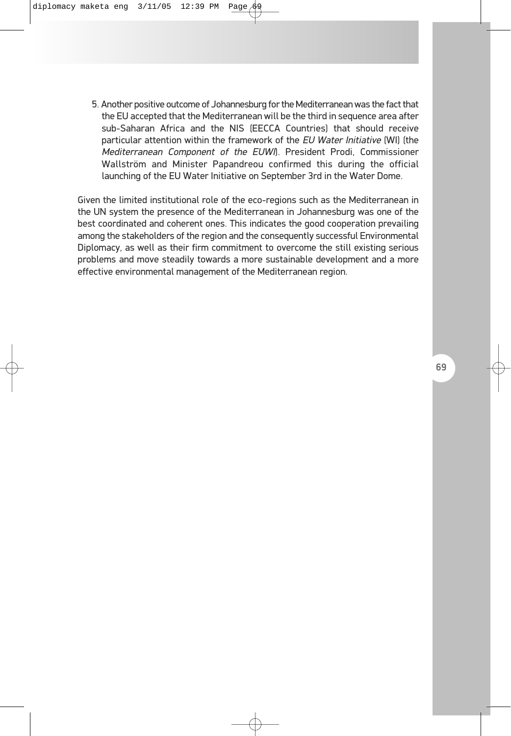5. Another positive outcome of Johannesburg for the Mediterranean was the fact that the EU accepted that the Mediterranean will be the third in sequence area after sub-Saharan Africa and the NIS (EECCA Countries) that should receive particular attention within the framework of the *EU Water Initiative* (WI) (the *Mediterranean Component of the EUWI*). President Prodi, Commissioner Wallström and Minister Papandreou confirmed this during the official launching of the EU Water Initiative on September 3rd in the Water Dome.

Given the limited institutional role of the eco-regions such as the Mediterranean in the UN system the presence of the Mediterranean in Johannesburg was one of the best coordinated and coherent ones. This indicates the good cooperation prevailing among the stakeholders of the region and the consequently successful Environmental Diplomacy, as well as their firm commitment to overcome the still existing serious problems and move steadily towards a more sustainable development and a more effective environmental management of the Mediterranean region.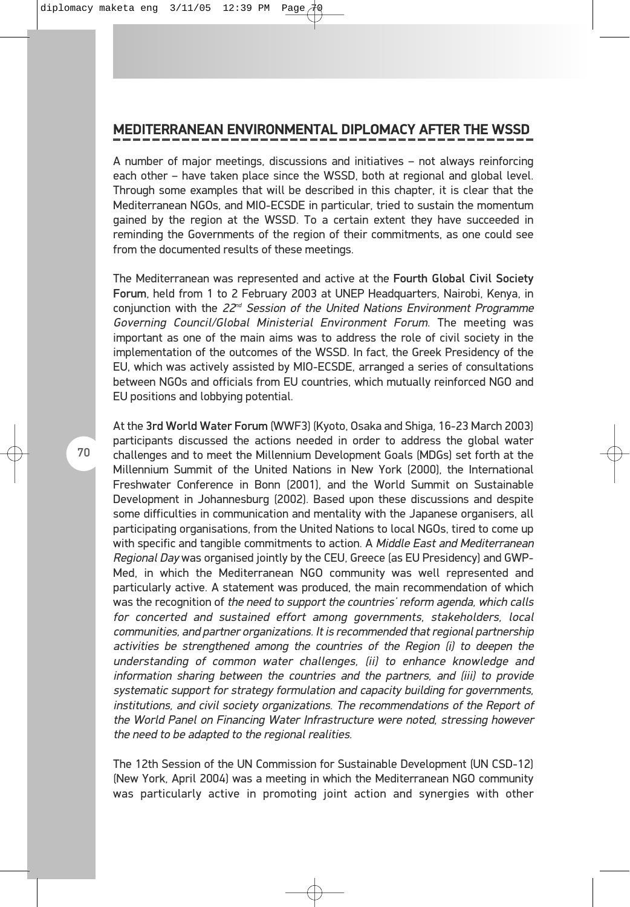## MEDITERRANEAN ENVIRONMENTAL DIPLOMACY AFTER THE WSSD

A number of major meetings, discussions and initiatives – not always reinforcing each other – have taken place since the WSSD, both at regional and global level. Through some examples that will be described in this chapter, it is clear that the Mediterranean NGOs, and MIO-ECSDE in particular, tried to sustain the momentum gained by the region at the WSSD. To a certain extent they have succeeded in reminding the Governments of the region of their commitments, as one could see from the documented results of these meetings.

The Mediterranean was represented and active at the **Fourth Global Civil Society Forum**, held from 1 to 2 February 2003 at UNEP Headquarters, Nairobi, Kenya, in conjunction with the *22nd Session of the United Nations Environment Programme Governing Council/Global Ministerial Environment Forum*. The meeting was important as one of the main aims was to address the role of civil society in the implementation of the outcomes of the WSSD. In fact, the Greek Presidency of the EU, which was actively assisted by MIO-ECSDE, arranged a series of consultations between NGOs and officials from EU countries, which mutually reinforced NGO and EU positions and lobbying potential.

At the **3rd World Water Forum** (WWF3) (Kyoto, Osaka and Shiga, 16-23 March 2003) participants discussed the actions needed in order to address the global water challenges and to meet the Millennium Development Goals (MDGs) set forth at the Millennium Summit of the United Nations in New York (2000), the International Freshwater Conference in Bonn (2001), and the World Summit on Sustainable Development in Johannesburg (2002). Based upon these discussions and despite some difficulties in communication and mentality with the Japanese organisers, all participating organisations, from the United Nations to local NGOs, tired to come up with specific and tangible commitments to action. A *Middle East and Mediterranean Regional Day* was organised jointly by the CEU, Greece (as EU Presidency) and GWP-Med, in which the Mediterranean NGO community was well represented and particularly active. A statement was produced, the main recommendation of which was the recognition of *the need to support the countries' reform agenda, which calls for concerted and sustained effort among governments, stakeholders, local communities, and partner organizations. It is recommended that regional partnership activities be strengthened among the countries of the Region (i) to deepen the understanding of common water challenges, (ii) to enhance knowledge and information sharing between the countries and the partners, and (iii) to provide systematic support for strategy formulation and capacity building for governments, institutions, and civil society organizations. The recommendations of the Report of the World Panel on Financing Water Infrastructure were noted, stressing however the need to be adapted to the regional realities.*

The 12th Session of the UN Commission for Sustainable Development (UN CSD-12) (New York, April 2004) was a meeting in which the Mediterranean NGO community was particularly active in promoting joint action and synergies with other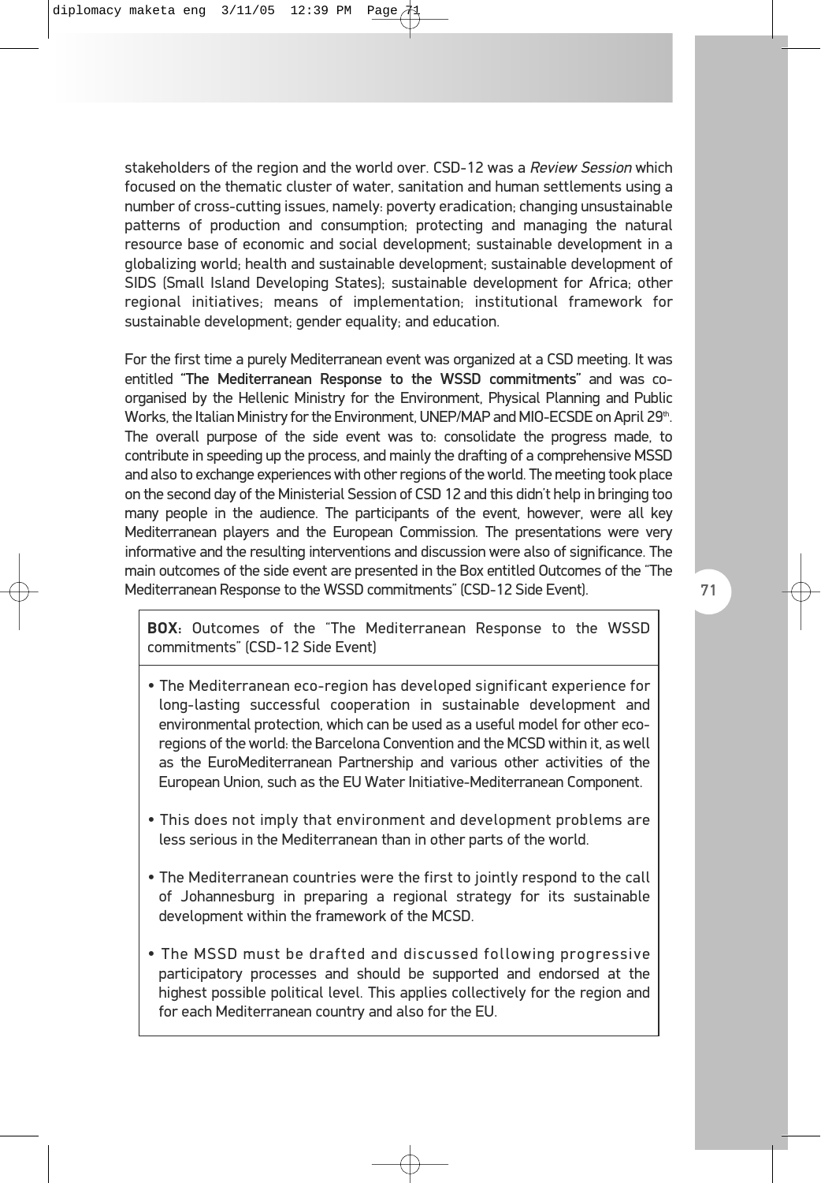stakeholders of the region and the world over. CSD-12 was a *Review Session* which focused on the thematic cluster of water, sanitation and human settlements using a number of cross-cutting issues, namely: poverty eradication; changing unsustainable patterns of production and consumption; protecting and managing the natural resource base of economic and social development; sustainable development in a globalizing world; health and sustainable development; sustainable development of SIDS (Small Island Developing States); sustainable development for Africa; other regional initiatives; means of implementation; institutional framework for sustainable development; gender equality; and education.

For the first time a purely Mediterranean event was organized at a CSD meeting. It was entitled **"The Mediterranean Response to the WSSD commitments"** and was co-organised by the Hellenic Ministry for the Environment, Physical Planning and Public Works, the Italian Ministry for the Environment, UNEP/MAP and MIO-ECSDE on April 29th. The overall purpose of the side event was to: consolidate the progress made, to contribute in speeding up the process, and mainly the drafting of a comprehensive MSSD and also to exchange experiences with other regions of the world. The meeting took place on the second day of the Ministerial Session of CSD 12 and this didn't help in bringing too many people in the audience. The participants of the event, however, were all key Mediterranean players and the European Commission. The presentations were very informative and the resulting interventions and discussion were also of significance. The main outcomes of the side event are presented in the Box entitled Outcomes of the "The Mediterranean Response to the WSSD commitments" (CSD-12 Side Event).

**BOX:** Outcomes of the "The Mediterranean Response to the WSSD commitments" (CSD-12 Side Event)

- The Mediterranean eco-region has developed significant experience for long-lasting successful cooperation in sustainable development and environmental protection, which can be used as a useful model for other eco-regions of the world: the Barcelona Convention and the MCSD within it, as well as the EuroMediterranean Partnership and various other activities of the European Union, such as the EU Water Initiative-Mediterranean Component.
- This does not imply that environment and development problems are less serious in the Mediterranean than in other parts of the world.
- The Mediterranean countries were the first to jointly respond to the call of Johannesburg in preparing a regional strategy for its sustainable development within the framework of the MCSD.
- The MSSD must be drafted and discussed following progressive participatory processes and should be supported and endorsed at the highest possible political level. This applies collectively for the region and for each Mediterranean country and also for the EU.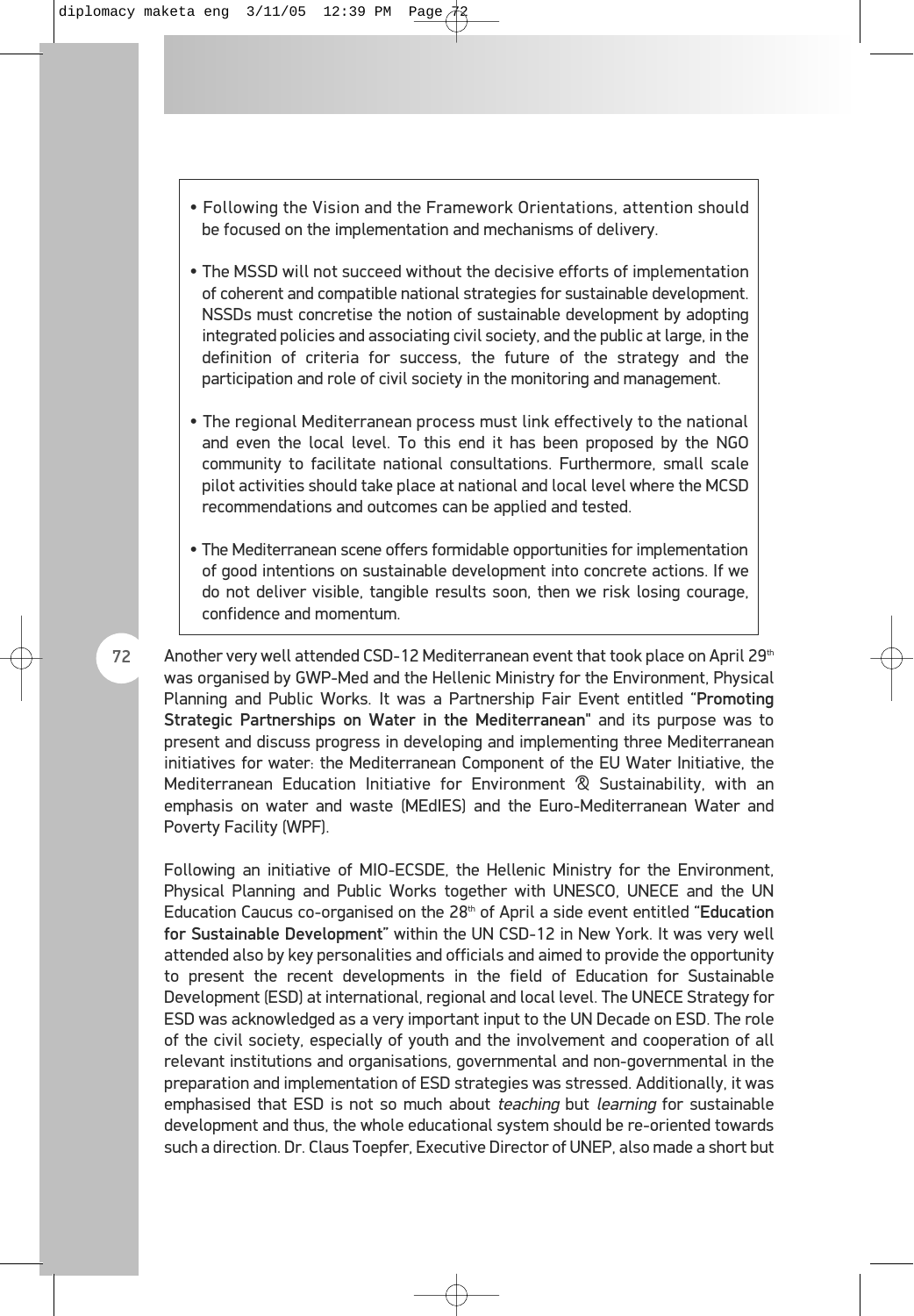- Following the Vision and the Framework Orientations, attention should be focused on the implementation and mechanisms of delivery.

- The MSSD will not succeed without the decisive efforts of implementation of coherent and compatible national strategies for sustainable development. NSSDs must concretise the notion of sustainable development by adopting integrated policies and associating civil society, and the public at large, in the definition of criteria for success, the future of the strategy and the participation and role of civil society in the monitoring and management.

- The regional Mediterranean process must link effectively to the national and even the local level. To this end it has been proposed by the NGO community to facilitate national consultations. Furthermore, small scale pilot activities should take place at national and local level where the MCSD recommendations and outcomes can be applied and tested.

- The Mediterranean scene offers formidable opportunities for implementation of good intentions on sustainable development into concrete actions. If we do not deliver visible, tangible results soon, then we risk losing courage, confidence and momentum.

Another very well attended CSD-12 Mediterranean event that took place on April 29th was organised by GWP-Med and the Hellenic Ministry for the Environment, Physical Planning and Public Works. It was a Partnership Fair Event entitled **"Promoting Strategic Partnerships on Water in the Mediterranean"** and its purpose was to present and discuss progress in developing and implementing three Mediterranean initiatives for water: the Mediterranean Component of the EU Water Initiative, the Mediterranean Education Initiative for Environment & Sustainability, with an emphasis on water and waste (MEdIES) and the Euro-Mediterranean Water and Poverty Facility (WPF).

Following an initiative of MIO-ECSDE, the Hellenic Ministry for the Environment, Physical Planning and Public Works together with UNESCO, UNECE and the UN Education Caucus co-organised on the 28th of April a side event entitled **"Education for Sustainable Development"** within the UN CSD-12 in New York. It was very well attended also by key personalities and officials and aimed to provide the opportunity to present the recent developments in the field of Education for Sustainable Development (ESD) at international, regional and local level. The UNECE Strategy for ESD was acknowledged as a very important input to the UN Decade on ESD. The role of the civil society, especially of youth and the involvement and cooperation of all relevant institutions and organisations, governmental and non-governmental in the preparation and implementation of ESD strategies was stressed. Additionally, it was emphasised that ESD is not so much about *teaching* but *learning* for sustainable development and thus, the whole educational system should be re-oriented towards such a direction. Dr. Claus Toepfer, Executive Director of UNEP, also made a short but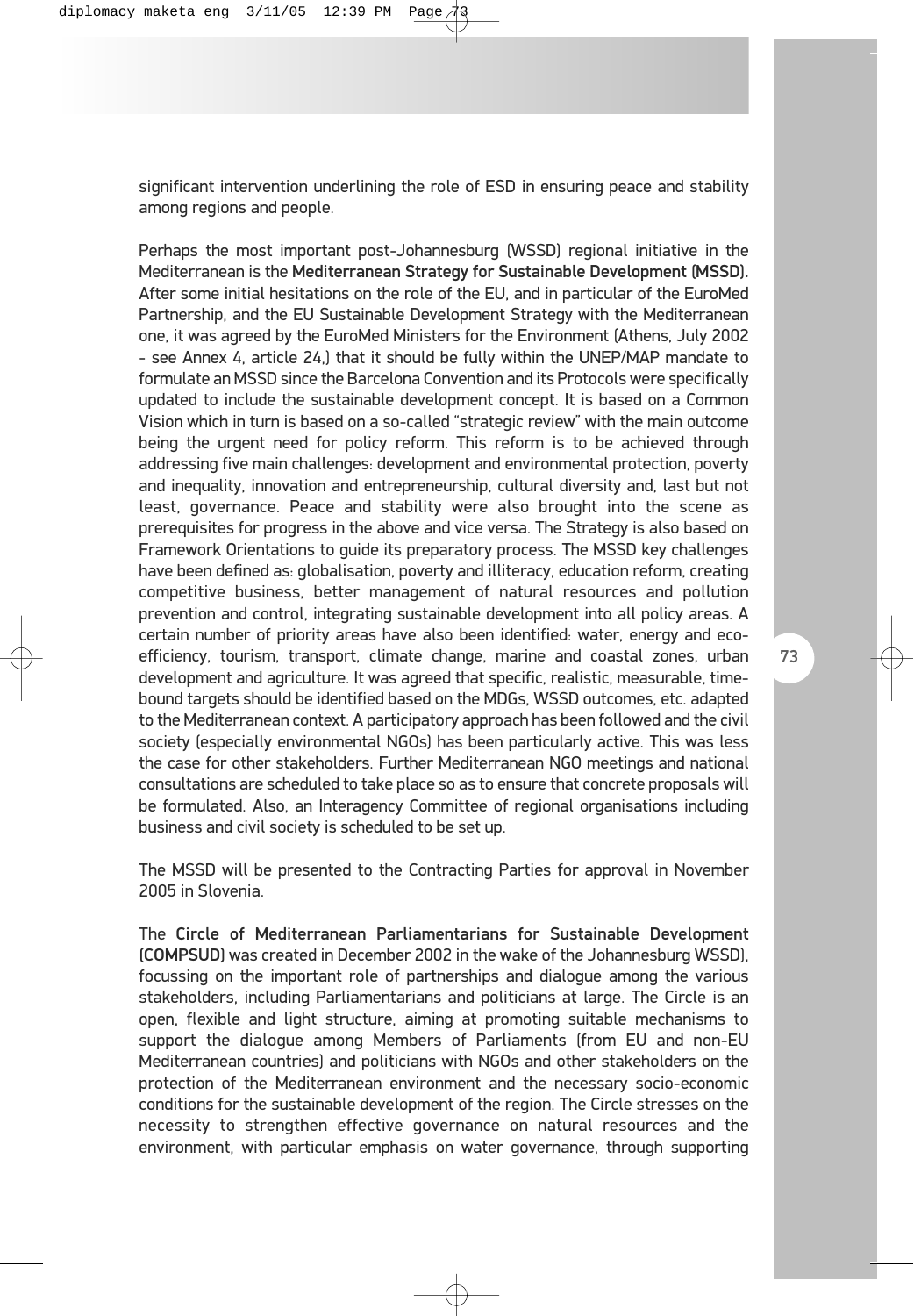significant intervention underlining the role of ESD in ensuring peace and stability among regions and people.

Perhaps the most important post-Johannesburg (WSSD) regional initiative in the Mediterranean is the **Mediterranean Strategy for Sustainable Development (MSSD).** After some initial hesitations on the role of the EU, and in particular of the EuroMed Partnership, and the EU Sustainable Development Strategy with the Mediterranean one, it was agreed by the EuroMed Ministers for the Environment (Athens, July 2002 - see Annex 4, article 24,) that it should be fully within the UNEP/MAP mandate to formulate an MSSD since the Barcelona Convention and its Protocols were specifically updated to include the sustainable development concept. It is based on a Common Vision which in turn is based on a so-called "strategic review" with the main outcome being the urgent need for policy reform. This reform is to be achieved through addressing five main challenges: development and environmental protection, poverty and inequality, innovation and entrepreneurship, cultural diversity and, last but not least, governance. Peace and stability were also brought into the scene as prerequisites for progress in the above and vice versa. The Strategy is also based on Framework Orientations to guide its preparatory process. The MSSD key challenges have been defined as: globalisation, poverty and illiteracy, education reform, creating competitive business, better management of natural resources and pollution prevention and control, integrating sustainable development into all policy areas. A certain number of priority areas have also been identified: water, energy and eco-efficiency, tourism, transport, climate change, marine and coastal zones, urban development and agriculture. It was agreed that specific, realistic, measurable, time-bound targets should be identified based on the MDGs, WSSD outcomes, etc. adapted to the Mediterranean context. A participatory approach has been followed and the civil society (especially environmental NGOs) has been particularly active. This was less the case for other stakeholders. Further Mediterranean NGO meetings and national consultations are scheduled to take place so as to ensure that concrete proposals will be formulated. Also, an Interagency Committee of regional organisations including business and civil society is scheduled to be set up.

The MSSD will be presented to the Contracting Parties for approval in November 2005 in Slovenia.

The **Circle of Mediterranean Parliamentarians for Sustainable Development (COMPSUD)** was created in December 2002 in the wake of the Johannesburg WSSD), focussing on the important role of partnerships and dialogue among the various stakeholders, including Parliamentarians and politicians at large. The Circle is an open, flexible and light structure, aiming at promoting suitable mechanisms to support the dialogue among Members of Parliaments (from EU and non-EU Mediterranean countries) and politicians with NGOs and other stakeholders on the protection of the Mediterranean environment and the necessary socio-economic conditions for the sustainable development of the region. The Circle stresses on the necessity to strengthen effective governance on natural resources and the environment, with particular emphasis on water governance, through supporting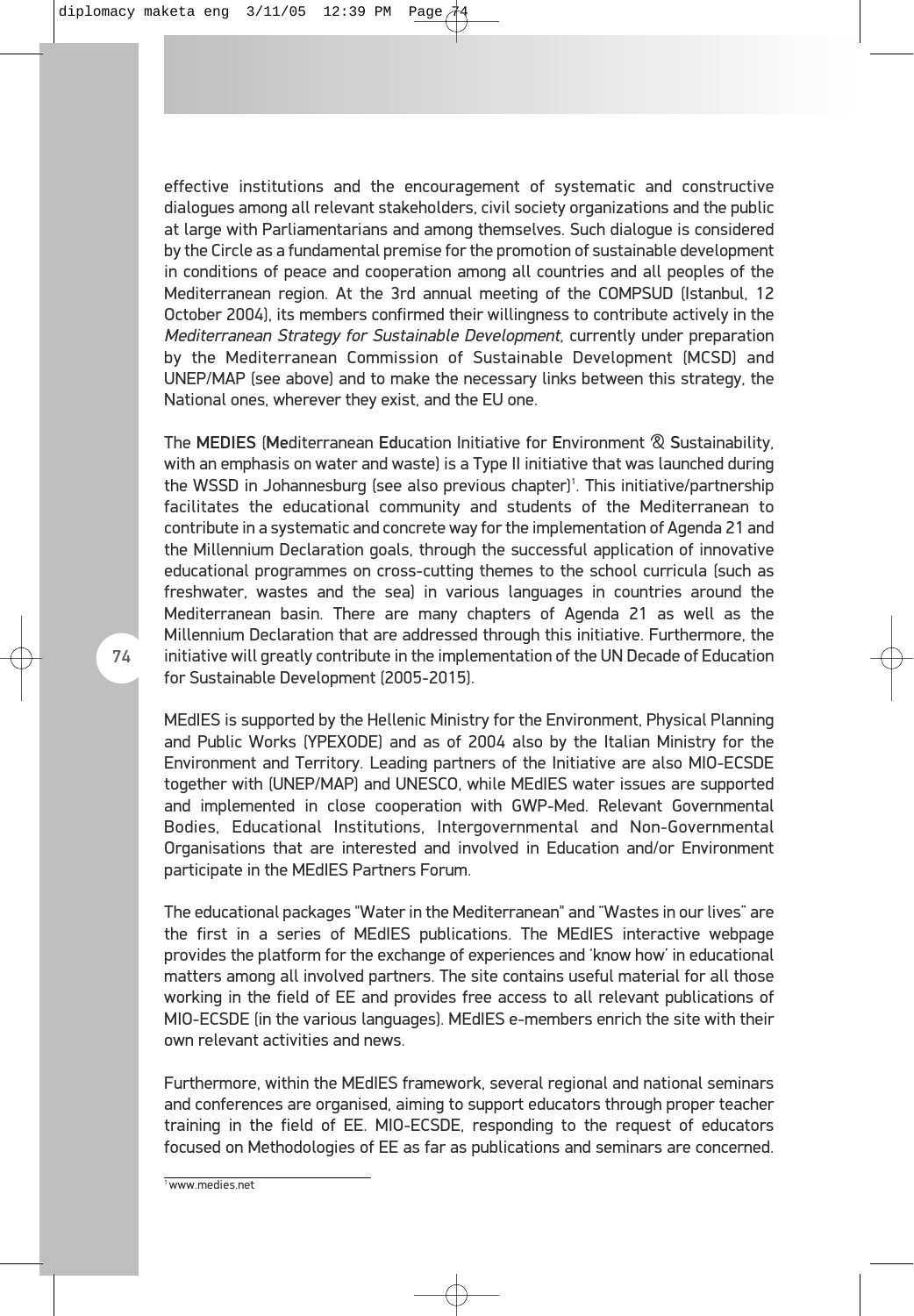effective institutions and the encouragement of systematic and constructive dialogues among all relevant stakeholders, civil society organizations and the public at large with Parliamentarians and among themselves. Such dialogue is considered by the Circle as a fundamental premise for the promotion of sustainable development in conditions of peace and cooperation among all countries and all peoples of the Mediterranean region. At the 3rd annual meeting of the COMPSUD (Istanbul, 12 October 2004), its members confirmed their willingness to contribute actively in the *Mediterranean Strategy for Sustainable Development*, currently under preparation by the Mediterranean Commission of Sustainable Development (MCSD) and UNEP/MAP (see above) and to make the necessary links between this strategy, the National ones, wherever they exist, and the EU one.

The **MEDIES** (**Me**diterranean **Ed**ucation Initiative for **E**nvironment & **S**ustainability, with an emphasis on water and waste) is a Type II initiative that was launched during the WSSD in Johannesburg (see also previous chapter)[1]. This initiative/partnership facilitates the educational community and students of the Mediterranean to contribute in a systematic and concrete way for the implementation of Agenda 21 and the Millennium Declaration goals, through the successful application of innovative educational programmes on cross-cutting themes to the school curricula (such as freshwater, wastes and the sea) in various languages in countries around the Mediterranean basin. There are many chapters of Agenda 21 as well as the Millennium Declaration that are addressed through this initiative. Furthermore, the initiative will greatly contribute in the implementation of the UN Decade of Education for Sustainable Development (2005-2015).

MEdIES is supported by the Hellenic Ministry for the Environment, Physical Planning and Public Works (YPEXODE) and as of 2004 also by the Italian Ministry for the Environment and Territory. Leading partners of the Initiative are also MIO-ECSDE together with (UNEP/MAP) and UNESCO, while MEdIES water issues are supported and implemented in close cooperation with GWP-Med. Relevant Governmental Bodies, Educational Institutions, Intergovernmental and Non-Governmental Organisations that are interested and involved in Education and/or Environment participate in the MEdIES Partners Forum.

The educational packages "Water in the Mediterranean" and "Wastes in our lives" are the first in a series of MEdIES publications. The MEdIES interactive webpage provides the platform for the exchange of experiences and 'know how' in educational matters among all involved partners. The site contains useful material for all those working in the field of EE and provides free access to all relevant publications of MIO-ECSDE (in the various languages). MEdIES e-members enrich the site with their own relevant activities and news.

Furthermore, within the MEdIES framework, several regional and national seminars and conferences are organised, aiming to support educators through proper teacher training in the field of EE. MIO-ECSDE, responding to the request of educators focused on Methodologies of EE as far as publications and seminars are concerned.

[1] www.medies.net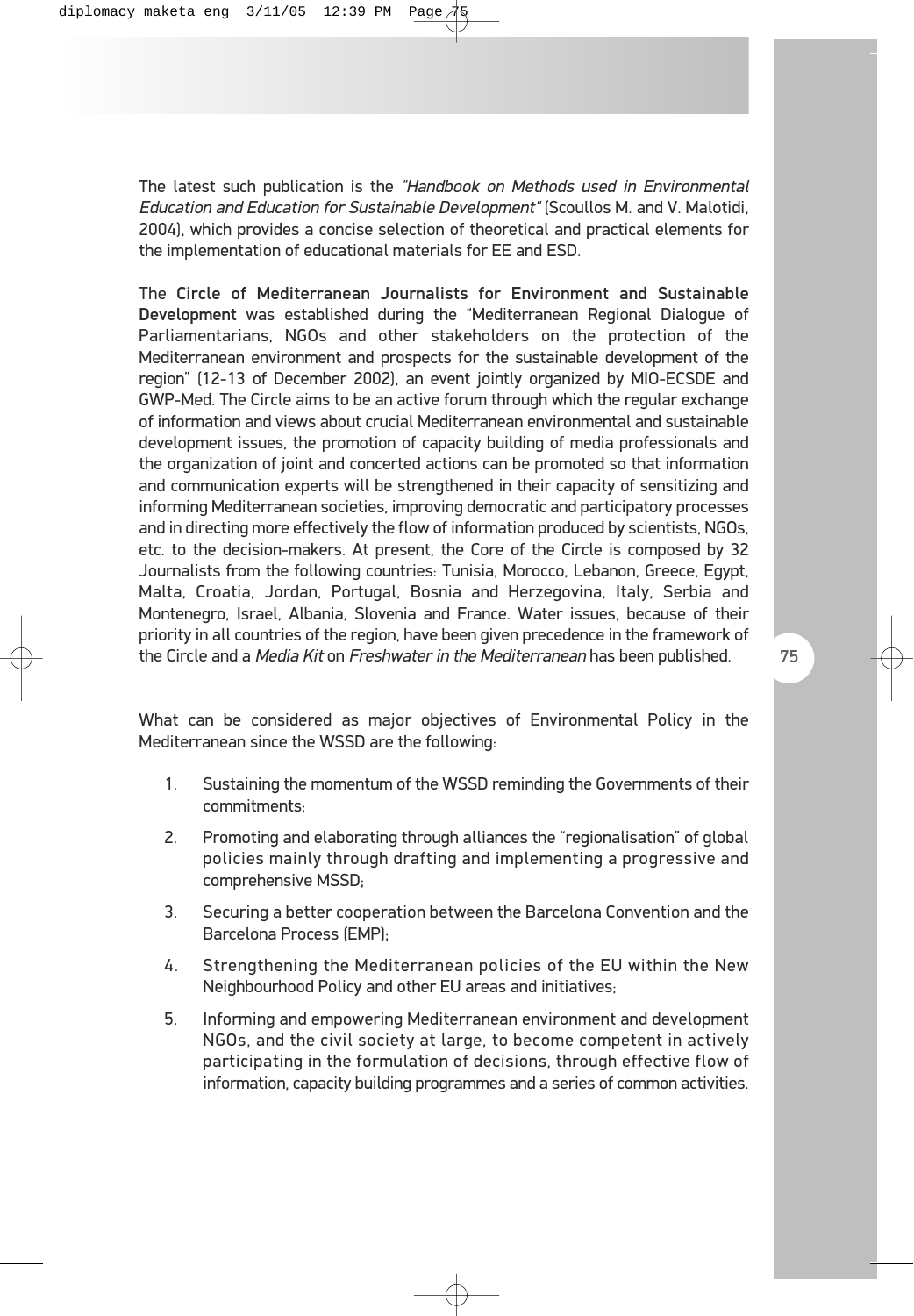The latest such publication is the *"Handbook on Methods used in Environmental Education and Education for Sustainable Development"* (Scoullos M. and V. Malotidi, 2004), which provides a concise selection of theoretical and practical elements for the implementation of educational materials for EE and ESD.

The **Circle of Mediterranean Journalists for Environment and Sustainable Development** was established during the "Mediterranean Regional Dialogue of Parliamentarians, NGOs and other stakeholders on the protection of the Mediterranean environment and prospects for the sustainable development of the region" (12-13 of December 2002), an event jointly organized by MIO-ECSDE and GWP-Med. The Circle aims to be an active forum through which the regular exchange of information and views about crucial Mediterranean environmental and sustainable development issues, the promotion of capacity building of media professionals and the organization of joint and concerted actions can be promoted so that information and communication experts will be strengthened in their capacity of sensitizing and informing Mediterranean societies, improving democratic and participatory processes and in directing more effectively the flow of information produced by scientists, NGOs, etc. to the decision-makers. At present, the Core of the Circle is composed by 32 Journalists from the following countries: Tunisia, Morocco, Lebanon, Greece, Egypt, Malta, Croatia, Jordan, Portugal, Bosnia and Herzegovina, Italy, Serbia and Montenegro, Israel, Albania, Slovenia and France. Water issues, because of their priority in all countries of the region, have been given precedence in the framework of the Circle and a *Media Kit* on *Freshwater in the Mediterranean* has been published.

What can be considered as major objectives of Environmental Policy in the Mediterranean since the WSSD are the following:

1. Sustaining the momentum of the WSSD reminding the Governments of their commitments;
2. Promoting and elaborating through alliances the "regionalisation" of global policies mainly through drafting and implementing a progressive and comprehensive MSSD;
3. Securing a better cooperation between the Barcelona Convention and the Barcelona Process (EMP);
4. Strengthening the Mediterranean policies of the EU within the New Neighbourhood Policy and other EU areas and initiatives;
5. Informing and empowering Mediterranean environment and development NGOs, and the civil society at large, to become competent in actively participating in the formulation of decisions, through effective flow of information, capacity building programmes and a series of common activities.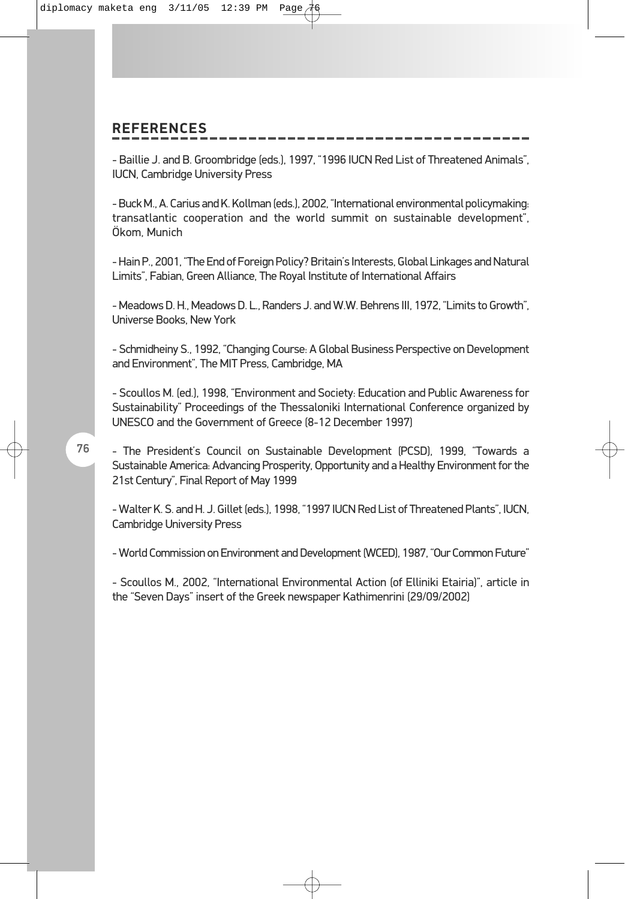## REFERENCES

- Baillie J. and B. Groombridge (eds.), 1997, "1996 IUCN Red List of Threatened Animals", IUCN, Cambridge University Press

- Buck M., A. Carius and K. Kollman (eds.), 2002, "International environmental policymaking: transatlantic cooperation and the world summit on sustainable development", Ökom, Munich

- Hain P., 2001, "The End of Foreign Policy? Britain's Interests, Global Linkages and Natural Limits", Fabian, Green Alliance, The Royal Institute of International Affairs

- Meadows D. H., Meadows D. L., Randers J. and W.W. Behrens III, 1972, "Limits to Growth", Universe Books, New York

- Schmidheiny S., 1992, "Changing Course: A Global Business Perspective on Development and Environment", The MIT Press, Cambridge, MA

- Scoullos M. (ed.), 1998, "Environment and Society: Education and Public Awareness for Sustainability" Proceedings of the Thessaloniki International Conference organized by UNESCO and the Government of Greece (8-12 December 1997)

- The President's Council on Sustainable Development (PCSD), 1999, "Towards a Sustainable America: Advancing Prosperity, Opportunity and a Healthy Environment for the 21st Century", Final Report of May 1999

- Walter K. S. and H. J. Gillet (eds.), 1998, "1997 IUCN Red List of Threatened Plants", IUCN, Cambridge University Press

- World Commission on Environment and Development (WCED), 1987, "Our Common Future"

- Scoullos M., 2002, "International Environmental Action (of Elliniki Etairia)", article in the "Seven Days" insert of the Greek newspaper Kathimenrini (29/09/2002)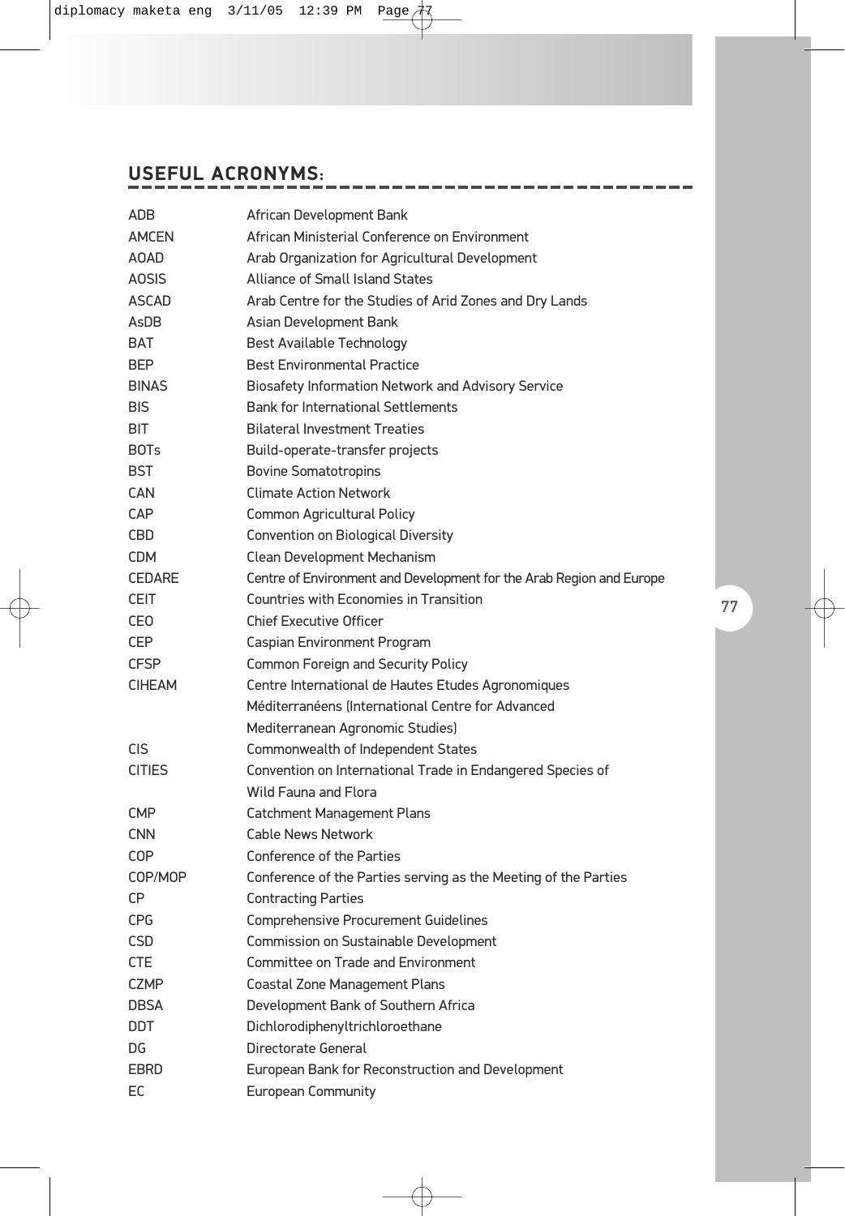## USEFUL ACRONYMS:

| | |
|---|---|
| ADB | African Development Bank |
| AMCEN | African Ministerial Conference on Environment |
| AOAD | Arab Organization for Agricultural Development |
| AOSIS | Alliance of Small Island States |
| ASCAD | Arab Centre for the Studies of Arid Zones and Dry Lands |
| AsDB | Asian Development Bank |
| BAT | Best Available Technology |
| BEP | Best Environmental Practice |
| BINAS | Biosafety Information Network and Advisory Service |
| BIS | Bank for International Settlements |
| BIT | Bilateral Investment Treaties |
| BOTs | Build-operate-transfer projects |
| BST | Bovine Somatotropins |
| CAN | Climate Action Network |
| CAP | Common Agricultural Policy |
| CBD | Convention on Biological Diversity |
| CDM | Clean Development Mechanism |
| CEDARE | Centre of Environment and Development for the Arab Region and Europe |
| CEIT | Countries with Economies in Transition |
| CEO | Chief Executive Officer |
| CEP | Caspian Environment Program |
| CFSP | Common Foreign and Security Policy |
| CIHEAM | Centre International de Hautes Etudes Agronomiques Méditerranéens (International Centre for Advanced Mediterranean Agronomic Studies) |
| CIS | Commonwealth of Independent States |
| CITIES | Convention on International Trade in Endangered Species of Wild Fauna and Flora |
| CMP | Catchment Management Plans |
| CNN | Cable News Network |
| COP | Conference of the Parties |
| COP/MOP | Conference of the Parties serving as the Meeting of the Parties |
| CP | Contracting Parties |
| CPG | Comprehensive Procurement Guidelines |
| CSD | Commission on Sustainable Development |
| CTE | Committee on Trade and Environment |
| CZMP | Coastal Zone Management Plans |
| DBSA | Development Bank of Southern Africa |
| DDT | Dichlorodiphenyltrichloroethane |
| DG | Directorate General |
| EBRD | European Bank for Reconstruction and Development |
| EC | European Community |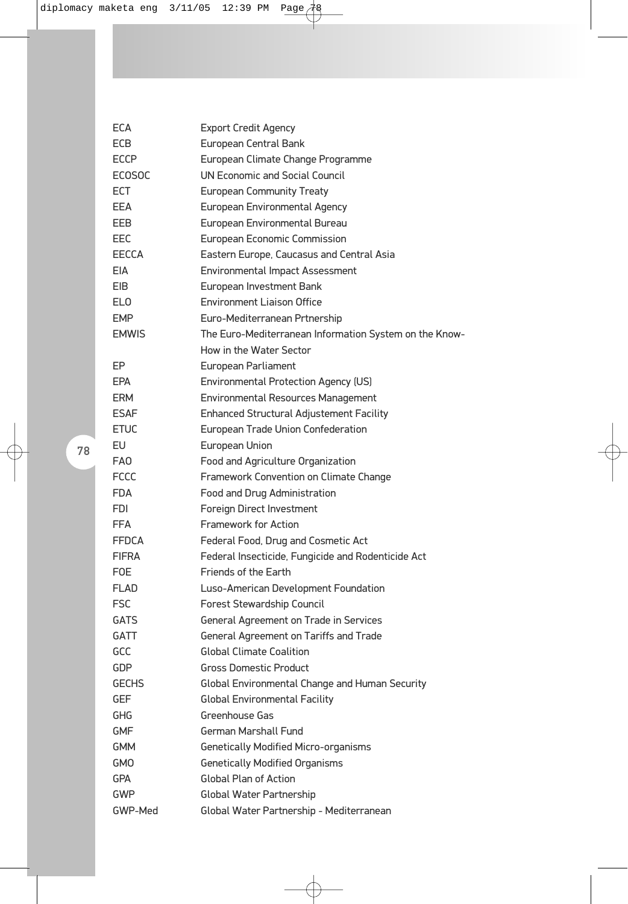| | |
|---|---|
| ECA | Export Credit Agency |
| ECB | European Central Bank |
| ECCP | European Climate Change Programme |
| ECOSOC | UN Economic and Social Council |
| ECT | European Community Treaty |
| EEA | European Environmental Agency |
| EEB | European Environmental Bureau |
| EEC | European Economic Commission |
| EECCA | Eastern Europe, Caucasus and Central Asia |
| EIA | Environmental Impact Assessment |
| EIB | European Investment Bank |
| ELO | Environment Liaison Office |
| EMP | Euro-Mediterranean Prtnership |
| EMWIS | The Euro-Mediterranean Information System on the Know-How in the Water Sector |
| EP | European Parliament |
| EPA | Environmental Protection Agency (US) |
| ERM | Environmental Resources Management |
| ESAF | Enhanced Structural Adjustement Facility |
| ETUC | European Trade Union Confederation |
| EU | European Union |
| FAO | Food and Agriculture Organization |
| FCCC | Framework Convention on Climate Change |
| FDA | Food and Drug Administration |
| FDI | Foreign Direct Investment |
| FFA | Framework for Action |
| FFDCA | Federal Food, Drug and Cosmetic Act |
| FIFRA | Federal Insecticide, Fungicide and Rodenticide Act |
| FOE | Friends of the Earth |
| FLAD | Luso-American Development Foundation |
| FSC | Forest Stewardship Council |
| GATS | General Agreement on Trade in Services |
| GATT | General Agreement on Tariffs and Trade |
| GCC | Global Climate Coalition |
| GDP | Gross Domestic Product |
| GECHS | Global Environmental Change and Human Security |
| GEF | Global Environmental Facility |
| GHG | Greenhouse Gas |
| GMF | German Marshall Fund |
| GMM | Genetically Modified Micro-organisms |
| GMO | Genetically Modified Organisms |
| GPA | Global Plan of Action |
| GWP | Global Water Partnership |
| GWP-Med | Global Water Partnership - Mediterranean |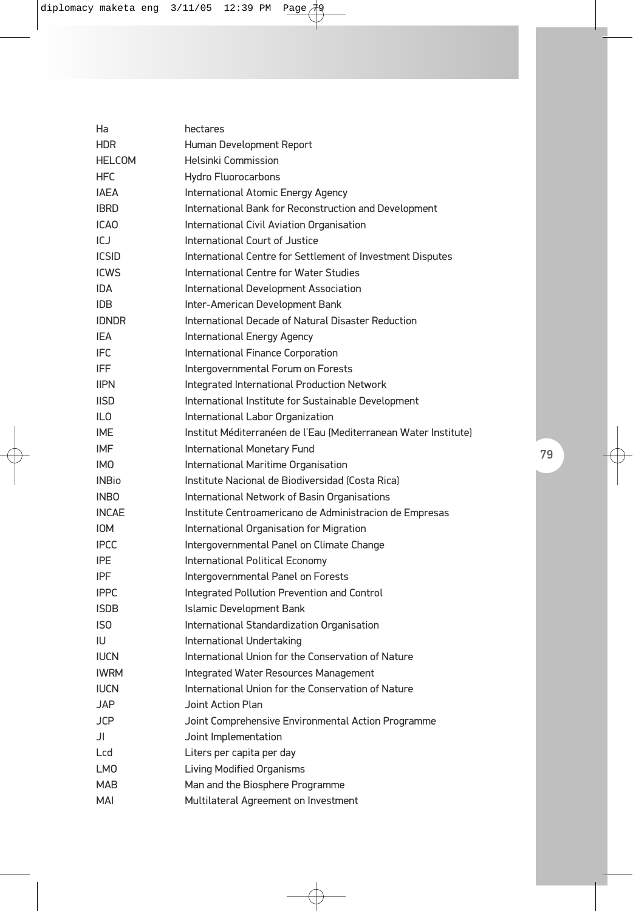| | |
|---|---|
| Ha | hectares |
| HDR | Human Development Report |
| HELCOM | Helsinki Commission |
| HFC | Hydro Fluorocarbons |
| IAEA | International Atomic Energy Agency |
| IBRD | International Bank for Reconstruction and Development |
| ICAO | International Civil Aviation Organisation |
| ICJ | International Court of Justice |
| ICSID | International Centre for Settlement of Investment Disputes |
| ICWS | International Centre for Water Studies |
| IDA | International Development Association |
| IDB | Inter-American Development Bank |
| IDNDR | International Decade of Natural Disaster Reduction |
| IEA | International Energy Agency |
| IFC | International Finance Corporation |
| IFF | Intergovernmental Forum on Forests |
| IIPN | Integrated International Production Network |
| IISD | International Institute for Sustainable Development |
| ILO | International Labor Organization |
| IME | Institut Méditerranéen de l'Eau (Mediterranean Water Institute) |
| IMF | International Monetary Fund |
| IMO | International Maritime Organisation |
| INBio | Institute Nacional de Biodiversidad (Costa Rica) |
| INBO | International Network of Basin Organisations |
| INCAE | Institute Centroamericano de Administracion de Empresas |
| IOM | International Organisation for Migration |
| IPCC | Intergovernmental Panel on Climate Change |
| IPE | International Political Economy |
| IPF | Intergovernmental Panel on Forests |
| IPPC | Integrated Pollution Prevention and Control |
| ISDB | Islamic Development Bank |
| ISO | International Standardization Organisation |
| IU | International Undertaking |
| IUCN | International Union for the Conservation of Nature |
| IWRM | Integrated Water Resources Management |
| IUCN | International Union for the Conservation of Nature |
| JAP | Joint Action Plan |
| JCP | Joint Comprehensive Environmental Action Programme |
| JI | Joint Implementation |
| Lcd | Liters per capita per day |
| LMO | Living Modified Organisms |
| MAB | Man and the Biosphere Programme |
| MAI | Multilateral Agreement on Investment |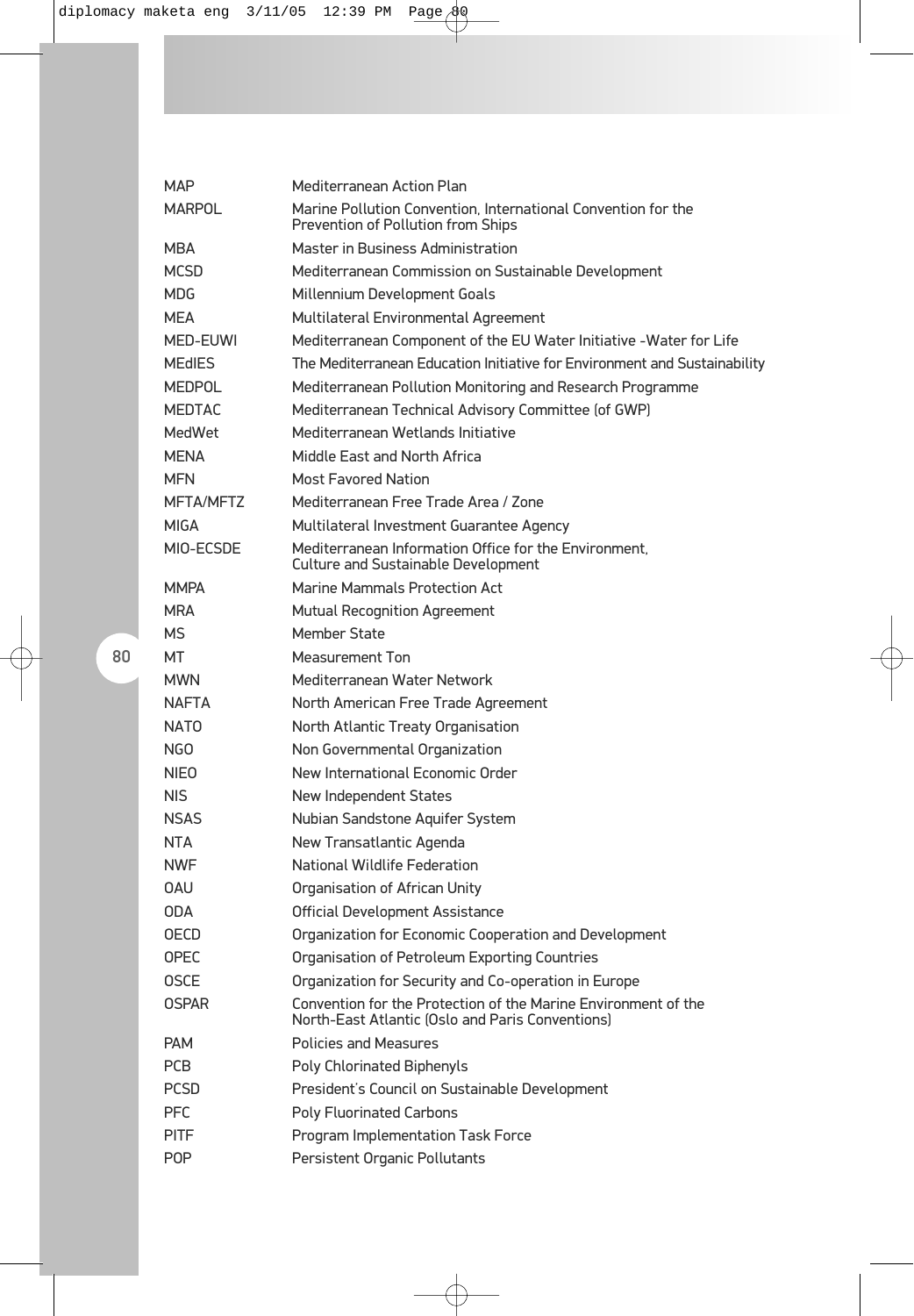| | |
|---|---|
| MAP | Mediterranean Action Plan |
| MARPOL | Marine Pollution Convention, International Convention for the Prevention of Pollution from Ships |
| MBA | Master in Business Administration |
| MCSD | Mediterranean Commission on Sustainable Development |
| MDG | Millennium Development Goals |
| MEA | Multilateral Environmental Agreement |
| MED-EUWI | Mediterranean Component of the EU Water Initiative -Water for Life |
| MEdIES | The Mediterranean Education Initiative for Environment and Sustainability |
| MEDPOL | Mediterranean Pollution Monitoring and Research Programme |
| MEDTAC | Mediterranean Technical Advisory Committee (of GWP) |
| MedWet | Mediterranean Wetlands Initiative |
| MENA | Middle East and North Africa |
| MFN | Most Favored Nation |
| MFTA/MFTZ | Mediterranean Free Trade Area / Zone |
| MIGA | Multilateral Investment Guarantee Agency |
| MIO-ECSDE | Mediterranean Information Office for the Environment, Culture and Sustainable Development |
| MMPA | Marine Mammals Protection Act |
| MRA | Mutual Recognition Agreement |
| MS | Member State |
| MT | Measurement Ton |
| MWN | Mediterranean Water Network |
| NAFTA | North American Free Trade Agreement |
| NATO | North Atlantic Treaty Organisation |
| NGO | Non Governmental Organization |
| NIEO | New International Economic Order |
| NIS | New Independent States |
| NSAS | Nubian Sandstone Aquifer System |
| NTA | New Transatlantic Agenda |
| NWF | National Wildlife Federation |
| OAU | Organisation of African Unity |
| ODA | Official Development Assistance |
| OECD | Organization for Economic Cooperation and Development |
| OPEC | Organisation of Petroleum Exporting Countries |
| OSCE | Organization for Security and Co-operation in Europe |
| OSPAR | Convention for the Protection of the Marine Environment of the North-East Atlantic (Oslo and Paris Conventions) |
| PAM | Policies and Measures |
| PCB | Poly Chlorinated Biphenyls |
| PCSD | President's Council on Sustainable Development |
| PFC | Poly Fluorinated Carbons |
| PITF | Program Implementation Task Force |
| POP | Persistent Organic Pollutants |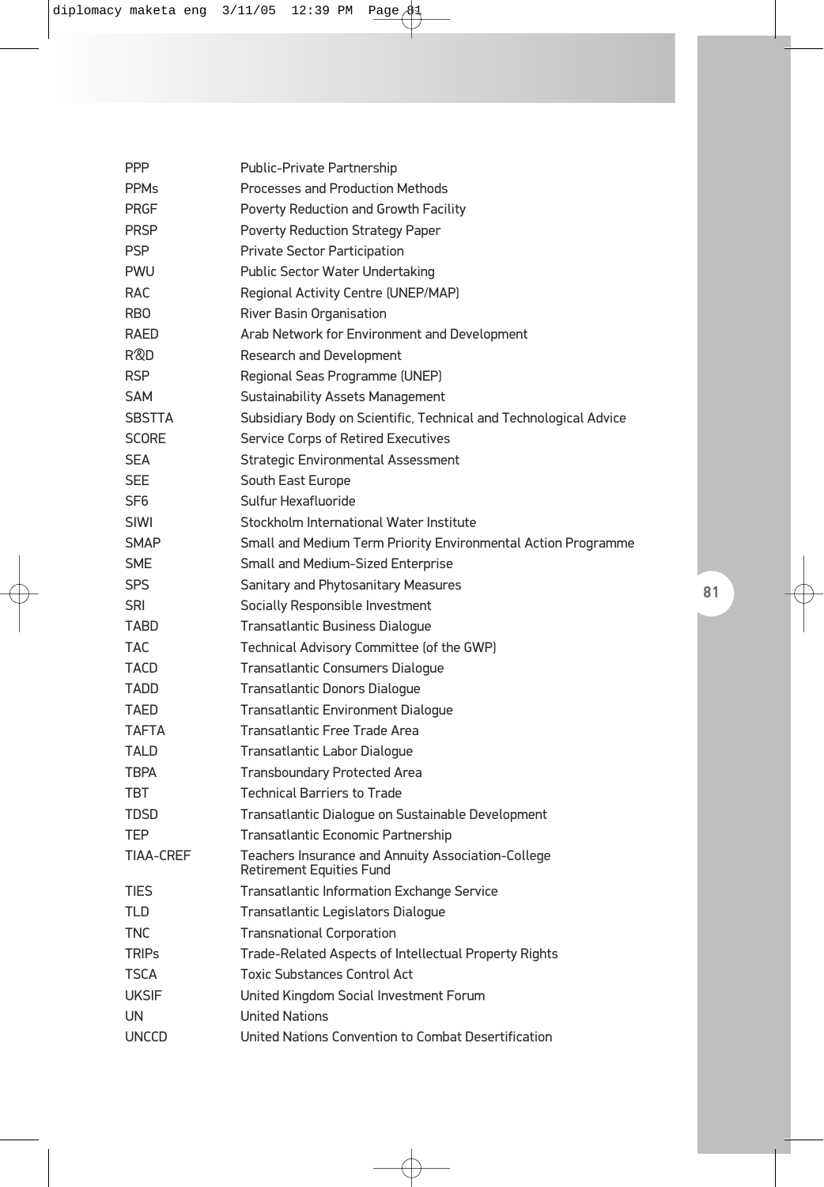| | |
|---|---|
| PPP | Public-Private Partnership |
| PPMs | Processes and Production Methods |
| PRGF | Poverty Reduction and Growth Facility |
| PRSP | Poverty Reduction Strategy Paper |
| PSP | Private Sector Participation |
| PWU | Public Sector Water Undertaking |
| RAC | Regional Activity Centre (UNEP/MAP) |
| RBO | River Basin Organisation |
| RAED | Arab Network for Environment and Development |
| R&D | Research and Development |
| RSP | Regional Seas Programme (UNEP) |
| SAM | Sustainability Assets Management |
| SBSTTA | Subsidiary Body on Scientific, Technical and Technological Advice |
| SCORE | Service Corps of Retired Executives |
| SEA | Strategic Environmental Assessment |
| SEE | South East Europe |
| SF6 | Sulfur Hexafluoride |
| SIWI | Stockholm International Water Institute |
| SMAP | Small and Medium Term Priority Environmental Action Programme |
| SME | Small and Medium-Sized Enterprise |
| SPS | Sanitary and Phytosanitary Measures |
| SRI | Socially Responsible Investment |
| TABD | Transatlantic Business Dialogue |
| TAC | Technical Advisory Committee (of the GWP) |
| TACD | Transatlantic Consumers Dialogue |
| TADD | Transatlantic Donors Dialogue |
| TAED | Transatlantic Environment Dialogue |
| TAFTA | Transatlantic Free Trade Area |
| TALD | Transatlantic Labor Dialogue |
| TBPA | Transboundary Protected Area |
| TBT | Technical Barriers to Trade |
| TDSD | Transatlantic Dialogue on Sustainable Development |
| TEP | Transatlantic Economic Partnership |
| TIAA-CREF | Teachers Insurance and Annuity Association-College Retirement Equities Fund |
| TIES | Transatlantic Information Exchange Service |
| TLD | Transatlantic Legislators Dialogue |
| TNC | Transnational Corporation |
| TRIPs | Trade-Related Aspects of Intellectual Property Rights |
| TSCA | Toxic Substances Control Act |
| UKSIF | United Kingdom Social Investment Forum |
| UN | United Nations |
| UNCCD | United Nations Convention to Combat Desertification |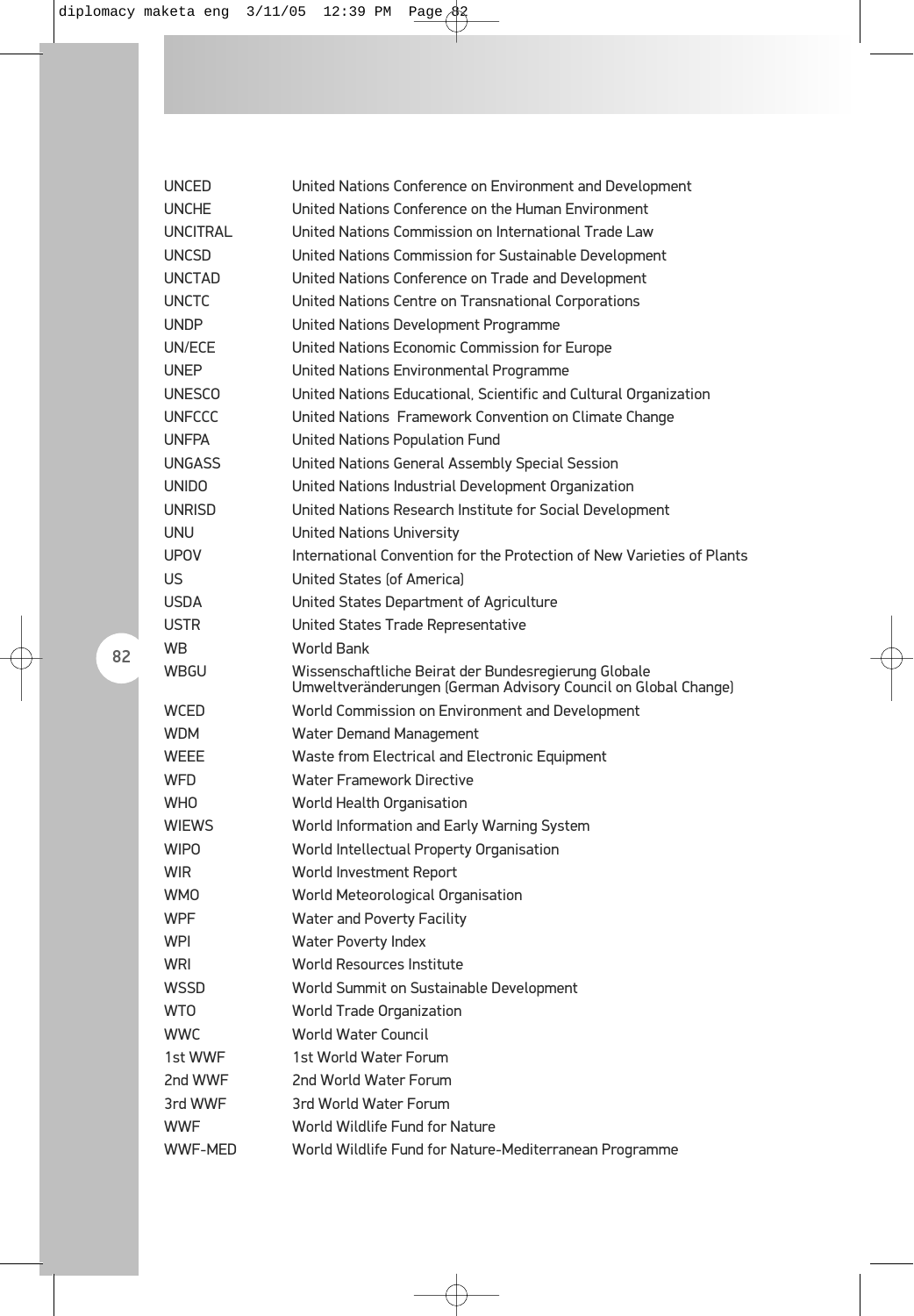| | |
|---|---|
| UNCED | United Nations Conference on Environment and Development |
| UNCHE | United Nations Conference on the Human Environment |
| UNCITRAL | United Nations Commission on International Trade Law |
| UNCSD | United Nations Commission for Sustainable Development |
| UNCTAD | United Nations Conference on Trade and Development |
| UNCTC | United Nations Centre on Transnational Corporations |
| UNDP | United Nations Development Programme |
| UN/ECE | United Nations Economic Commission for Europe |
| UNEP | United Nations Environmental Programme |
| UNESCO | United Nations Educational, Scientific and Cultural Organization |
| UNFCCC | United Nations Framework Convention on Climate Change |
| UNFPA | United Nations Population Fund |
| UNGASS | United Nations General Assembly Special Session |
| UNIDO | United Nations Industrial Development Organization |
| UNRISD | United Nations Research Institute for Social Development |
| UNU | United Nations University |
| UPOV | International Convention for the Protection of New Varieties of Plants |
| US | United States (of America) |
| USDA | United States Department of Agriculture |
| USTR | United States Trade Representative |
| WB | World Bank |
| WBGU | Wissenschaftliche Beirat der Bundesregierung Globale Umweltveränderungen (German Advisory Council on Global Change) |
| WCED | World Commission on Environment and Development |
| WDM | Water Demand Management |
| WEEE | Waste from Electrical and Electronic Equipment |
| WFD | Water Framework Directive |
| WHO | World Health Organisation |
| WIEWS | World Information and Early Warning System |
| WIPO | World Intellectual Property Organisation |
| WIR | World Investment Report |
| WMO | World Meteorological Organisation |
| WPF | Water and Poverty Facility |
| WPI | Water Poverty Index |
| WRI | World Resources Institute |
| WSSD | World Summit on Sustainable Development |
| WTO | World Trade Organization |
| WWC | World Water Council |
| 1st WWF | 1st World Water Forum |
| 2nd WWF | 2nd World Water Forum |
| 3rd WWF | 3rd World Water Forum |
| WWF | World Wildlife Fund for Nature |
| WWF-MED | World Wildlife Fund for Nature-Mediterranean Programme |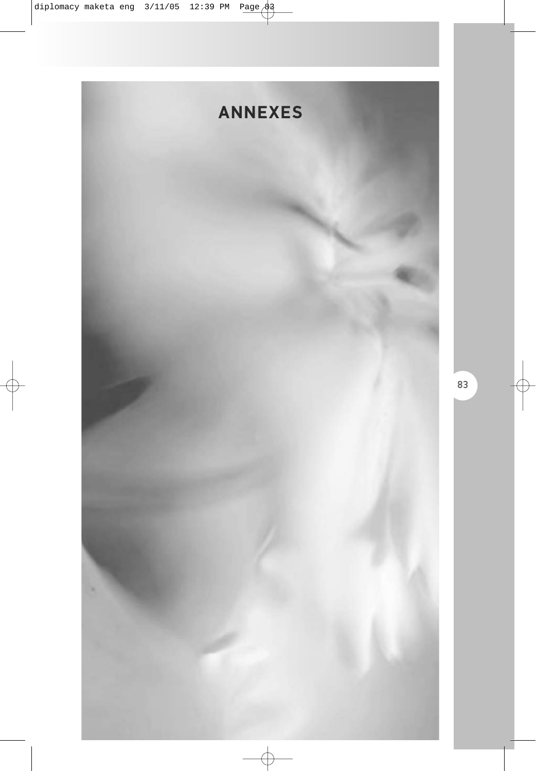# ANNEXES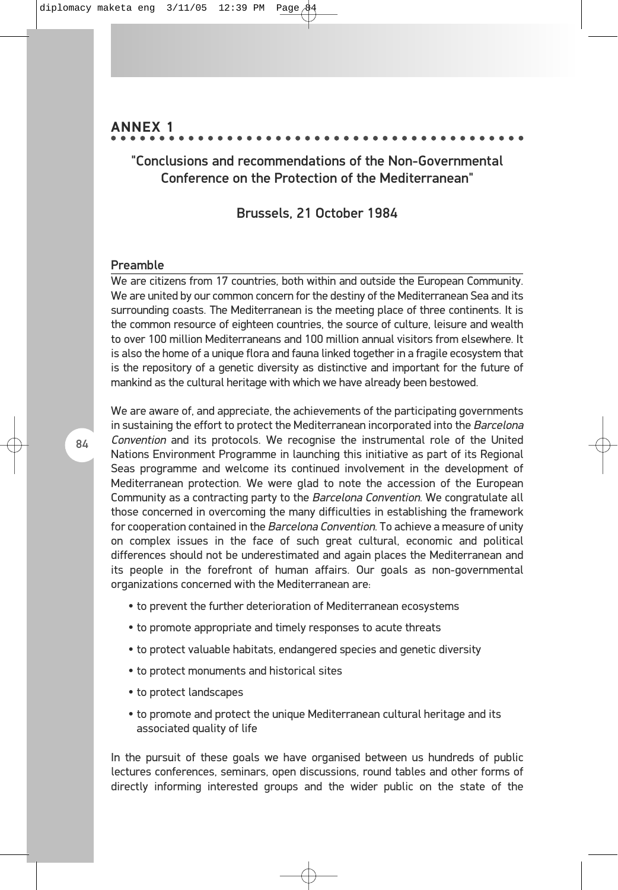## ANNEX 1

### "Conclusions and recommendations of the Non-Governmental Conference on the Protection of the Mediterranean"

### Brussels, 21 October 1984

#### Preamble

We are citizens from 17 countries, both within and outside the European Community. We are united by our common concern for the destiny of the Mediterranean Sea and its surrounding coasts. The Mediterranean is the meeting place of three continents. It is the common resource of eighteen countries, the source of culture, leisure and wealth to over 100 million Mediterraneans and 100 million annual visitors from elsewhere. It is also the home of a unique flora and fauna linked together in a fragile ecosystem that is the repository of a genetic diversity as distinctive and important for the future of mankind as the cultural heritage with which we have already been bestowed.

We are aware of, and appreciate, the achievements of the participating governments in sustaining the effort to protect the Mediterranean incorporated into the *Barcelona Convention* and its protocols. We recognise the instrumental role of the United Nations Environment Programme in launching this initiative as part of its Regional Seas programme and welcome its continued involvement in the development of Mediterranean protection. We were glad to note the accession of the European Community as a contracting party to the *Barcelona Convention*. We congratulate all those concerned in overcoming the many difficulties in establishing the framework for cooperation contained in the *Barcelona Convention*. To achieve a measure of unity on complex issues in the face of such great cultural, economic and political differences should not be underestimated and again places the Mediterranean and its people in the forefront of human affairs. Our goals as non-governmental organizations concerned with the Mediterranean are:

- to prevent the further deterioration of Mediterranean ecosystems
- to promote appropriate and timely responses to acute threats
- to protect valuable habitats, endangered species and genetic diversity
- to protect monuments and historical sites
- to protect landscapes
- to promote and protect the unique Mediterranean cultural heritage and its associated quality of life

In the pursuit of these goals we have organised between us hundreds of public lectures conferences, seminars, open discussions, round tables and other forms of directly informing interested groups and the wider public on the state of the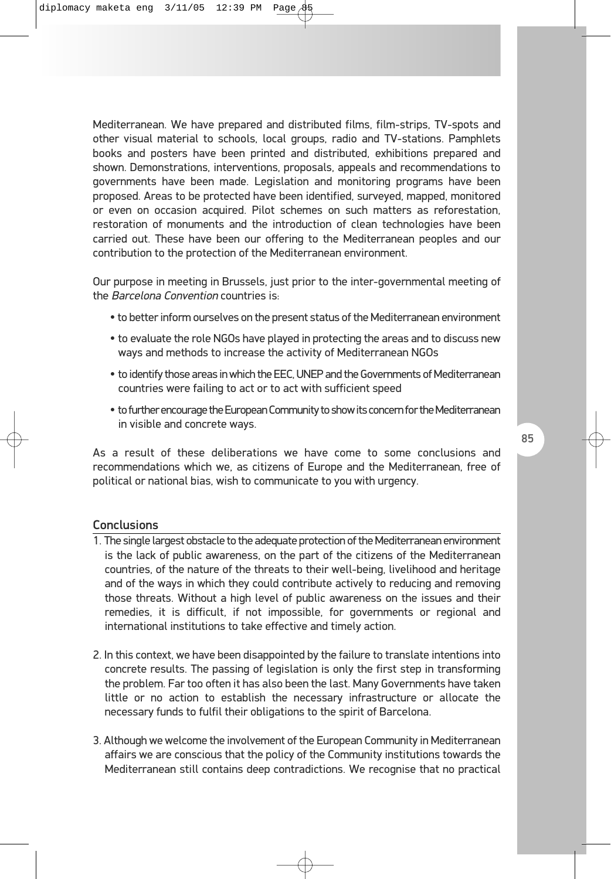Mediterranean. We have prepared and distributed films, film-strips, TV-spots and other visual material to schools, local groups, radio and TV-stations. Pamphlets books and posters have been printed and distributed, exhibitions prepared and shown. Demonstrations, interventions, proposals, appeals and recommendations to governments have been made. Legislation and monitoring programs have been proposed. Areas to be protected have been identified, surveyed, mapped, monitored or even on occasion acquired. Pilot schemes on such matters as reforestation, restoration of monuments and the introduction of clean technologies have been carried out. These have been our offering to the Mediterranean peoples and our contribution to the protection of the Mediterranean environment.

Our purpose in meeting in Brussels, just prior to the inter-governmental meeting of the *Barcelona Convention* countries is:

- to better inform ourselves on the present status of the Mediterranean environment
- to evaluate the role NGOs have played in protecting the areas and to discuss new ways and methods to increase the activity of Mediterranean NGOs
- to identify those areas in which the EEC, UNEP and the Governments of Mediterranean countries were failing to act or to act with sufficient speed
- to further encourage the European Community to show its concern for the Mediterranean in visible and concrete ways.

As a result of these deliberations we have come to some conclusions and recommendations which we, as citizens of Europe and the Mediterranean, free of political or national bias, wish to communicate to you with urgency.

## Conclusions

1. The single largest obstacle to the adequate protection of the Mediterranean environment is the lack of public awareness, on the part of the citizens of the Mediterranean countries, of the nature of the threats to their well-being, livelihood and heritage and of the ways in which they could contribute actively to reducing and removing those threats. Without a high level of public awareness on the issues and their remedies, it is difficult, if not impossible, for governments or regional and international institutions to take effective and timely action.

2. In this context, we have been disappointed by the failure to translate intentions into concrete results. The passing of legislation is only the first step in transforming the problem. Far too often it has also been the last. Many Governments have taken little or no action to establish the necessary infrastructure or allocate the necessary funds to fulfil their obligations to the spirit of Barcelona.

3. Although we welcome the involvement of the European Community in Mediterranean affairs we are conscious that the policy of the Community institutions towards the Mediterranean still contains deep contradictions. We recognise that no practical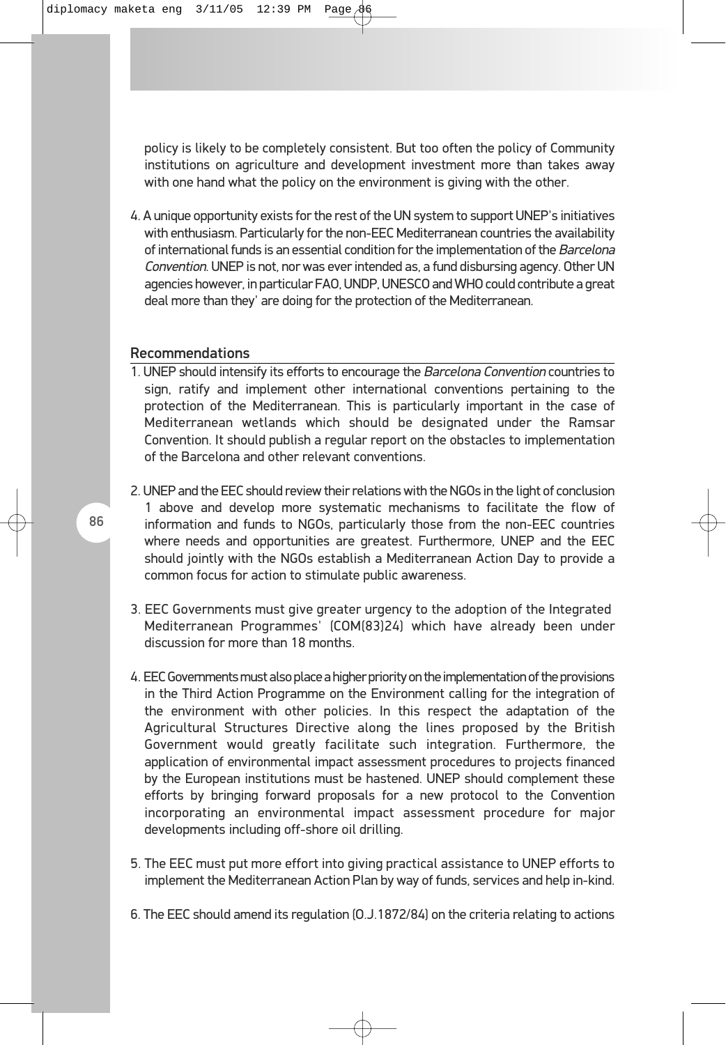policy is likely to be completely consistent. But too often the policy of Community institutions on agriculture and development investment more than takes away with one hand what the policy on the environment is giving with the other.

4. A unique opportunity exists for the rest of the UN system to support UNEP's initiatives with enthusiasm. Particularly for the non-EEC Mediterranean countries the availability of international funds is an essential condition for the implementation of the *Barcelona Convention*. UNEP is not, nor was ever intended as, a fund disbursing agency. Other UN agencies however, in particular FAO, UNDP, UNESCO and WHO could contribute a great deal more than they' are doing for the protection of the Mediterranean.

## Recommendations

1. UNEP should intensify its efforts to encourage the *Barcelona Convention* countries to sign, ratify and implement other international conventions pertaining to the protection of the Mediterranean. This is particularly important in the case of Mediterranean wetlands which should be designated under the Ramsar Convention. It should publish a regular report on the obstacles to implementation of the Barcelona and other relevant conventions.

2. UNEP and the EEC should review their relations with the NGOs in the light of conclusion 1 above and develop more systematic mechanisms to facilitate the flow of information and funds to NGOs, particularly those from the non-EEC countries where needs and opportunities are greatest. Furthermore, UNEP and the EEC should jointly with the NGOs establish a Mediterranean Action Day to provide a common focus for action to stimulate public awareness.

3. EEC Governments must give greater urgency to the adoption of the Integrated Mediterranean Programmes' (COM(83)24) which have already been under discussion for more than 18 months.

4. EEC Governments must also place a higher priority on the implementation of the provisions in the Third Action Programme on the Environment calling for the integration of the environment with other policies. In this respect the adaptation of the Agricultural Structures Directive along the lines proposed by the British Government would greatly facilitate such integration. Furthermore, the application of environmental impact assessment procedures to projects financed by the European institutions must be hastened. UNEP should complement these efforts by bringing forward proposals for a new protocol to the Convention incorporating an environmental impact assessment procedure for major developments including off-shore oil drilling.

5. The EEC must put more effort into giving practical assistance to UNEP efforts to implement the Mediterranean Action Plan by way of funds, services and help in-kind.

6. The EEC should amend its regulation (O.J.1872/84) on the criteria relating to actions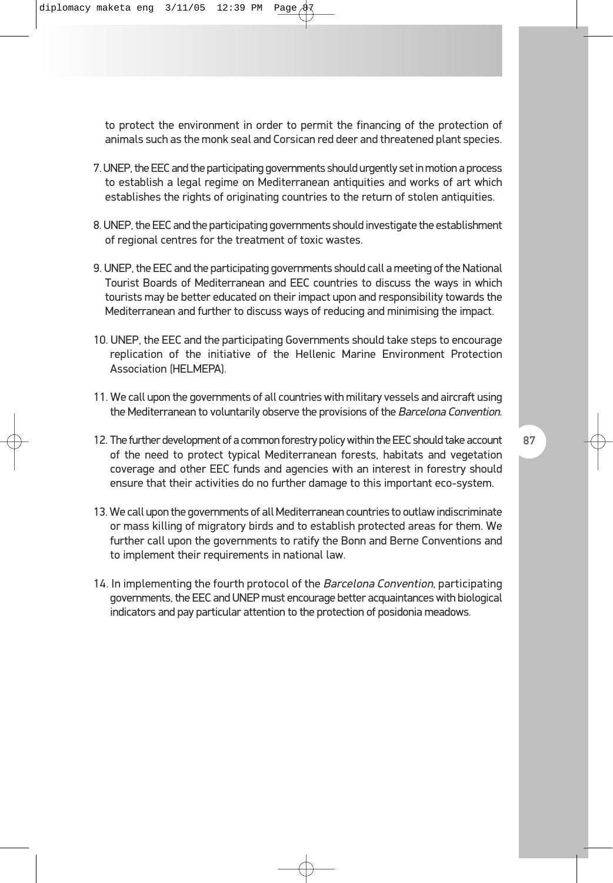to protect the environment in order to permit the financing of the protection of animals such as the monk seal and Corsican red deer and threatened plant species.

7. UNEP, the EEC and the participating governments should urgently set in motion a process to establish a legal regime on Mediterranean antiquities and works of art which establishes the rights of originating countries to the return of stolen antiquities.

8. UNEP, the EEC and the participating governments should investigate the establishment of regional centres for the treatment of toxic wastes.

9. UNEP, the EEC and the participating governments should call a meeting of the National Tourist Boards of Mediterranean and EEC countries to discuss the ways in which tourists may be better educated on their impact upon and responsibility towards the Mediterranean and further to discuss ways of reducing and minimising the impact.

10. UNEP, the EEC and the participating Governments should take steps to encourage replication of the initiative of the Hellenic Marine Environment Protection Association (HELMEPA).

11. We call upon the governments of all countries with military vessels and aircraft using the Mediterranean to voluntarily observe the provisions of the *Barcelona Convention*.

12. The further development of a common forestry policy within the EEC should take account of the need to protect typical Mediterranean forests, habitats and vegetation coverage and other EEC funds and agencies with an interest in forestry should ensure that their activities do no further damage to this important eco-system.

13. We call upon the governments of all Mediterranean countries to outlaw indiscriminate or mass killing of migratory birds and to establish protected areas for them. We further call upon the governments to ratify the Bonn and Berne Conventions and to implement their requirements in national law.

14. In implementing the fourth protocol of the *Barcelona Convention*, participating governments, the EEC and UNEP must encourage better acquaintances with biological indicators and pay particular attention to the protection of posidonia meadows.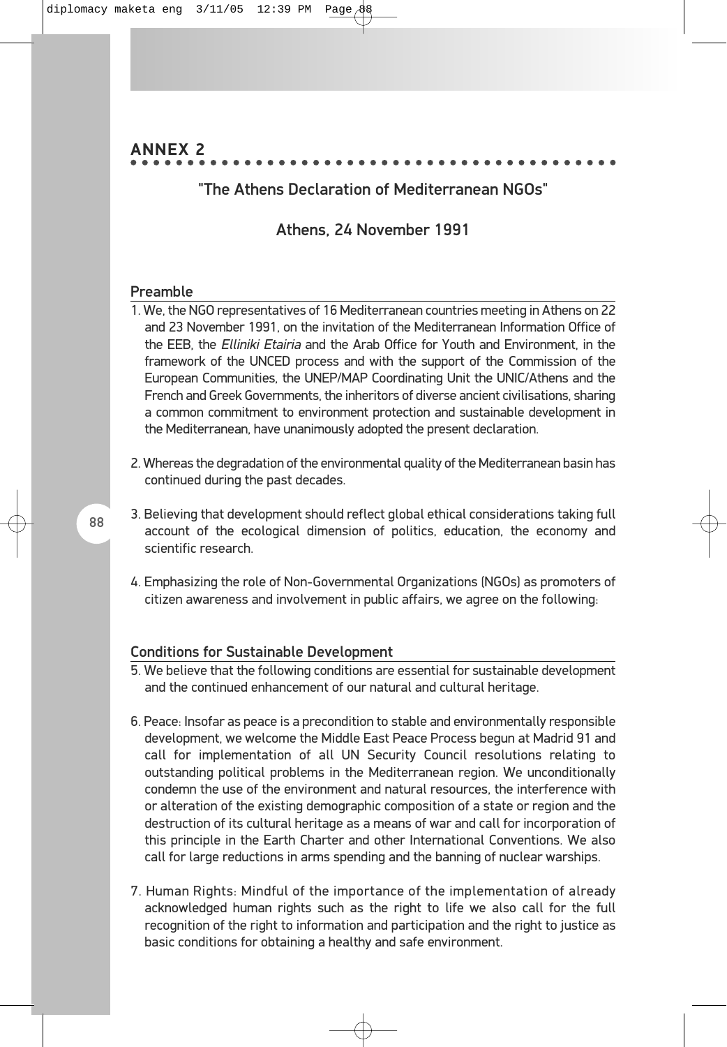# ANNEX 2

## "The Athens Declaration of Mediterranean NGOs"

### Athens, 24 November 1991

### Preamble

1. We, the NGO representatives of 16 Mediterranean countries meeting in Athens on 22 and 23 November 1991, on the invitation of the Mediterranean Information Office of the EEB, the *Elliniki Etairia* and the Arab Office for Youth and Environment, in the framework of the UNCED process and with the support of the Commission of the European Communities, the UNEP/MAP Coordinating Unit the UNIC/Athens and the French and Greek Governments, the inheritors of diverse ancient civilisations, sharing a common commitment to environment protection and sustainable development in the Mediterranean, have unanimously adopted the present declaration.

2. Whereas the degradation of the environmental quality of the Mediterranean basin has continued during the past decades.

3. Believing that development should reflect global ethical considerations taking full account of the ecological dimension of politics, education, the economy and scientific research.

4. Emphasizing the role of Non-Governmental Organizations (NGOs) as promoters of citizen awareness and involvement in public affairs, we agree on the following:

### Conditions for Sustainable Development

5. We believe that the following conditions are essential for sustainable development and the continued enhancement of our natural and cultural heritage.

6. Peace: Insofar as peace is a precondition to stable and environmentally responsible development, we welcome the Middle East Peace Process begun at Madrid 91 and call for implementation of all UN Security Council resolutions relating to outstanding political problems in the Mediterranean region. We unconditionally condemn the use of the environment and natural resources, the interference with or alteration of the existing demographic composition of a state or region and the destruction of its cultural heritage as a means of war and call for incorporation of this principle in the Earth Charter and other International Conventions. We also call for large reductions in arms spending and the banning of nuclear warships.

7. Human Rights: Mindful of the importance of the implementation of already acknowledged human rights such as the right to life we also call for the full recognition of the right to information and participation and the right to justice as basic conditions for obtaining a healthy and safe environment.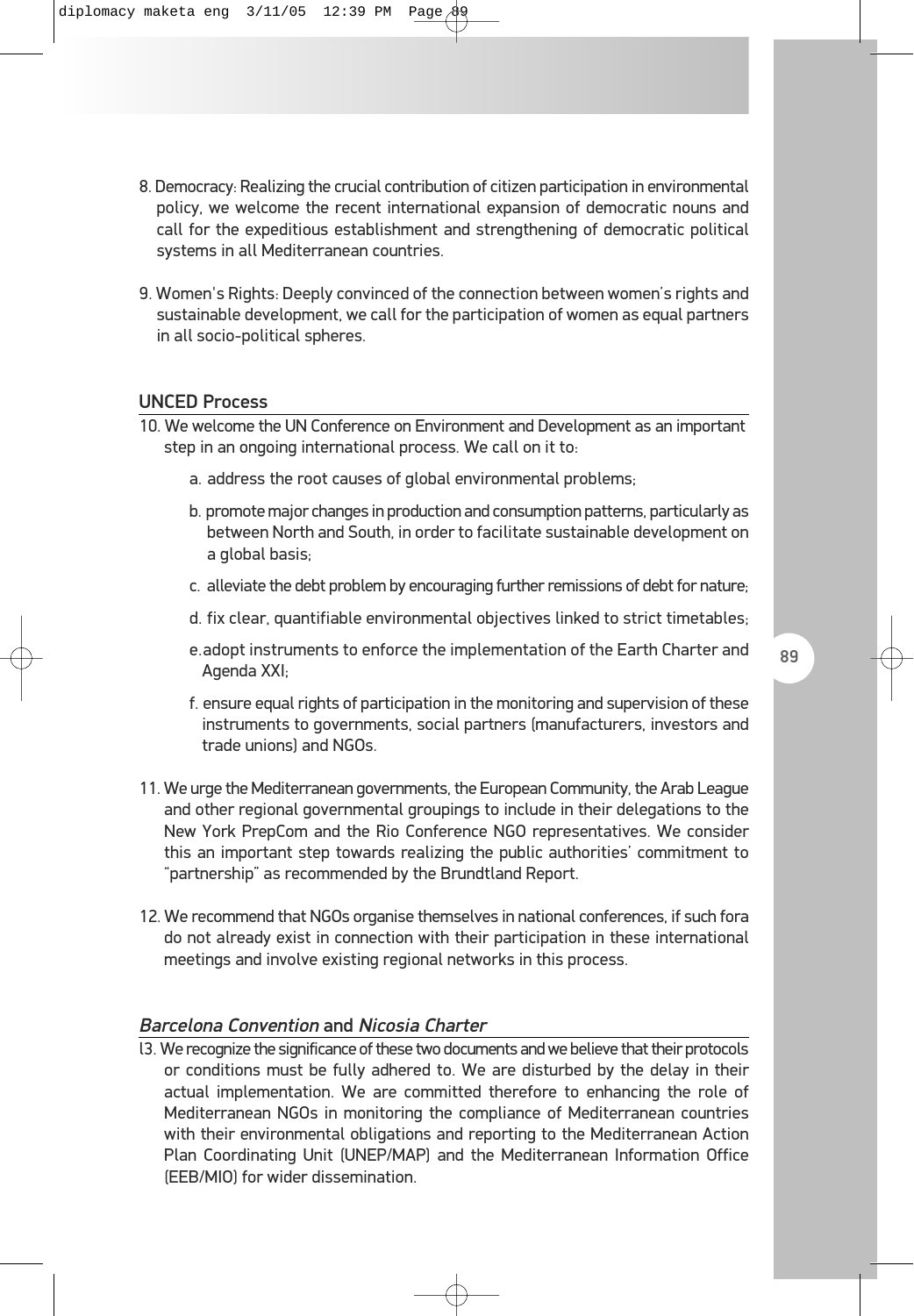8. Democracy: Realizing the crucial contribution of citizen participation in environmental policy, we welcome the recent international expansion of democratic nouns and call for the expeditious establishment and strengthening of democratic political systems in all Mediterranean countries.

9. Women's Rights: Deeply convinced of the connection between women's rights and sustainable development, we call for the participation of women as equal partners in all socio-political spheres.

## UNCED Process

10. We welcome the UN Conference on Environment and Development as an important step in an ongoing international process. We call on it to:

    a. address the root causes of global environmental problems;

    b. promote major changes in production and consumption patterns, particularly as between North and South, in order to facilitate sustainable development on a global basis;

    c. alleviate the debt problem by encouraging further remissions of debt for nature;

    d. fix clear, quantifiable environmental objectives linked to strict timetables;

    e. adopt instruments to enforce the implementation of the Earth Charter and Agenda XXI;

    f. ensure equal rights of participation in the monitoring and supervision of these instruments to governments, social partners (manufacturers, investors and trade unions) and NGOs.

11. We urge the Mediterranean governments, the European Community, the Arab League and other regional governmental groupings to include in their delegations to the New York PrepCom and the Rio Conference NGO representatives. We consider this an important step towards realizing the public authorities' commitment to "partnership" as recommended by the Brundtland Report.

12. We recommend that NGOs organise themselves in national conferences, if such fora do not already exist in connection with their participation in these international meetings and involve existing regional networks in this process.

## *Barcelona Convention* and *Nicosia Charter*

13. We recognize the significance of these two documents and we believe that their protocols or conditions must be fully adhered to. We are disturbed by the delay in their actual implementation. We are committed therefore to enhancing the role of Mediterranean NGOs in monitoring the compliance of Mediterranean countries with their environmental obligations and reporting to the Mediterranean Action Plan Coordinating Unit (UNEP/MAP) and the Mediterranean Information Office (EEB/MIO) for wider dissemination.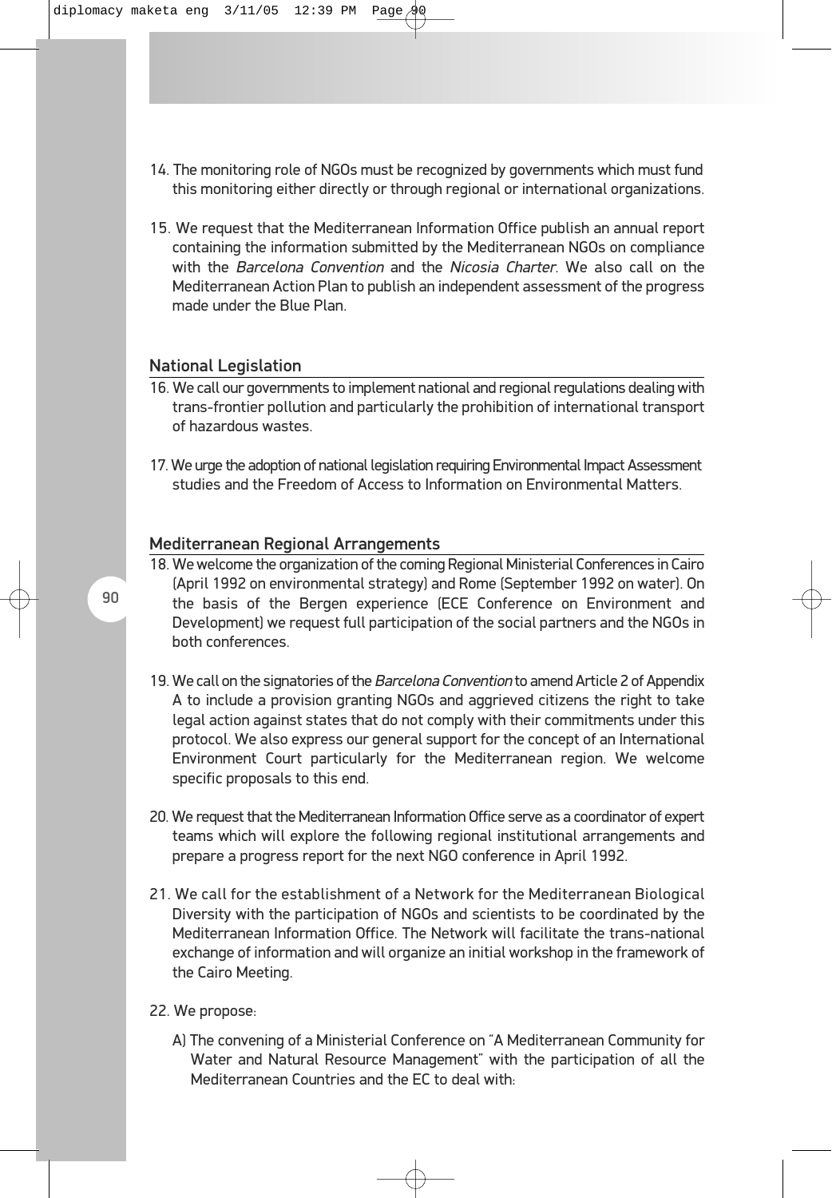14. The monitoring role of NGOs must be recognized by governments which must fund this monitoring either directly or through regional or international organizations.

15. We request that the Mediterranean Information Office publish an annual report containing the information submitted by the Mediterranean NGOs on compliance with the *Barcelona Convention* and the *Nicosia Charter*. We also call on the Mediterranean Action Plan to publish an independent assessment of the progress made under the Blue Plan.

## National Legislation

16. We call our governments to implement national and regional regulations dealing with trans-frontier pollution and particularly the prohibition of international transport of hazardous wastes.

17. We urge the adoption of national legislation requiring Environmental Impact Assessment studies and the Freedom of Access to Information on Environmental Matters.

## Mediterranean Regional Arrangements

18. We welcome the organization of the coming Regional Ministerial Conferences in Cairo (April 1992 on environmental strategy) and Rome (September 1992 on water). On the basis of the Bergen experience (ECE Conference on Environment and Development) we request full participation of the social partners and the NGOs in both conferences.

19. We call on the signatories of the *Barcelona Convention* to amend Article 2 of Appendix A to include a provision granting NGOs and aggrieved citizens the right to take legal action against states that do not comply with their commitments under this protocol. We also express our general support for the concept of an International Environment Court particularly for the Mediterranean region. We welcome specific proposals to this end.

20. We request that the Mediterranean Information Office serve as a coordinator of expert teams which will explore the following regional institutional arrangements and prepare a progress report for the next NGO conference in April 1992.

21. We call for the establishment of a Network for the Mediterranean Biological Diversity with the participation of NGOs and scientists to be coordinated by the Mediterranean Information Office. The Network will facilitate the trans-national exchange of information and will organize an initial workshop in the framework of the Cairo Meeting.

22. We propose:

    A) The convening of a Ministerial Conference on "A Mediterranean Community for Water and Natural Resource Management" with the participation of all the Mediterranean Countries and the EC to deal with: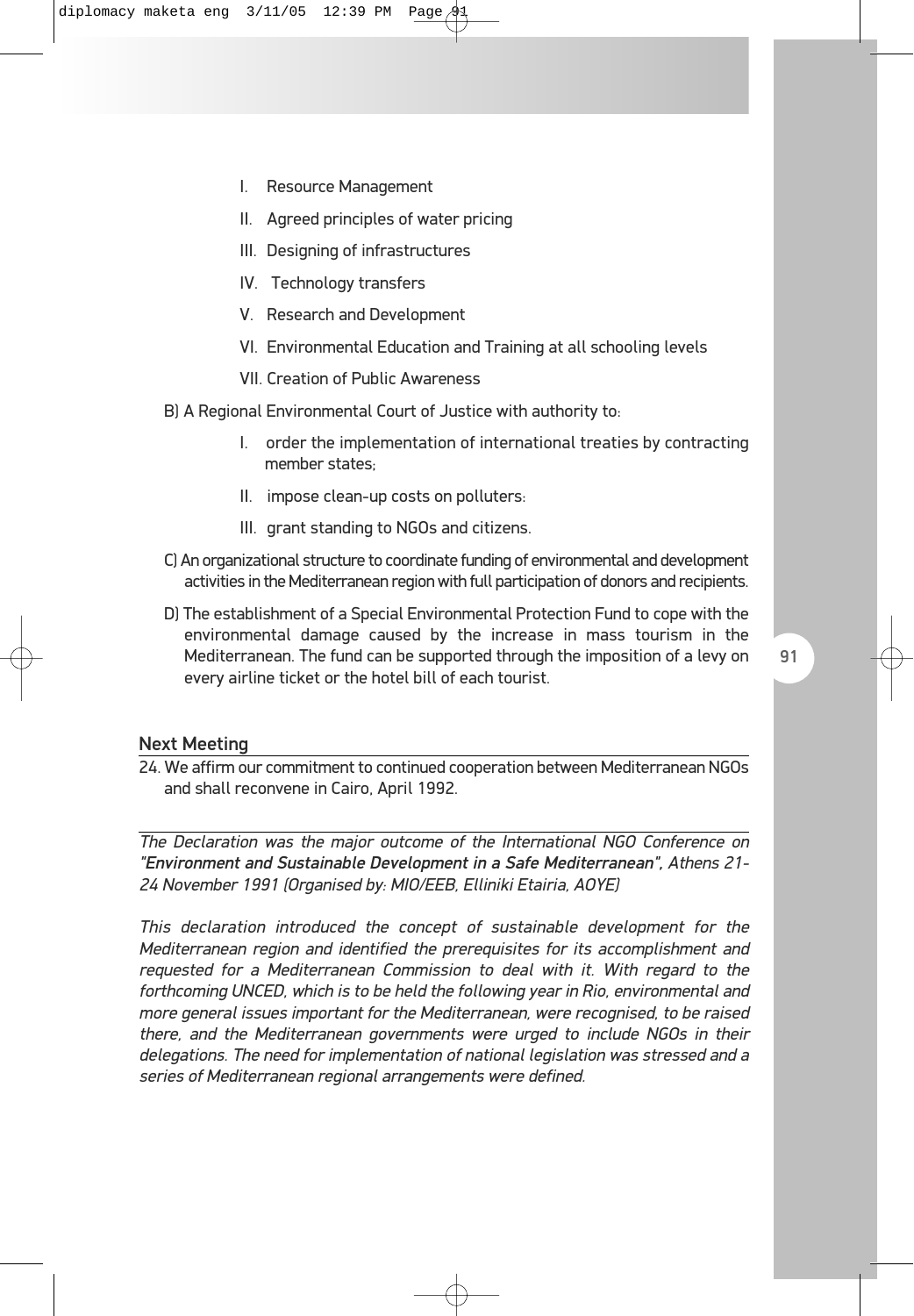I. Resource Management

II. Agreed principles of water pricing

III. Designing of infrastructures

IV. Technology transfers

V. Research and Development

VI. Environmental Education and Training at all schooling levels

VII. Creation of Public Awareness

B) A Regional Environmental Court of Justice with authority to:

I. order the implementation of international treaties by contracting member states;

II. impose clean-up costs on polluters:

III. grant standing to NGOs and citizens.

C) An organizational structure to coordinate funding of environmental and development activities in the Mediterranean region with full participation of donors and recipients.

D) The establishment of a Special Environmental Protection Fund to cope with the environmental damage caused by the increase in mass tourism in the Mediterranean. The fund can be supported through the imposition of a levy on every airline ticket or the hotel bill of each tourist.

## Next Meeting

24. We affirm our commitment to continued cooperation between Mediterranean NGOs and shall reconvene in Cairo, April 1992.

*The Declaration was the major outcome of the International NGO Conference on* ***"Environment and Sustainable Development in a Safe Mediterranean",*** *Athens 21-24 November 1991 (Organised by: MIO/EEB, Elliniki Etairia, AOYE)*

*This declaration introduced the concept of sustainable development for the Mediterranean region and identified the prerequisites for its accomplishment and requested for a Mediterranean Commission to deal with it. With regard to the forthcoming UNCED, which is to be held the following year in Rio, environmental and more general issues important for the Mediterranean, were recognised, to be raised there, and the Mediterranean governments were urged to include NGOs in their delegations. The need for implementation of national legislation was stressed and a series of Mediterranean regional arrangements were defined.*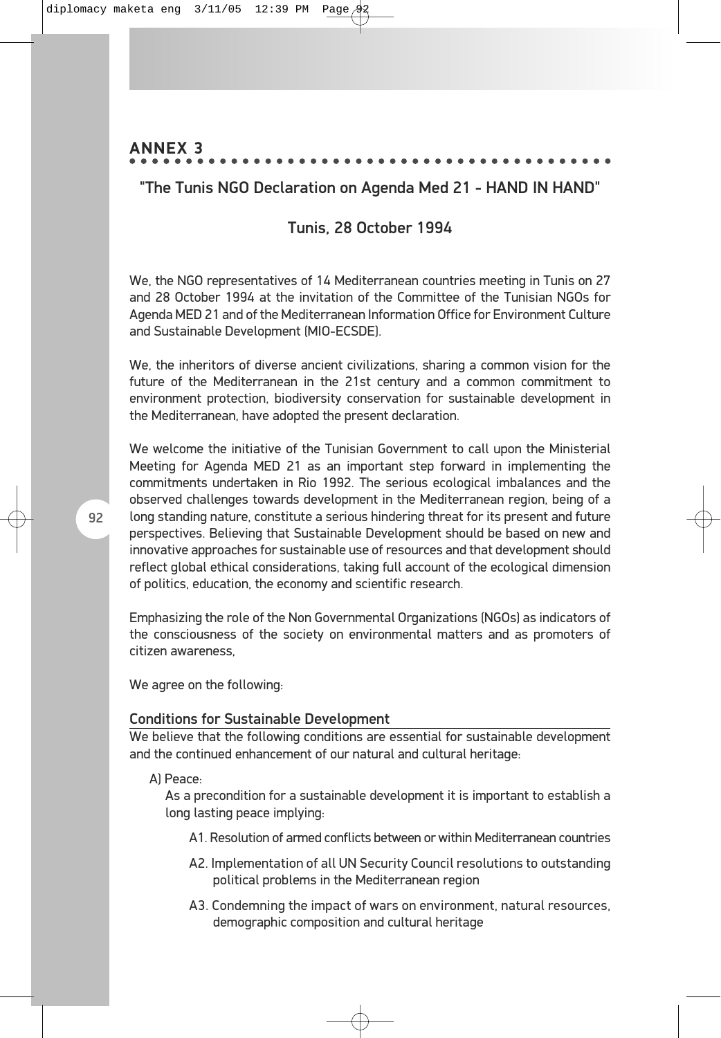## ANNEX 3

### "The Tunis NGO Declaration on Agenda Med 21 - HAND IN HAND"

### Tunis, 28 October 1994

We, the NGO representatives of 14 Mediterranean countries meeting in Tunis on 27 and 28 October 1994 at the invitation of the Committee of the Tunisian NGOs for Agenda MED 21 and of the Mediterranean Information Office for Environment Culture and Sustainable Development (MIO-ECSDE).

We, the inheritors of diverse ancient civilizations, sharing a common vision for the future of the Mediterranean in the 21st century and a common commitment to environment protection, biodiversity conservation for sustainable development in the Mediterranean, have adopted the present declaration.

We welcome the initiative of the Tunisian Government to call upon the Ministerial Meeting for Agenda MED 21 as an important step forward in implementing the commitments undertaken in Rio 1992. The serious ecological imbalances and the observed challenges towards development in the Mediterranean region, being of a long standing nature, constitute a serious hindering threat for its present and future perspectives. Believing that Sustainable Development should be based on new and innovative approaches for sustainable use of resources and that development should reflect global ethical considerations, taking full account of the ecological dimension of politics, education, the economy and scientific research.

Emphasizing the role of the Non Governmental Organizations (NGOs) as indicators of the consciousness of the society on environmental matters and as promoters of citizen awareness,

We agree on the following:

#### Conditions for Sustainable Development

We believe that the following conditions are essential for sustainable development and the continued enhancement of our natural and cultural heritage:

A) Peace:

As a precondition for a sustainable development it is important to establish a long lasting peace implying:

- A1. Resolution of armed conflicts between or within Mediterranean countries
- A2. Implementation of all UN Security Council resolutions to outstanding political problems in the Mediterranean region
- A3. Condemning the impact of wars on environment, natural resources, demographic composition and cultural heritage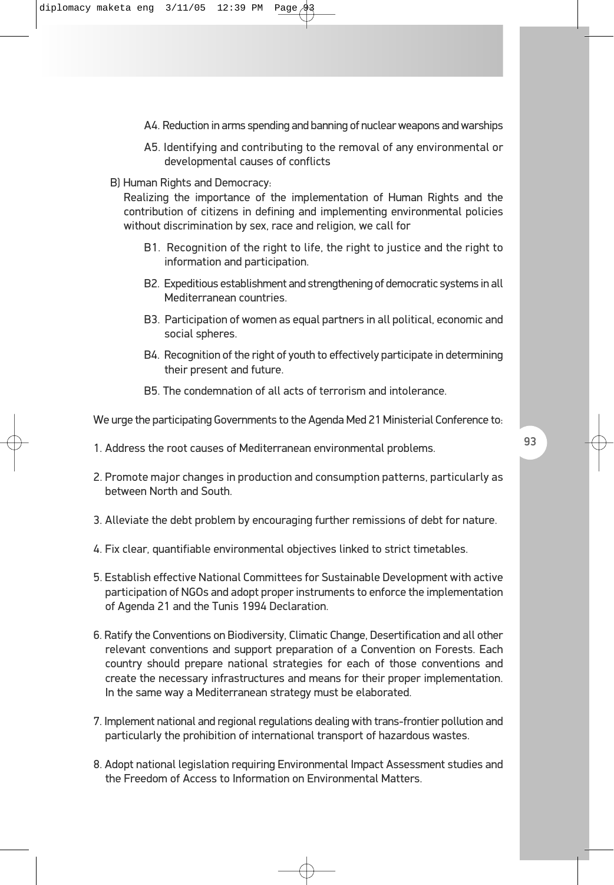A4. Reduction in arms spending and banning of nuclear weapons and warships

A5. Identifying and contributing to the removal of any environmental or developmental causes of conflicts

B) Human Rights and Democracy:

Realizing the importance of the implementation of Human Rights and the contribution of citizens in defining and implementing environmental policies without discrimination by sex, race and religion, we call for

B1. Recognition of the right to life, the right to justice and the right to information and participation.

B2. Expeditious establishment and strengthening of democratic systems in all Mediterranean countries.

B3. Participation of women as equal partners in all political, economic and social spheres.

B4. Recognition of the right of youth to effectively participate in determining their present and future.

B5. The condemnation of all acts of terrorism and intolerance.

We urge the participating Governments to the Agenda Med 21 Ministerial Conference to:

1. Address the root causes of Mediterranean environmental problems.

2. Promote major changes in production and consumption patterns, particularly as between North and South.

3. Alleviate the debt problem by encouraging further remissions of debt for nature.

4. Fix clear, quantifiable environmental objectives linked to strict timetables.

5. Establish effective National Committees for Sustainable Development with active participation of NGOs and adopt proper instruments to enforce the implementation of Agenda 21 and the Tunis 1994 Declaration.

6. Ratify the Conventions on Biodiversity, Climatic Change, Desertification and all other relevant conventions and support preparation of a Convention on Forests. Each country should prepare national strategies for each of those conventions and create the necessary infrastructures and means for their proper implementation. In the same way a Mediterranean strategy must be elaborated.

7. Implement national and regional regulations dealing with trans-frontier pollution and particularly the prohibition of international transport of hazardous wastes.

8. Adopt national legislation requiring Environmental Impact Assessment studies and the Freedom of Access to Information on Environmental Matters.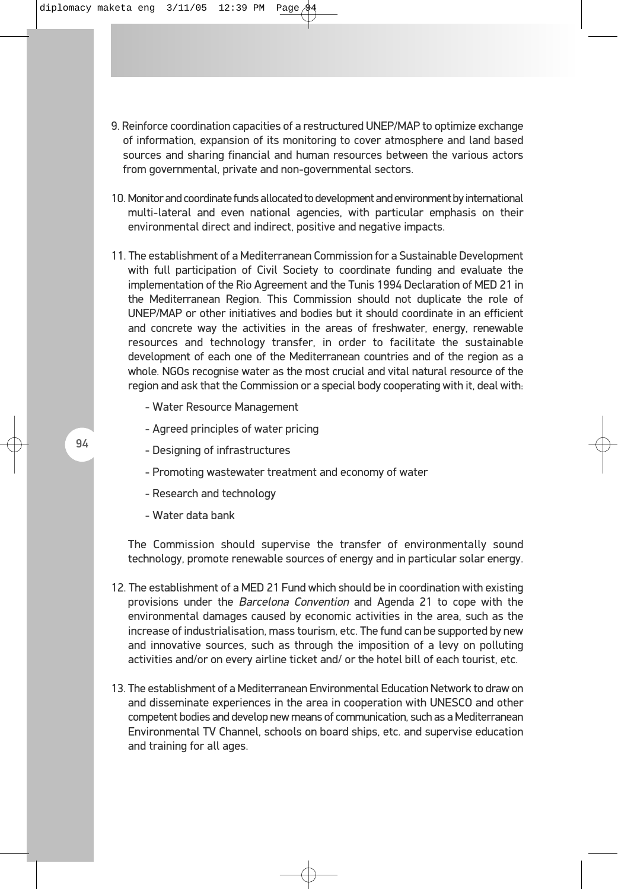9. Reinforce coordination capacities of a restructured UNEP/MAP to optimize exchange of information, expansion of its monitoring to cover atmosphere and land based sources and sharing financial and human resources between the various actors from governmental, private and non-governmental sectors.

10. Monitor and coordinate funds allocated to development and environment by international multi-lateral and even national agencies, with particular emphasis on their environmental direct and indirect, positive and negative impacts.

11. The establishment of a Mediterranean Commission for a Sustainable Development with full participation of Civil Society to coordinate funding and evaluate the implementation of the Rio Agreement and the Tunis 1994 Declaration of MED 21 in the Mediterranean Region. This Commission should not duplicate the role of UNEP/MAP or other initiatives and bodies but it should coordinate in an efficient and concrete way the activities in the areas of freshwater, energy, renewable resources and technology transfer, in order to facilitate the sustainable development of each one of the Mediterranean countries and of the region as a whole. NGOs recognise water as the most crucial and vital natural resource of the region and ask that the Commission or a special body cooperating with it, deal with:

    - Water Resource Management
    - Agreed principles of water pricing
    - Designing of infrastructures
    - Promoting wastewater treatment and economy of water
    - Research and technology
    - Water data bank

    The Commission should supervise the transfer of environmentally sound technology, promote renewable sources of energy and in particular solar energy.

12. The establishment of a MED 21 Fund which should be in coordination with existing provisions under the *Barcelona Convention* and Agenda 21 to cope with the environmental damages caused by economic activities in the area, such as the increase of industrialisation, mass tourism, etc. The fund can be supported by new and innovative sources, such as through the imposition of a levy on polluting activities and/or on every airline ticket and/ or the hotel bill of each tourist, etc.

13. The establishment of a Mediterranean Environmental Education Network to draw on and disseminate experiences in the area in cooperation with UNESCO and other competent bodies and develop new means of communication, such as a Mediterranean Environmental TV Channel, schools on board ships, etc. and supervise education and training for all ages.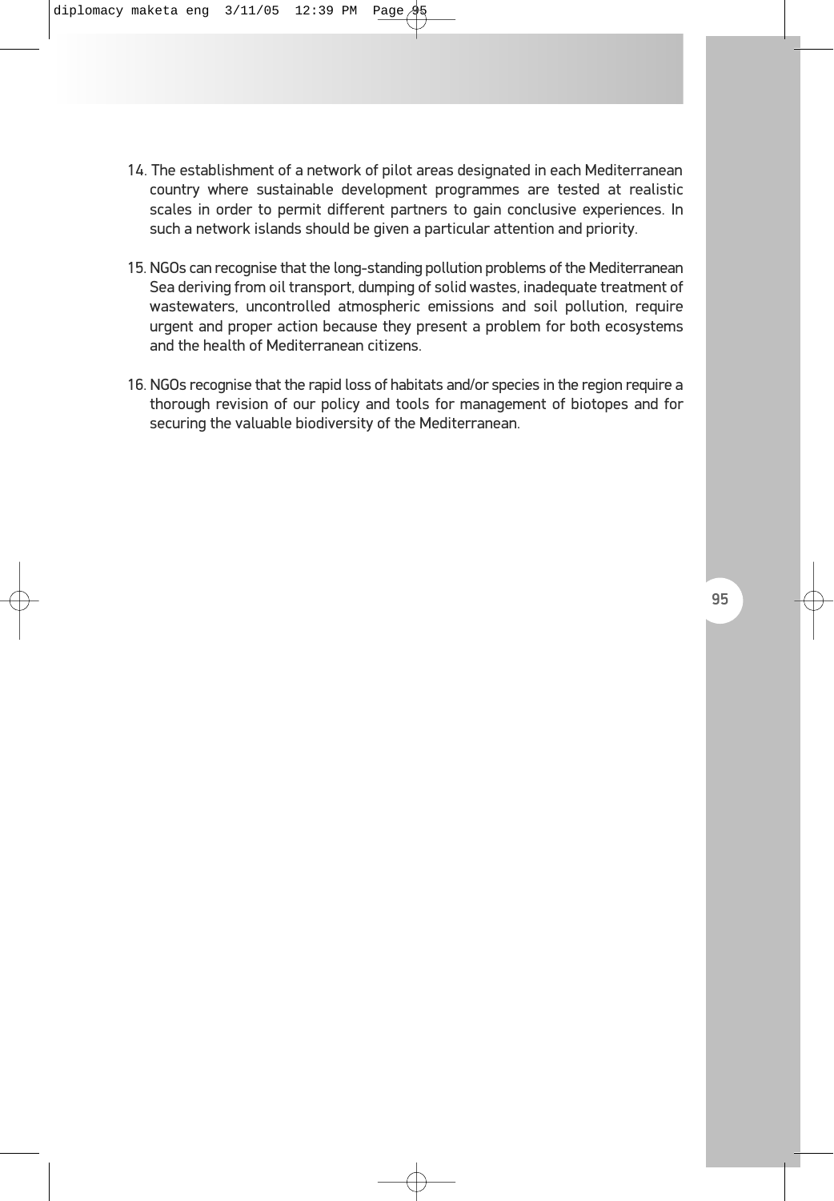14. The establishment of a network of pilot areas designated in each Mediterranean country where sustainable development programmes are tested at realistic scales in order to permit different partners to gain conclusive experiences. In such a network islands should be given a particular attention and priority.

15. NGOs can recognise that the long-standing pollution problems of the Mediterranean Sea deriving from oil transport, dumping of solid wastes, inadequate treatment of wastewaters, uncontrolled atmospheric emissions and soil pollution, require urgent and proper action because they present a problem for both ecosystems and the health of Mediterranean citizens.

16. NGOs recognise that the rapid loss of habitats and/or species in the region require a thorough revision of our policy and tools for management of biotopes and for securing the valuable biodiversity of the Mediterranean.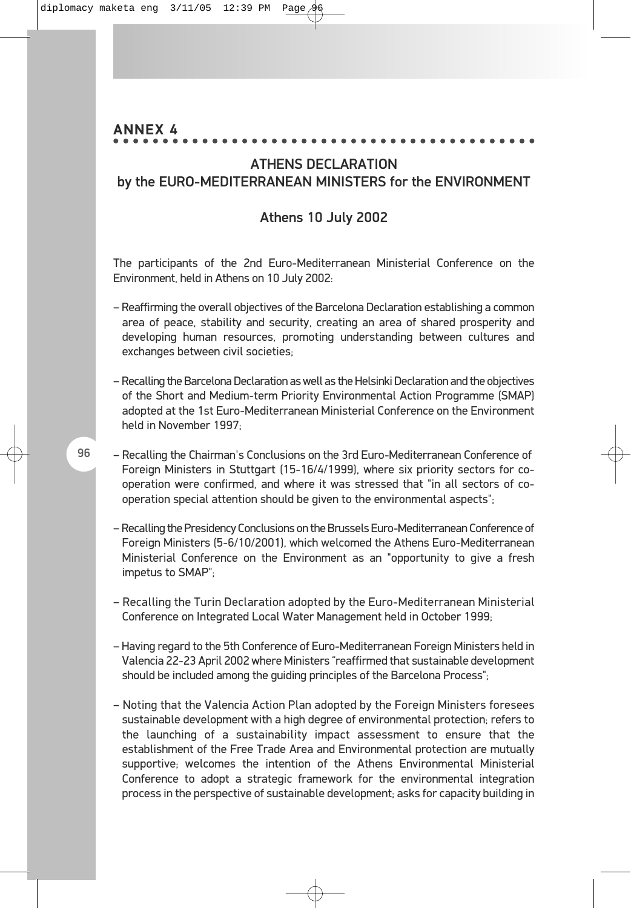## ANNEX 4

### ATHENS DECLARATION
### by the EURO-MEDITERRANEAN MINISTERS for the ENVIRONMENT

### Athens 10 July 2002

The participants of the 2nd Euro-Mediterranean Ministerial Conference on the Environment, held in Athens on 10 July 2002:

- Reaffirming the overall objectives of the Barcelona Declaration establishing a common area of peace, stability and security, creating an area of shared prosperity and developing human resources, promoting understanding between cultures and exchanges between civil societies;

- Recalling the Barcelona Declaration as well as the Helsinki Declaration and the objectives of the Short and Medium-term Priority Environmental Action Programme (SMAP) adopted at the 1st Euro-Mediterranean Ministerial Conference on the Environment held in November 1997;

- Recalling the Chairman's Conclusions on the 3rd Euro-Mediterranean Conference of Foreign Ministers in Stuttgart (15-16/4/1999), where six priority sectors for co-operation were confirmed, and where it was stressed that "in all sectors of co-operation special attention should be given to the environmental aspects";

- Recalling the Presidency Conclusions on the Brussels Euro-Mediterranean Conference of Foreign Ministers (5-6/10/2001), which welcomed the Athens Euro-Mediterranean Ministerial Conference on the Environment as an "opportunity to give a fresh impetus to SMAP";

- Recalling the Turin Declaration adopted by the Euro-Mediterranean Ministerial Conference on Integrated Local Water Management held in October 1999;

- Having regard to the 5th Conference of Euro-Mediterranean Foreign Ministers held in Valencia 22-23 April 2002 where Ministers "reaffirmed that sustainable development should be included among the guiding principles of the Barcelona Process";

- Noting that the Valencia Action Plan adopted by the Foreign Ministers foresees sustainable development with a high degree of environmental protection; refers to the launching of a sustainability impact assessment to ensure that the establishment of the Free Trade Area and Environmental protection are mutually supportive; welcomes the intention of the Athens Environmental Ministerial Conference to adopt a strategic framework for the environmental integration process in the perspective of sustainable development; asks for capacity building in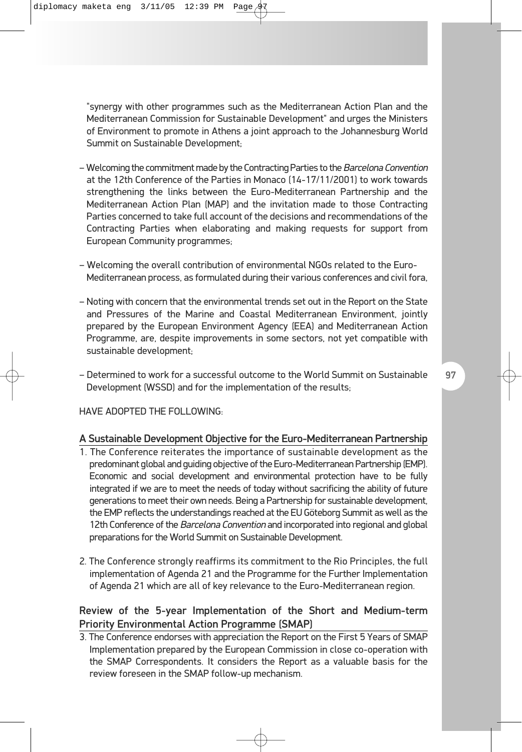"synergy with other programmes such as the Mediterranean Action Plan and the Mediterranean Commission for Sustainable Development" and urges the Ministers of Environment to promote in Athens a joint approach to the Johannesburg World Summit on Sustainable Development;

– Welcoming the commitment made by the Contracting Parties to the *Barcelona Convention* at the 12th Conference of the Parties in Monaco (14-17/11/2001) to work towards strengthening the links between the Euro-Mediterranean Partnership and the Mediterranean Action Plan (MAP) and the invitation made to those Contracting Parties concerned to take full account of the decisions and recommendations of the Contracting Parties when elaborating and making requests for support from European Community programmes;

– Welcoming the overall contribution of environmental NGOs related to the Euro-Mediterranean process, as formulated during their various conferences and civil fora,

– Noting with concern that the environmental trends set out in the Report on the State and Pressures of the Marine and Coastal Mediterranean Environment, jointly prepared by the European Environment Agency (EEA) and Mediterranean Action Programme, are, despite improvements in some sectors, not yet compatible with sustainable development;

– Determined to work for a successful outcome to the World Summit on Sustainable Development (WSSD) and for the implementation of the results;

HAVE ADOPTED THE FOLLOWING:

## A Sustainable Development Objective for the Euro-Mediterranean Partnership

1. The Conference reiterates the importance of sustainable development as the predominant global and guiding objective of the Euro-Mediterranean Partnership (EMP). Economic and social development and environmental protection have to be fully integrated if we are to meet the needs of today without sacrificing the ability of future generations to meet their own needs. Being a Partnership for sustainable development, the EMP reflects the understandings reached at the EU Göteborg Summit as well as the 12th Conference of the *Barcelona Convention* and incorporated into regional and global preparations for the World Summit on Sustainable Development.

2. The Conference strongly reaffirms its commitment to the Rio Principles, the full implementation of Agenda 21 and the Programme for the Further Implementation of Agenda 21 which are all of key relevance to the Euro-Mediterranean region.

## Review of the 5-year Implementation of the Short and Medium-term Priority Environmental Action Programme (SMAP)

3. The Conference endorses with appreciation the Report on the First 5 Years of SMAP Implementation prepared by the European Commission in close co-operation with the SMAP Correspondents. It considers the Report as a valuable basis for the review foreseen in the SMAP follow-up mechanism.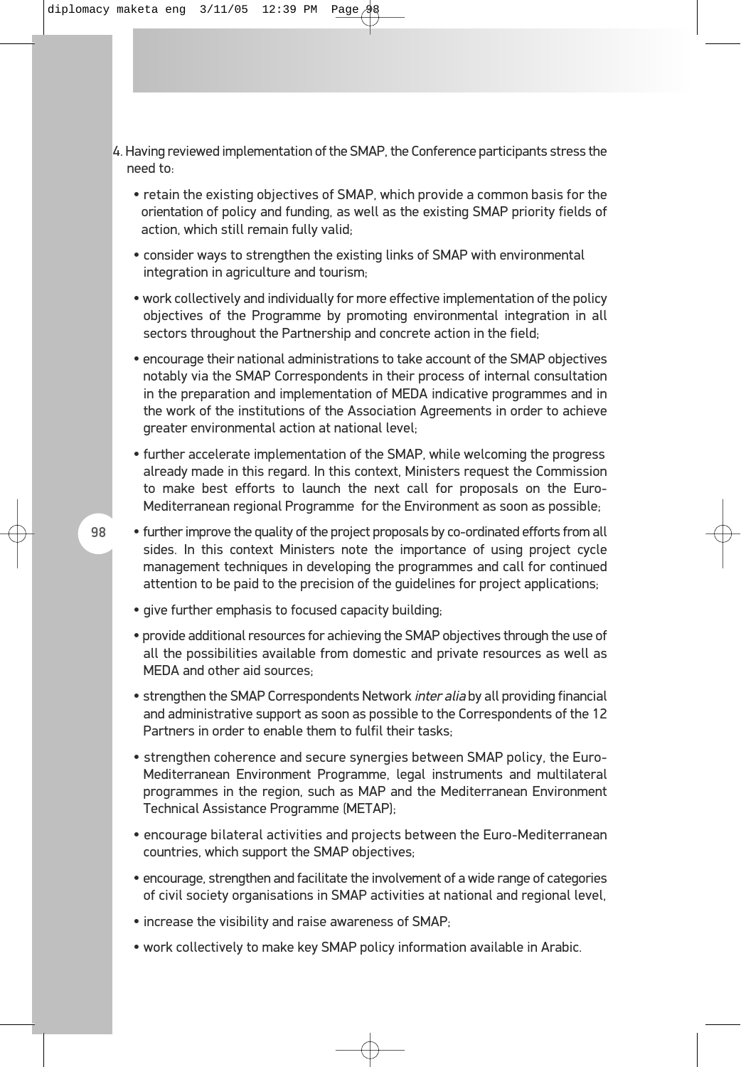4. Having reviewed implementation of the SMAP, the Conference participants stress the need to:

   - retain the existing objectives of SMAP, which provide a common basis for the orientation of policy and funding, as well as the existing SMAP priority fields of action, which still remain fully valid;
   - consider ways to strengthen the existing links of SMAP with environmental integration in agriculture and tourism;
   - work collectively and individually for more effective implementation of the policy objectives of the Programme by promoting environmental integration in all sectors throughout the Partnership and concrete action in the field;
   - encourage their national administrations to take account of the SMAP objectives notably via the SMAP Correspondents in their process of internal consultation in the preparation and implementation of MEDA indicative programmes and in the work of the institutions of the Association Agreements in order to achieve greater environmental action at national level;
   - further accelerate implementation of the SMAP, while welcoming the progress already made in this regard. In this context, Ministers request the Commission to make best efforts to launch the next call for proposals on the Euro-Mediterranean regional Programme for the Environment as soon as possible;
   - further improve the quality of the project proposals by co-ordinated efforts from all sides. In this context Ministers note the importance of using project cycle management techniques in developing the programmes and call for continued attention to be paid to the precision of the guidelines for project applications;
   - give further emphasis to focused capacity building;
   - provide additional resources for achieving the SMAP objectives through the use of all the possibilities available from domestic and private resources as well as MEDA and other aid sources;
   - strengthen the SMAP Correspondents Network *inter alia* by all providing financial and administrative support as soon as possible to the Correspondents of the 12 Partners in order to enable them to fulfil their tasks;
   - strengthen coherence and secure synergies between SMAP policy, the Euro-Mediterranean Environment Programme, legal instruments and multilateral programmes in the region, such as MAP and the Mediterranean Environment Technical Assistance Programme (METAP);
   - encourage bilateral activities and projects between the Euro-Mediterranean countries, which support the SMAP objectives;
   - encourage, strengthen and facilitate the involvement of a wide range of categories of civil society organisations in SMAP activities at national and regional level,
   - increase the visibility and raise awareness of SMAP;
   - work collectively to make key SMAP policy information available in Arabic.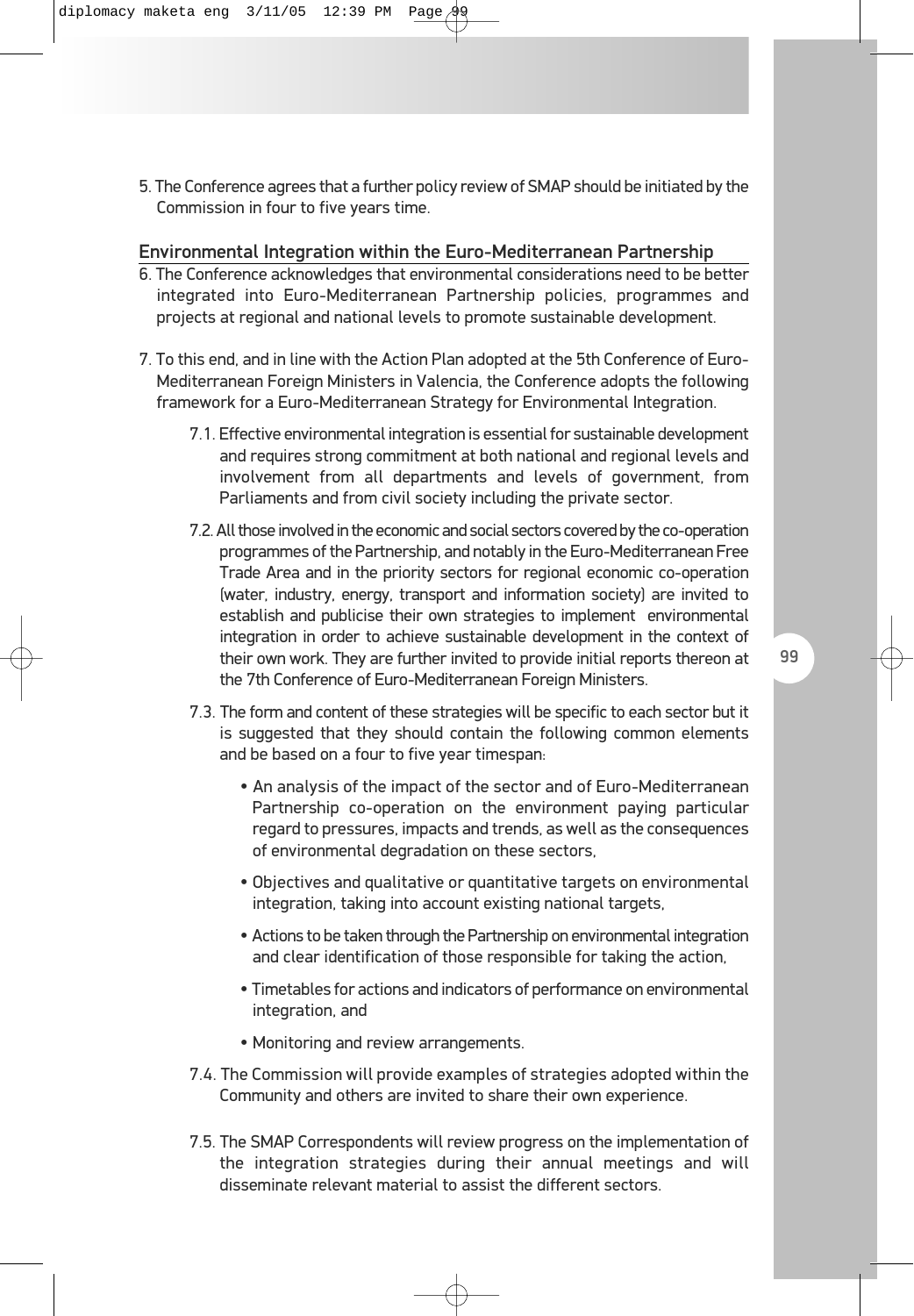5. The Conference agrees that a further policy review of SMAP should be initiated by the Commission in four to five years time.

## Environmental Integration within the Euro-Mediterranean Partnership

6. The Conference acknowledges that environmental considerations need to be better integrated into Euro-Mediterranean Partnership policies, programmes and projects at regional and national levels to promote sustainable development.

7. To this end, and in line with the Action Plan adopted at the 5th Conference of Euro-Mediterranean Foreign Ministers in Valencia, the Conference adopts the following framework for a Euro-Mediterranean Strategy for Environmental Integration.

   7.1. Effective environmental integration is essential for sustainable development and requires strong commitment at both national and regional levels and involvement from all departments and levels of government, from Parliaments and from civil society including the private sector.

   7.2. All those involved in the economic and social sectors covered by the co-operation programmes of the Partnership, and notably in the Euro-Mediterranean Free Trade Area and in the priority sectors for regional economic co-operation (water, industry, energy, transport and information society) are invited to establish and publicise their own strategies to implement environmental integration in order to achieve sustainable development in the context of their own work. They are further invited to provide initial reports thereon at the 7th Conference of Euro-Mediterranean Foreign Ministers.

   7.3. The form and content of these strategies will be specific to each sector but it is suggested that they should contain the following common elements and be based on a four to five year timespan:

   - An analysis of the impact of the sector and of Euro-Mediterranean Partnership co-operation on the environment paying particular regard to pressures, impacts and trends, as well as the consequences of environmental degradation on these sectors,
   - Objectives and qualitative or quantitative targets on environmental integration, taking into account existing national targets,
   - Actions to be taken through the Partnership on environmental integration and clear identification of those responsible for taking the action,
   - Timetables for actions and indicators of performance on environmental integration, and
   - Monitoring and review arrangements.

   7.4. The Commission will provide examples of strategies adopted within the Community and others are invited to share their own experience.

   7.5. The SMAP Correspondents will review progress on the implementation of the integration strategies during their annual meetings and will disseminate relevant material to assist the different sectors.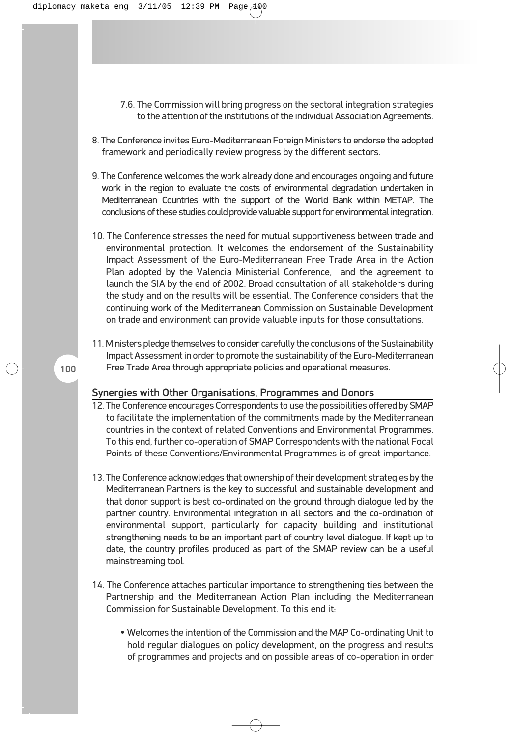7.6. The Commission will bring progress on the sectoral integration strategies to the attention of the institutions of the individual Association Agreements.

8. The Conference invites Euro-Mediterranean Foreign Ministers to endorse the adopted framework and periodically review progress by the different sectors.

9. The Conference welcomes the work already done and encourages ongoing and future work in the region to evaluate the costs of environmental degradation undertaken in Mediterranean Countries with the support of the World Bank within METAP. The conclusions of these studies could provide valuable support for environmental integration.

10. The Conference stresses the need for mutual supportiveness between trade and environmental protection. It welcomes the endorsement of the Sustainability Impact Assessment of the Euro-Mediterranean Free Trade Area in the Action Plan adopted by the Valencia Ministerial Conference, and the agreement to launch the SIA by the end of 2002. Broad consultation of all stakeholders during the study and on the results will be essential. The Conference considers that the continuing work of the Mediterranean Commission on Sustainable Development on trade and environment can provide valuable inputs for those consultations.

11. Ministers pledge themselves to consider carefully the conclusions of the Sustainability Impact Assessment in order to promote the sustainability of the Euro-Mediterranean Free Trade Area through appropriate policies and operational measures.

## Synergies with Other Organisations, Programmes and Donors

12. The Conference encourages Correspondents to use the possibilities offered by SMAP to facilitate the implementation of the commitments made by the Mediterranean countries in the context of related Conventions and Environmental Programmes. To this end, further co-operation of SMAP Correspondents with the national Focal Points of these Conventions/Environmental Programmes is of great importance.

13. The Conference acknowledges that ownership of their development strategies by the Mediterranean Partners is the key to successful and sustainable development and that donor support is best co-ordinated on the ground through dialogue led by the partner country. Environmental integration in all sectors and the co-ordination of environmental support, particularly for capacity building and institutional strengthening needs to be an important part of country level dialogue. If kept up to date, the country profiles produced as part of the SMAP review can be a useful mainstreaming tool.

14. The Conference attaches particular importance to strengthening ties between the Partnership and the Mediterranean Action Plan including the Mediterranean Commission for Sustainable Development. To this end it:

   - Welcomes the intention of the Commission and the MAP Co-ordinating Unit to hold regular dialogues on policy development, on the progress and results of programmes and projects and on possible areas of co-operation in order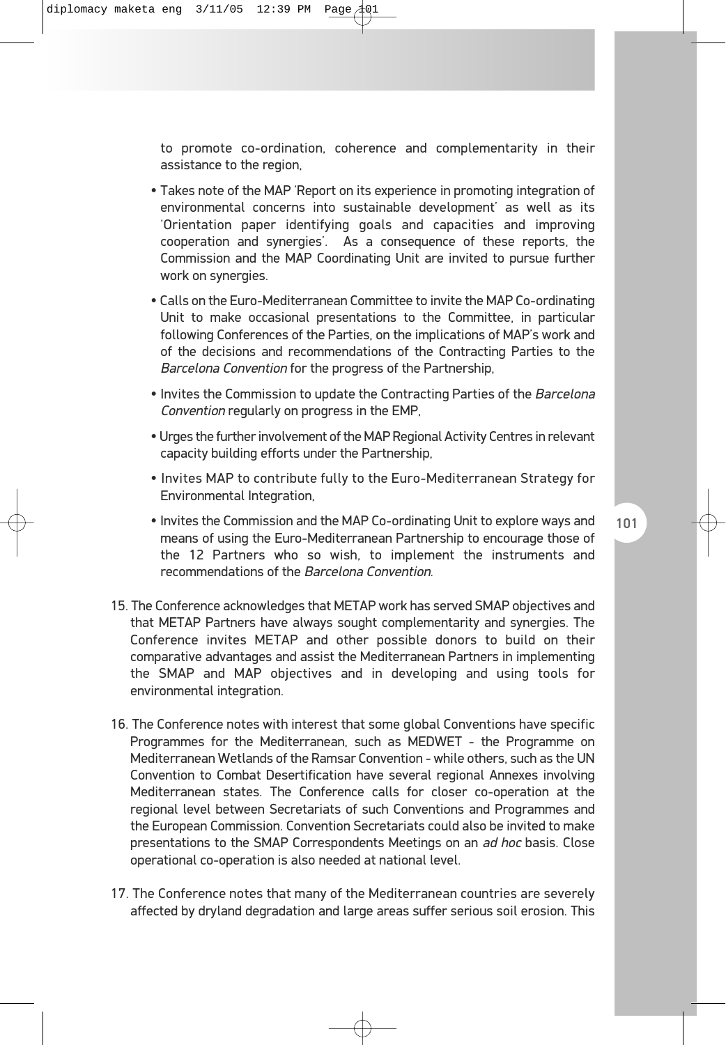to promote co-ordination, coherence and complementarity in their assistance to the region,

- Takes note of the MAP 'Report on its experience in promoting integration of environmental concerns into sustainable development' as well as its 'Orientation paper identifying goals and capacities and improving cooperation and synergies'. As a consequence of these reports, the Commission and the MAP Coordinating Unit are invited to pursue further work on synergies.
- Calls on the Euro-Mediterranean Committee to invite the MAP Co-ordinating Unit to make occasional presentations to the Committee, in particular following Conferences of the Parties, on the implications of MAP's work and of the decisions and recommendations of the Contracting Parties to the *Barcelona Convention* for the progress of the Partnership,
- Invites the Commission to update the Contracting Parties of the *Barcelona Convention* regularly on progress in the EMP,
- Urges the further involvement of the MAP Regional Activity Centres in relevant capacity building efforts under the Partnership,
- Invites MAP to contribute fully to the Euro-Mediterranean Strategy for Environmental Integration,
- Invites the Commission and the MAP Co-ordinating Unit to explore ways and means of using the Euro-Mediterranean Partnership to encourage those of the 12 Partners who so wish, to implement the instruments and recommendations of the *Barcelona Convention*.

15. The Conference acknowledges that METAP work has served SMAP objectives and that METAP Partners have always sought complementarity and synergies. The Conference invites METAP and other possible donors to build on their comparative advantages and assist the Mediterranean Partners in implementing the SMAP and MAP objectives and in developing and using tools for environmental integration.

16. The Conference notes with interest that some global Conventions have specific Programmes for the Mediterranean, such as MEDWET - the Programme on Mediterranean Wetlands of the Ramsar Convention - while others, such as the UN Convention to Combat Desertification have several regional Annexes involving Mediterranean states. The Conference calls for closer co-operation at the regional level between Secretariats of such Conventions and Programmes and the European Commission. Convention Secretariats could also be invited to make presentations to the SMAP Correspondents Meetings on an *ad hoc* basis. Close operational co-operation is also needed at national level.

17. The Conference notes that many of the Mediterranean countries are severely affected by dryland degradation and large areas suffer serious soil erosion. This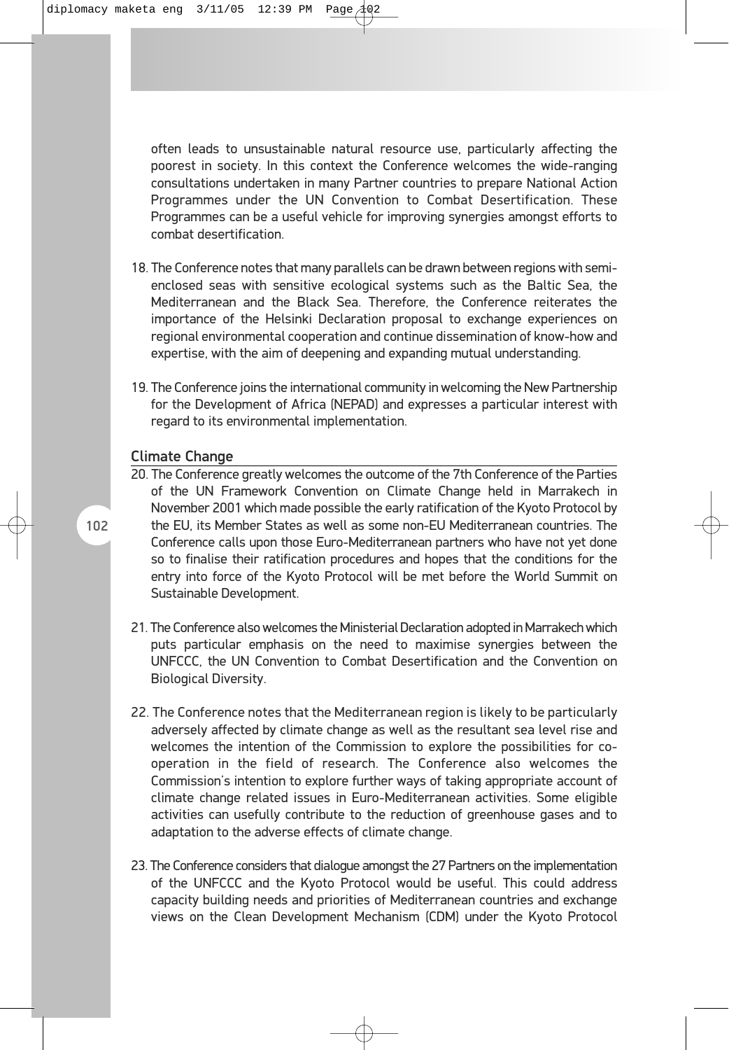often leads to unsustainable natural resource use, particularly affecting the poorest in society. In this context the Conference welcomes the wide-ranging consultations undertaken in many Partner countries to prepare National Action Programmes under the UN Convention to Combat Desertification. These Programmes can be a useful vehicle for improving synergies amongst efforts to combat desertification.

18. The Conference notes that many parallels can be drawn between regions with semi-enclosed seas with sensitive ecological systems such as the Baltic Sea, the Mediterranean and the Black Sea. Therefore, the Conference reiterates the importance of the Helsinki Declaration proposal to exchange experiences on regional environmental cooperation and continue dissemination of know-how and expertise, with the aim of deepening and expanding mutual understanding.

19. The Conference joins the international community in welcoming the New Partnership for the Development of Africa (NEPAD) and expresses a particular interest with regard to its environmental implementation.

## Climate Change

20. The Conference greatly welcomes the outcome of the 7th Conference of the Parties of the UN Framework Convention on Climate Change held in Marrakech in November 2001 which made possible the early ratification of the Kyoto Protocol by the EU, its Member States as well as some non-EU Mediterranean countries. The Conference calls upon those Euro-Mediterranean partners who have not yet done so to finalise their ratification procedures and hopes that the conditions for the entry into force of the Kyoto Protocol will be met before the World Summit on Sustainable Development.

21. The Conference also welcomes the Ministerial Declaration adopted in Marrakech which puts particular emphasis on the need to maximise synergies between the UNFCCC, the UN Convention to Combat Desertification and the Convention on Biological Diversity.

22. The Conference notes that the Mediterranean region is likely to be particularly adversely affected by climate change as well as the resultant sea level rise and welcomes the intention of the Commission to explore the possibilities for co-operation in the field of research. The Conference also welcomes the Commission's intention to explore further ways of taking appropriate account of climate change related issues in Euro-Mediterranean activities. Some eligible activities can usefully contribute to the reduction of greenhouse gases and to adaptation to the adverse effects of climate change.

23. The Conference considers that dialogue amongst the 27 Partners on the implementation of the UNFCCC and the Kyoto Protocol would be useful. This could address capacity building needs and priorities of Mediterranean countries and exchange views on the Clean Development Mechanism (CDM) under the Kyoto Protocol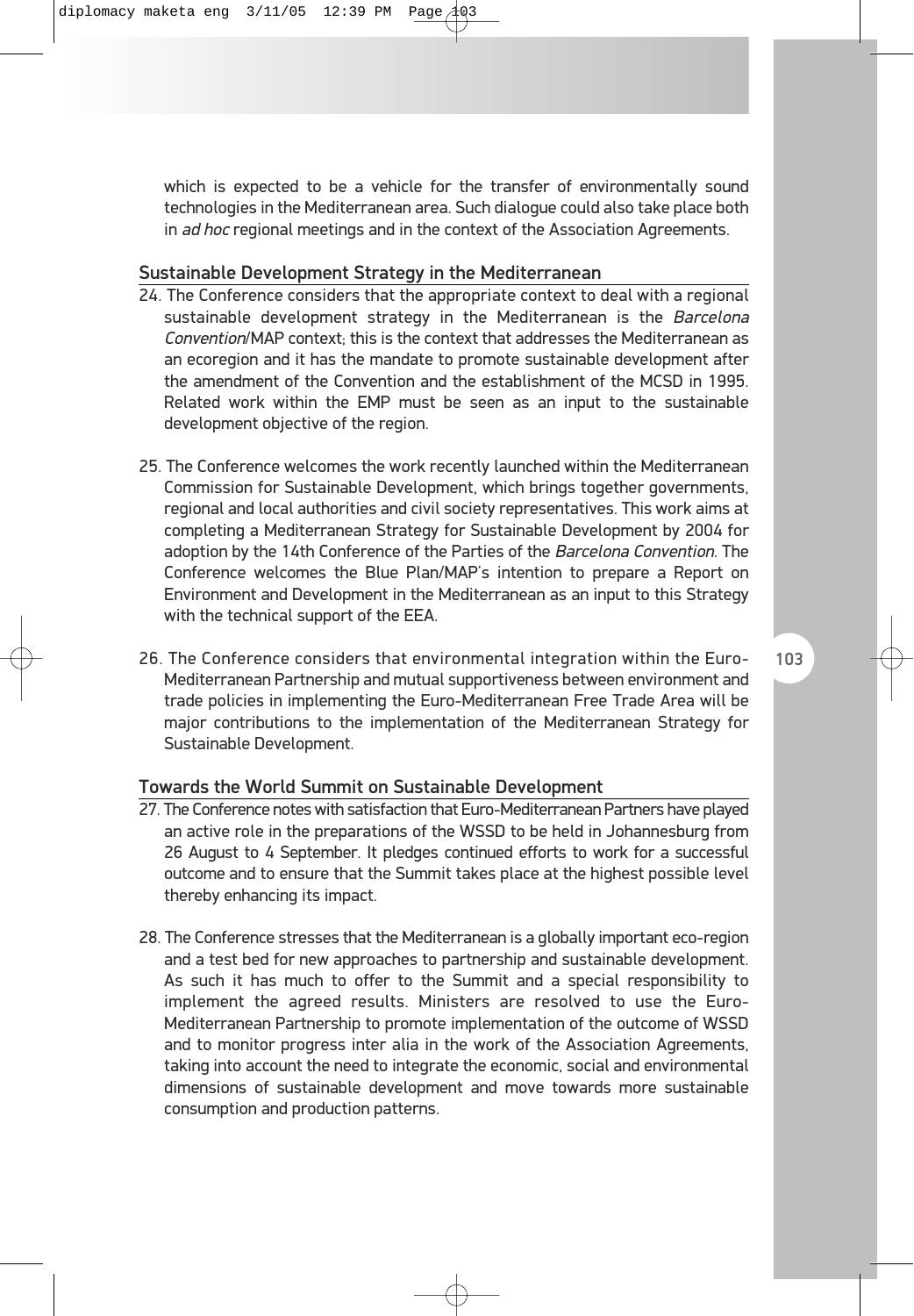which is expected to be a vehicle for the transfer of environmentally sound technologies in the Mediterranean area. Such dialogue could also take place both in *ad hoc* regional meetings and in the context of the Association Agreements.

## Sustainable Development Strategy in the Mediterranean

24. The Conference considers that the appropriate context to deal with a regional sustainable development strategy in the Mediterranean is the *Barcelona Convention*/MAP context; this is the context that addresses the Mediterranean as an ecoregion and it has the mandate to promote sustainable development after the amendment of the Convention and the establishment of the MCSD in 1995. Related work within the EMP must be seen as an input to the sustainable development objective of the region.

25. The Conference welcomes the work recently launched within the Mediterranean Commission for Sustainable Development, which brings together governments, regional and local authorities and civil society representatives. This work aims at completing a Mediterranean Strategy for Sustainable Development by 2004 for adoption by the 14th Conference of the Parties of the *Barcelona Convention*. The Conference welcomes the Blue Plan/MAP's intention to prepare a Report on Environment and Development in the Mediterranean as an input to this Strategy with the technical support of the EEA.

26. The Conference considers that environmental integration within the Euro-Mediterranean Partnership and mutual supportiveness between environment and trade policies in implementing the Euro-Mediterranean Free Trade Area will be major contributions to the implementation of the Mediterranean Strategy for Sustainable Development.

## Towards the World Summit on Sustainable Development

27. The Conference notes with satisfaction that Euro-Mediterranean Partners have played an active role in the preparations of the WSSD to be held in Johannesburg from 26 August to 4 September. It pledges continued efforts to work for a successful outcome and to ensure that the Summit takes place at the highest possible level thereby enhancing its impact.

28. The Conference stresses that the Mediterranean is a globally important eco-region and a test bed for new approaches to partnership and sustainable development. As such it has much to offer to the Summit and a special responsibility to implement the agreed results. Ministers are resolved to use the Euro-Mediterranean Partnership to promote implementation of the outcome of WSSD and to monitor progress inter alia in the work of the Association Agreements, taking into account the need to integrate the economic, social and environmental dimensions of sustainable development and move towards more sustainable consumption and production patterns.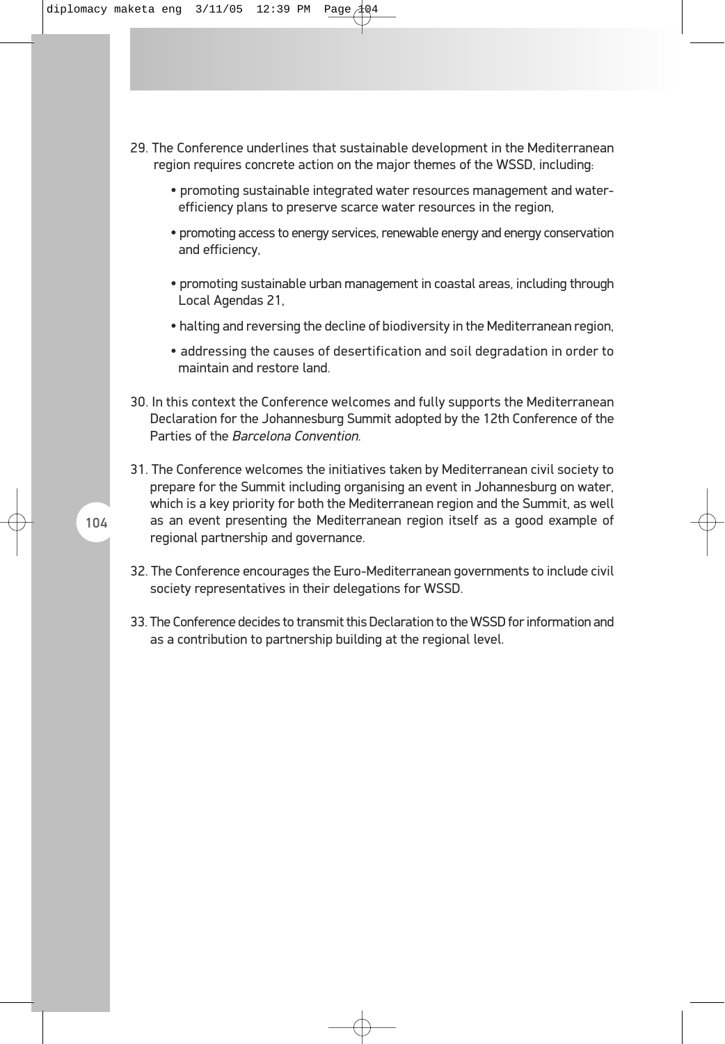29. The Conference underlines that sustainable development in the Mediterranean region requires concrete action on the major themes of the WSSD, including:

    - promoting sustainable integrated water resources management and water-efficiency plans to preserve scarce water resources in the region,
    - promoting access to energy services, renewable energy and energy conservation and efficiency,
    - promoting sustainable urban management in coastal areas, including through Local Agendas 21,
    - halting and reversing the decline of biodiversity in the Mediterranean region,
    - addressing the causes of desertification and soil degradation in order to maintain and restore land.

30. In this context the Conference welcomes and fully supports the Mediterranean Declaration for the Johannesburg Summit adopted by the 12th Conference of the Parties of the *Barcelona Convention*.

31. The Conference welcomes the initiatives taken by Mediterranean civil society to prepare for the Summit including organising an event in Johannesburg on water, which is a key priority for both the Mediterranean region and the Summit, as well as an event presenting the Mediterranean region itself as a good example of regional partnership and governance.

32. The Conference encourages the Euro-Mediterranean governments to include civil society representatives in their delegations for WSSD.

33. The Conference decides to transmit this Declaration to the WSSD for information and as a contribution to partnership building at the regional level.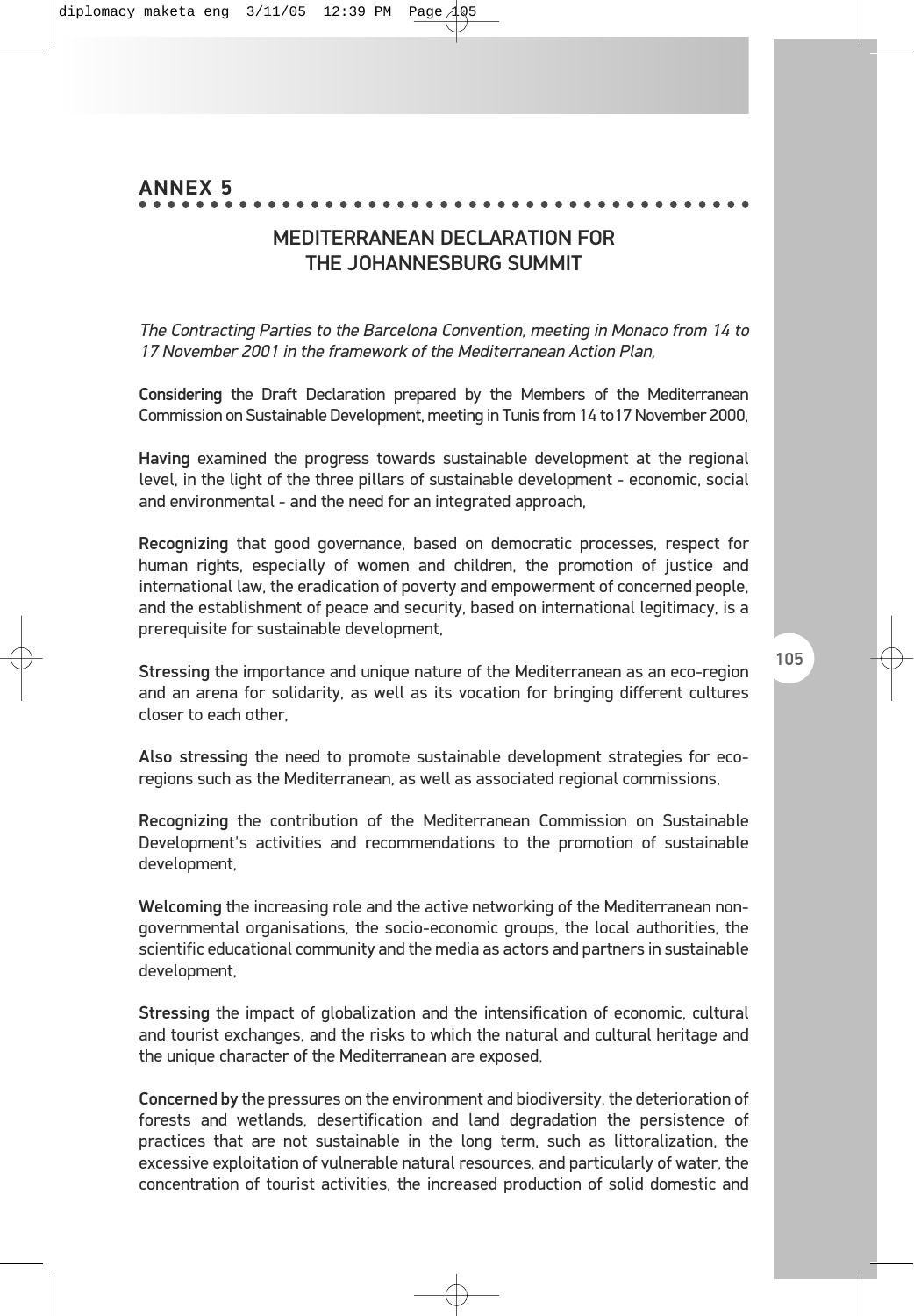# ANNEX 5

## MEDITERRANEAN DECLARATION FOR THE JOHANNESBURG SUMMIT

*The Contracting Parties to the Barcelona Convention, meeting in Monaco from 14 to 17 November 2001 in the framework of the Mediterranean Action Plan,*

**Considering** the Draft Declaration prepared by the Members of the Mediterranean Commission on Sustainable Development, meeting in Tunis from 14 to17 November 2000,

**Having** examined the progress towards sustainable development at the regional level, in the light of the three pillars of sustainable development - economic, social and environmental - and the need for an integrated approach,

**Recognizing** that good governance, based on democratic processes, respect for human rights, especially of women and children, the promotion of justice and international law, the eradication of poverty and empowerment of concerned people, and the establishment of peace and security, based on international legitimacy, is a prerequisite for sustainable development,

**Stressing** the importance and unique nature of the Mediterranean as an eco-region and an arena for solidarity, as well as its vocation for bringing different cultures closer to each other,

**Also stressing** the need to promote sustainable development strategies for eco-regions such as the Mediterranean, as well as associated regional commissions,

**Recognizing** the contribution of the Mediterranean Commission on Sustainable Development's activities and recommendations to the promotion of sustainable development,

**Welcoming** the increasing role and the active networking of the Mediterranean non-governmental organisations, the socio-economic groups, the local authorities, the scientific educational community and the media as actors and partners in sustainable development,

**Stressing** the impact of globalization and the intensification of economic, cultural and tourist exchanges, and the risks to which the natural and cultural heritage and the unique character of the Mediterranean are exposed,

**Concerned by** the pressures on the environment and biodiversity, the deterioration of forests and wetlands, desertification and land degradation the persistence of practices that are not sustainable in the long term, such as littoralization, the excessive exploitation of vulnerable natural resources, and particularly of water, the concentration of tourist activities, the increased production of solid domestic and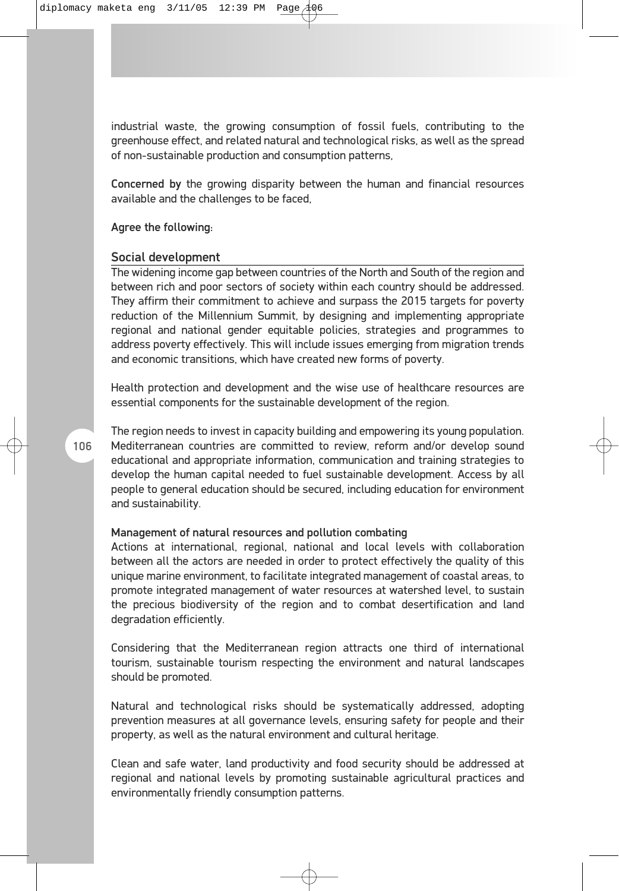industrial waste, the growing consumption of fossil fuels, contributing to the greenhouse effect, and related natural and technological risks, as well as the spread of non-sustainable production and consumption patterns,

**Concerned by** the growing disparity between the human and financial resources available and the challenges to be faced,

**Agree the following:**

## Social development

The widening income gap between countries of the North and South of the region and between rich and poor sectors of society within each country should be addressed. They affirm their commitment to achieve and surpass the 2015 targets for poverty reduction of the Millennium Summit, by designing and implementing appropriate regional and national gender equitable policies, strategies and programmes to address poverty effectively. This will include issues emerging from migration trends and economic transitions, which have created new forms of poverty.

Health protection and development and the wise use of healthcare resources are essential components for the sustainable development of the region.

The region needs to invest in capacity building and empowering its young population. Mediterranean countries are committed to review, reform and/or develop sound educational and appropriate information, communication and training strategies to develop the human capital needed to fuel sustainable development. Access by all people to general education should be secured, including education for environment and sustainability.

### Management of natural resources and pollution combating

Actions at international, regional, national and local levels with collaboration between all the actors are needed in order to protect effectively the quality of this unique marine environment, to facilitate integrated management of coastal areas, to promote integrated management of water resources at watershed level, to sustain the precious biodiversity of the region and to combat desertification and land degradation efficiently.

Considering that the Mediterranean region attracts one third of international tourism, sustainable tourism respecting the environment and natural landscapes should be promoted.

Natural and technological risks should be systematically addressed, adopting prevention measures at all governance levels, ensuring safety for people and their property, as well as the natural environment and cultural heritage.

Clean and safe water, land productivity and food security should be addressed at regional and national levels by promoting sustainable agricultural practices and environmentally friendly consumption patterns.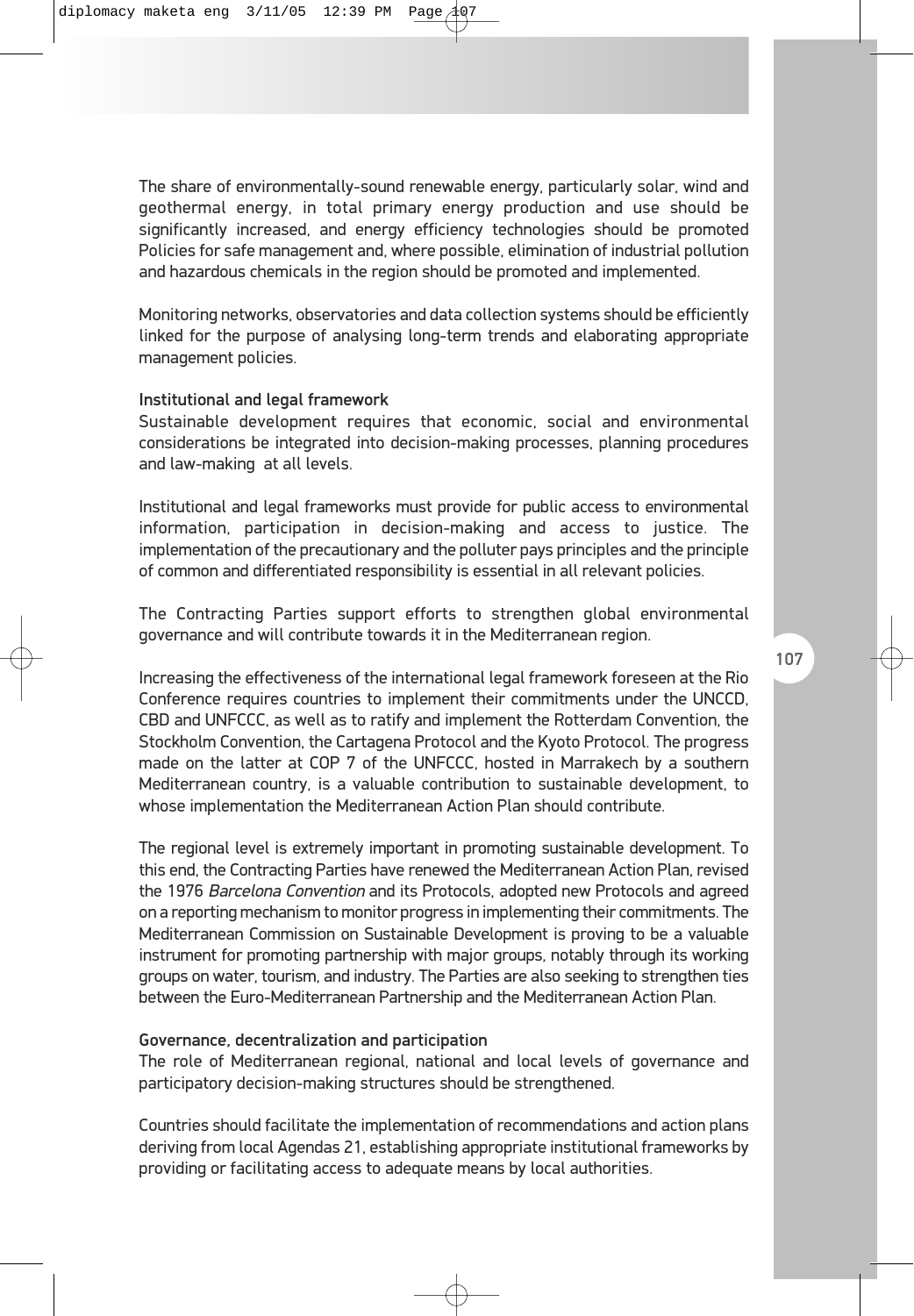The share of environmentally-sound renewable energy, particularly solar, wind and geothermal energy, in total primary energy production and use should be significantly increased, and energy efficiency technologies should be promoted Policies for safe management and, where possible, elimination of industrial pollution and hazardous chemicals in the region should be promoted and implemented.

Monitoring networks, observatories and data collection systems should be efficiently linked for the purpose of analysing long-term trends and elaborating appropriate management policies.

**Institutional and legal framework**

Sustainable development requires that economic, social and environmental considerations be integrated into decision-making processes, planning procedures and law-making at all levels.

Institutional and legal frameworks must provide for public access to environmental information, participation in decision-making and access to justice. The implementation of the precautionary and the polluter pays principles and the principle of common and differentiated responsibility is essential in all relevant policies.

The Contracting Parties support efforts to strengthen global environmental governance and will contribute towards it in the Mediterranean region.

Increasing the effectiveness of the international legal framework foreseen at the Rio Conference requires countries to implement their commitments under the UNCCD, CBD and UNFCCC, as well as to ratify and implement the Rotterdam Convention, the Stockholm Convention, the Cartagena Protocol and the Kyoto Protocol. The progress made on the latter at COP 7 of the UNFCCC, hosted in Marrakech by a southern Mediterranean country, is a valuable contribution to sustainable development, to whose implementation the Mediterranean Action Plan should contribute.

The regional level is extremely important in promoting sustainable development. To this end, the Contracting Parties have renewed the Mediterranean Action Plan, revised the 1976 *Barcelona Convention* and its Protocols, adopted new Protocols and agreed on a reporting mechanism to monitor progress in implementing their commitments. The Mediterranean Commission on Sustainable Development is proving to be a valuable instrument for promoting partnership with major groups, notably through its working groups on water, tourism, and industry. The Parties are also seeking to strengthen ties between the Euro-Mediterranean Partnership and the Mediterranean Action Plan.

**Governance, decentralization and participation**

The role of Mediterranean regional, national and local levels of governance and participatory decision-making structures should be strengthened.

Countries should facilitate the implementation of recommendations and action plans deriving from local Agendas 21, establishing appropriate institutional frameworks by providing or facilitating access to adequate means by local authorities.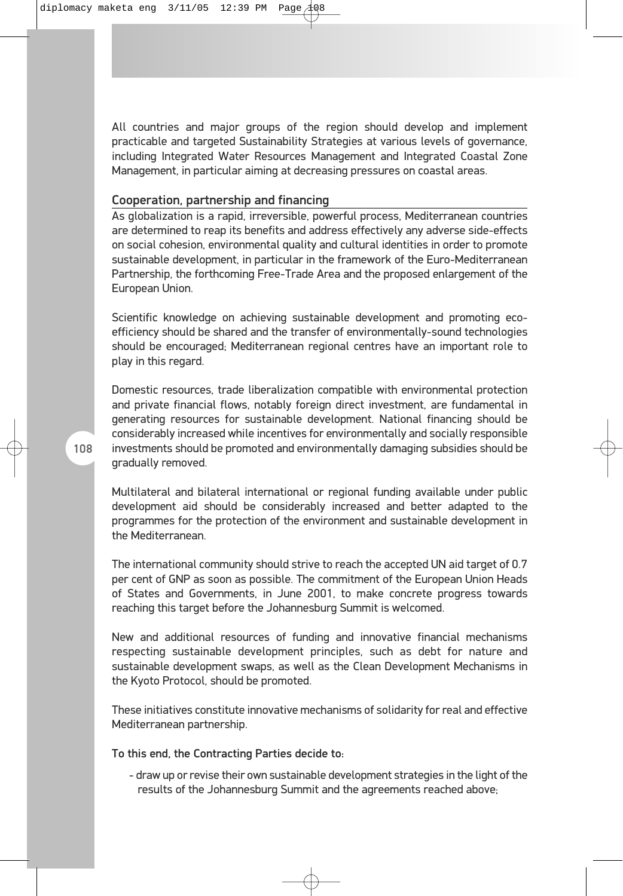All countries and major groups of the region should develop and implement practicable and targeted Sustainability Strategies at various levels of governance, including Integrated Water Resources Management and Integrated Coastal Zone Management, in particular aiming at decreasing pressures on coastal areas.

## Cooperation, partnership and financing

As globalization is a rapid, irreversible, powerful process, Mediterranean countries are determined to reap its benefits and address effectively any adverse side-effects on social cohesion, environmental quality and cultural identities in order to promote sustainable development, in particular in the framework of the Euro-Mediterranean Partnership, the forthcoming Free-Trade Area and the proposed enlargement of the European Union.

Scientific knowledge on achieving sustainable development and promoting eco-efficiency should be shared and the transfer of environmentally-sound technologies should be encouraged; Mediterranean regional centres have an important role to play in this regard.

Domestic resources, trade liberalization compatible with environmental protection and private financial flows, notably foreign direct investment, are fundamental in generating resources for sustainable development. National financing should be considerably increased while incentives for environmentally and socially responsible investments should be promoted and environmentally damaging subsidies should be gradually removed.

Multilateral and bilateral international or regional funding available under public development aid should be considerably increased and better adapted to the programmes for the protection of the environment and sustainable development in the Mediterranean.

The international community should strive to reach the accepted UN aid target of 0.7 per cent of GNP as soon as possible. The commitment of the European Union Heads of States and Governments, in June 2001, to make concrete progress towards reaching this target before the Johannesburg Summit is welcomed.

New and additional resources of funding and innovative financial mechanisms respecting sustainable development principles, such as debt for nature and sustainable development swaps, as well as the Clean Development Mechanisms in the Kyoto Protocol, should be promoted.

These initiatives constitute innovative mechanisms of solidarity for real and effective Mediterranean partnership.

**To this end, the Contracting Parties decide to:**

- draw up or revise their own sustainable development strategies in the light of the results of the Johannesburg Summit and the agreements reached above;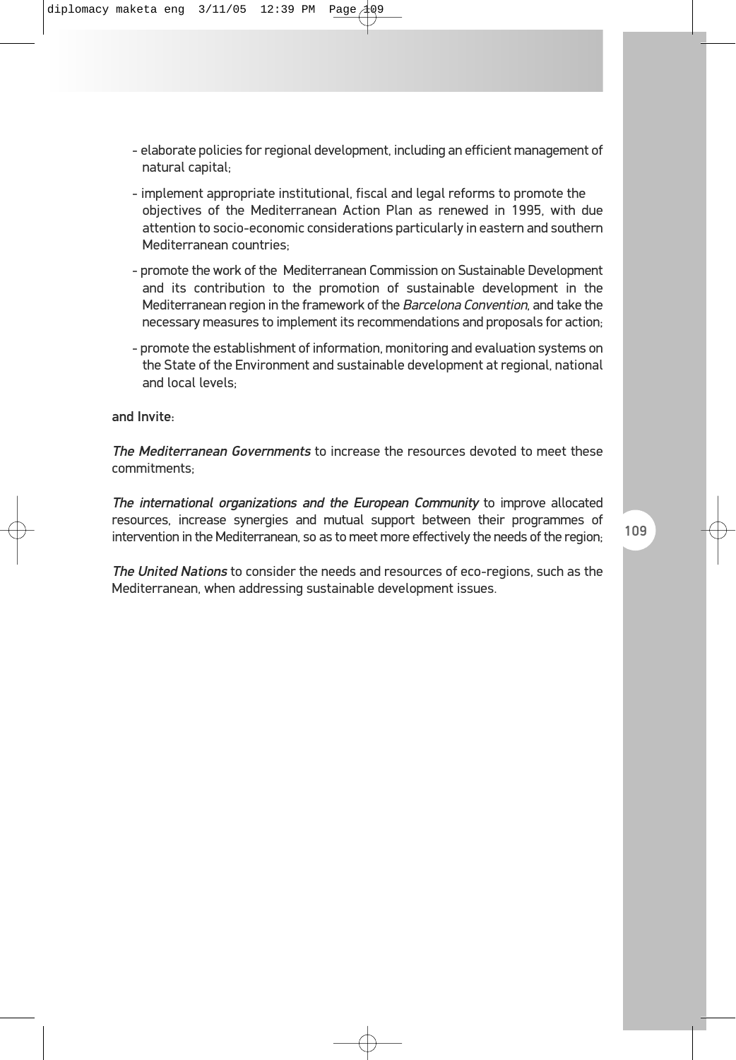- elaborate policies for regional development, including an efficient management of natural capital;

- implement appropriate institutional, fiscal and legal reforms to promote the objectives of the Mediterranean Action Plan as renewed in 1995, with due attention to socio-economic considerations particularly in eastern and southern Mediterranean countries;

- promote the work of the Mediterranean Commission on Sustainable Development and its contribution to the promotion of sustainable development in the Mediterranean region in the framework of the *Barcelona Convention*, and take the necessary measures to implement its recommendations and proposals for action;

- promote the establishment of information, monitoring and evaluation systems on the State of the Environment and sustainable development at regional, national and local levels;

and Invite:

*The Mediterranean Governments* to increase the resources devoted to meet these commitments;

*The international organizations and the European Community* to improve allocated resources, increase synergies and mutual support between their programmes of intervention in the Mediterranean, so as to meet more effectively the needs of the region;

*The United Nations* to consider the needs and resources of eco-regions, such as the Mediterranean, when addressing sustainable development issues.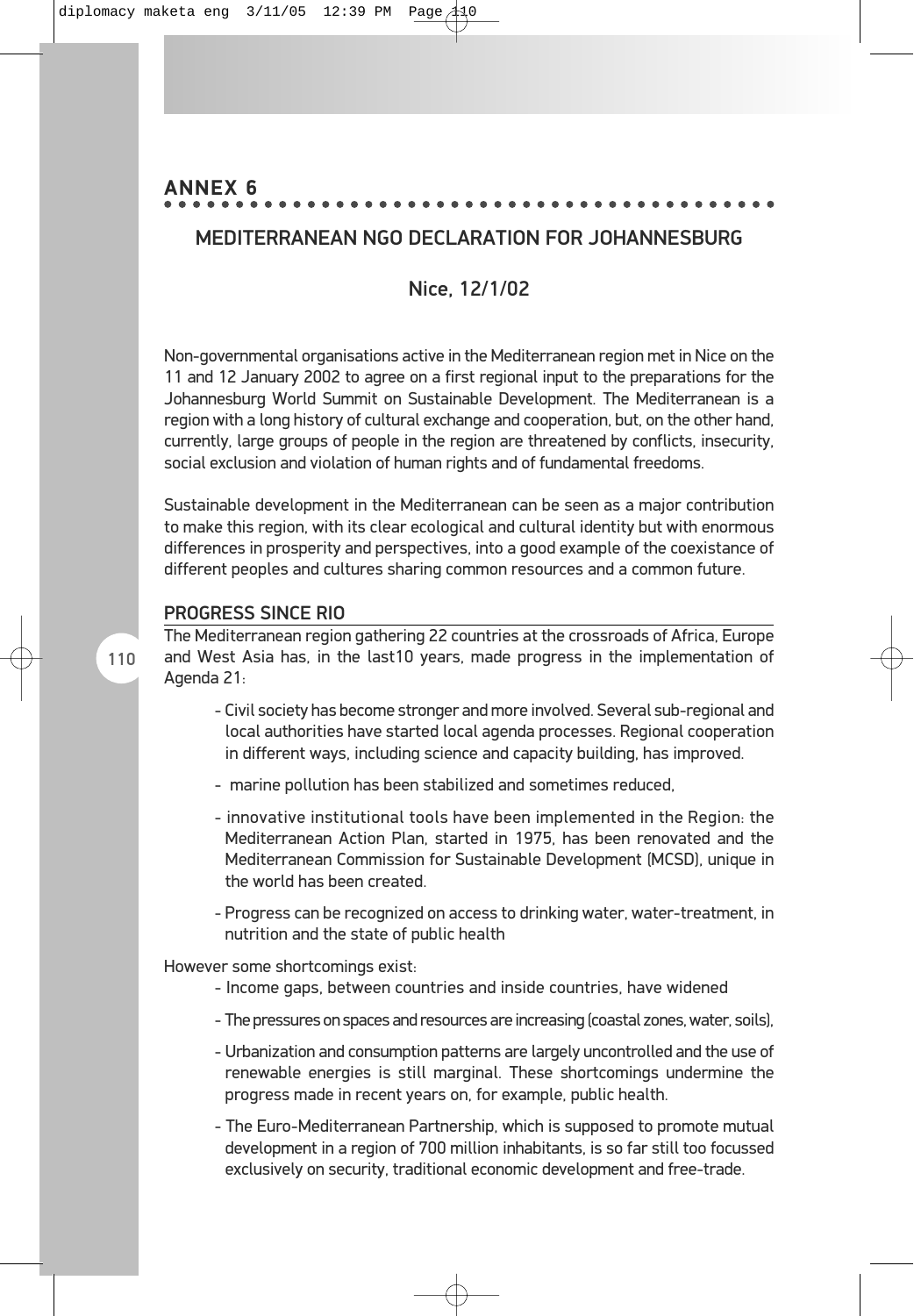## ANNEX 6

## MEDITERRANEAN NGO DECLARATION FOR JOHANNESBURG

### Nice, 12/1/02

Non-governmental organisations active in the Mediterranean region met in Nice on the 11 and 12 January 2002 to agree on a first regional input to the preparations for the Johannesburg World Summit on Sustainable Development. The Mediterranean is a region with a long history of cultural exchange and cooperation, but, on the other hand, currently, large groups of people in the region are threatened by conflicts, insecurity, social exclusion and violation of human rights and of fundamental freedoms.

Sustainable development in the Mediterranean can be seen as a major contribution to make this region, with its clear ecological and cultural identity but with enormous differences in prosperity and perspectives, into a good example of the coexistance of different peoples and cultures sharing common resources and a common future.

### PROGRESS SINCE RIO

The Mediterranean region gathering 22 countries at the crossroads of Africa, Europe and West Asia has, in the last10 years, made progress in the implementation of Agenda 21:

- Civil society has become stronger and more involved. Several sub-regional and local authorities have started local agenda processes. Regional cooperation in different ways, including science and capacity building, has improved.
- marine pollution has been stabilized and sometimes reduced,
- innovative institutional tools have been implemented in the Region: the Mediterranean Action Plan, started in 1975, has been renovated and the Mediterranean Commission for Sustainable Development (MCSD), unique in the world has been created.
- Progress can be recognized on access to drinking water, water-treatment, in nutrition and the state of public health

However some shortcomings exist:

- Income gaps, between countries and inside countries, have widened
- The pressures on spaces and resources are increasing (coastal zones, water, soils),
- Urbanization and consumption patterns are largely uncontrolled and the use of renewable energies is still marginal. These shortcomings undermine the progress made in recent years on, for example, public health.
- The Euro-Mediterranean Partnership, which is supposed to promote mutual development in a region of 700 million inhabitants, is so far still too focussed exclusively on security, traditional economic development and free-trade.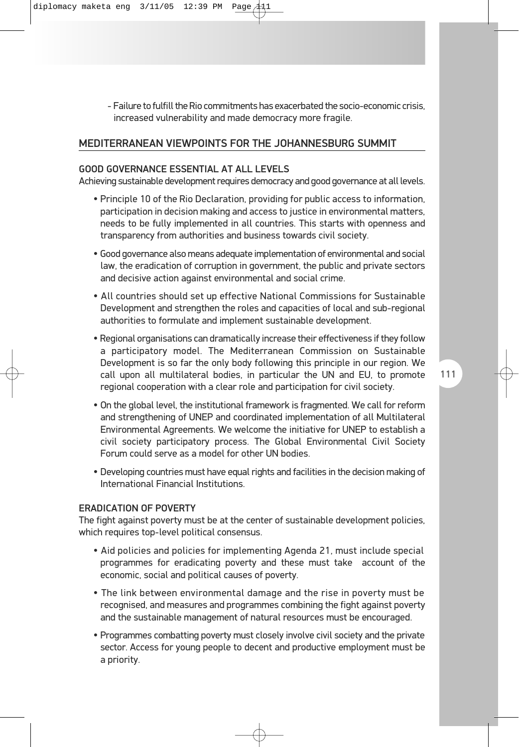- Failure to fulfill the Rio commitments has exacerbated the socio-economic crisis, increased vulnerability and made democracy more fragile.

## MEDITERRANEAN VIEWPOINTS FOR THE JOHANNESBURG SUMMIT

### GOOD GOVERNANCE ESSENTIAL AT ALL LEVELS

Achieving sustainable development requires democracy and good governance at all levels.

- Principle 10 of the Rio Declaration, providing for public access to information, participation in decision making and access to justice in environmental matters, needs to be fully implemented in all countries. This starts with openness and transparency from authorities and business towards civil society.
- Good governance also means adequate implementation of environmental and social law, the eradication of corruption in government, the public and private sectors and decisive action against environmental and social crime.
- All countries should set up effective National Commissions for Sustainable Development and strengthen the roles and capacities of local and sub-regional authorities to formulate and implement sustainable development.
- Regional organisations can dramatically increase their effectiveness if they follow a participatory model. The Mediterranean Commission on Sustainable Development is so far the only body following this principle in our region. We call upon all multilateral bodies, in particular the UN and EU, to promote regional cooperation with a clear role and participation for civil society.
- On the global level, the institutional framework is fragmented. We call for reform and strengthening of UNEP and coordinated implementation of all Multilateral Environmental Agreements. We welcome the initiative for UNEP to establish a civil society participatory process. The Global Environmental Civil Society Forum could serve as a model for other UN bodies.
- Developing countries must have equal rights and facilities in the decision making of International Financial Institutions.

### ERADICATION OF POVERTY

The fight against poverty must be at the center of sustainable development policies, which requires top-level political consensus.

- Aid policies and policies for implementing Agenda 21, must include special programmes for eradicating poverty and these must take account of the economic, social and political causes of poverty.
- The link between environmental damage and the rise in poverty must be recognised, and measures and programmes combining the fight against poverty and the sustainable management of natural resources must be encouraged.
- Programmes combatting poverty must closely involve civil society and the private sector. Access for young people to decent and productive employment must be a priority.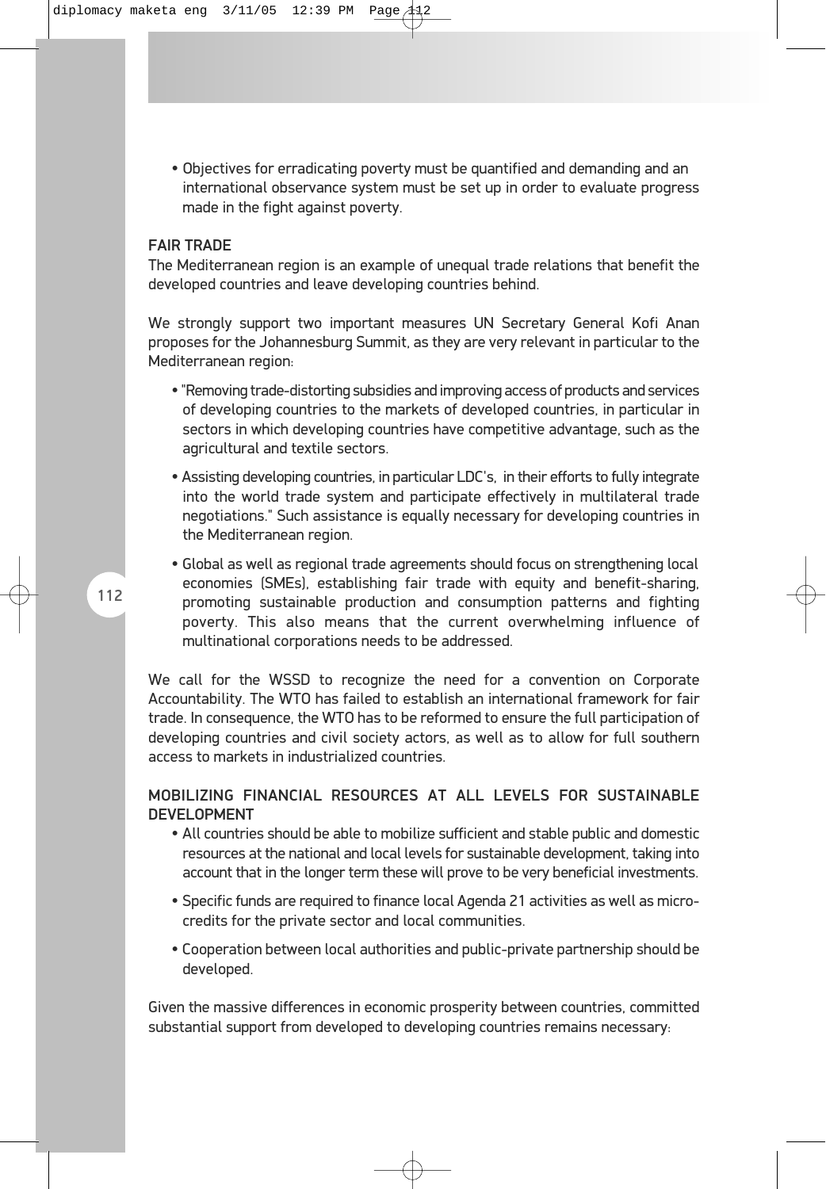- Objectives for erradicating poverty must be quantified and demanding and an international observance system must be set up in order to evaluate progress made in the fight against poverty.

## FAIR TRADE

The Mediterranean region is an example of unequal trade relations that benefit the developed countries and leave developing countries behind.

We strongly support two important measures UN Secretary General Kofi Anan proposes for the Johannesburg Summit, as they are very relevant in particular to the Mediterranean region:

- "Removing trade-distorting subsidies and improving access of products and services of developing countries to the markets of developed countries, in particular in sectors in which developing countries have competitive advantage, such as the agricultural and textile sectors.
- Assisting developing countries, in particular LDC's, in their efforts to fully integrate into the world trade system and participate effectively in multilateral trade negotiations." Such assistance is equally necessary for developing countries in the Mediterranean region.
- Global as well as regional trade agreements should focus on strengthening local economies (SMEs), establishing fair trade with equity and benefit-sharing, promoting sustainable production and consumption patterns and fighting poverty. This also means that the current overwhelming influence of multinational corporations needs to be addressed.

We call for the WSSD to recognize the need for a convention on Corporate Accountability. The WTO has failed to establish an international framework for fair trade. In consequence, the WTO has to be reformed to ensure the full participation of developing countries and civil society actors, as well as to allow for full southern access to markets in industrialized countries.

## MOBILIZING FINANCIAL RESOURCES AT ALL LEVELS FOR SUSTAINABLE DEVELOPMENT

- All countries should be able to mobilize sufficient and stable public and domestic resources at the national and local levels for sustainable development, taking into account that in the longer term these will prove to be very beneficial investments.
- Specific funds are required to finance local Agenda 21 activities as well as micro-credits for the private sector and local communities.
- Cooperation between local authorities and public-private partnership should be developed.

Given the massive differences in economic prosperity between countries, committed substantial support from developed to developing countries remains necessary: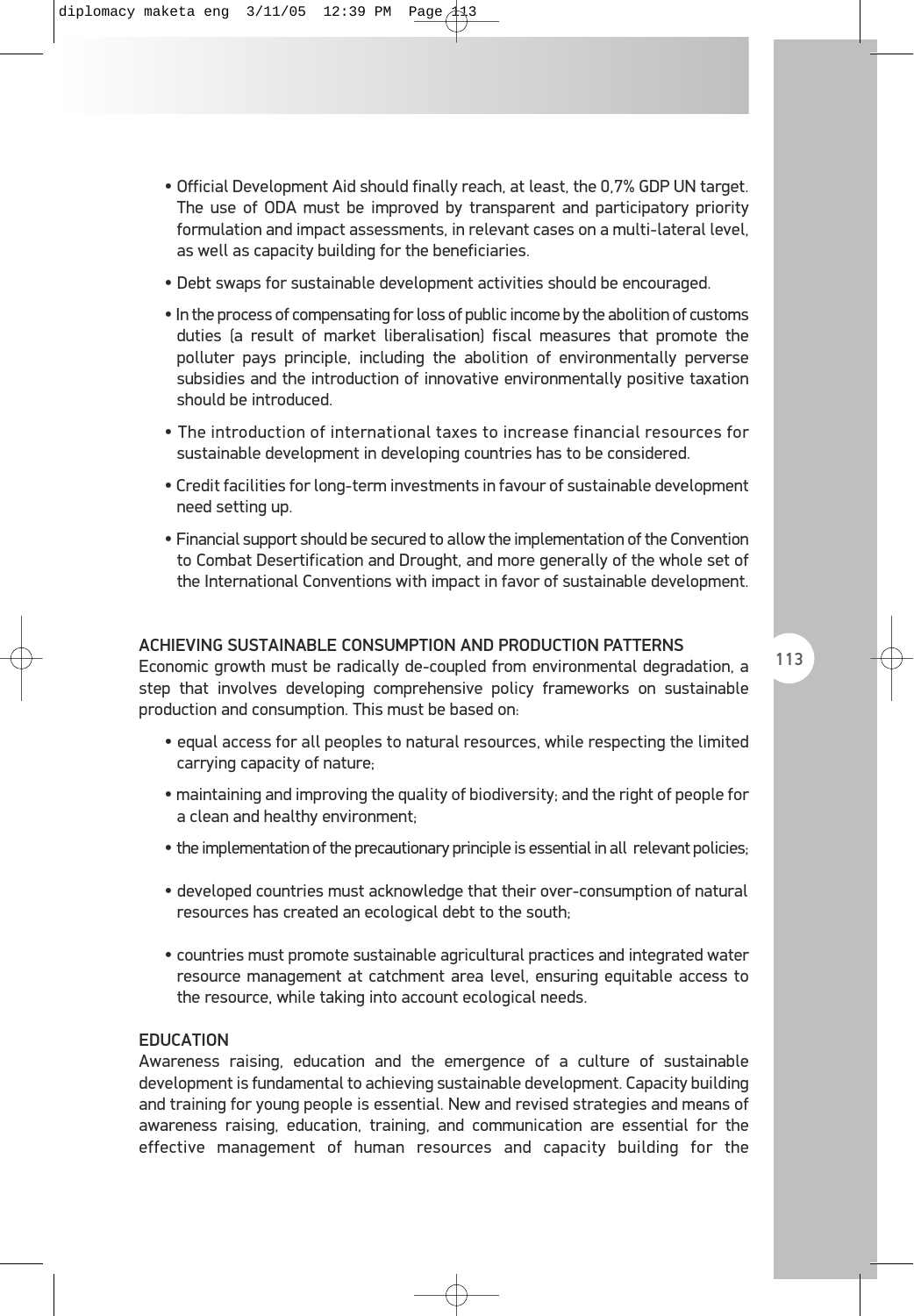- Official Development Aid should finally reach, at least, the 0,7% GDP UN target. The use of ODA must be improved by transparent and participatory priority formulation and impact assessments, in relevant cases on a multi-lateral level, as well as capacity building for the beneficiaries.
- Debt swaps for sustainable development activities should be encouraged.
- In the process of compensating for loss of public income by the abolition of customs duties (a result of market liberalisation) fiscal measures that promote the polluter pays principle, including the abolition of environmentally perverse subsidies and the introduction of innovative environmentally positive taxation should be introduced.
- The introduction of international taxes to increase financial resources for sustainable development in developing countries has to be considered.
- Credit facilities for long-term investments in favour of sustainable development need setting up.
- Financial support should be secured to allow the implementation of the Convention to Combat Desertification and Drought, and more generally of the whole set of the International Conventions with impact in favor of sustainable development.

### ACHIEVING SUSTAINABLE CONSUMPTION AND PRODUCTION PATTERNS

Economic growth must be radically de-coupled from environmental degradation, a step that involves developing comprehensive policy frameworks on sustainable production and consumption. This must be based on:

- equal access for all peoples to natural resources, while respecting the limited carrying capacity of nature;
- maintaining and improving the quality of biodiversity; and the right of people for a clean and healthy environment;
- the implementation of the precautionary principle is essential in all relevant policies;
- developed countries must acknowledge that their over-consumption of natural resources has created an ecological debt to the south;
- countries must promote sustainable agricultural practices and integrated water resource management at catchment area level, ensuring equitable access to the resource, while taking into account ecological needs.

### EDUCATION

Awareness raising, education and the emergence of a culture of sustainable development is fundamental to achieving sustainable development. Capacity building and training for young people is essential. New and revised strategies and means of awareness raising, education, training, and communication are essential for the effective management of human resources and capacity building for the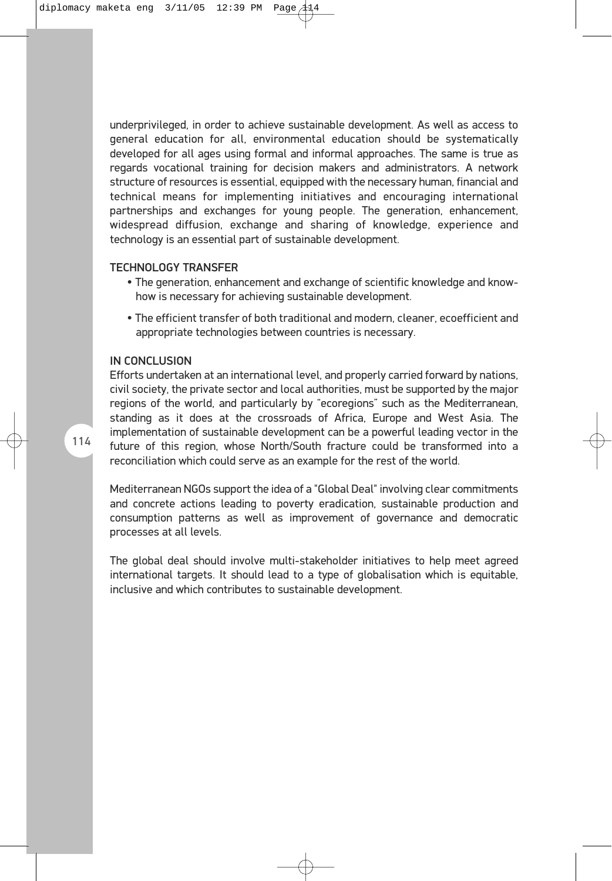underprivileged, in order to achieve sustainable development. As well as access to general education for all, environmental education should be systematically developed for all ages using formal and informal approaches. The same is true as regards vocational training for decision makers and administrators. A network structure of resources is essential, equipped with the necessary human, financial and technical means for implementing initiatives and encouraging international partnerships and exchanges for young people. The generation, enhancement, widespread diffusion, exchange and sharing of knowledge, experience and technology is an essential part of sustainable development.

## TECHNOLOGY TRANSFER

- The generation, enhancement and exchange of scientific knowledge and know-how is necessary for achieving sustainable development.
- The efficient transfer of both traditional and modern, cleaner, ecoefficient and appropriate technologies between countries is necessary.

## IN CONCLUSION

Efforts undertaken at an international level, and properly carried forward by nations, civil society, the private sector and local authorities, must be supported by the major regions of the world, and particularly by "ecoregions" such as the Mediterranean, standing as it does at the crossroads of Africa, Europe and West Asia. The implementation of sustainable development can be a powerful leading vector in the future of this region, whose North/South fracture could be transformed into a reconciliation which could serve as an example for the rest of the world.

Mediterranean NGOs support the idea of a "Global Deal" involving clear commitments and concrete actions leading to poverty eradication, sustainable production and consumption patterns as well as improvement of governance and democratic processes at all levels.

The global deal should involve multi-stakeholder initiatives to help meet agreed international targets. It should lead to a type of globalisation which is equitable, inclusive and which contributes to sustainable development.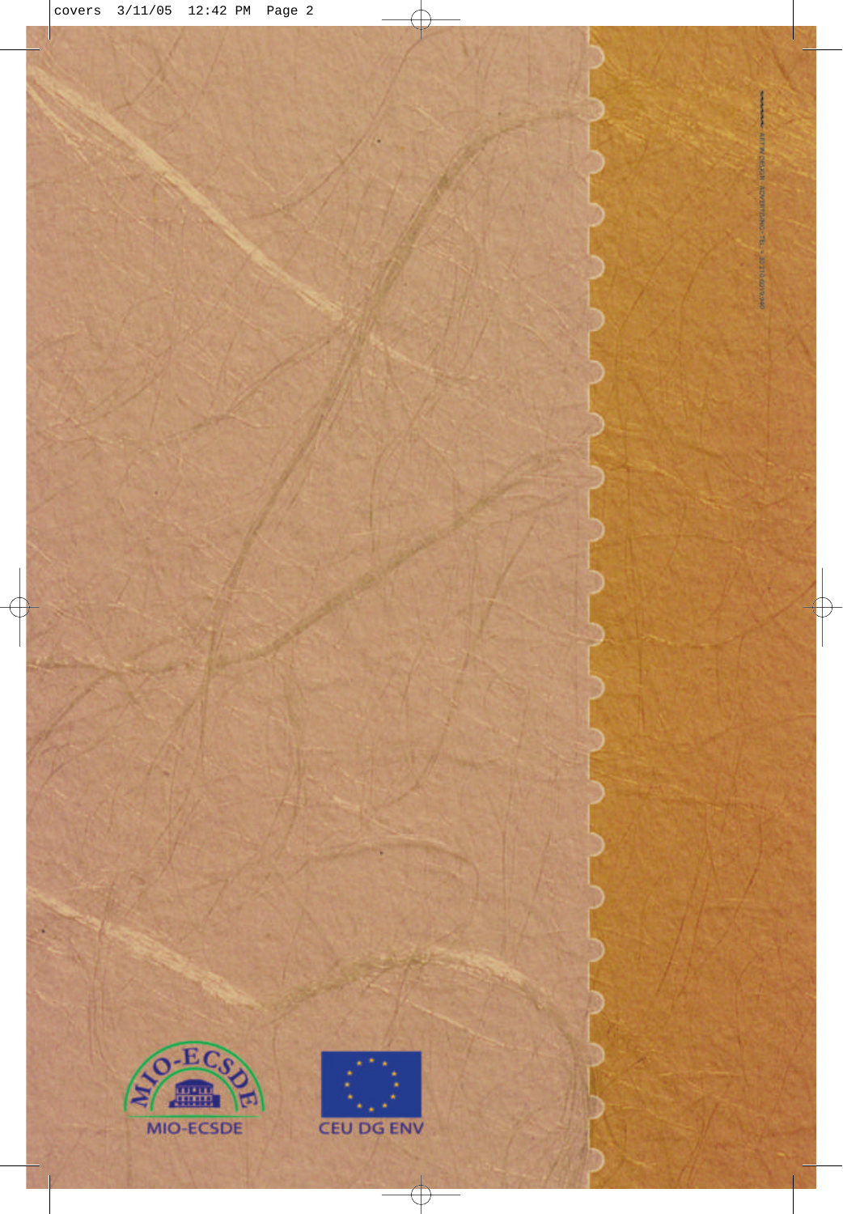MIO-ECSDE

CEU DG ENV